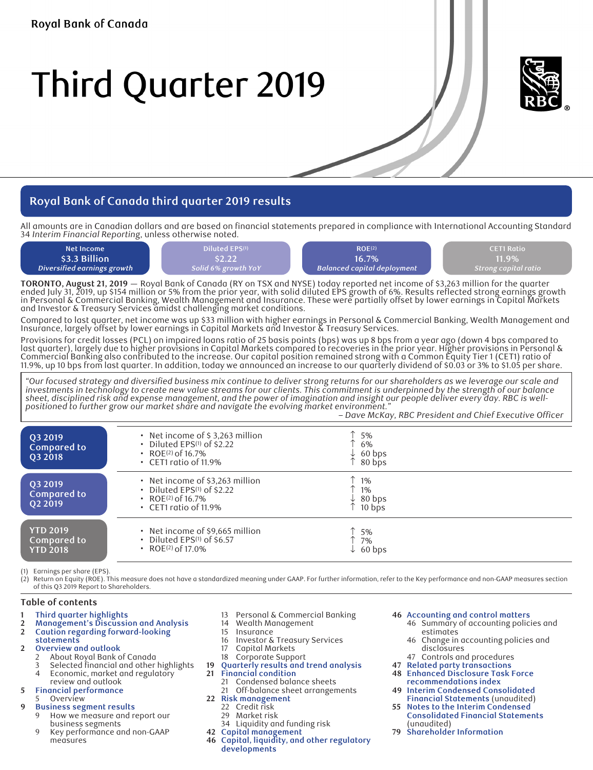Royal Bank of Canada

# Third Quarter 2019

## Royal Bank of Canada third quarter 2019 results

All amounts are in Canadian dollars and are based on financial statements prepared in compliance with International Accounting Standard 34 *Interim Financial Reporting*, unless otherwise noted.

| Net Income | Diluted EPS[(1)] | ROE[(2)] | CET1 Ratio |
|---|---|---|---|
| $3.3 Billion | $2.22 | 16.7% | 11.9% |
| *Diversified earnings growth* | *Solid 6% growth YoY* | *Balanced capital deployment* | *Strong capital ratio* |

**TORONTO, August 21, 2019** — Royal Bank of Canada (RY on TSX and NYSE) today reported net income of $3,263 million for the quarter ended July 31, 2019, up $154 million or 5% from the prior year, with solid diluted EPS growth of 6%. Results reflected strong earnings growth in Personal & Commercial Banking, Wealth Management and Insurance. These were partially offset by lower earnings in Capital Markets and Investor & Treasury Services amidst challenging market conditions.

Compared to last quarter, net income was up $33 million with higher earnings in Personal & Commercial Banking, Wealth Management and Insurance, largely offset by lower earnings in Capital Markets and Investor & Treasury Services.

Provisions for credit losses (PCL) on impaired loans ratio of 25 basis points (bps) was up 8 bps from a year ago (down 4 bps compared to last quarter), largely due to higher provisions in Capital Markets compared to recoveries in the prior year. Higher provisions in Personal & Commercial Banking also contributed to the increase. Our capital position remained strong with a Common Equity Tier 1 (CET1) ratio of 11.9%, up 10 bps from last quarter. In addition, today we announced an increase to our quarterly dividend of $0.03 or 3% to $1.05 per share.

*"Our focused strategy and diversified business mix continue to deliver strong returns for our shareholders as we leverage our scale and investments in technology to create new value streams for our clients. This commitment is underpinned by the strength of our balance sheet, disciplined risk and expense management, and the power of imagination and insight our people deliver every day. RBC is well-positioned to further grow our market share and navigate the evolving market environment."*

*– Dave McKay, RBC President and Chief Executive Officer*

| | | |
|---|---|---|
| **Q3 2019 Compared to Q3 2018** | • Net income of $ 3,263 million<br>• Diluted EPS[(1)] of $2.22<br>• ROE[(2)] of 16.7%<br>• CET1 ratio of 11.9% | ↑ 5%<br>↑ 6%<br>↓ 60 bps<br>↑ 80 bps |
| **Q3 2019 Compared to Q2 2019** | • Net income of $3,263 million<br>• Diluted EPS[(1)] of $2.22<br>• ROE[(2)] of 16.7%<br>• CET1 ratio of 11.9% | ↑ 1%<br>↑ 1%<br>↓ 80 bps<br>↑ 10 bps |
| **YTD 2019 Compared to YTD 2018** | • Net income of $9,665 million<br>• Diluted EPS[(1)] of $6.57<br>• ROE[(2)] of 17.0% | ↑ 5%<br>↑ 7%<br>↓ 60 bps |

(1) Earnings per share (EPS).
(2) Return on Equity (ROE). This measure does not have a standardized meaning under GAAP. For further information, refer to the Key performance and non-GAAP measures section of this Q3 2019 Report to Shareholders.

### Table of contents

- **1 Third quarter highlights**
- **2 Management's Discussion and Analysis**
- **2 Caution regarding forward-looking statements**
- **2 Overview and outlook**
  - 2 About Royal Bank of Canada
  - 3 Selected financial and other highlights
  - 4 Economic, market and regulatory review and outlook
- **5 Financial performance**
  - 5 Overview
- **9 Business segment results**
  - 9 How we measure and report our business segments
  - 9 Key performance and non-GAAP measures
  - 13 Personal & Commercial Banking
  - 14 Wealth Management
  - 15 Insurance
  - 16 Investor & Treasury Services
  - 17 Capital Markets
  - 18 Corporate Support
- **19 Quarterly results and trend analysis**
- **21 Financial condition**
  - 21 Condensed balance sheets
  - 21 Off-balance sheet arrangements
- **22 Risk management**
  - 22 Credit risk
  - 29 Market risk
  - 34 Liquidity and funding risk
- **42 Capital management**
- **46 Capital, liquidity, and other regulatory developments**
- **46 Accounting and control matters**
  - 46 Summary of accounting policies and estimates
  - 46 Change in accounting policies and disclosures
  - 47 Controls and procedures
- **47 Related party transactions**
- **48 Enhanced Disclosure Task Force recommendations index**
- **49 Interim Condensed Consolidated Financial Statements** (unaudited)
- **55 Notes to the Interim Condensed Consolidated Financial Statements** (unaudited)
- **79 Shareholder Information**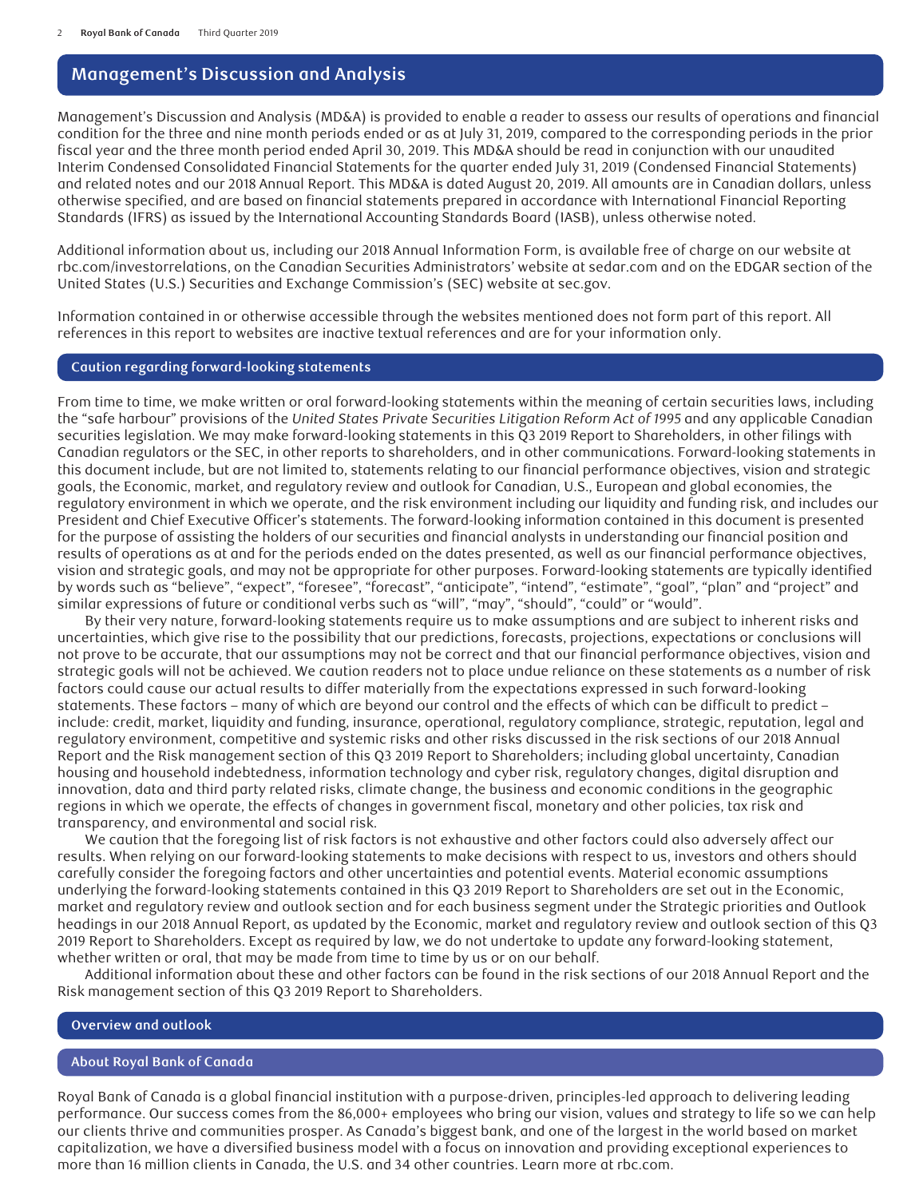# Management's Discussion and Analysis

Management's Discussion and Analysis (MD&A) is provided to enable a reader to assess our results of operations and financial condition for the three and nine month periods ended or as at July 31, 2019, compared to the corresponding periods in the prior fiscal year and the three month period ended April 30, 2019. This MD&A should be read in conjunction with our unaudited Interim Condensed Consolidated Financial Statements for the quarter ended July 31, 2019 (Condensed Financial Statements) and related notes and our 2018 Annual Report. This MD&A is dated August 20, 2019. All amounts are in Canadian dollars, unless otherwise specified, and are based on financial statements prepared in accordance with International Financial Reporting Standards (IFRS) as issued by the International Accounting Standards Board (IASB), unless otherwise noted.

Additional information about us, including our 2018 Annual Information Form, is available free of charge on our website at rbc.com/investorrelations, on the Canadian Securities Administrators' website at sedar.com and on the EDGAR section of the United States (U.S.) Securities and Exchange Commission's (SEC) website at sec.gov.

Information contained in or otherwise accessible through the websites mentioned does not form part of this report. All references in this report to websites are inactive textual references and are for your information only.

## Caution regarding forward-looking statements

From time to time, we make written or oral forward-looking statements within the meaning of certain securities laws, including the "safe harbour" provisions of the *United States Private Securities Litigation Reform Act of 1995* and any applicable Canadian securities legislation. We may make forward-looking statements in this Q3 2019 Report to Shareholders, in other filings with Canadian regulators or the SEC, in other reports to shareholders, and in other communications. Forward-looking statements in this document include, but are not limited to, statements relating to our financial performance objectives, vision and strategic goals, the Economic, market, and regulatory review and outlook for Canadian, U.S., European and global economies, the regulatory environment in which we operate, and the risk environment including our liquidity and funding risk, and includes our President and Chief Executive Officer's statements. The forward-looking information contained in this document is presented for the purpose of assisting the holders of our securities and financial analysts in understanding our financial position and results of operations as at and for the periods ended on the dates presented, as well as our financial performance objectives, vision and strategic goals, and may not be appropriate for other purposes. Forward-looking statements are typically identified by words such as "believe", "expect", "foresee", "forecast", "anticipate", "intend", "estimate", "goal", "plan" and "project" and similar expressions of future or conditional verbs such as "will", "may", "should", "could" or "would".

By their very nature, forward-looking statements require us to make assumptions and are subject to inherent risks and uncertainties, which give rise to the possibility that our predictions, forecasts, projections, expectations or conclusions will not prove to be accurate, that our assumptions may not be correct and that our financial performance objectives, vision and strategic goals will not be achieved. We caution readers not to place undue reliance on these statements as a number of risk factors could cause our actual results to differ materially from the expectations expressed in such forward-looking statements. These factors – many of which are beyond our control and the effects of which can be difficult to predict – include: credit, market, liquidity and funding, insurance, operational, regulatory compliance, strategic, reputation, legal and regulatory environment, competitive and systemic risks and other risks discussed in the risk sections of our 2018 Annual Report and the Risk management section of this Q3 2019 Report to Shareholders; including global uncertainty, Canadian housing and household indebtedness, information technology and cyber risk, regulatory changes, digital disruption and innovation, data and third party related risks, climate change, the business and economic conditions in the geographic regions in which we operate, the effects of changes in government fiscal, monetary and other policies, tax risk and transparency, and environmental and social risk.

We caution that the foregoing list of risk factors is not exhaustive and other factors could also adversely affect our results. When relying on our forward-looking statements to make decisions with respect to us, investors and others should carefully consider the foregoing factors and other uncertainties and potential events. Material economic assumptions underlying the forward-looking statements contained in this Q3 2019 Report to Shareholders are set out in the Economic, market and regulatory review and outlook section and for each business segment under the Strategic priorities and Outlook headings in our 2018 Annual Report, as updated by the Economic, market and regulatory review and outlook section of this Q3 2019 Report to Shareholders. Except as required by law, we do not undertake to update any forward-looking statement, whether written or oral, that may be made from time to time by us or on our behalf.

Additional information about these and other factors can be found in the risk sections of our 2018 Annual Report and the Risk management section of this Q3 2019 Report to Shareholders.

## Overview and outlook

### About Royal Bank of Canada

Royal Bank of Canada is a global financial institution with a purpose-driven, principles-led approach to delivering leading performance. Our success comes from the 86,000+ employees who bring our vision, values and strategy to life so we can help our clients thrive and communities prosper. As Canada's biggest bank, and one of the largest in the world based on market capitalization, we have a diversified business model with a focus on innovation and providing exceptional experiences to more than 16 million clients in Canada, the U.S. and 34 other countries. Learn more at rbc.com.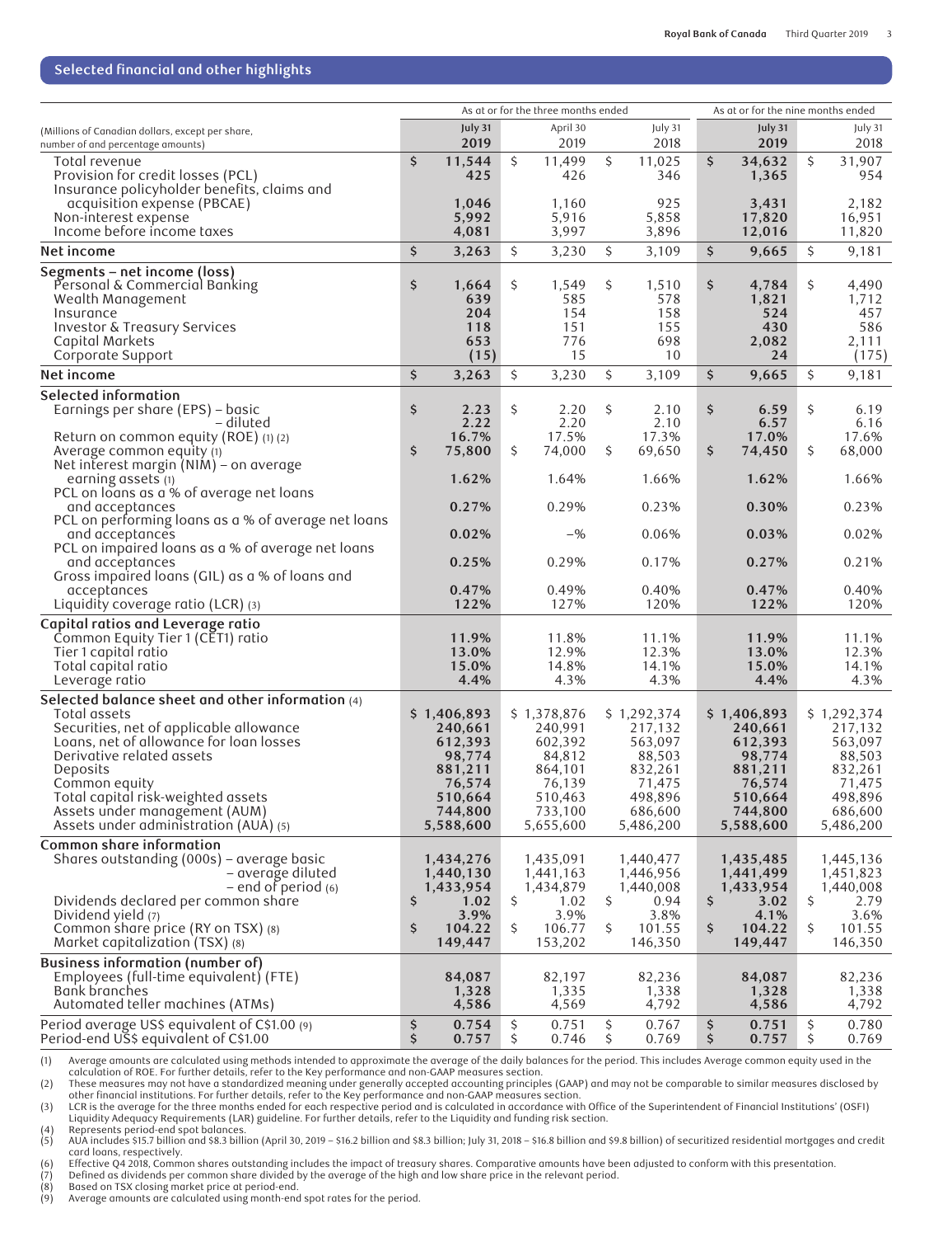## Selected financial and other highlights

| (Millions of Canadian dollars, except per share, number of and percentage amounts) | As at or for the three months ended | | | As at or for the nine months ended | |
|---|---|---|---|---|---|
| | July 31 2019 | April 30 2019 | July 31 2018 | July 31 2019 | July 31 2018 |
| Total revenue | $ 11,544 | $ 11,499 | $ 11,025 | $ 34,632 | $ 31,907 |
| Provision for credit losses (PCL) | 425 | 426 | 346 | 1,365 | 954 |
| Insurance policyholder benefits, claims and acquisition expense (PBCAE) | 1,046 | 1,160 | 925 | 3,431 | 2,182 |
| Non-interest expense | 5,992 | 5,916 | 5,858 | 17,820 | 16,951 |
| Income before income taxes | 4,081 | 3,997 | 3,896 | 12,016 | 11,820 |
| **Net income** | $ 3,263 | $ 3,230 | $ 3,109 | $ 9,665 | $ 9,181 |
| **Segments – net income (loss)** | | | | | |
| Personal & Commercial Banking | $ 1,664 | $ 1,549 | $ 1,510 | $ 4,784 | $ 4,490 |
| Wealth Management | 639 | 585 | 578 | 1,821 | 1,712 |
| Insurance | 204 | 154 | 158 | 524 | 457 |
| Investor & Treasury Services | 118 | 151 | 155 | 430 | 586 |
| Capital Markets | 653 | 776 | 698 | 2,082 | 2,111 |
| Corporate Support | (15) | 15 | 10 | 24 | (175) |
| **Net income** | $ 3,263 | $ 3,230 | $ 3,109 | $ 9,665 | $ 9,181 |
| **Selected information** | | | | | |
| Earnings per share (EPS) – basic | $ 2.23 | $ 2.20 | $ 2.10 | $ 6.59 | $ 6.19 |
| – diluted | 2.22 | 2.20 | 2.10 | 6.57 | 6.16 |
| Return on common equity (ROE) (1) (2) | 16.7% | 17.5% | 17.3% | 17.0% | 17.6% |
| Average common equity (1) | $ 75,800 | $ 74,000 | $ 69,650 | $ 74,450 | $ 68,000 |
| Net interest margin (NIM) – on average earning assets (1) | 1.62% | 1.64% | 1.66% | 1.62% | 1.66% |
| PCL on loans as a % of average net loans and acceptances | 0.27% | 0.29% | 0.23% | 0.30% | 0.23% |
| PCL on performing loans as a % of average net loans and acceptances | 0.02% | –% | 0.06% | 0.03% | 0.02% |
| PCL on impaired loans as a % of average net loans and acceptances | 0.25% | 0.29% | 0.17% | 0.27% | 0.21% |
| Gross impaired loans (GIL) as a % of loans and acceptances | 0.47% | 0.49% | 0.40% | 0.47% | 0.40% |
| Liquidity coverage ratio (LCR) (3) | 122% | 127% | 120% | 122% | 120% |
| **Capital ratios and Leverage ratio** | | | | | |
| Common Equity Tier 1 (CET1) ratio | 11.9% | 11.8% | 11.1% | 11.9% | 11.1% |
| Tier 1 capital ratio | 13.0% | 12.9% | 12.3% | 13.0% | 12.3% |
| Total capital ratio | 15.0% | 14.8% | 14.1% | 15.0% | 14.1% |
| Leverage ratio | 4.4% | 4.3% | 4.3% | 4.4% | 4.3% |
| **Selected balance sheet and other information** (4) | | | | | |
| Total assets | $ 1,406,893 | $ 1,378,876 | $ 1,292,374 | $ 1,406,893 | $ 1,292,374 |
| Securities, net of applicable allowance | 240,661 | 240,991 | 217,132 | 240,661 | 217,132 |
| Loans, net of allowance for loan losses | 612,393 | 602,392 | 563,097 | 612,393 | 563,097 |
| Derivative related assets | 98,774 | 84,812 | 88,503 | 98,774 | 88,503 |
| Deposits | 881,211 | 864,101 | 832,261 | 881,211 | 832,261 |
| Common equity | 76,574 | 76,139 | 71,475 | 76,574 | 71,475 |
| Total capital risk-weighted assets | 510,664 | 510,463 | 498,896 | 510,664 | 498,896 |
| Assets under management (AUM) | 744,800 | 733,100 | 686,600 | 744,800 | 686,600 |
| Assets under administration (AUA) (5) | 5,588,600 | 5,655,600 | 5,486,200 | 5,588,600 | 5,486,200 |
| **Common share information** | | | | | |
| Shares outstanding (000s) – average basic | 1,434,276 | 1,435,091 | 1,440,477 | 1,435,485 | 1,445,136 |
| – average diluted | 1,440,130 | 1,441,163 | 1,446,956 | 1,441,499 | 1,451,823 |
| – end of period (6) | 1,433,954 | 1,434,879 | 1,440,008 | 1,433,954 | 1,440,008 |
| Dividends declared per common share | $ 1.02 | $ 1.02 | $ 0.94 | $ 3.02 | $ 2.79 |
| Dividend yield (7) | 3.9% | 3.9% | 3.8% | 4.1% | 3.6% |
| Common share price (RY on TSX) (8) | $ 104.22 | $ 106.77 | $ 101.55 | $ 104.22 | $ 101.55 |
| Market capitalization (TSX) (8) | 149,447 | 153,202 | 146,350 | 149,447 | 146,350 |
| **Business information (number of)** | | | | | |
| Employees (full-time equivalent) (FTE) | 84,087 | 82,197 | 82,236 | 84,087 | 82,236 |
| Bank branches | 1,328 | 1,335 | 1,338 | 1,328 | 1,338 |
| Automated teller machines (ATMs) | 4,586 | 4,569 | 4,792 | 4,586 | 4,792 |
| Period average US$ equivalent of C$1.00 (9) | $ 0.754 | $ 0.751 | $ 0.767 | $ 0.751 | $ 0.780 |
| Period-end US$ equivalent of C$1.00 | $ 0.757 | $ 0.746 | $ 0.769 | $ 0.757 | $ 0.769 |

(1) Average amounts are calculated using methods intended to approximate the average of the daily balances for the period. This includes Average common equity used in the calculation of ROE. For further details, refer to the Key performance and non-GAAP measures section.
(2) These measures may not have a standardized meaning under generally accepted accounting principles (GAAP) and may not be comparable to similar measures disclosed by other financial institutions. For further details, refer to the Key performance and non-GAAP measures section.
(3) LCR is the average for the three months ended for each respective period and is calculated in accordance with Office of the Superintendent of Financial Institutions' (OSFI) Liquidity Adequacy Requirements (LAR) guideline. For further details, refer to the Liquidity and funding risk section.
(4) Represents period-end spot balances.
(5) AUA includes $15.7 billion and $8.3 billion (April 30, 2019 – $16.2 billion and $8.3 billion; July 31, 2018 – $16.8 billion and $9.8 billion) of securitized residential mortgages and credit card loans, respectively.
(6) Effective Q4 2018, Common shares outstanding includes the impact of treasury shares. Comparative amounts have been adjusted to conform with this presentation.
(7) Defined as dividends per common share divided by the average of the high and low share price in the relevant period.
(8) Based on TSX closing market price at period-end.
(9) Average amounts are calculated using month-end spot rates for the period.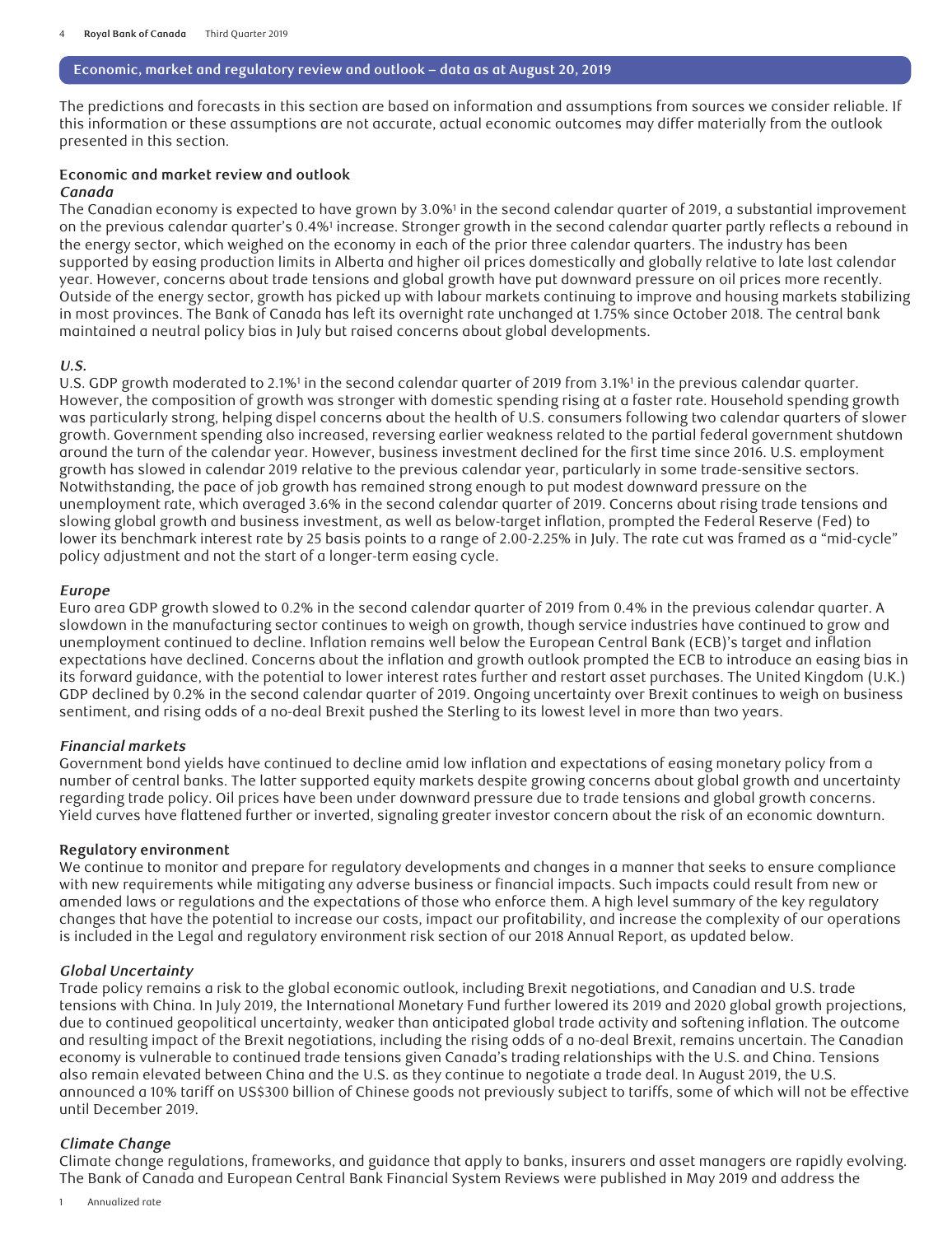## Economic, market and regulatory review and outlook – data as at August 20, 2019

The predictions and forecasts in this section are based on information and assumptions from sources we consider reliable. If this information or these assumptions are not accurate, actual economic outcomes may differ materially from the outlook presented in this section.

### Economic and market review and outlook

#### *Canada*

The Canadian economy is expected to have grown by 3.0%[1] in the second calendar quarter of 2019, a substantial improvement on the previous calendar quarter's 0.4%[1] increase. Stronger growth in the second calendar quarter partly reflects a rebound in the energy sector, which weighed on the economy in each of the prior three calendar quarters. The industry has been supported by easing production limits in Alberta and higher oil prices domestically and globally relative to late last calendar year. However, concerns about trade tensions and global growth have put downward pressure on oil prices more recently. Outside of the energy sector, growth has picked up with labour markets continuing to improve and housing markets stabilizing in most provinces. The Bank of Canada has left its overnight rate unchanged at 1.75% since October 2018. The central bank maintained a neutral policy bias in July but raised concerns about global developments.

#### *U.S.*

U.S. GDP growth moderated to 2.1%[1] in the second calendar quarter of 2019 from 3.1%[1] in the previous calendar quarter. However, the composition of growth was stronger with domestic spending rising at a faster rate. Household spending growth was particularly strong, helping dispel concerns about the health of U.S. consumers following two calendar quarters of slower growth. Government spending also increased, reversing earlier weakness related to the partial federal government shutdown around the turn of the calendar year. However, business investment declined for the first time since 2016. U.S. employment growth has slowed in calendar 2019 relative to the previous calendar year, particularly in some trade-sensitive sectors. Notwithstanding, the pace of job growth has remained strong enough to put modest downward pressure on the unemployment rate, which averaged 3.6% in the second calendar quarter of 2019. Concerns about rising trade tensions and slowing global growth and business investment, as well as below-target inflation, prompted the Federal Reserve (Fed) to lower its benchmark interest rate by 25 basis points to a range of 2.00-2.25% in July. The rate cut was framed as a "mid-cycle" policy adjustment and not the start of a longer-term easing cycle.

#### *Europe*

Euro area GDP growth slowed to 0.2% in the second calendar quarter of 2019 from 0.4% in the previous calendar quarter. A slowdown in the manufacturing sector continues to weigh on growth, though service industries have continued to grow and unemployment continued to decline. Inflation remains well below the European Central Bank (ECB)'s target and inflation expectations have declined. Concerns about the inflation and growth outlook prompted the ECB to introduce an easing bias in its forward guidance, with the potential to lower interest rates further and restart asset purchases. The United Kingdom (U.K.) GDP declined by 0.2% in the second calendar quarter of 2019. Ongoing uncertainty over Brexit continues to weigh on business sentiment, and rising odds of a no-deal Brexit pushed the Sterling to its lowest level in more than two years.

#### *Financial markets*

Government bond yields have continued to decline amid low inflation and expectations of easing monetary policy from a number of central banks. The latter supported equity markets despite growing concerns about global growth and uncertainty regarding trade policy. Oil prices have been under downward pressure due to trade tensions and global growth concerns. Yield curves have flattened further or inverted, signaling greater investor concern about the risk of an economic downturn.

### Regulatory environment

We continue to monitor and prepare for regulatory developments and changes in a manner that seeks to ensure compliance with new requirements while mitigating any adverse business or financial impacts. Such impacts could result from new or amended laws or regulations and the expectations of those who enforce them. A high level summary of the key regulatory changes that have the potential to increase our costs, impact our profitability, and increase the complexity of our operations is included in the Legal and regulatory environment risk section of our 2018 Annual Report, as updated below.

#### *Global Uncertainty*

Trade policy remains a risk to the global economic outlook, including Brexit negotiations, and Canadian and U.S. trade tensions with China. In July 2019, the International Monetary Fund further lowered its 2019 and 2020 global growth projections, due to continued geopolitical uncertainty, weaker than anticipated global trade activity and softening inflation. The outcome and resulting impact of the Brexit negotiations, including the rising odds of a no-deal Brexit, remains uncertain. The Canadian economy is vulnerable to continued trade tensions given Canada's trading relationships with the U.S. and China. Tensions also remain elevated between China and the U.S. as they continue to negotiate a trade deal. In August 2019, the U.S. announced a 10% tariff on US$300 billion of Chinese goods not previously subject to tariffs, some of which will not be effective until December 2019.

#### *Climate Change*

Climate change regulations, frameworks, and guidance that apply to banks, insurers and asset managers are rapidly evolving. The Bank of Canada and European Central Bank Financial System Reviews were published in May 2019 and address the

1 Annualized rate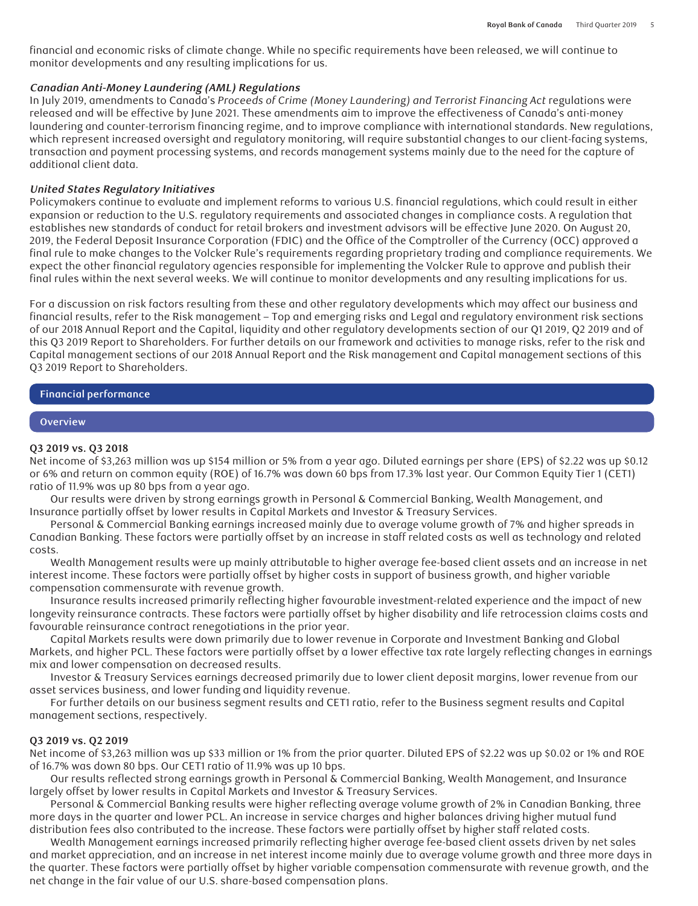financial and economic risks of climate change. While no specific requirements have been released, we will continue to monitor developments and any resulting implications for us.

***Canadian Anti-Money Laundering (AML) Regulations***

In July 2019, amendments to Canada's *Proceeds of Crime (Money Laundering) and Terrorist Financing Act* regulations were released and will be effective by June 2021. These amendments aim to improve the effectiveness of Canada's anti-money laundering and counter-terrorism financing regime, and to improve compliance with international standards. New regulations, which represent increased oversight and regulatory monitoring, will require substantial changes to our client-facing systems, transaction and payment processing systems, and records management systems mainly due to the need for the capture of additional client data.

***United States Regulatory Initiatives***

Policymakers continue to evaluate and implement reforms to various U.S. financial regulations, which could result in either expansion or reduction to the U.S. regulatory requirements and associated changes in compliance costs. A regulation that establishes new standards of conduct for retail brokers and investment advisors will be effective June 2020. On August 20, 2019, the Federal Deposit Insurance Corporation (FDIC) and the Office of the Comptroller of the Currency (OCC) approved a final rule to make changes to the Volcker Rule's requirements regarding proprietary trading and compliance requirements. We expect the other financial regulatory agencies responsible for implementing the Volcker Rule to approve and publish their final rules within the next several weeks. We will continue to monitor developments and any resulting implications for us.

For a discussion on risk factors resulting from these and other regulatory developments which may affect our business and financial results, refer to the Risk management – Top and emerging risks and Legal and regulatory environment risk sections of our 2018 Annual Report and the Capital, liquidity and other regulatory developments section of our Q1 2019, Q2 2019 and of this Q3 2019 Report to Shareholders. For further details on our framework and activities to manage risks, refer to the risk and Capital management sections of our 2018 Annual Report and the Risk management and Capital management sections of this Q3 2019 Report to Shareholders.

## Financial performance

### Overview

**Q3 2019 vs. Q3 2018**

Net income of $3,263 million was up $154 million or 5% from a year ago. Diluted earnings per share (EPS) of $2.22 was up $0.12 or 6% and return on common equity (ROE) of 16.7% was down 60 bps from 17.3% last year. Our Common Equity Tier 1 (CET1) ratio of 11.9% was up 80 bps from a year ago.

Our results were driven by strong earnings growth in Personal & Commercial Banking, Wealth Management, and Insurance partially offset by lower results in Capital Markets and Investor & Treasury Services.

Personal & Commercial Banking earnings increased mainly due to average volume growth of 7% and higher spreads in Canadian Banking. These factors were partially offset by an increase in staff related costs as well as technology and related costs.

Wealth Management results were up mainly attributable to higher average fee-based client assets and an increase in net interest income. These factors were partially offset by higher costs in support of business growth, and higher variable compensation commensurate with revenue growth.

Insurance results increased primarily reflecting higher favourable investment-related experience and the impact of new longevity reinsurance contracts. These factors were partially offset by higher disability and life retrocession claims costs and favourable reinsurance contract renegotiations in the prior year.

Capital Markets results were down primarily due to lower revenue in Corporate and Investment Banking and Global Markets, and higher PCL. These factors were partially offset by a lower effective tax rate largely reflecting changes in earnings mix and lower compensation on decreased results.

Investor & Treasury Services earnings decreased primarily due to lower client deposit margins, lower revenue from our asset services business, and lower funding and liquidity revenue.

For further details on our business segment results and CET1 ratio, refer to the Business segment results and Capital management sections, respectively.

**Q3 2019 vs. Q2 2019**

Net income of $3,263 million was up $33 million or 1% from the prior quarter. Diluted EPS of $2.22 was up $0.02 or 1% and ROE of 16.7% was down 80 bps. Our CET1 ratio of 11.9% was up 10 bps.

Our results reflected strong earnings growth in Personal & Commercial Banking, Wealth Management, and Insurance largely offset by lower results in Capital Markets and Investor & Treasury Services.

Personal & Commercial Banking results were higher reflecting average volume growth of 2% in Canadian Banking, three more days in the quarter and lower PCL. An increase in service charges and higher balances driving higher mutual fund distribution fees also contributed to the increase. These factors were partially offset by higher staff related costs.

Wealth Management earnings increased primarily reflecting higher average fee-based client assets driven by net sales and market appreciation, and an increase in net interest income mainly due to average volume growth and three more days in the quarter. These factors were partially offset by higher variable compensation commensurate with revenue growth, and the net change in the fair value of our U.S. share-based compensation plans.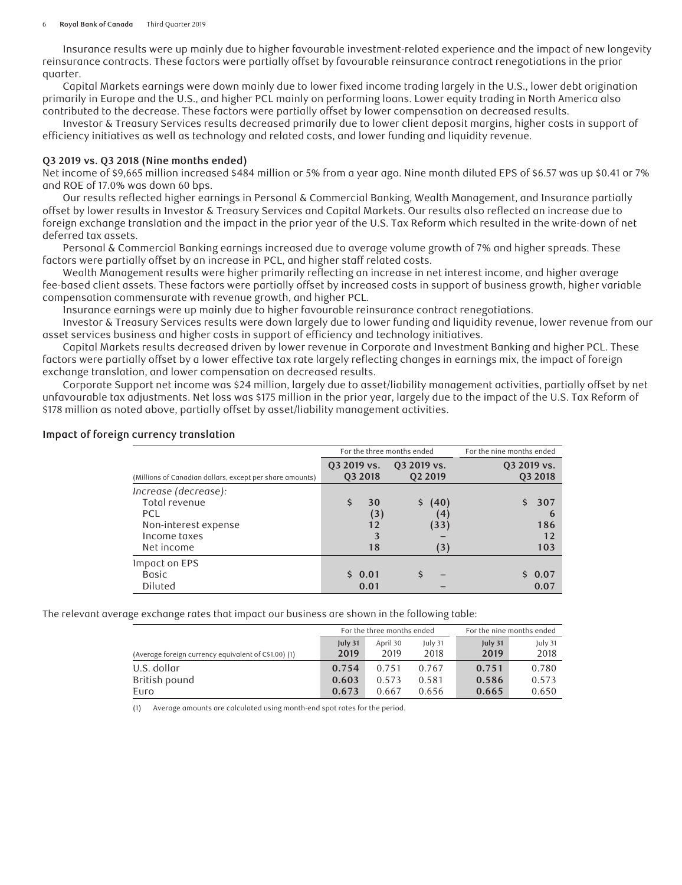Insurance results were up mainly due to higher favourable investment-related experience and the impact of new longevity reinsurance contracts. These factors were partially offset by favourable reinsurance contract renegotiations in the prior quarter.

Capital Markets earnings were down mainly due to lower fixed income trading largely in the U.S., lower debt origination primarily in Europe and the U.S., and higher PCL mainly on performing loans. Lower equity trading in North America also contributed to the decrease. These factors were partially offset by lower compensation on decreased results.

Investor & Treasury Services results decreased primarily due to lower client deposit margins, higher costs in support of efficiency initiatives as well as technology and related costs, and lower funding and liquidity revenue.

### Q3 2019 vs. Q3 2018 (Nine months ended)

Net income of $9,665 million increased $484 million or 5% from a year ago. Nine month diluted EPS of $6.57 was up $0.41 or 7% and ROE of 17.0% was down 60 bps.

Our results reflected higher earnings in Personal & Commercial Banking, Wealth Management, and Insurance partially offset by lower results in Investor & Treasury Services and Capital Markets. Our results also reflected an increase due to foreign exchange translation and the impact in the prior year of the U.S. Tax Reform which resulted in the write-down of net deferred tax assets.

Personal & Commercial Banking earnings increased due to average volume growth of 7% and higher spreads. These factors were partially offset by an increase in PCL, and higher staff related costs.

Wealth Management results were higher primarily reflecting an increase in net interest income, and higher average fee-based client assets. These factors were partially offset by increased costs in support of business growth, higher variable compensation commensurate with revenue growth, and higher PCL.

Insurance earnings were up mainly due to higher favourable reinsurance contract renegotiations.

Investor & Treasury Services results were down largely due to lower funding and liquidity revenue, lower revenue from our asset services business and higher costs in support of efficiency and technology initiatives.

Capital Markets results decreased driven by lower revenue in Corporate and Investment Banking and higher PCL. These factors were partially offset by a lower effective tax rate largely reflecting changes in earnings mix, the impact of foreign exchange translation, and lower compensation on decreased results.

Corporate Support net income was $24 million, largely due to asset/liability management activities, partially offset by net unfavourable tax adjustments. Net loss was $175 million in the prior year, largely due to the impact of the U.S. Tax Reform of $178 million as noted above, partially offset by asset/liability management activities.

### Impact of foreign currency translation

| | For the three months ended | | For the nine months ended |
|---|---|---|---|
| (Millions of Canadian dollars, except per share amounts) | Q3 2019 vs. Q3 2018 | Q3 2019 vs. Q2 2019 | Q3 2019 vs. Q3 2018 |
| *Increase (decrease):* | | | |
| Total revenue | $ 30 | $ (40) | $ 307 |
| PCL | (3) | (4) | 6 |
| Non-interest expense | 12 | (33) | 186 |
| Income taxes | 3 | – | 12 |
| Net income | 18 | (3) | 103 |
| Impact on EPS | | | |
| Basic | $ 0.01 | $ – | $ 0.07 |
| Diluted | 0.01 | – | 0.07 |

The relevant average exchange rates that impact our business are shown in the following table:

| | For the three months ended | | | For the nine months ended | |
|---|---|---|---|---|---|
| (Average foreign currency equivalent of C$1.00) (1) | July 31 2019 | April 30 2019 | July 31 2018 | July 31 2019 | July 31 2018 |
| U.S. dollar | 0.754 | 0.751 | 0.767 | 0.751 | 0.780 |
| British pound | 0.603 | 0.573 | 0.581 | 0.586 | 0.573 |
| Euro | 0.673 | 0.667 | 0.656 | 0.665 | 0.650 |

(1) Average amounts are calculated using month-end spot rates for the period.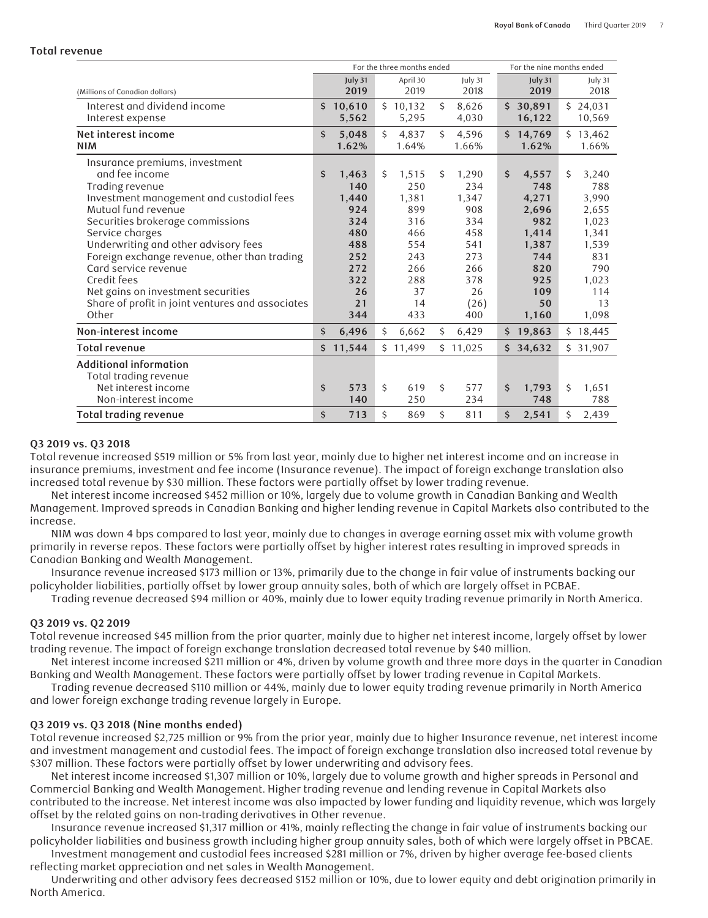## Total revenue

| (Millions of Canadian dollars) | For the three months ended | | | For the nine months ended | |
|---|---|---|---|---|---|
| | July 31 2019 | April 30 2019 | July 31 2018 | July 31 2019 | July 31 2018 |
| Interest and dividend income | $ 10,610 | $ 10,132 | $ 8,626 | $ 30,891 | $ 24,031 |
| Interest expense | 5,562 | 5,295 | 4,030 | 16,122 | 10,569 |
| **Net interest income** | $ 5,048 | $ 4,837 | $ 4,596 | $ 14,769 | $ 13,462 |
| **NIM** | 1.62% | 1.64% | 1.66% | 1.62% | 1.66% |
| Insurance premiums, investment and fee income | $ 1,463 | $ 1,515 | $ 1,290 | $ 4,557 | $ 3,240 |
| Trading revenue | 140 | 250 | 234 | 748 | 788 |
| Investment management and custodial fees | 1,440 | 1,381 | 1,347 | 4,271 | 3,990 |
| Mutual fund revenue | 924 | 899 | 908 | 2,696 | 2,655 |
| Securities brokerage commissions | 324 | 316 | 334 | 982 | 1,023 |
| Service charges | 480 | 466 | 458 | 1,414 | 1,341 |
| Underwriting and other advisory fees | 488 | 554 | 541 | 1,387 | 1,539 |
| Foreign exchange revenue, other than trading | 252 | 243 | 273 | 744 | 831 |
| Card service revenue | 272 | 266 | 266 | 820 | 790 |
| Credit fees | 322 | 288 | 378 | 925 | 1,023 |
| Net gains on investment securities | 26 | 37 | 26 | 109 | 114 |
| Share of profit in joint ventures and associates | 21 | 14 | (26) | 50 | 13 |
| Other | 344 | 433 | 400 | 1,160 | 1,098 |
| **Non-interest income** | $ 6,496 | $ 6,662 | $ 6,429 | $ 19,863 | $ 18,445 |
| **Total revenue** | $ 11,544 | $ 11,499 | $ 11,025 | $ 34,632 | $ 31,907 |
| **Additional information** | | | | | |
| Total trading revenue | | | | | |
| Net interest income | $ 573 | $ 619 | $ 577 | $ 1,793 | $ 1,651 |
| Non-interest income | 140 | 250 | 234 | 748 | 788 |
| **Total trading revenue** | $ 713 | $ 869 | $ 811 | $ 2,541 | $ 2,439 |

### Q3 2019 vs. Q3 2018

Total revenue increased $519 million or 5% from last year, mainly due to higher net interest income and an increase in insurance premiums, investment and fee income (Insurance revenue). The impact of foreign exchange translation also increased total revenue by $30 million. These factors were partially offset by lower trading revenue.

Net interest income increased $452 million or 10%, largely due to volume growth in Canadian Banking and Wealth Management. Improved spreads in Canadian Banking and higher lending revenue in Capital Markets also contributed to the increase.

NIM was down 4 bps compared to last year, mainly due to changes in average earning asset mix with volume growth primarily in reverse repos. These factors were partially offset by higher interest rates resulting in improved spreads in Canadian Banking and Wealth Management.

Insurance revenue increased $173 million or 13%, primarily due to the change in fair value of instruments backing our policyholder liabilities, partially offset by lower group annuity sales, both of which are largely offset in PCBAE.

Trading revenue decreased $94 million or 40%, mainly due to lower equity trading revenue primarily in North America.

### Q3 2019 vs. Q2 2019

Total revenue increased $45 million from the prior quarter, mainly due to higher net interest income, largely offset by lower trading revenue. The impact of foreign exchange translation decreased total revenue by $40 million.

Net interest income increased $211 million or 4%, driven by volume growth and three more days in the quarter in Canadian Banking and Wealth Management. These factors were partially offset by lower trading revenue in Capital Markets.

Trading revenue decreased $110 million or 44%, mainly due to lower equity trading revenue primarily in North America and lower foreign exchange trading revenue largely in Europe.

### Q3 2019 vs. Q3 2018 (Nine months ended)

Total revenue increased $2,725 million or 9% from the prior year, mainly due to higher Insurance revenue, net interest income and investment management and custodial fees. The impact of foreign exchange translation also increased total revenue by $307 million. These factors were partially offset by lower underwriting and advisory fees.

Net interest income increased $1,307 million or 10%, largely due to volume growth and higher spreads in Personal and Commercial Banking and Wealth Management. Higher trading revenue and lending revenue in Capital Markets also contributed to the increase. Net interest income was also impacted by lower funding and liquidity revenue, which was largely offset by the related gains on non-trading derivatives in Other revenue.

Insurance revenue increased $1,317 million or 41%, mainly reflecting the change in fair value of instruments backing our policyholder liabilities and business growth including higher group annuity sales, both of which were largely offset in PBCAE.

Investment management and custodial fees increased $281 million or 7%, driven by higher average fee-based clients reflecting market appreciation and net sales in Wealth Management.

Underwriting and other advisory fees decreased $152 million or 10%, due to lower equity and debt origination primarily in North America.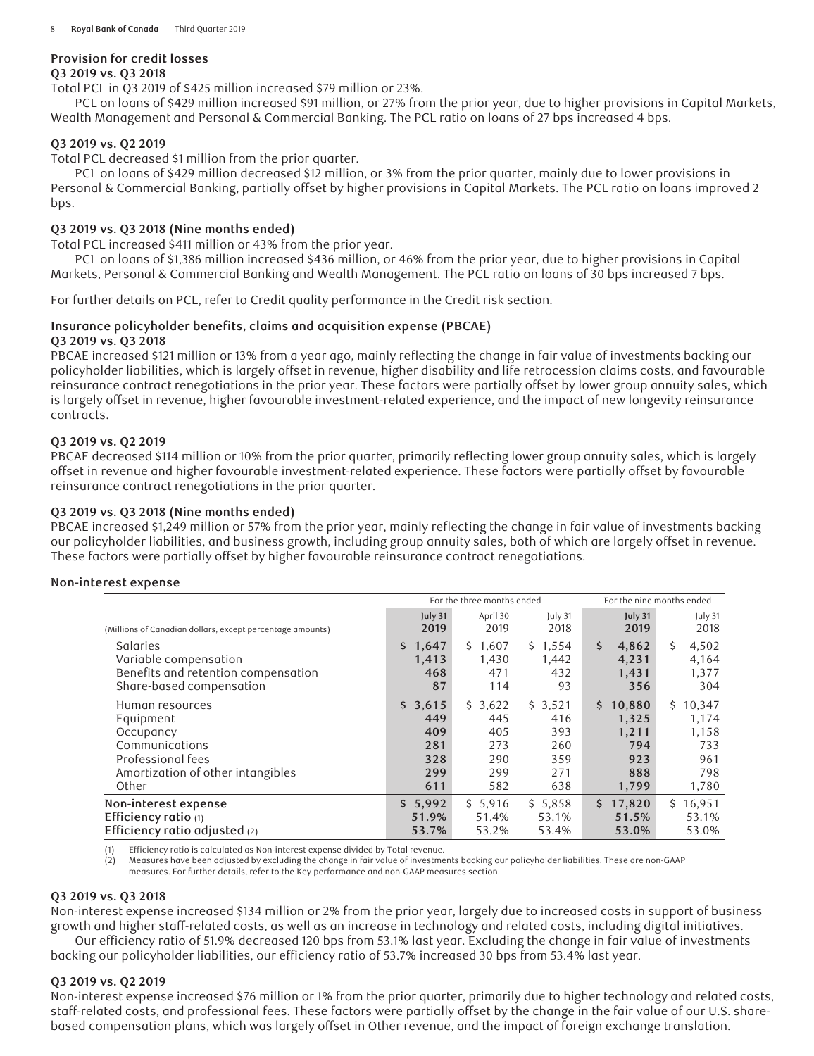### Provision for credit losses

**Q3 2019 vs. Q3 2018**

Total PCL in Q3 2019 of $425 million increased $79 million or 23%.

PCL on loans of $429 million increased $91 million, or 27% from the prior year, due to higher provisions in Capital Markets, Wealth Management and Personal & Commercial Banking. The PCL ratio on loans of 27 bps increased 4 bps.

**Q3 2019 vs. Q2 2019**

Total PCL decreased $1 million from the prior quarter.

PCL on loans of $429 million decreased $12 million, or 3% from the prior quarter, mainly due to lower provisions in Personal & Commercial Banking, partially offset by higher provisions in Capital Markets. The PCL ratio on loans improved 2 bps.

**Q3 2019 vs. Q3 2018 (Nine months ended)**

Total PCL increased $411 million or 43% from the prior year.

PCL on loans of $1,386 million increased $436 million, or 46% from the prior year, due to higher provisions in Capital Markets, Personal & Commercial Banking and Wealth Management. The PCL ratio on loans of 30 bps increased 7 bps.

For further details on PCL, refer to Credit quality performance in the Credit risk section.

### Insurance policyholder benefits, claims and acquisition expense (PBCAE)

**Q3 2019 vs. Q3 2018**

PBCAE increased $121 million or 13% from a year ago, mainly reflecting the change in fair value of investments backing our policyholder liabilities, which is largely offset in revenue, higher disability and life retrocession claims costs, and favourable reinsurance contract renegotiations in the prior year. These factors were partially offset by lower group annuity sales, which is largely offset in revenue, higher favourable investment-related experience, and the impact of new longevity reinsurance contracts.

**Q3 2019 vs. Q2 2019**

PBCAE decreased $114 million or 10% from the prior quarter, primarily reflecting lower group annuity sales, which is largely offset in revenue and higher favourable investment-related experience. These factors were partially offset by favourable reinsurance contract renegotiations in the prior quarter.

**Q3 2019 vs. Q3 2018 (Nine months ended)**

PBCAE increased $1,249 million or 57% from the prior year, mainly reflecting the change in fair value of investments backing our policyholder liabilities, and business growth, including group annuity sales, both of which are largely offset in revenue. These factors were partially offset by higher favourable reinsurance contract renegotiations.

### Non-interest expense

| | For the three months ended | | | For the nine months ended | |
|---|---|---|---|---|---|
| (Millions of Canadian dollars, except percentage amounts) | July 31 2019 | April 30 2019 | July 31 2018 | July 31 2019 | July 31 2018 |
| Salaries | $ 1,647 | $ 1,607 | $ 1,554 | $ 4,862 | $ 4,502 |
| Variable compensation | 1,413 | 1,430 | 1,442 | 4,231 | 4,164 |
| Benefits and retention compensation | 468 | 471 | 432 | 1,431 | 1,377 |
| Share-based compensation | 87 | 114 | 93 | 356 | 304 |
| Human resources | $ 3,615 | $ 3,622 | $ 3,521 | $ 10,880 | $ 10,347 |
| Equipment | 449 | 445 | 416 | 1,325 | 1,174 |
| Occupancy | 409 | 405 | 393 | 1,211 | 1,158 |
| Communications | 281 | 273 | 260 | 794 | 733 |
| Professional fees | 328 | 290 | 359 | 923 | 961 |
| Amortization of other intangibles | 299 | 299 | 271 | 888 | 798 |
| Other | 611 | 582 | 638 | 1,799 | 1,780 |
| **Non-interest expense** | $ 5,992 | $ 5,916 | $ 5,858 | $ 17,820 | $ 16,951 |
| **Efficiency ratio** (1) | 51.9% | 51.4% | 53.1% | 51.5% | 53.1% |
| **Efficiency ratio adjusted** (2) | 53.7% | 53.2% | 53.4% | 53.0% | 53.0% |

(1) Efficiency ratio is calculated as Non-interest expense divided by Total revenue.
(2) Measures have been adjusted by excluding the change in fair value of investments backing our policyholder liabilities. These are non-GAAP measures. For further details, refer to the Key performance and non-GAAP measures section.

**Q3 2019 vs. Q3 2018**

Non-interest expense increased $134 million or 2% from the prior year, largely due to increased costs in support of business growth and higher staff-related costs, as well as an increase in technology and related costs, including digital initiatives.

Our efficiency ratio of 51.9% decreased 120 bps from 53.1% last year. Excluding the change in fair value of investments backing our policyholder liabilities, our efficiency ratio of 53.7% increased 30 bps from 53.4% last year.

**Q3 2019 vs. Q2 2019**

Non-interest expense increased $76 million or 1% from the prior quarter, primarily due to higher technology and related costs, staff-related costs, and professional fees. These factors were partially offset by the change in the fair value of our U.S. share-based compensation plans, which was largely offset in Other revenue, and the impact of foreign exchange translation.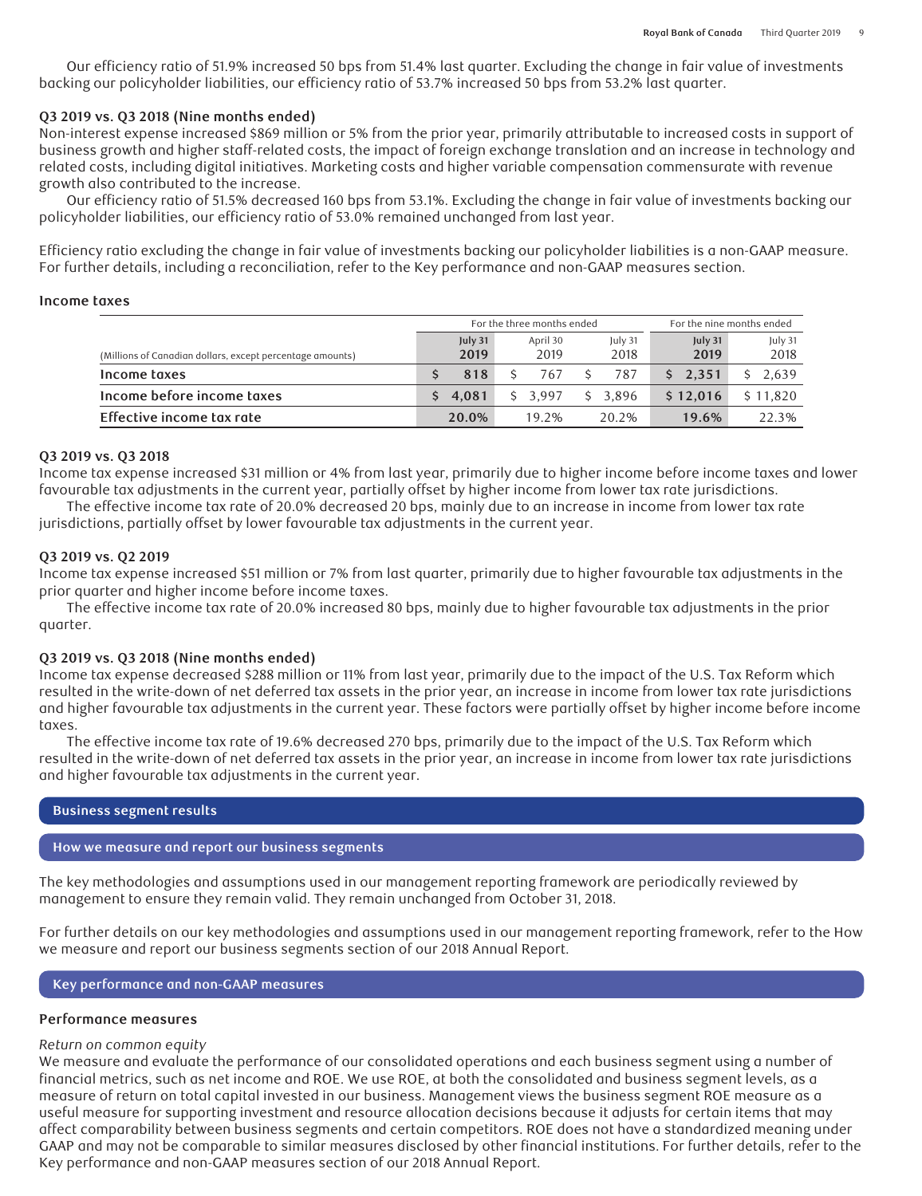Our efficiency ratio of 51.9% increased 50 bps from 51.4% last quarter. Excluding the change in fair value of investments backing our policyholder liabilities, our efficiency ratio of 53.7% increased 50 bps from 53.2% last quarter.

**Q3 2019 vs. Q3 2018 (Nine months ended)**

Non-interest expense increased $869 million or 5% from the prior year, primarily attributable to increased costs in support of business growth and higher staff-related costs, the impact of foreign exchange translation and an increase in technology and related costs, including digital initiatives. Marketing costs and higher variable compensation commensurate with revenue growth also contributed to the increase.

Our efficiency ratio of 51.5% decreased 160 bps from 53.1%. Excluding the change in fair value of investments backing our policyholder liabilities, our efficiency ratio of 53.0% remained unchanged from last year.

Efficiency ratio excluding the change in fair value of investments backing our policyholder liabilities is a non-GAAP measure. For further details, including a reconciliation, refer to the Key performance and non-GAAP measures section.

### Income taxes

| | For the three months ended | | | For the nine months ended | |
|---|---|---|---|---|---|
| (Millions of Canadian dollars, except percentage amounts) | **July 31 2019** | April 30 2019 | July 31 2018 | **July 31 2019** | July 31 2018 |
| **Income taxes** | **$ 818** | $ 767 | $ 787 | **$ 2,351** | $ 2,639 |
| **Income before income taxes** | **$ 4,081** | $ 3,997 | $ 3,896 | **$ 12,016** | $ 11,820 |
| **Effective income tax rate** | **20.0%** | 19.2% | 20.2% | **19.6%** | 22.3% |

**Q3 2019 vs. Q3 2018**

Income tax expense increased $31 million or 4% from last year, primarily due to higher income before income taxes and lower favourable tax adjustments in the current year, partially offset by higher income from lower tax rate jurisdictions.

The effective income tax rate of 20.0% decreased 20 bps, mainly due to an increase in income from lower tax rate jurisdictions, partially offset by lower favourable tax adjustments in the current year.

**Q3 2019 vs. Q2 2019**

Income tax expense increased $51 million or 7% from last quarter, primarily due to higher favourable tax adjustments in the prior quarter and higher income before income taxes.

The effective income tax rate of 20.0% increased 80 bps, mainly due to higher favourable tax adjustments in the prior quarter.

**Q3 2019 vs. Q3 2018 (Nine months ended)**

Income tax expense decreased $288 million or 11% from last year, primarily due to the impact of the U.S. Tax Reform which resulted in the write-down of net deferred tax assets in the prior year, an increase in income from lower tax rate jurisdictions and higher favourable tax adjustments in the current year. These factors were partially offset by higher income before income taxes.

The effective income tax rate of 19.6% decreased 270 bps, primarily due to the impact of the U.S. Tax Reform which resulted in the write-down of net deferred tax assets in the prior year, an increase in income from lower tax rate jurisdictions and higher favourable tax adjustments in the current year.

## Business segment results

## How we measure and report our business segments

The key methodologies and assumptions used in our management reporting framework are periodically reviewed by management to ensure they remain valid. They remain unchanged from October 31, 2018.

For further details on our key methodologies and assumptions used in our management reporting framework, refer to the How we measure and report our business segments section of our 2018 Annual Report.

## Key performance and non-GAAP measures

### Performance measures

*Return on common equity*

We measure and evaluate the performance of our consolidated operations and each business segment using a number of financial metrics, such as net income and ROE. We use ROE, at both the consolidated and business segment levels, as a measure of return on total capital invested in our business. Management views the business segment ROE measure as a useful measure for supporting investment and resource allocation decisions because it adjusts for certain items that may affect comparability between business segments and certain competitors. ROE does not have a standardized meaning under GAAP and may not be comparable to similar measures disclosed by other financial institutions. For further details, refer to the Key performance and non-GAAP measures section of our 2018 Annual Report.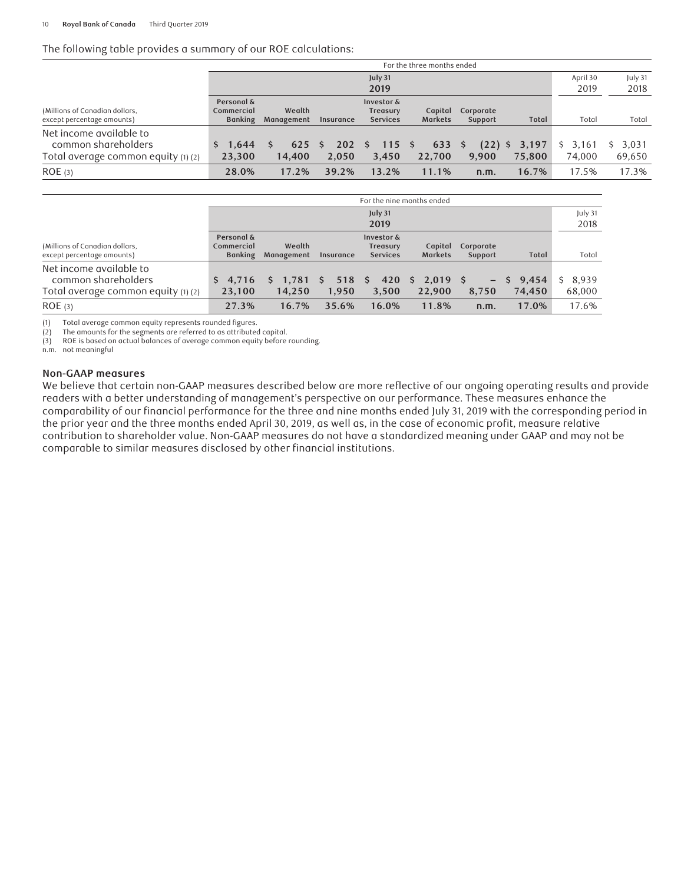The following table provides a summary of our ROE calculations:

| | For the three months ended | | | | | | | | |
|---|---|---|---|---|---|---|---|---|---|
| | July 31 2019 | | | | | | | April 30 2019 | July 31 2018 |
| (Millions of Canadian dollars, except percentage amounts) | Personal & Commercial Banking | Wealth Management | Insurance | Investor & Treasury Services | Capital Markets | Corporate Support | Total | Total | Total |
| Net income available to common shareholders | $ 1,644 | $ 625 | $ 202 | $ 115 | $ 633 | $ (22) | $ 3,197 | $ 3,161 | $ 3,031 |
| Total average common equity (1) (2) | 23,300 | 14,400 | 2,050 | 3,450 | 22,700 | 9,900 | 75,800 | 74,000 | 69,650 |
| ROE (3) | 28.0% | 17.2% | 39.2% | 13.2% | 11.1% | n.m. | 16.7% | 17.5% | 17.3% |

| | For the nine months ended | | | | | | | |
|---|---|---|---|---|---|---|---|---|
| | July 31 2019 | | | | | | | July 31 2018 |
| (Millions of Canadian dollars, except percentage amounts) | Personal & Commercial Banking | Wealth Management | Insurance | Investor & Treasury Services | Capital Markets | Corporate Support | Total | Total |
| Net income available to common shareholders | $ 4,716 | $ 1,781 | $ 518 | $ 420 | $ 2,019 | $ – | $ 9,454 | $ 8,939 |
| Total average common equity (1) (2) | 23,100 | 14,250 | 1,950 | 3,500 | 22,900 | 8,750 | 74,450 | 68,000 |
| ROE (3) | 27.3% | 16.7% | 35.6% | 16.0% | 11.8% | n.m. | 17.0% | 17.6% |

(1) Total average common equity represents rounded figures.
(2) The amounts for the segments are referred to as attributed capital.
(3) ROE is based on actual balances of average common equity before rounding.
n.m. not meaningful

**Non-GAAP measures**

We believe that certain non-GAAP measures described below are more reflective of our ongoing operating results and provide readers with a better understanding of management's perspective on our performance. These measures enhance the comparability of our financial performance for the three and nine months ended July 31, 2019 with the corresponding period in the prior year and the three months ended April 30, 2019, as well as, in the case of economic profit, measure relative contribution to shareholder value. Non-GAAP measures do not have a standardized meaning under GAAP and may not be comparable to similar measures disclosed by other financial institutions.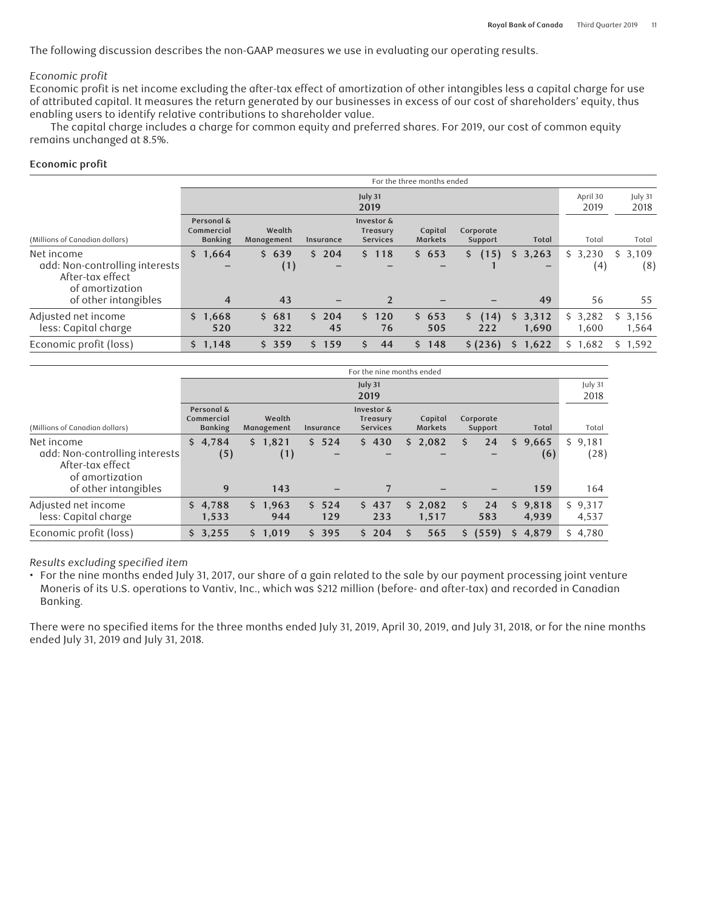The following discussion describes the non-GAAP measures we use in evaluating our operating results.

*Economic profit*

Economic profit is net income excluding the after-tax effect of amortization of other intangibles less a capital charge for use of attributed capital. It measures the return generated by our businesses in excess of our cost of shareholders' equity, thus enabling users to identify relative contributions to shareholder value.

The capital charge includes a charge for common equity and preferred shares. For 2019, our cost of common equity remains unchanged at 8.5%.

**Economic profit**

| | For the three months ended | | | | | | | | |
|---|---|---|---|---|---|---|---|---|---|
| | July 31 2019 | | | | | | | April 30 2019 | July 31 2018 |
| (Millions of Canadian dollars) | Personal & Commercial Banking | Wealth Management | Insurance | Investor & Treasury Services | Capital Markets | Corporate Support | Total | Total | Total |
| Net income | $ 1,664 | $ 639 | $ 204 | $ 118 | $ 653 | $ (15) | $ 3,263 | $ 3,230 | $ 3,109 |
| add: Non-controlling interests | – | (1) | – | – | – | 1 | – | (4) | (8) |
| After-tax effect of amortization of other intangibles | 4 | 43 | – | 2 | – | – | 49 | 56 | 55 |
| Adjusted net income | $ 1,668 | $ 681 | $ 204 | $ 120 | $ 653 | $ (14) | $ 3,312 | $ 3,282 | $ 3,156 |
| less: Capital charge | 520 | 322 | 45 | 76 | 505 | 222 | 1,690 | 1,600 | 1,564 |
| Economic profit (loss) | $ 1,148 | $ 359 | $ 159 | $ 44 | $ 148 | $ (236) | $ 1,622 | $ 1,682 | $ 1,592 |

| | For the nine months ended | | | | | | | |
|---|---|---|---|---|---|---|---|---|
| | July 31 2019 | | | | | | | July 31 2018 |
| (Millions of Canadian dollars) | Personal & Commercial Banking | Wealth Management | Insurance | Investor & Treasury Services | Capital Markets | Corporate Support | Total | Total |
| Net income | $ 4,784 | $ 1,821 | $ 524 | $ 430 | $ 2,082 | $ 24 | $ 9,665 | $ 9,181 |
| add: Non-controlling interests | (5) | (1) | – | – | – | – | (6) | (28) |
| After-tax effect of amortization of other intangibles | 9 | 143 | – | 7 | – | – | 159 | 164 |
| Adjusted net income | $ 4,788 | $ 1,963 | $ 524 | $ 437 | $ 2,082 | $ 24 | $ 9,818 | $ 9,317 |
| less: Capital charge | 1,533 | 944 | 129 | 233 | 1,517 | 583 | 4,939 | 4,537 |
| Economic profit (loss) | $ 3,255 | $ 1,019 | $ 395 | $ 204 | $ 565 | $ (559) | $ 4,879 | $ 4,780 |

*Results excluding specified item*

- For the nine months ended July 31, 2017, our share of a gain related to the sale by our payment processing joint venture Moneris of its U.S. operations to Vantiv, Inc., which was $212 million (before- and after-tax) and recorded in Canadian Banking.

There were no specified items for the three months ended July 31, 2019, April 30, 2019, and July 31, 2018, or for the nine months ended July 31, 2019 and July 31, 2018.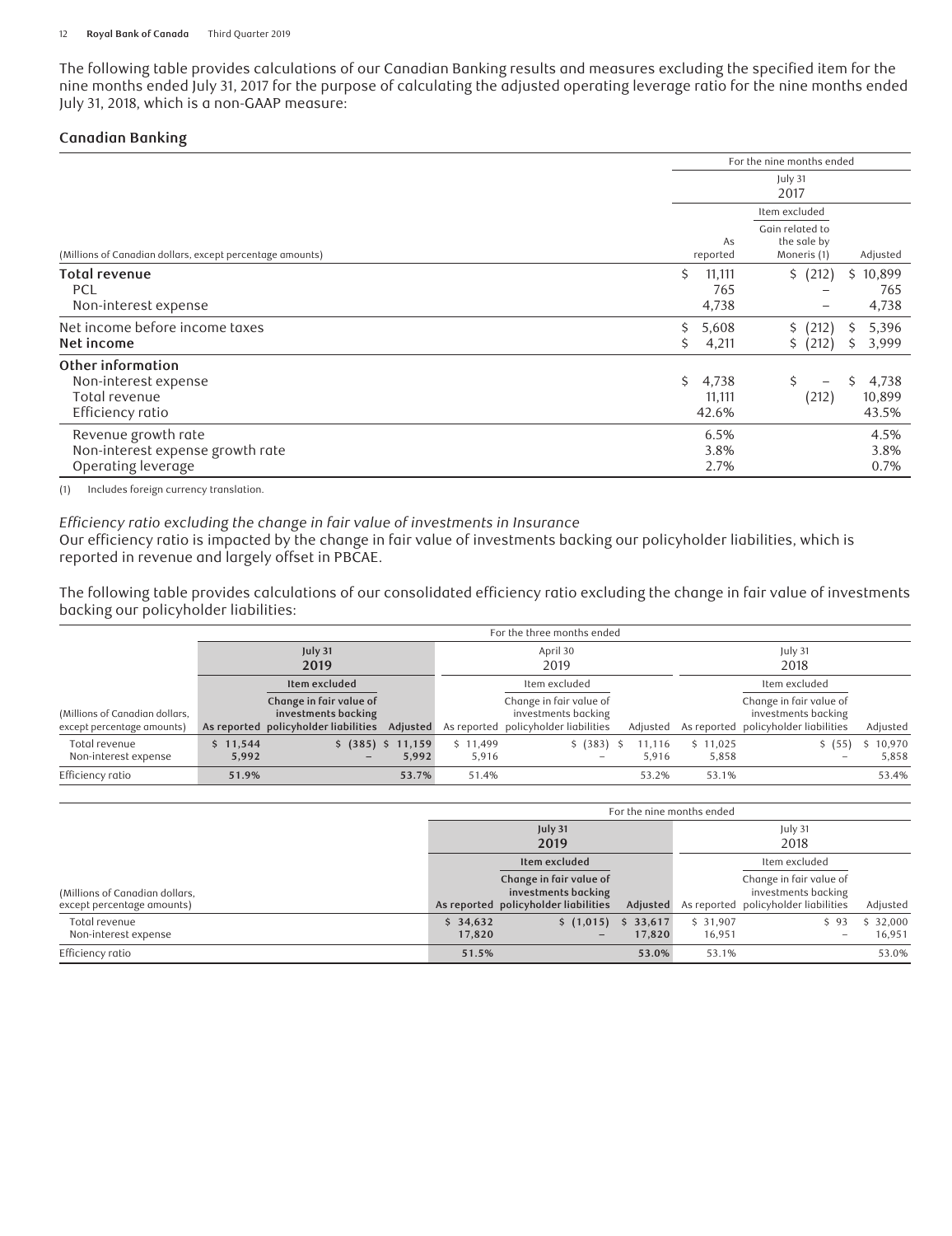The following table provides calculations of our Canadian Banking results and measures excluding the specified item for the nine months ended July 31, 2017 for the purpose of calculating the adjusted operating leverage ratio for the nine months ended July 31, 2018, which is a non-GAAP measure:

## Canadian Banking

| | For the nine months ended | | |
|---|---|---|---|
| | July 31 2017 | | |
| | | Item excluded | |
| (Millions of Canadian dollars, except percentage amounts) | As reported | Gain related to the sale by Moneris (1) | Adjusted |
| **Total revenue** | $ 11,111 | $ (212) | $ 10,899 |
| PCL | 765 | – | 765 |
| Non-interest expense | 4,738 | – | 4,738 |
| Net income before income taxes | $ 5,608 | $ (212) | $ 5,396 |
| **Net income** | $ 4,211 | $ (212) | $ 3,999 |
| **Other information** | | | |
| Non-interest expense | $ 4,738 | $ – | $ 4,738 |
| Total revenue | 11,111 | (212) | 10,899 |
| Efficiency ratio | 42.6% | | 43.5% |
| Revenue growth rate | 6.5% | | 4.5% |
| Non-interest expense growth rate | 3.8% | | 3.8% |
| Operating leverage | 2.7% | | 0.7% |

(1) Includes foreign currency translation.

*Efficiency ratio excluding the change in fair value of investments in Insurance*

Our efficiency ratio is impacted by the change in fair value of investments backing our policyholder liabilities, which is reported in revenue and largely offset in PBCAE.

The following table provides calculations of our consolidated efficiency ratio excluding the change in fair value of investments backing our policyholder liabilities:

| | For the three months ended | | | | | | | | |
|---|---|---|---|---|---|---|---|---|---|
| | **July 31 2019** | | | April 30 2019 | | | July 31 2018 | | |
| | | **Item excluded** | | | Item excluded | | | Item excluded | |
| (Millions of Canadian dollars, except percentage amounts) | **As reported** | **Change in fair value of investments backing policyholder liabilities** | **Adjusted** | As reported | Change in fair value of investments backing policyholder liabilities | Adjusted | As reported | Change in fair value of investments backing policyholder liabilities | Adjusted |
| Total revenue | **$ 11,544** | **$ (385)** | **$ 11,159** | $ 11,499 | $ (383) | $ 11,116 | $ 11,025 | $ (55) | $ 10,970 |
| Non-interest expense | **5,992** | **–** | **5,992** | 5,916 | – | 5,916 | 5,858 | – | 5,858 |
| Efficiency ratio | **51.9%** | | **53.7%** | 51.4% | | 53.2% | 53.1% | | 53.4% |

| | For the nine months ended | | | | | |
|---|---|---|---|---|---|---|
| | **July 31 2019** | | | July 31 2018 | | |
| | | **Item excluded** | | | Item excluded | |
| (Millions of Canadian dollars, except percentage amounts) | **As reported** | **Change in fair value of investments backing policyholder liabilities** | **Adjusted** | As reported | Change in fair value of investments backing policyholder liabilities | Adjusted |
| Total revenue | **$ 34,632** | **$ (1,015)** | **$ 33,617** | $ 31,907 | $ 93 | $ 32,000 |
| Non-interest expense | **17,820** | **–** | **17,820** | 16,951 | – | 16,951 |
| Efficiency ratio | **51.5%** | | **53.0%** | 53.1% | | 53.0% |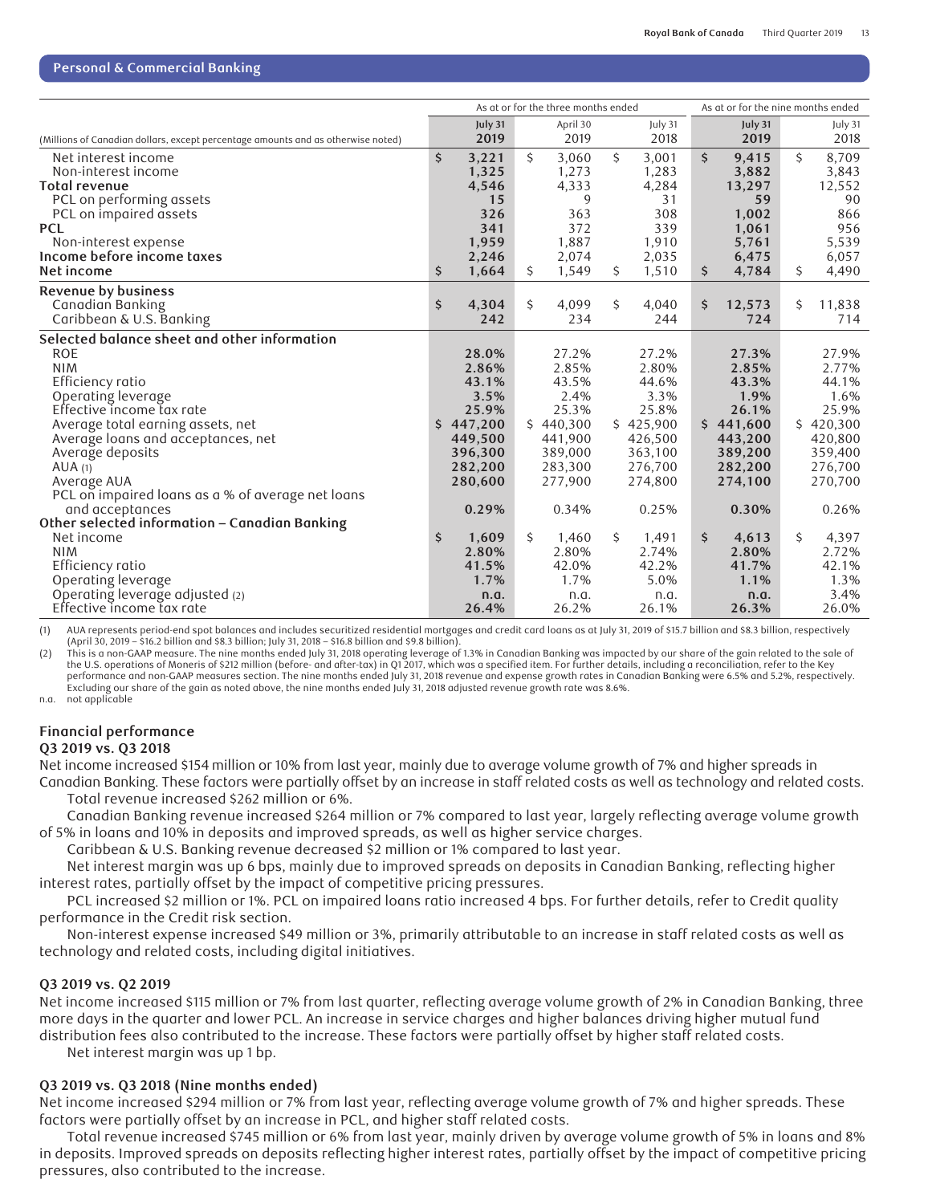## Personal & Commercial Banking

| (Millions of Canadian dollars, except percentage amounts and as otherwise noted) | As at or for the three months ended | | | As at or for the nine months ended | |
|---|---|---|---|---|---|
| | **July 31 2019** | April 30 2019 | July 31 2018 | **July 31 2019** | July 31 2018 |
| Net interest income | **$ 3,221** | $ 3,060 | $ 3,001 | **$ 9,415** | $ 8,709 |
| Non-interest income | **1,325** | 1,273 | 1,283 | **3,882** | 3,843 |
| **Total revenue** | **4,546** | 4,333 | 4,284 | **13,297** | 12,552 |
| PCL on performing assets | **15** | 9 | 31 | **59** | 90 |
| PCL on impaired assets | **326** | 363 | 308 | **1,002** | 866 |
| **PCL** | **341** | 372 | 339 | **1,061** | 956 |
| Non-interest expense | **1,959** | 1,887 | 1,910 | **5,761** | 5,539 |
| **Income before income taxes** | **2,246** | 2,074 | 2,035 | **6,475** | 6,057 |
| **Net income** | **$ 1,664** | $ 1,549 | $ 1,510 | **$ 4,784** | $ 4,490 |
| **Revenue by business** | | | | | |
| Canadian Banking | **$ 4,304** | $ 4,099 | $ 4,040 | **$ 12,573** | $ 11,838 |
| Caribbean & U.S. Banking | **242** | 234 | 244 | **724** | 714 |
| **Selected balance sheet and other information** | | | | | |
| ROE | **28.0%** | 27.2% | 27.2% | **27.3%** | 27.9% |
| NIM | **2.86%** | 2.85% | 2.80% | **2.85%** | 2.77% |
| Efficiency ratio | **43.1%** | 43.5% | 44.6% | **43.3%** | 44.1% |
| Operating leverage | **3.5%** | 2.4% | 3.3% | **1.9%** | 1.6% |
| Effective income tax rate | **25.9%** | 25.3% | 25.8% | **26.1%** | 25.9% |
| Average total earning assets, net | **$ 447,200** | $ 440,300 | $ 425,900 | **$ 441,600** | $ 420,300 |
| Average loans and acceptances, net | **449,500** | 441,900 | 426,500 | **443,200** | 420,800 |
| Average deposits | **396,300** | 389,000 | 363,100 | **389,200** | 359,400 |
| AUA (1) | **282,200** | 283,300 | 276,700 | **282,200** | 276,700 |
| Average AUA | **280,600** | 277,900 | 274,800 | **274,100** | 270,700 |
| PCL on impaired loans as a % of average net loans and acceptances | **0.29%** | 0.34% | 0.25% | **0.30%** | 0.26% |
| **Other selected information – Canadian Banking** | | | | | |
| Net income | **$ 1,609** | $ 1,460 | $ 1,491 | **$ 4,613** | $ 4,397 |
| NIM | **2.80%** | 2.80% | 2.74% | **2.80%** | 2.72% |
| Efficiency ratio | **41.5%** | 42.0% | 42.2% | **41.7%** | 42.1% |
| Operating leverage | **1.7%** | 1.7% | 5.0% | **1.1%** | 1.3% |
| Operating leverage adjusted (2) | **n.a.** | n.a. | n.a. | **n.a.** | 3.4% |
| Effective income tax rate | **26.4%** | 26.2% | 26.1% | **26.3%** | 26.0% |

(1) AUA represents period-end spot balances and includes securitized residential mortgages and credit card loans as at July 31, 2019 of $15.7 billion and $8.3 billion, respectively (April 30, 2019 – $16.2 billion and $8.3 billion; July 31, 2018 – $16.8 billion and $9.8 billion).

(2) This is a non-GAAP measure. The nine months ended July 31, 2018 operating leverage of 1.3% in Canadian Banking was impacted by our share of the gain related to the sale of the U.S. operations of Moneris of $212 million (before- and after-tax) in Q1 2017, which was a specified item. For further details, including a reconciliation, refer to the Key performance and non-GAAP measures section. The nine months ended July 31, 2018 revenue and expense growth rates in Canadian Banking were 6.5% and 5.2%, respectively. Excluding our share of the gain as noted above, the nine months ended July 31, 2018 adjusted revenue growth rate was 8.6%.

n.a. not applicable

### Financial performance

**Q3 2019 vs. Q3 2018**

Net income increased $154 million or 10% from last year, mainly due to average volume growth of 7% and higher spreads in Canadian Banking. These factors were partially offset by an increase in staff related costs as well as technology and related costs.

Total revenue increased $262 million or 6%.

Canadian Banking revenue increased $264 million or 7% compared to last year, largely reflecting average volume growth of 5% in loans and 10% in deposits and improved spreads, as well as higher service charges.

Caribbean & U.S. Banking revenue decreased $2 million or 1% compared to last year.

Net interest margin was up 6 bps, mainly due to improved spreads on deposits in Canadian Banking, reflecting higher interest rates, partially offset by the impact of competitive pricing pressures.

PCL increased $2 million or 1%. PCL on impaired loans ratio increased 4 bps. For further details, refer to Credit quality performance in the Credit risk section.

Non-interest expense increased $49 million or 3%, primarily attributable to an increase in staff related costs as well as technology and related costs, including digital initiatives.

**Q3 2019 vs. Q2 2019**

Net income increased $115 million or 7% from last quarter, reflecting average volume growth of 2% in Canadian Banking, three more days in the quarter and lower PCL. An increase in service charges and higher balances driving higher mutual fund distribution fees also contributed to the increase. These factors were partially offset by higher staff related costs.

Net interest margin was up 1 bp.

**Q3 2019 vs. Q3 2018 (Nine months ended)**

Net income increased $294 million or 7% from last year, reflecting average volume growth of 7% and higher spreads. These factors were partially offset by an increase in PCL, and higher staff related costs.

Total revenue increased $745 million or 6% from last year, mainly driven by average volume growth of 5% in loans and 8% in deposits. Improved spreads on deposits reflecting higher interest rates, partially offset by the impact of competitive pricing pressures, also contributed to the increase.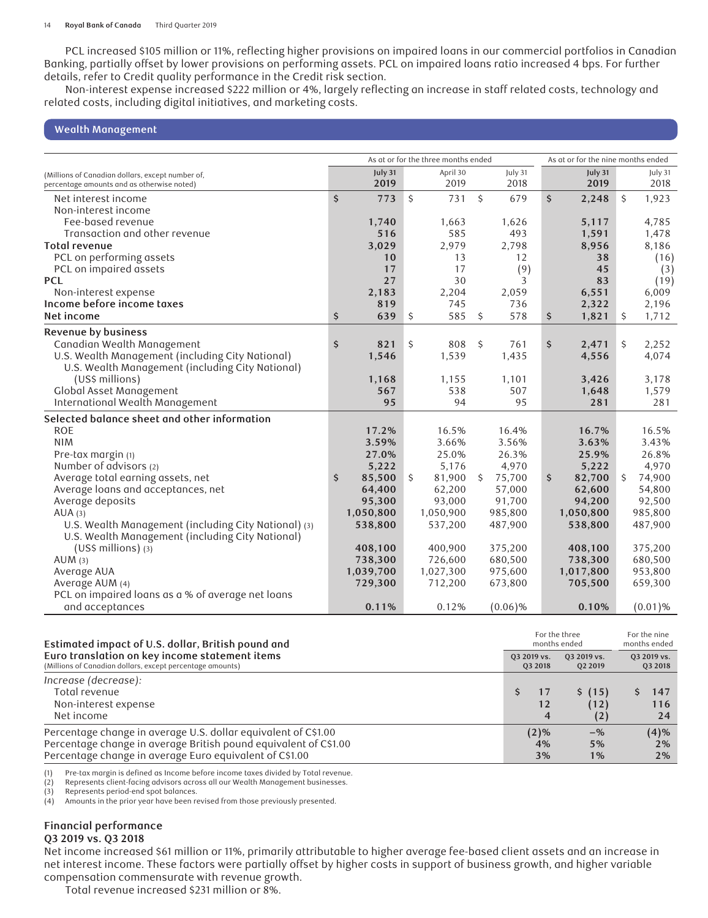PCL increased $105 million or 11%, reflecting higher provisions on impaired loans in our commercial portfolios in Canadian Banking, partially offset by lower provisions on performing assets. PCL on impaired loans ratio increased 4 bps. For further details, refer to Credit quality performance in the Credit risk section.

Non-interest expense increased $222 million or 4%, largely reflecting an increase in staff related costs, technology and related costs, including digital initiatives, and marketing costs.

## Wealth Management

| (Millions of Canadian dollars, except number of, percentage amounts and as otherwise noted) | As at or for the three months ended | | | As at or for the nine months ended | |
|---|---|---|---|---|---|
| | **July 31 2019** | April 30 2019 | July 31 2018 | **July 31 2019** | July 31 2018 |
| Net interest income | **$ 773** | $ 731 | $ 679 | **$ 2,248** | $ 1,923 |
| Non-interest income | | | | | |
| Fee-based revenue | **1,740** | 1,663 | 1,626 | **5,117** | 4,785 |
| Transaction and other revenue | **516** | 585 | 493 | **1,591** | 1,478 |
| **Total revenue** | **3,029** | 2,979 | 2,798 | **8,956** | 8,186 |
| PCL on performing assets | **10** | 13 | 12 | **38** | (16) |
| PCL on impaired assets | **17** | 17 | (9) | **45** | (3) |
| **PCL** | **27** | 30 | 3 | **83** | (19) |
| Non-interest expense | **2,183** | 2,204 | 2,059 | **6,551** | 6,009 |
| **Income before income taxes** | **819** | 745 | 736 | **2,322** | 2,196 |
| **Net income** | **$ 639** | $ 585 | $ 578 | **$ 1,821** | $ 1,712 |
| **Revenue by business** | | | | | |
| Canadian Wealth Management | **$ 821** | $ 808 | $ 761 | **$ 2,471** | $ 2,252 |
| U.S. Wealth Management (including City National) | **1,546** | 1,539 | 1,435 | **4,556** | 4,074 |
| U.S. Wealth Management (including City National) (US$ millions) | **1,168** | 1,155 | 1,101 | **3,426** | 3,178 |
| Global Asset Management | **567** | 538 | 507 | **1,648** | 1,579 |
| International Wealth Management | **95** | 94 | 95 | **281** | 281 |
| **Selected balance sheet and other information** | | | | | |
| ROE | **17.2%** | 16.5% | 16.4% | **16.7%** | 16.5% |
| NIM | **3.59%** | 3.66% | 3.56% | **3.63%** | 3.43% |
| Pre-tax margin (1) | **27.0%** | 25.0% | 26.3% | **25.9%** | 26.8% |
| Number of advisors (2) | **5,222** | 5,176 | 4,970 | **5,222** | 4,970 |
| Average total earning assets, net | **$ 85,500** | $ 81,900 | $ 75,700 | **$ 82,700** | $ 74,900 |
| Average loans and acceptances, net | **64,400** | 62,200 | 57,000 | **62,600** | 54,800 |
| Average deposits | **95,300** | 93,000 | 91,700 | **94,200** | 92,500 |
| AUA (3) | **1,050,800** | 1,050,900 | 985,800 | **1,050,800** | 985,800 |
| U.S. Wealth Management (including City National) (3) | **538,800** | 537,200 | 487,900 | **538,800** | 487,900 |
| U.S. Wealth Management (including City National) (US$ millions) (3) | **408,100** | 400,900 | 375,200 | **408,100** | 375,200 |
| AUM (3) | **738,300** | 726,600 | 680,500 | **738,300** | 680,500 |
| Average AUA | **1,039,700** | 1,027,300 | 975,600 | **1,017,800** | 953,800 |
| Average AUM (4) | **729,300** | 712,200 | 673,800 | **705,500** | 659,300 |
| PCL on impaired loans as a % of average net loans and acceptances | **0.11%** | 0.12% | (0.06)% | **0.10%** | (0.01)% |

| **Estimated impact of U.S. dollar, British pound and Euro translation on key income statement items** (Millions of Canadian dollars, except percentage amounts) | For the three months ended | | For the nine months ended |
|---|---|---|---|
| | Q3 2019 vs. Q3 2018 | Q3 2019 vs. Q2 2019 | Q3 2019 vs. Q3 2018 |
| *Increase (decrease):* | | | |
| Total revenue | **$ 17** | **$ (15)** | **$ 147** |
| Non-interest expense | **12** | **(12)** | **116** |
| Net income | **4** | **(2)** | **24** |
| Percentage change in average U.S. dollar equivalent of C$1.00 | **(2)%** | **–%** | **(4)%** |
| Percentage change in average British pound equivalent of C$1.00 | **4%** | **5%** | **2%** |
| Percentage change in average Euro equivalent of C$1.00 | **3%** | **1%** | **2%** |

(1) Pre-tax margin is defined as Income before income taxes divided by Total revenue.
(2) Represents client-facing advisors across all our Wealth Management businesses.
(3) Represents period-end spot balances.
(4) Amounts in the prior year have been revised from those previously presented.

### Financial performance

**Q3 2019 vs. Q3 2018**

Net income increased $61 million or 11%, primarily attributable to higher average fee-based client assets and an increase in net interest income. These factors were partially offset by higher costs in support of business growth, and higher variable compensation commensurate with revenue growth.

Total revenue increased $231 million or 8%.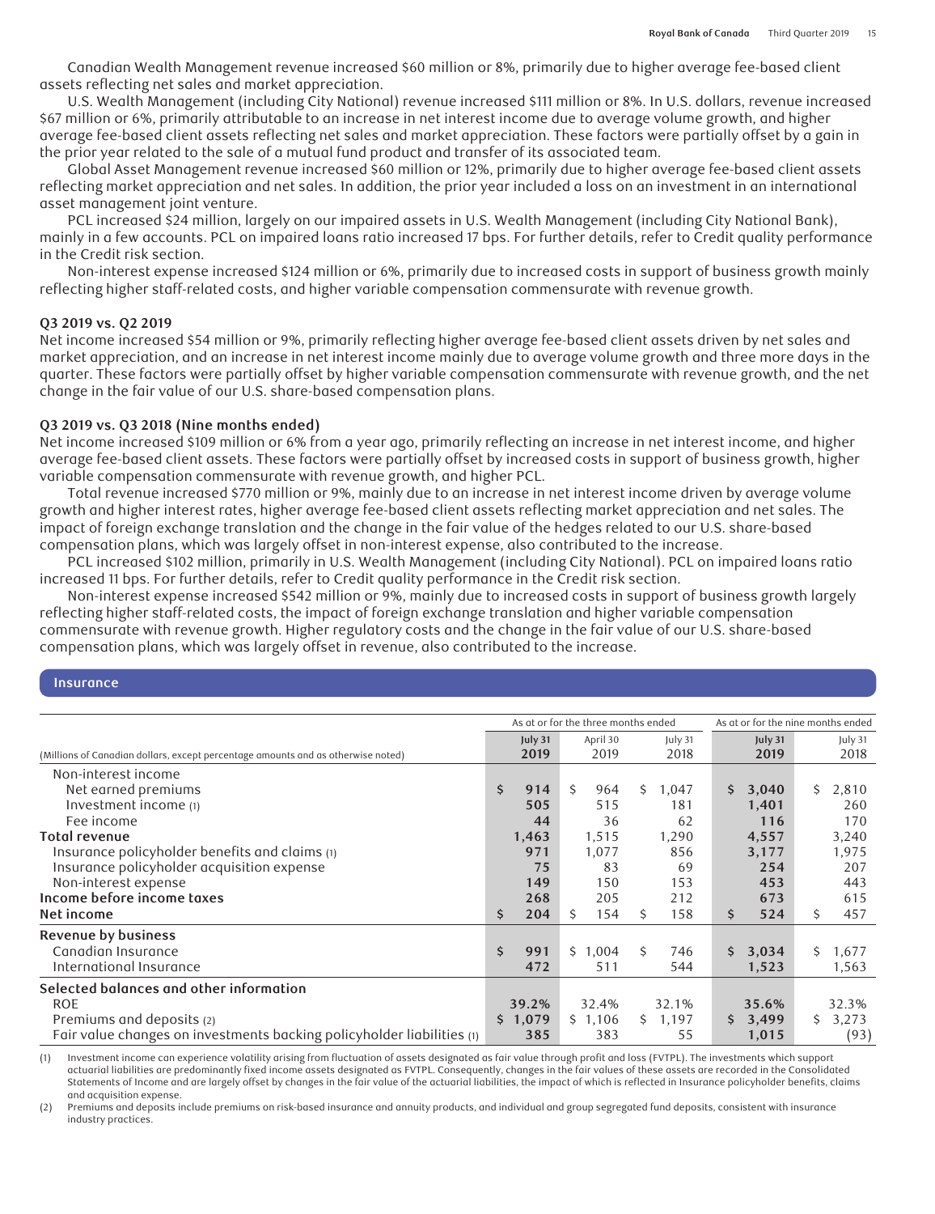Canadian Wealth Management revenue increased $60 million or 8%, primarily due to higher average fee-based client assets reflecting net sales and market appreciation.

U.S. Wealth Management (including City National) revenue increased $111 million or 8%. In U.S. dollars, revenue increased $67 million or 6%, primarily attributable to an increase in net interest income due to average volume growth, and higher average fee-based client assets reflecting net sales and market appreciation. These factors were partially offset by a gain in the prior year related to the sale of a mutual fund product and transfer of its associated team.

Global Asset Management revenue increased $60 million or 12%, primarily due to higher average fee-based client assets reflecting market appreciation and net sales. In addition, the prior year included a loss on an investment in an international asset management joint venture.

PCL increased $24 million, largely on our impaired assets in U.S. Wealth Management (including City National Bank), mainly in a few accounts. PCL on impaired loans ratio increased 17 bps. For further details, refer to Credit quality performance in the Credit risk section.

Non-interest expense increased $124 million or 6%, primarily due to increased costs in support of business growth mainly reflecting higher staff-related costs, and higher variable compensation commensurate with revenue growth.

**Q3 2019 vs. Q2 2019**

Net income increased $54 million or 9%, primarily reflecting higher average fee-based client assets driven by net sales and market appreciation, and an increase in net interest income mainly due to average volume growth and three more days in the quarter. These factors were partially offset by higher variable compensation commensurate with revenue growth, and the net change in the fair value of our U.S. share-based compensation plans.

**Q3 2019 vs. Q3 2018 (Nine months ended)**

Net income increased $109 million or 6% from a year ago, primarily reflecting an increase in net interest income, and higher average fee-based client assets. These factors were partially offset by increased costs in support of business growth, higher variable compensation commensurate with revenue growth, and higher PCL.

Total revenue increased $770 million or 9%, mainly due to an increase in net interest income driven by average volume growth and higher interest rates, higher average fee-based client assets reflecting market appreciation and net sales. The impact of foreign exchange translation and the change in the fair value of the hedges related to our U.S. share-based compensation plans, which was largely offset in non-interest expense, also contributed to the increase.

PCL increased $102 million, primarily in U.S. Wealth Management (including City National). PCL on impaired loans ratio increased 11 bps. For further details, refer to Credit quality performance in the Credit risk section.

Non-interest expense increased $542 million or 9%, mainly due to increased costs in support of business growth largely reflecting higher staff-related costs, the impact of foreign exchange translation and higher variable compensation commensurate with revenue growth. Higher regulatory costs and the change in the fair value of our U.S. share-based compensation plans, which was largely offset in revenue, also contributed to the increase.

## Insurance

| | As at or for the three months ended | | | As at or for the nine months ended | |
|---|---|---|---|---|---|
| (Millions of Canadian dollars, except percentage amounts and as otherwise noted) | **July 31 2019** | April 30 2019 | July 31 2018 | **July 31 2019** | July 31 2018 |
| Non-interest income | | | | | |
| Net earned premiums | **$ 914** | $ 964 | $ 1,047 | **$ 3,040** | $ 2,810 |
| Investment income (1) | **505** | 515 | 181 | **1,401** | 260 |
| Fee income | **44** | 36 | 62 | **116** | 170 |
| **Total revenue** | **1,463** | 1,515 | 1,290 | **4,557** | 3,240 |
| Insurance policyholder benefits and claims (1) | **971** | 1,077 | 856 | **3,177** | 1,975 |
| Insurance policyholder acquisition expense | **75** | 83 | 69 | **254** | 207 |
| Non-interest expense | **149** | 150 | 153 | **453** | 443 |
| **Income before income taxes** | **268** | 205 | 212 | **673** | 615 |
| **Net income** | **$ 204** | $ 154 | $ 158 | **$ 524** | $ 457 |
| **Revenue by business** | | | | | |
| Canadian Insurance | **$ 991** | $ 1,004 | $ 746 | **$ 3,034** | $ 1,677 |
| International Insurance | **472** | 511 | 544 | **1,523** | 1,563 |
| **Selected balances and other information** | | | | | |
| ROE | **39.2%** | 32.4% | 32.1% | **35.6%** | 32.3% |
| Premiums and deposits (2) | **$ 1,079** | $ 1,106 | $ 1,197 | **$ 3,499** | $ 3,273 |
| Fair value changes on investments backing policyholder liabilities (1) | **385** | 383 | 55 | **1,015** | (93) |

(1) Investment income can experience volatility arising from fluctuation of assets designated as fair value through profit and loss (FVTPL). The investments which support actuarial liabilities are predominantly fixed income assets designated as FVTPL. Consequently, changes in the fair values of these assets are recorded in the Consolidated Statements of Income and are largely offset by changes in the fair value of the actuarial liabilities, the impact of which is reflected in Insurance policyholder benefits, claims and acquisition expense.

(2) Premiums and deposits include premiums on risk-based insurance and annuity products, and individual and group segregated fund deposits, consistent with insurance industry practices.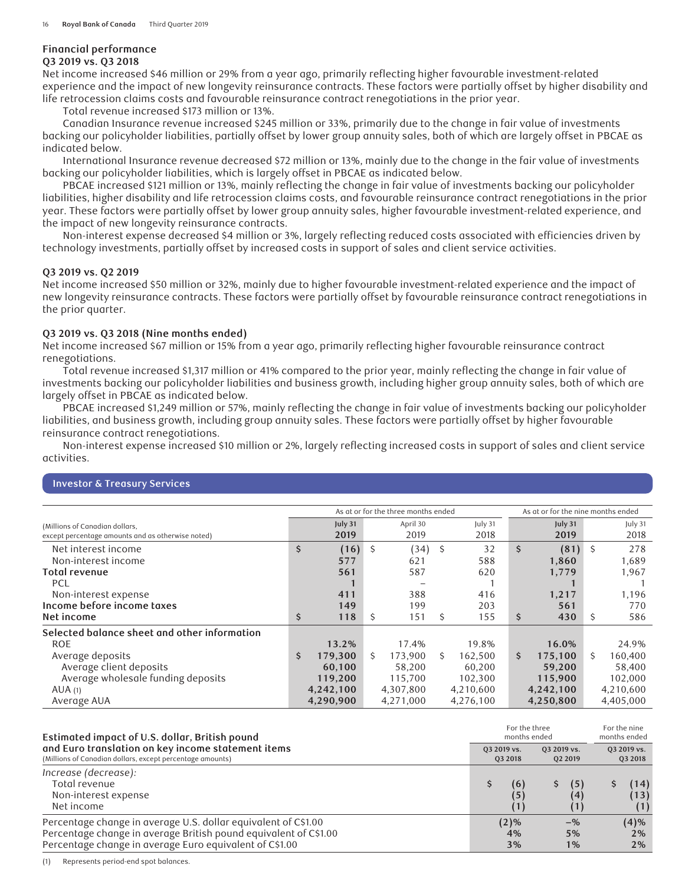### Financial performance

#### Q3 2019 vs. Q3 2018

Net income increased $46 million or 29% from a year ago, primarily reflecting higher favourable investment-related experience and the impact of new longevity reinsurance contracts. These factors were partially offset by higher disability and life retrocession claims costs and favourable reinsurance contract renegotiations in the prior year.

Total revenue increased $173 million or 13%.

Canadian Insurance revenue increased $245 million or 33%, primarily due to the change in fair value of investments backing our policyholder liabilities, partially offset by lower group annuity sales, both of which are largely offset in PBCAE as indicated below.

International Insurance revenue decreased $72 million or 13%, mainly due to the change in the fair value of investments backing our policyholder liabilities, which is largely offset in PBCAE as indicated below.

PBCAE increased $121 million or 13%, mainly reflecting the change in fair value of investments backing our policyholder liabilities, higher disability and life retrocession claims costs, and favourable reinsurance contract renegotiations in the prior year. These factors were partially offset by lower group annuity sales, higher favourable investment-related experience, and the impact of new longevity reinsurance contracts.

Non-interest expense decreased $4 million or 3%, largely reflecting reduced costs associated with efficiencies driven by technology investments, partially offset by increased costs in support of sales and client service activities.

#### Q3 2019 vs. Q2 2019

Net income increased $50 million or 32%, mainly due to higher favourable investment-related experience and the impact of new longevity reinsurance contracts. These factors were partially offset by favourable reinsurance contract renegotiations in the prior quarter.

#### Q3 2019 vs. Q3 2018 (Nine months ended)

Net income increased $67 million or 15% from a year ago, primarily reflecting higher favourable reinsurance contract renegotiations.

Total revenue increased $1,317 million or 41% compared to the prior year, mainly reflecting the change in fair value of investments backing our policyholder liabilities and business growth, including higher group annuity sales, both of which are largely offset in PBCAE as indicated below.

PBCAE increased $1,249 million or 57%, mainly reflecting the change in fair value of investments backing our policyholder liabilities, and business growth, including group annuity sales. These factors were partially offset by higher favourable reinsurance contract renegotiations.

Non-interest expense increased $10 million or 2%, largely reflecting increased costs in support of sales and client service activities.

## Investor & Treasury Services

| (Millions of Canadian dollars, except percentage amounts and as otherwise noted) | As at or for the three months ended | | | As at or for the nine months ended | |
|---|---|---|---|---|---|
| | **July 31 2019** | April 30 2019 | July 31 2018 | **July 31 2019** | July 31 2018 |
| Net interest income | **$ (16)** | $ (34) | $ 32 | **$ (81)** | $ 278 |
| Non-interest income | **577** | 621 | 588 | **1,860** | 1,689 |
| **Total revenue** | **561** | 587 | 620 | **1,779** | 1,967 |
| PCL | **1** | – | 1 | **1** | 1 |
| Non-interest expense | **411** | 388 | 416 | **1,217** | 1,196 |
| **Income before income taxes** | **149** | 199 | 203 | **561** | 770 |
| **Net income** | **$ 118** | $ 151 | $ 155 | **$ 430** | $ 586 |
| **Selected balance sheet and other information** | | | | | |
| ROE | **13.2%** | 17.4% | 19.8% | **16.0%** | 24.9% |
| Average deposits | **$ 179,300** | $ 173,900 | $ 162,500 | **$ 175,100** | $ 160,400 |
| Average client deposits | **60,100** | 58,200 | 60,200 | **59,200** | 58,400 |
| Average wholesale funding deposits | **119,200** | 115,700 | 102,300 | **115,900** | 102,000 |
| AUA (1) | **4,242,100** | 4,307,800 | 4,210,600 | **4,242,100** | 4,210,600 |
| Average AUA | **4,290,900** | 4,271,000 | 4,276,100 | **4,250,800** | 4,405,000 |

| **Estimated impact of U.S. dollar, British pound and Euro translation on key income statement items** (Millions of Canadian dollars, except percentage amounts) | For the three months ended | | For the nine months ended |
|---|---|---|---|
| | **Q3 2019 vs. Q3 2018** | **Q3 2019 vs. Q2 2019** | **Q3 2019 vs. Q3 2018** |
| *Increase (decrease):* | | | |
| Total revenue | **$ (6)** | **$ (5)** | **$ (14)** |
| Non-interest expense | **(5)** | **(4)** | **(13)** |
| Net income | **(1)** | **(1)** | **(1)** |
| Percentage change in average U.S. dollar equivalent of C$1.00 | **(2)%** | **–%** | **(4)%** |
| Percentage change in average British pound equivalent of C$1.00 | **4%** | **5%** | **2%** |
| Percentage change in average Euro equivalent of C$1.00 | **3%** | **1%** | **2%** |

(1) Represents period-end spot balances.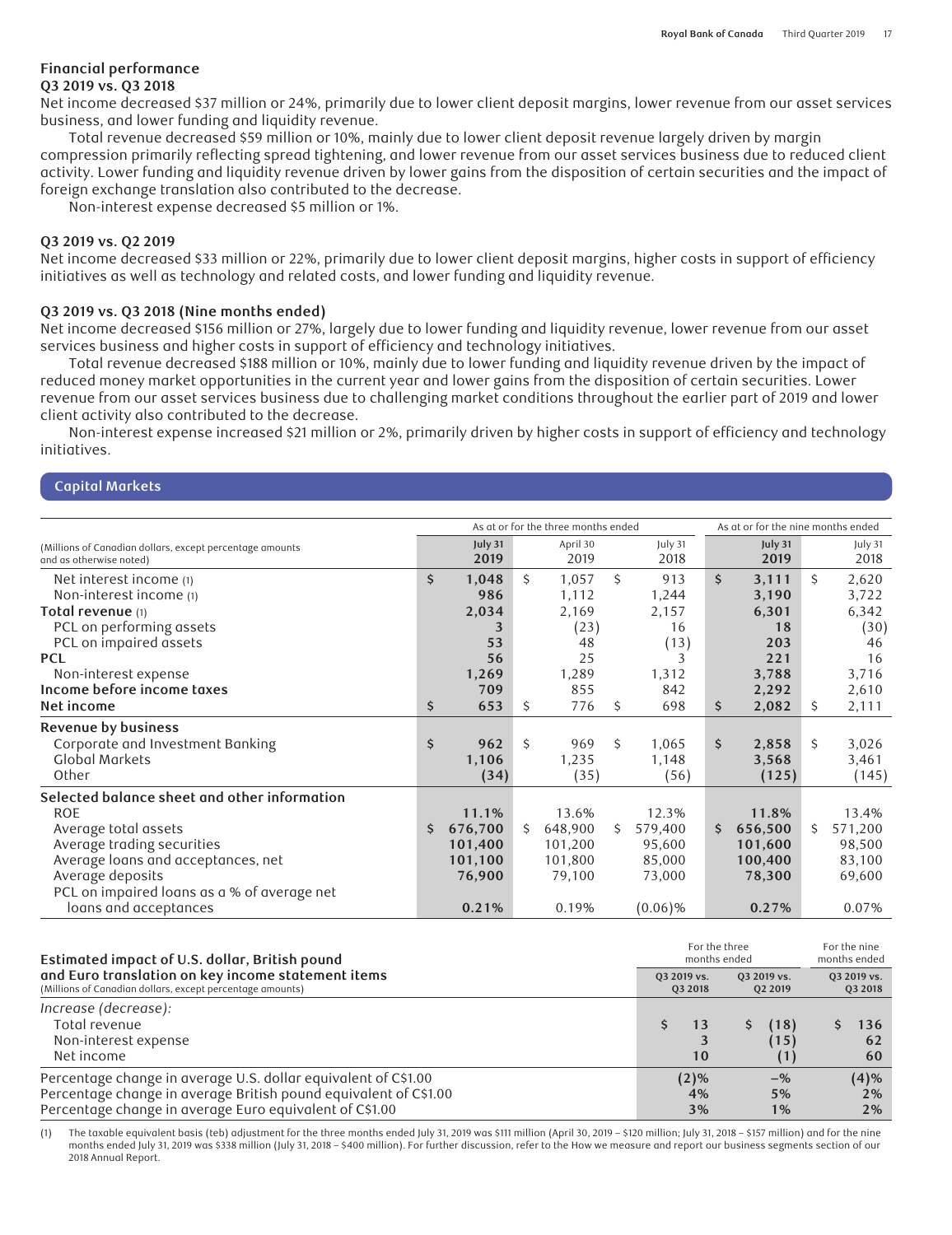## Financial performance

### Q3 2019 vs. Q3 2018

Net income decreased $37 million or 24%, primarily due to lower client deposit margins, lower revenue from our asset services business, and lower funding and liquidity revenue.

Total revenue decreased $59 million or 10%, mainly due to lower client deposit revenue largely driven by margin compression primarily reflecting spread tightening, and lower revenue from our asset services business due to reduced client activity. Lower funding and liquidity revenue driven by lower gains from the disposition of certain securities and the impact of foreign exchange translation also contributed to the decrease.

Non-interest expense decreased $5 million or 1%.

### Q3 2019 vs. Q2 2019

Net income decreased $33 million or 22%, primarily due to lower client deposit margins, higher costs in support of efficiency initiatives as well as technology and related costs, and lower funding and liquidity revenue.

### Q3 2019 vs. Q3 2018 (Nine months ended)

Net income decreased $156 million or 27%, largely due to lower funding and liquidity revenue, lower revenue from our asset services business and higher costs in support of efficiency and technology initiatives.

Total revenue decreased $188 million or 10%, mainly due to lower funding and liquidity revenue driven by the impact of reduced money market opportunities in the current year and lower gains from the disposition of certain securities. Lower revenue from our asset services business due to challenging market conditions throughout the earlier part of 2019 and lower client activity also contributed to the decrease.

Non-interest expense increased $21 million or 2%, primarily driven by higher costs in support of efficiency and technology initiatives.

## Capital Markets

| (Millions of Canadian dollars, except percentage amounts and as otherwise noted) | As at or for the three months ended | | | As at or for the nine months ended | |
|---|---|---|---|---|---|
| | July 31 2019 | April 30 2019 | July 31 2018 | July 31 2019 | July 31 2018 |
| Net interest income (1) | $ 1,048 | $ 1,057 | $ 913 | $ 3,111 | $ 2,620 |
| Non-interest income (1) | 986 | 1,112 | 1,244 | 3,190 | 3,722 |
| **Total revenue** (1) | 2,034 | 2,169 | 2,157 | 6,301 | 6,342 |
| PCL on performing assets | 3 | (23) | 16 | 18 | (30) |
| PCL on impaired assets | 53 | 48 | (13) | 203 | 46 |
| **PCL** | 56 | 25 | 3 | 221 | 16 |
| Non-interest expense | 1,269 | 1,289 | 1,312 | 3,788 | 3,716 |
| **Income before income taxes** | 709 | 855 | 842 | 2,292 | 2,610 |
| **Net income** | $ 653 | $ 776 | $ 698 | $ 2,082 | $ 2,111 |
| **Revenue by business** | | | | | |
| Corporate and Investment Banking | $ 962 | $ 969 | $ 1,065 | $ 2,858 | $ 3,026 |
| Global Markets | 1,106 | 1,235 | 1,148 | 3,568 | 3,461 |
| Other | (34) | (35) | (56) | (125) | (145) |
| **Selected balance sheet and other information** | | | | | |
| ROE | 11.1% | 13.6% | 12.3% | 11.8% | 13.4% |
| Average total assets | $ 676,700 | $ 648,900 | $ 579,400 | $ 656,500 | $ 571,200 |
| Average trading securities | 101,400 | 101,200 | 95,600 | 101,600 | 98,500 |
| Average loans and acceptances, net | 101,100 | 101,800 | 85,000 | 100,400 | 83,100 |
| Average deposits | 76,900 | 79,100 | 73,000 | 78,300 | 69,600 |
| PCL on impaired loans as a % of average net loans and acceptances | 0.21% | 0.19% | (0.06)% | 0.27% | 0.07% |

| **Estimated impact of U.S. dollar, British pound and Euro translation on key income statement items** (Millions of Canadian dollars, except percentage amounts) | For the three months ended | | For the nine months ended |
|---|---|---|---|
| | Q3 2019 vs. Q3 2018 | Q3 2019 vs. Q2 2019 | Q3 2019 vs. Q3 2018 |
| *Increase (decrease):* | | | |
| Total revenue | $ 13 | $ (18) | $ 136 |
| Non-interest expense | 3 | (15) | 62 |
| Net income | 10 | (1) | 60 |
| Percentage change in average U.S. dollar equivalent of C$1.00 | (2)% | –% | (4)% |
| Percentage change in average British pound equivalent of C$1.00 | 4% | 5% | 2% |
| Percentage change in average Euro equivalent of C$1.00 | 3% | 1% | 2% |

(1) The taxable equivalent basis (teb) adjustment for the three months ended July 31, 2019 was $111 million (April 30, 2019 – $120 million; July 31, 2018 – $157 million) and for the nine months ended July 31, 2019 was $338 million (July 31, 2018 – $400 million). For further discussion, refer to the How we measure and report our business segments section of our 2018 Annual Report.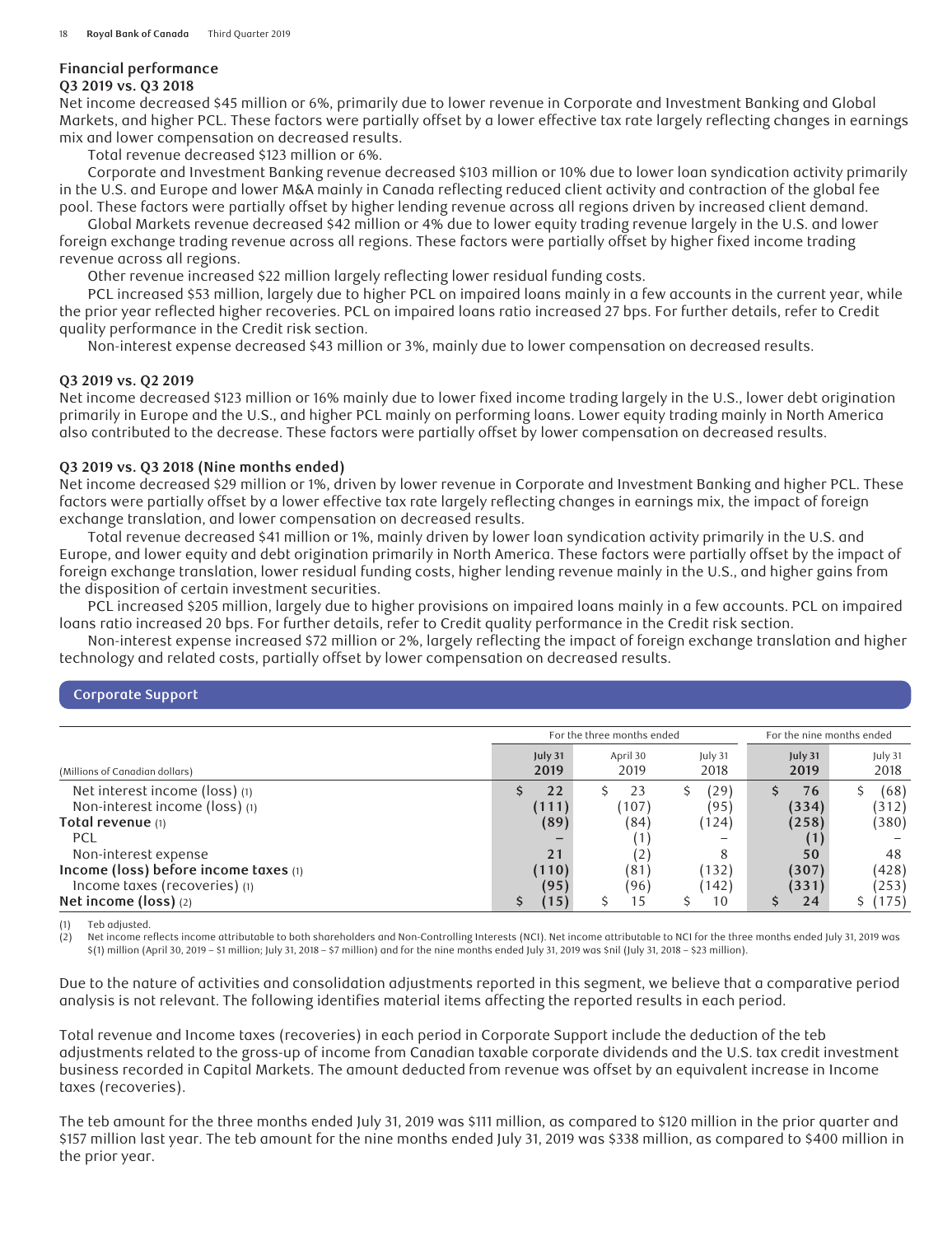## Financial performance

### Q3 2019 vs. Q3 2018

Net income decreased $45 million or 6%, primarily due to lower revenue in Corporate and Investment Banking and Global Markets, and higher PCL. These factors were partially offset by a lower effective tax rate largely reflecting changes in earnings mix and lower compensation on decreased results.

Total revenue decreased $123 million or 6%.

Corporate and Investment Banking revenue decreased $103 million or 10% due to lower loan syndication activity primarily in the U.S. and Europe and lower M&A mainly in Canada reflecting reduced client activity and contraction of the global fee pool. These factors were partially offset by higher lending revenue across all regions driven by increased client demand.

Global Markets revenue decreased $42 million or 4% due to lower equity trading revenue largely in the U.S. and lower foreign exchange trading revenue across all regions. These factors were partially offset by higher fixed income trading revenue across all regions.

Other revenue increased $22 million largely reflecting lower residual funding costs.

PCL increased $53 million, largely due to higher PCL on impaired loans mainly in a few accounts in the current year, while the prior year reflected higher recoveries. PCL on impaired loans ratio increased 27 bps. For further details, refer to Credit quality performance in the Credit risk section.

Non-interest expense decreased $43 million or 3%, mainly due to lower compensation on decreased results.

### Q3 2019 vs. Q2 2019

Net income decreased $123 million or 16% mainly due to lower fixed income trading largely in the U.S., lower debt origination primarily in Europe and the U.S., and higher PCL mainly on performing loans. Lower equity trading mainly in North America also contributed to the decrease. These factors were partially offset by lower compensation on decreased results.

### Q3 2019 vs. Q3 2018 (Nine months ended)

Net income decreased $29 million or 1%, driven by lower revenue in Corporate and Investment Banking and higher PCL. These factors were partially offset by a lower effective tax rate largely reflecting changes in earnings mix, the impact of foreign exchange translation, and lower compensation on decreased results.

Total revenue decreased $41 million or 1%, mainly driven by lower loan syndication activity primarily in the U.S. and Europe, and lower equity and debt origination primarily in North America. These factors were partially offset by the impact of foreign exchange translation, lower residual funding costs, higher lending revenue mainly in the U.S., and higher gains from the disposition of certain investment securities.

PCL increased $205 million, largely due to higher provisions on impaired loans mainly in a few accounts. PCL on impaired loans ratio increased 20 bps. For further details, refer to Credit quality performance in the Credit risk section.

Non-interest expense increased $72 million or 2%, largely reflecting the impact of foreign exchange translation and higher technology and related costs, partially offset by lower compensation on decreased results.

## Corporate Support

| | For the three months ended | | | For the nine months ended | |
|---|---|---|---|---|---|
| (Millions of Canadian dollars) | July 31 2019 | April 30 2019 | July 31 2018 | July 31 2019 | July 31 2018 |
| Net interest income (loss) (1) | $ 22 | $ 23 | $ (29) | $ 76 | $ (68) |
| Non-interest income (loss) (1) | (111) | (107) | (95) | (334) | (312) |
| **Total revenue** (1) | (89) | (84) | (124) | (258) | (380) |
| PCL | – | (1) | – | (1) | – |
| Non-interest expense | 21 | (2) | 8 | 50 | 48 |
| **Income (loss) before income taxes** (1) | (110) | (81) | (132) | (307) | (428) |
| Income taxes (recoveries) (1) | (95) | (96) | (142) | (331) | (253) |
| **Net income (loss)** (2) | $ (15) | $ 15 | $ 10 | $ 24 | $ (175) |

(1) Teb adjusted.
(2) Net income reflects income attributable to both shareholders and Non-Controlling Interests (NCI). Net income attributable to NCI for the three months ended July 31, 2019 was $(1) million (April 30, 2019 – $1 million; July 31, 2018 – $7 million) and for the nine months ended July 31, 2019 was $nil (July 31, 2018 – $23 million).

Due to the nature of activities and consolidation adjustments reported in this segment, we believe that a comparative period analysis is not relevant. The following identifies material items affecting the reported results in each period.

Total revenue and Income taxes (recoveries) in each period in Corporate Support include the deduction of the teb adjustments related to the gross-up of income from Canadian taxable corporate dividends and the U.S. tax credit investment business recorded in Capital Markets. The amount deducted from revenue was offset by an equivalent increase in Income taxes (recoveries).

The teb amount for the three months ended July 31, 2019 was $111 million, as compared to $120 million in the prior quarter and $157 million last year. The teb amount for the nine months ended July 31, 2019 was $338 million, as compared to $400 million in the prior year.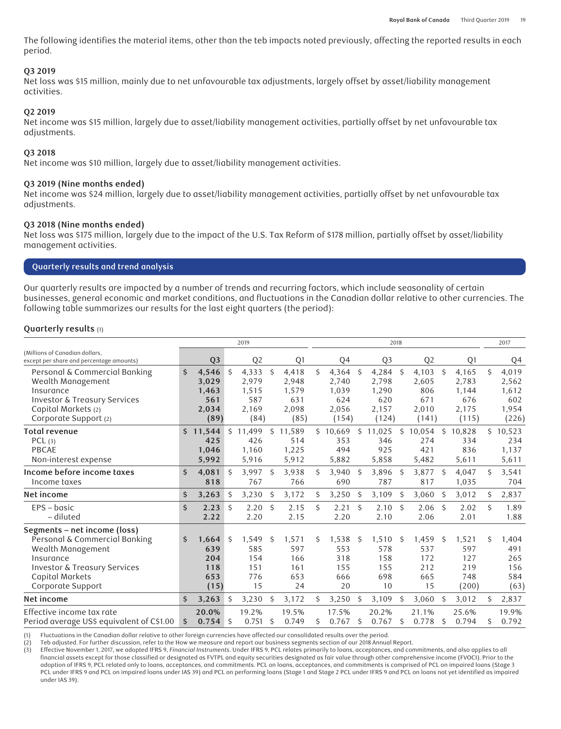The following identifies the material items, other than the teb impacts noted previously, affecting the reported results in each period.

**Q3 2019**
Net loss was $15 million, mainly due to net unfavourable tax adjustments, largely offset by asset/liability management activities.

**Q2 2019**
Net income was $15 million, largely due to asset/liability management activities, partially offset by net unfavourable tax adjustments.

**Q3 2018**
Net income was $10 million, largely due to asset/liability management activities.

**Q3 2019 (Nine months ended)**
Net income was $24 million, largely due to asset/liability management activities, partially offset by net unfavourable tax adjustments.

**Q3 2018 (Nine months ended)**
Net loss was $175 million, largely due to the impact of the U.S. Tax Reform of $178 million, partially offset by asset/liability management activities.

## Quarterly results and trend analysis

Our quarterly results are impacted by a number of trends and recurring factors, which include seasonality of certain businesses, general economic and market conditions, and fluctuations in the Canadian dollar relative to other currencies. The following table summarizes our results for the last eight quarters (the period):

**Quarterly results** (1)

| (Millions of Canadian dollars, except per share and percentage amounts) | 2019 | | | 2018 | | | | 2017 |
|---|---|---|---|---|---|---|---|---|
| | Q3 | Q2 | Q1 | Q4 | Q3 | Q2 | Q1 | Q4 |
| Personal & Commercial Banking | $ **4,546** | $ 4,333 | $ 4,418 | $ 4,364 | $ 4,284 | $ 4,103 | $ 4,165 | $ 4,019 |
| Wealth Management | **3,029** | 2,979 | 2,948 | 2,740 | 2,798 | 2,605 | 2,783 | 2,562 |
| Insurance | **1,463** | 1,515 | 1,579 | 1,039 | 1,290 | 806 | 1,144 | 1,612 |
| Investor & Treasury Services | **561** | 587 | 631 | 624 | 620 | 671 | 676 | 602 |
| Capital Markets (2) | **2,034** | 2,169 | 2,098 | 2,056 | 2,157 | 2,010 | 2,175 | 1,954 |
| Corporate Support (2) | **(89)** | (84) | (85) | (154) | (124) | (141) | (115) | (226) |
| **Total revenue** | $ **11,544** | $ 11,499 | $ 11,589 | $ 10,669 | $ 11,025 | $ 10,054 | $ 10,828 | $ 10,523 |
| PCL (3) | **425** | 426 | 514 | 353 | 346 | 274 | 334 | 234 |
| PBCAE | **1,046** | 1,160 | 1,225 | 494 | 925 | 421 | 836 | 1,137 |
| Non-interest expense | **5,992** | 5,916 | 5,912 | 5,882 | 5,858 | 5,482 | 5,611 | 5,611 |
| **Income before income taxes** | $ **4,081** | $ 3,997 | $ 3,938 | $ 3,940 | $ 3,896 | $ 3,877 | $ 4,047 | $ 3,541 |
| Income taxes | **818** | 767 | 766 | 690 | 787 | 817 | 1,035 | 704 |
| **Net income** | $ **3,263** | $ 3,230 | $ 3,172 | $ 3,250 | $ 3,109 | $ 3,060 | $ 3,012 | $ 2,837 |
| EPS – basic | $ **2.23** | $ 2.20 | $ 2.15 | $ 2.21 | $ 2.10 | $ 2.06 | $ 2.02 | $ 1.89 |
| – diluted | **2.22** | 2.20 | 2.15 | 2.20 | 2.10 | 2.06 | 2.01 | 1.88 |
| **Segments – net income (loss)** | | | | | | | | |
| Personal & Commercial Banking | $ **1,664** | $ 1,549 | $ 1,571 | $ 1,538 | $ 1,510 | $ 1,459 | $ 1,521 | $ 1,404 |
| Wealth Management | **639** | 585 | 597 | 553 | 578 | 537 | 597 | 491 |
| Insurance | **204** | 154 | 166 | 318 | 158 | 172 | 127 | 265 |
| Investor & Treasury Services | **118** | 151 | 161 | 155 | 155 | 212 | 219 | 156 |
| Capital Markets | **653** | 776 | 653 | 666 | 698 | 665 | 748 | 584 |
| Corporate Support | **(15)** | 15 | 24 | 20 | 10 | 15 | (200) | (63) |
| **Net income** | $ **3,263** | $ 3,230 | $ 3,172 | $ 3,250 | $ 3,109 | $ 3,060 | $ 3,012 | $ 2,837 |
| Effective income tax rate | **20.0%** | 19.2% | 19.5% | 17.5% | 20.2% | 21.1% | 25.6% | 19.9% |
| Period average US$ equivalent of C$1.00 | $ **0.754** | $ 0.751 | $ 0.749 | $ 0.767 | $ 0.767 | $ 0.778 | $ 0.794 | $ 0.792 |

(1) Fluctuations in the Canadian dollar relative to other foreign currencies have affected our consolidated results over the period.
(2) Teb adjusted. For further discussion, refer to the How we measure and report our business segments section of our 2018 Annual Report.
(3) Effective November 1, 2017, we adopted IFRS 9, *Financial Instruments*. Under IFRS 9, PCL relates primarily to loans, acceptances, and commitments, and also applies to all financial assets except for those classified or designated as FVTPL and equity securities designated as fair value through other comprehensive income (FVOCI). Prior to the adoption of IFRS 9, PCL related only to loans, acceptances, and commitments. PCL on loans, acceptances, and commitments is comprised of PCL on impaired loans (Stage 3 PCL under IFRS 9 and PCL on impaired loans under IAS 39) and PCL on performing loans (Stage 1 and Stage 2 PCL under IFRS 9 and PCL on loans not yet identified as impaired under IAS 39).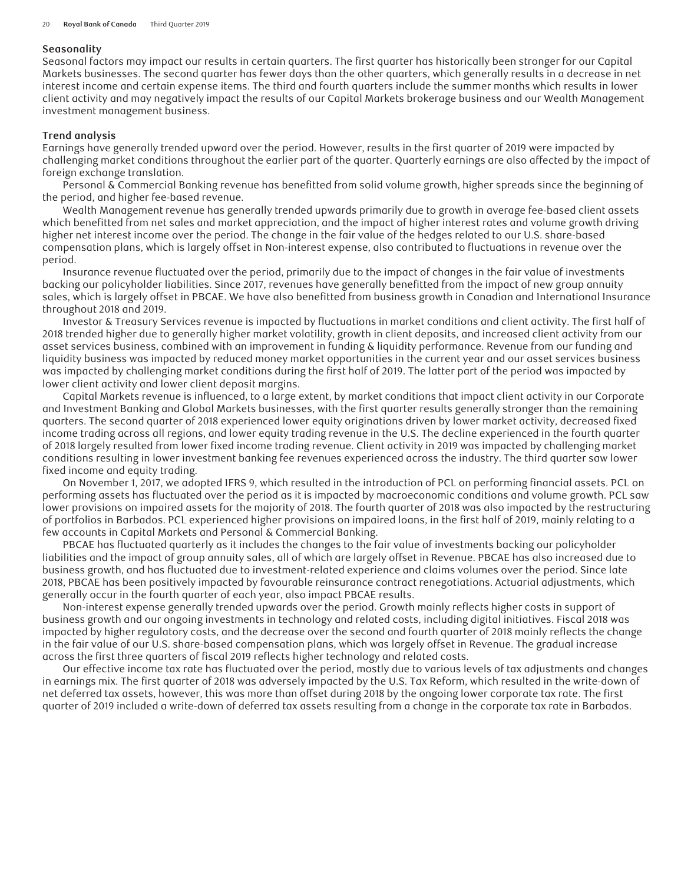### Seasonality

Seasonal factors may impact our results in certain quarters. The first quarter has historically been stronger for our Capital Markets businesses. The second quarter has fewer days than the other quarters, which generally results in a decrease in net interest income and certain expense items. The third and fourth quarters include the summer months which results in lower client activity and may negatively impact the results of our Capital Markets brokerage business and our Wealth Management investment management business.

### Trend analysis

Earnings have generally trended upward over the period. However, results in the first quarter of 2019 were impacted by challenging market conditions throughout the earlier part of the quarter. Quarterly earnings are also affected by the impact of foreign exchange translation.

Personal & Commercial Banking revenue has benefitted from solid volume growth, higher spreads since the beginning of the period, and higher fee-based revenue.

Wealth Management revenue has generally trended upwards primarily due to growth in average fee-based client assets which benefitted from net sales and market appreciation, and the impact of higher interest rates and volume growth driving higher net interest income over the period. The change in the fair value of the hedges related to our U.S. share-based compensation plans, which is largely offset in Non-interest expense, also contributed to fluctuations in revenue over the period.

Insurance revenue fluctuated over the period, primarily due to the impact of changes in the fair value of investments backing our policyholder liabilities. Since 2017, revenues have generally benefitted from the impact of new group annuity sales, which is largely offset in PBCAE. We have also benefitted from business growth in Canadian and International Insurance throughout 2018 and 2019.

Investor & Treasury Services revenue is impacted by fluctuations in market conditions and client activity. The first half of 2018 trended higher due to generally higher market volatility, growth in client deposits, and increased client activity from our asset services business, combined with an improvement in funding & liquidity performance. Revenue from our funding and liquidity business was impacted by reduced money market opportunities in the current year and our asset services business was impacted by challenging market conditions during the first half of 2019. The latter part of the period was impacted by lower client activity and lower client deposit margins.

Capital Markets revenue is influenced, to a large extent, by market conditions that impact client activity in our Corporate and Investment Banking and Global Markets businesses, with the first quarter results generally stronger than the remaining quarters. The second quarter of 2018 experienced lower equity originations driven by lower market activity, decreased fixed income trading across all regions, and lower equity trading revenue in the U.S. The decline experienced in the fourth quarter of 2018 largely resulted from lower fixed income trading revenue. Client activity in 2019 was impacted by challenging market conditions resulting in lower investment banking fee revenues experienced across the industry. The third quarter saw lower fixed income and equity trading.

On November 1, 2017, we adopted IFRS 9, which resulted in the introduction of PCL on performing financial assets. PCL on performing assets has fluctuated over the period as it is impacted by macroeconomic conditions and volume growth. PCL saw lower provisions on impaired assets for the majority of 2018. The fourth quarter of 2018 was also impacted by the restructuring of portfolios in Barbados. PCL experienced higher provisions on impaired loans, in the first half of 2019, mainly relating to a few accounts in Capital Markets and Personal & Commercial Banking.

PBCAE has fluctuated quarterly as it includes the changes to the fair value of investments backing our policyholder liabilities and the impact of group annuity sales, all of which are largely offset in Revenue. PBCAE has also increased due to business growth, and has fluctuated due to investment-related experience and claims volumes over the period. Since late 2018, PBCAE has been positively impacted by favourable reinsurance contract renegotiations. Actuarial adjustments, which generally occur in the fourth quarter of each year, also impact PBCAE results.

Non-interest expense generally trended upwards over the period. Growth mainly reflects higher costs in support of business growth and our ongoing investments in technology and related costs, including digital initiatives. Fiscal 2018 was impacted by higher regulatory costs, and the decrease over the second and fourth quarter of 2018 mainly reflects the change in the fair value of our U.S. share-based compensation plans, which was largely offset in Revenue. The gradual increase across the first three quarters of fiscal 2019 reflects higher technology and related costs.

Our effective income tax rate has fluctuated over the period, mostly due to various levels of tax adjustments and changes in earnings mix. The first quarter of 2018 was adversely impacted by the U.S. Tax Reform, which resulted in the write-down of net deferred tax assets, however, this was more than offset during 2018 by the ongoing lower corporate tax rate. The first quarter of 2019 included a write-down of deferred tax assets resulting from a change in the corporate tax rate in Barbados.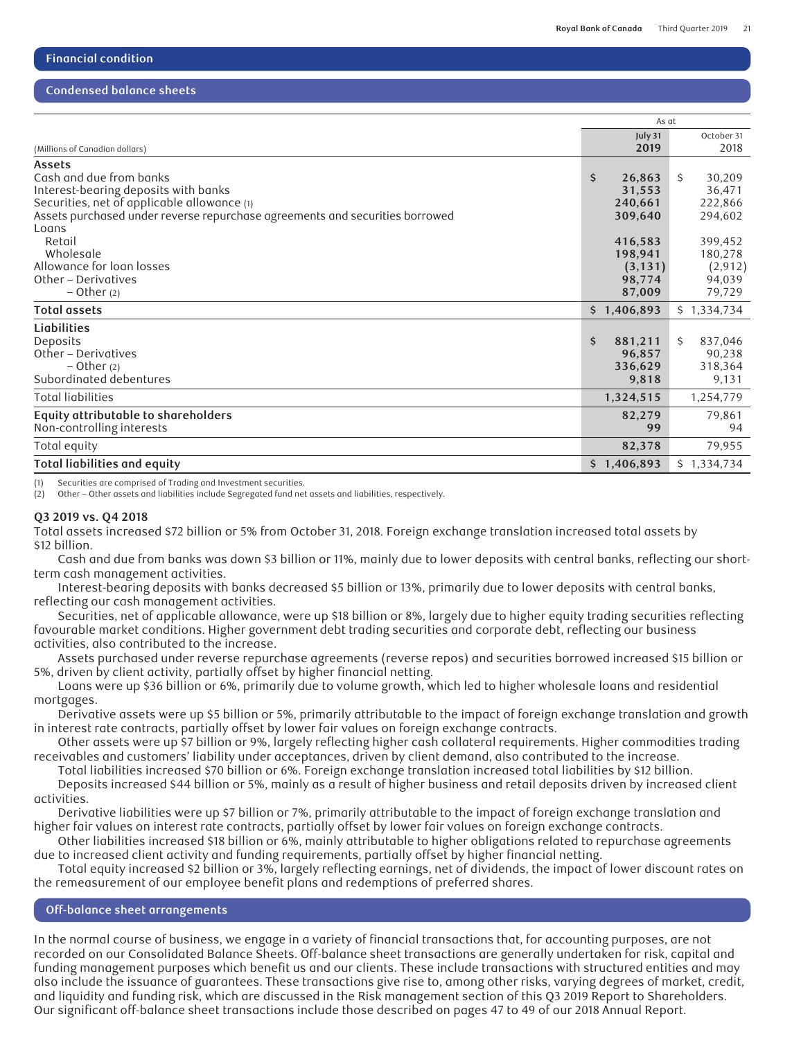## Financial condition

### Condensed balance sheets

| (Millions of Canadian dollars) | As at July 31 2019 | As at October 31 2018 |
|---|---|---|
| **Assets** | | |
| Cash and due from banks | $ 26,863 | $ 30,209 |
| Interest-bearing deposits with banks | 31,553 | 36,471 |
| Securities, net of applicable allowance (1) | 240,661 | 222,866 |
| Assets purchased under reverse repurchase agreements and securities borrowed | 309,640 | 294,602 |
| Loans | | |
| Retail | 416,583 | 399,452 |
| Wholesale | 198,941 | 180,278 |
| Allowance for loan losses | (3,131) | (2,912) |
| Other – Derivatives | 98,774 | 94,039 |
| – Other (2) | 87,009 | 79,729 |
| **Total assets** | $ 1,406,893 | $ 1,334,734 |
| **Liabilities** | | |
| Deposits | $ 881,211 | $ 837,046 |
| Other – Derivatives | 96,857 | 90,238 |
| – Other (2) | 336,629 | 318,364 |
| Subordinated debentures | 9,818 | 9,131 |
| Total liabilities | 1,324,515 | 1,254,779 |
| **Equity attributable to shareholders** | 82,279 | 79,861 |
| Non-controlling interests | 99 | 94 |
| Total equity | 82,378 | 79,955 |
| **Total liabilities and equity** | $ 1,406,893 | $ 1,334,734 |

(1) Securities are comprised of Trading and Investment securities.
(2) Other – Other assets and liabilities include Segregated fund net assets and liabilities, respectively.

**Q3 2019 vs. Q4 2018**

Total assets increased $72 billion or 5% from October 31, 2018. Foreign exchange translation increased total assets by $12 billion.

Cash and due from banks was down $3 billion or 11%, mainly due to lower deposits with central banks, reflecting our short-term cash management activities.

Interest-bearing deposits with banks decreased $5 billion or 13%, primarily due to lower deposits with central banks, reflecting our cash management activities.

Securities, net of applicable allowance, were up $18 billion or 8%, largely due to higher equity trading securities reflecting favourable market conditions. Higher government debt trading securities and corporate debt, reflecting our business activities, also contributed to the increase.

Assets purchased under reverse repurchase agreements (reverse repos) and securities borrowed increased $15 billion or 5%, driven by client activity, partially offset by higher financial netting.

Loans were up $36 billion or 6%, primarily due to volume growth, which led to higher wholesale loans and residential mortgages.

Derivative assets were up $5 billion or 5%, primarily attributable to the impact of foreign exchange translation and growth in interest rate contracts, partially offset by lower fair values on foreign exchange contracts.

Other assets were up $7 billion or 9%, largely reflecting higher cash collateral requirements. Higher commodities trading receivables and customers' liability under acceptances, driven by client demand, also contributed to the increase.

Total liabilities increased $70 billion or 6%. Foreign exchange translation increased total liabilities by $12 billion.

Deposits increased $44 billion or 5%, mainly as a result of higher business and retail deposits driven by increased client activities.

Derivative liabilities were up $7 billion or 7%, primarily attributable to the impact of foreign exchange translation and higher fair values on interest rate contracts, partially offset by lower fair values on foreign exchange contracts.

Other liabilities increased $18 billion or 6%, mainly attributable to higher obligations related to repurchase agreements due to increased client activity and funding requirements, partially offset by higher financial netting.

Total equity increased $2 billion or 3%, largely reflecting earnings, net of dividends, the impact of lower discount rates on the remeasurement of our employee benefit plans and redemptions of preferred shares.

### Off-balance sheet arrangements

In the normal course of business, we engage in a variety of financial transactions that, for accounting purposes, are not recorded on our Consolidated Balance Sheets. Off-balance sheet transactions are generally undertaken for risk, capital and funding management purposes which benefit us and our clients. These include transactions with structured entities and may also include the issuance of guarantees. These transactions give rise to, among other risks, varying degrees of market, credit, and liquidity and funding risk, which are discussed in the Risk management section of this Q3 2019 Report to Shareholders. Our significant off-balance sheet transactions include those described on pages 47 to 49 of our 2018 Annual Report.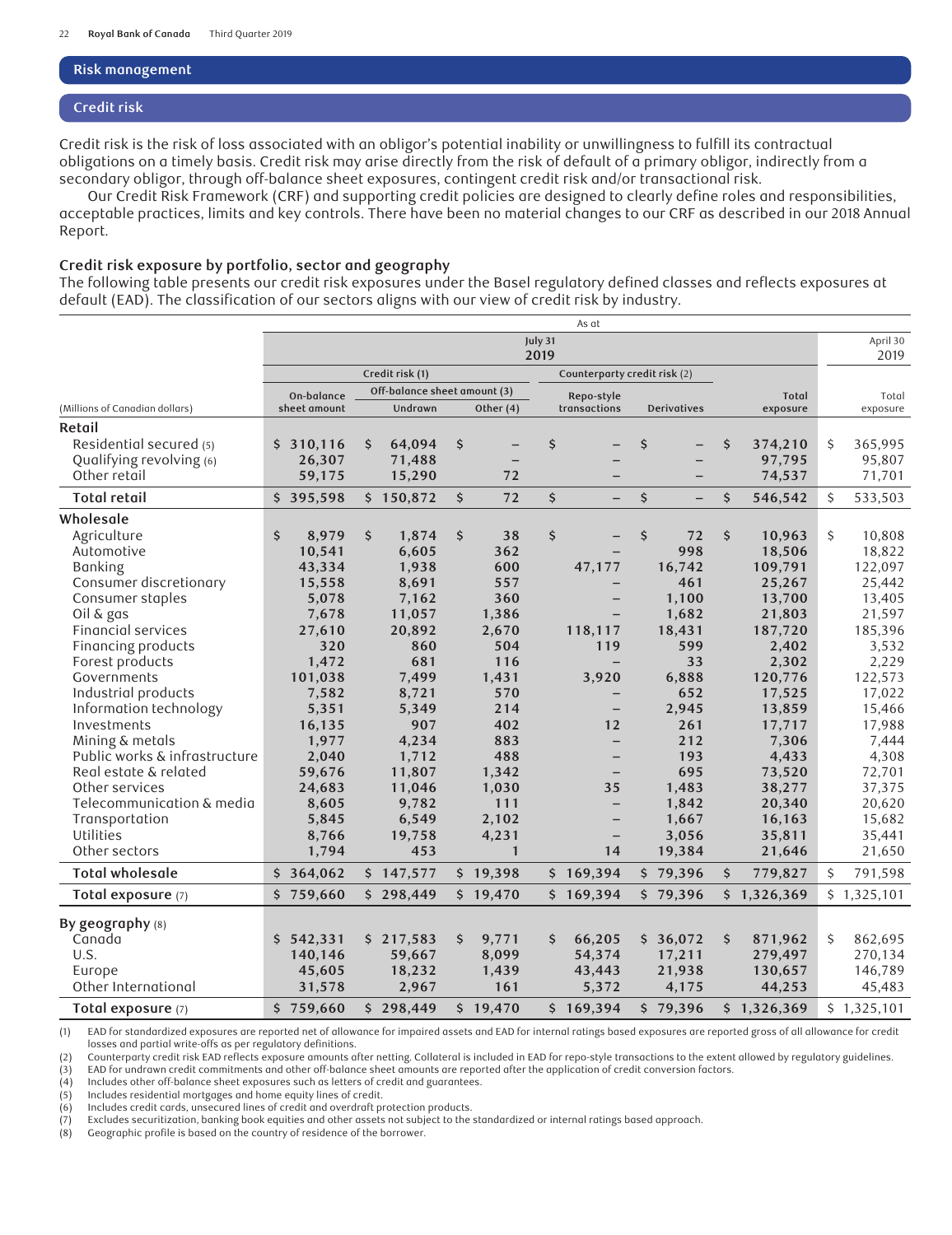## Risk management

### Credit risk

Credit risk is the risk of loss associated with an obligor's potential inability or unwillingness to fulfill its contractual obligations on a timely basis. Credit risk may arise directly from the risk of default of a primary obligor, indirectly from a secondary obligor, through off-balance sheet exposures, contingent credit risk and/or transactional risk.

Our Credit Risk Framework (CRF) and supporting credit policies are designed to clearly define roles and responsibilities, acceptable practices, limits and key controls. There have been no material changes to our CRF as described in our 2018 Annual Report.

#### Credit risk exposure by portfolio, sector and geography

The following table presents our credit risk exposures under the Basel regulatory defined classes and reflects exposures at default (EAD). The classification of our sectors aligns with our view of credit risk by industry.

| | As at | | | | | | |
|---|---|---|---|---|---|---|---|
| | July 31 2019 | | | | | | April 30 2019 |
| | Credit risk (1) | | | Counterparty credit risk (2) | | | |
| | | Off-balance sheet amount (3) | | | | | |
| (Millions of Canadian dollars) | On-balance sheet amount | Undrawn | Other (4) | Repo-style transactions | Derivatives | Total exposure | Total exposure |
| **Retail** | | | | | | | |
| Residential secured (5) | $ 310,116 | $ 64,094 | $ – | $ – | $ – | $ 374,210 | $ 365,995 |
| Qualifying revolving (6) | 26,307 | 71,488 | – | – | – | 97,795 | 95,807 |
| Other retail | 59,175 | 15,290 | 72 | – | – | 74,537 | 71,701 |
| **Total retail** | $ 395,598 | $ 150,872 | $ 72 | $ – | $ – | $ 546,542 | $ 533,503 |
| **Wholesale** | | | | | | | |
| Agriculture | $ 8,979 | $ 1,874 | $ 38 | $ – | $ 72 | $ 10,963 | $ 10,808 |
| Automotive | 10,541 | 6,605 | 362 | – | 998 | 18,506 | 18,822 |
| Banking | 43,334 | 1,938 | 600 | 47,177 | 16,742 | 109,791 | 122,097 |
| Consumer discretionary | 15,558 | 8,691 | 557 | – | 461 | 25,267 | 25,442 |
| Consumer staples | 5,078 | 7,162 | 360 | – | 1,100 | 13,700 | 13,405 |
| Oil & gas | 7,678 | 11,057 | 1,386 | – | 1,682 | 21,803 | 21,597 |
| Financial services | 27,610 | 20,892 | 2,670 | 118,117 | 18,431 | 187,720 | 185,396 |
| Financing products | 320 | 860 | 504 | 119 | 599 | 2,402 | 3,532 |
| Forest products | 1,472 | 681 | 116 | – | 33 | 2,302 | 2,229 |
| Governments | 101,038 | 7,499 | 1,431 | 3,920 | 6,888 | 120,776 | 122,573 |
| Industrial products | 7,582 | 8,721 | 570 | – | 652 | 17,525 | 17,022 |
| Information technology | 5,351 | 5,349 | 214 | – | 2,945 | 13,859 | 15,466 |
| Investments | 16,135 | 907 | 402 | 12 | 261 | 17,717 | 17,988 |
| Mining & metals | 1,977 | 4,234 | 883 | – | 212 | 7,306 | 7,444 |
| Public works & infrastructure | 2,040 | 1,712 | 488 | – | 193 | 4,433 | 4,308 |
| Real estate & related | 59,676 | 11,807 | 1,342 | – | 695 | 73,520 | 72,701 |
| Other services | 24,683 | 11,046 | 1,030 | 35 | 1,483 | 38,277 | 37,375 |
| Telecommunication & media | 8,605 | 9,782 | 111 | – | 1,842 | 20,340 | 20,620 |
| Transportation | 5,845 | 6,549 | 2,102 | – | 1,667 | 16,163 | 15,682 |
| Utilities | 8,766 | 19,758 | 4,231 | – | 3,056 | 35,811 | 35,441 |
| Other sectors | 1,794 | 453 | 1 | 14 | 19,384 | 21,646 | 21,650 |
| **Total wholesale** | $ 364,062 | $ 147,577 | $ 19,398 | $ 169,394 | $ 79,396 | $ 779,827 | $ 791,598 |
| **Total exposure (7)** | $ 759,660 | $ 298,449 | $ 19,470 | $ 169,394 | $ 79,396 | $ 1,326,369 | $ 1,325,101 |
| **By geography (8)** | | | | | | | |
| Canada | $ 542,331 | $ 217,583 | $ 9,771 | $ 66,205 | $ 36,072 | $ 871,962 | $ 862,695 |
| U.S. | 140,146 | 59,667 | 8,099 | 54,374 | 17,211 | 279,497 | 270,134 |
| Europe | 45,605 | 18,232 | 1,439 | 43,443 | 21,938 | 130,657 | 146,789 |
| Other International | 31,578 | 2,967 | 161 | 5,372 | 4,175 | 44,253 | 45,483 |
| **Total exposure (7)** | $ 759,660 | $ 298,449 | $ 19,470 | $ 169,394 | $ 79,396 | $ 1,326,369 | $ 1,325,101 |

(1) EAD for standardized exposures are reported net of allowance for impaired assets and EAD for internal ratings based exposures are reported gross of all allowance for credit losses and partial write-offs as per regulatory definitions.
(2) Counterparty credit risk EAD reflects exposure amounts after netting. Collateral is included in EAD for repo-style transactions to the extent allowed by regulatory guidelines.
(3) EAD for undrawn credit commitments and other off-balance sheet amounts are reported after the application of credit conversion factors.
(4) Includes other off-balance sheet exposures such as letters of credit and guarantees.
(5) Includes residential mortgages and home equity lines of credit.
(6) Includes credit cards, unsecured lines of credit and overdraft protection products.
(7) Excludes securitization, banking book equities and other assets not subject to the standardized or internal ratings based approach.
(8) Geographic profile is based on the country of residence of the borrower.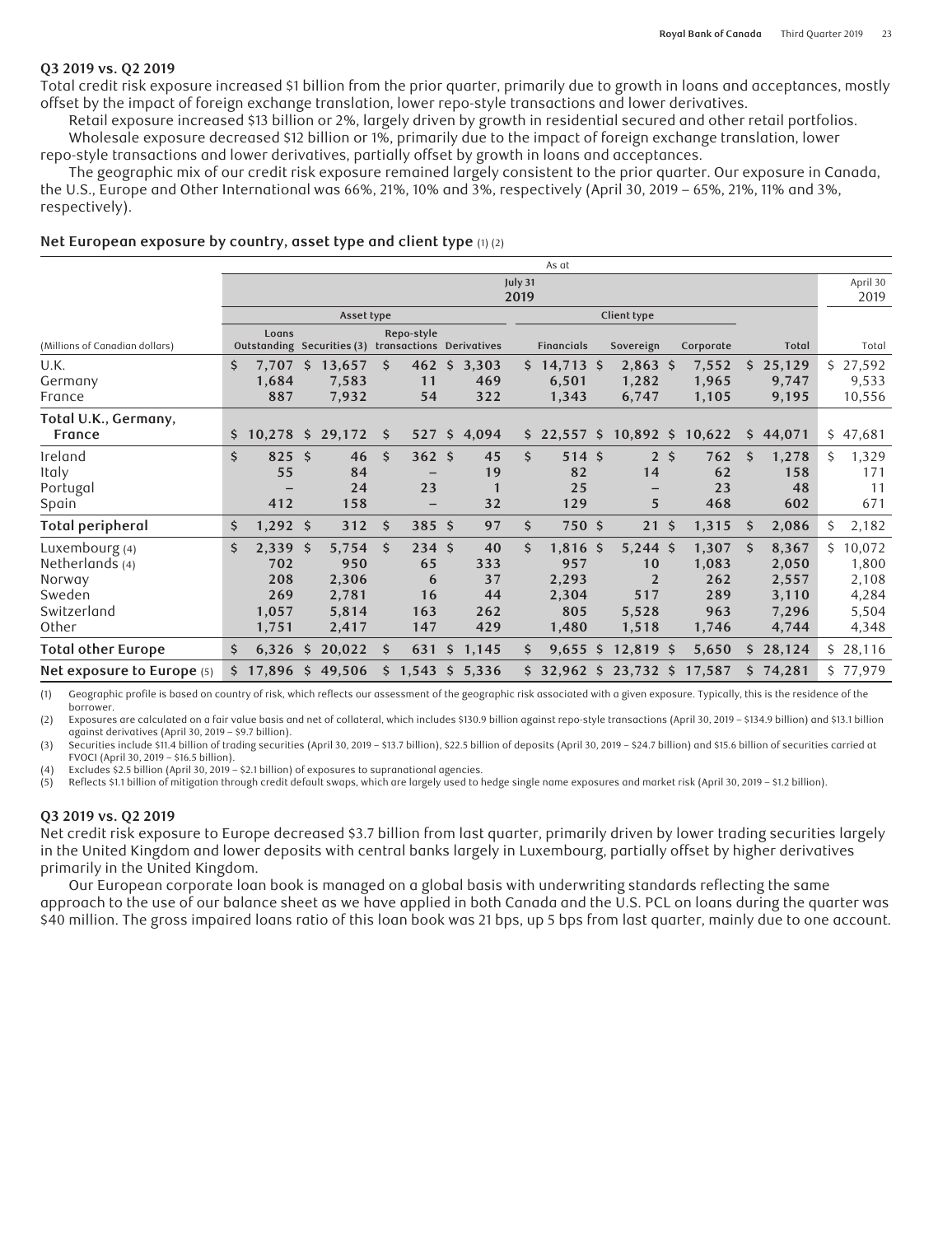### Q3 2019 vs. Q2 2019

Total credit risk exposure increased $1 billion from the prior quarter, primarily due to growth in loans and acceptances, mostly offset by the impact of foreign exchange translation, lower repo-style transactions and lower derivatives.

Retail exposure increased $13 billion or 2%, largely driven by growth in residential secured and other retail portfolios.

Wholesale exposure decreased $12 billion or 1%, primarily due to the impact of foreign exchange translation, lower repo-style transactions and lower derivatives, partially offset by growth in loans and acceptances.

The geographic mix of our credit risk exposure remained largely consistent to the prior quarter. Our exposure in Canada, the U.S., Europe and Other International was 66%, 21%, 10% and 3%, respectively (April 30, 2019 – 65%, 21%, 11% and 3%, respectively).

**Net European exposure by country, asset type and client type** (1) (2)

| | As at | | | | | | | | |
|---|---|---|---|---|---|---|---|---|---|
| | July 31 2019 | | | | | | | | April 30 2019 |
| | Asset type | | | | Client type | | | | |
| (Millions of Canadian dollars) | Loans Outstanding | Securities (3) | Repo-style transactions | Derivatives | Financials | Sovereign | Corporate | Total | Total |
| U.K. | $ 7,707 | $ 13,657 | $ 462 | $ 3,303 | $ 14,713 | $ 2,863 | $ 7,552 | $ 25,129 | $ 27,592 |
| Germany | 1,684 | 7,583 | 11 | 469 | 6,501 | 1,282 | 1,965 | 9,747 | 9,533 |
| France | 887 | 7,932 | 54 | 322 | 1,343 | 6,747 | 1,105 | 9,195 | 10,556 |
| **Total U.K., Germany, France** | $ 10,278 | $ 29,172 | $ 527 | $ 4,094 | $ 22,557 | $ 10,892 | $ 10,622 | $ 44,071 | $ 47,681 |
| Ireland | $ 825 | $ 46 | $ 362 | $ 45 | $ 514 | $ 2 | $ 762 | $ 1,278 | $ 1,329 |
| Italy | 55 | 84 | – | 19 | 82 | 14 | 62 | 158 | 171 |
| Portugal | – | 24 | 23 | 1 | 25 | – | 23 | 48 | 11 |
| Spain | 412 | 158 | – | 32 | 129 | 5 | 468 | 602 | 671 |
| **Total peripheral** | $ 1,292 | $ 312 | $ 385 | $ 97 | $ 750 | $ 21 | $ 1,315 | $ 2,086 | $ 2,182 |
| Luxembourg (4) | $ 2,339 | $ 5,754 | $ 234 | $ 40 | $ 1,816 | $ 5,244 | $ 1,307 | $ 8,367 | $ 10,072 |
| Netherlands (4) | 702 | 950 | 65 | 333 | 957 | 10 | 1,083 | 2,050 | 1,800 |
| Norway | 208 | 2,306 | 6 | 37 | 2,293 | 2 | 262 | 2,557 | 2,108 |
| Sweden | 269 | 2,781 | 16 | 44 | 2,304 | 517 | 289 | 3,110 | 4,284 |
| Switzerland | 1,057 | 5,814 | 163 | 262 | 805 | 5,528 | 963 | 7,296 | 5,504 |
| Other | 1,751 | 2,417 | 147 | 429 | 1,480 | 1,518 | 1,746 | 4,744 | 4,348 |
| **Total other Europe** | $ 6,326 | $ 20,022 | $ 631 | $ 1,145 | $ 9,655 | $ 12,819 | $ 5,650 | $ 28,124 | $ 28,116 |
| **Net exposure to Europe** (5) | $ 17,896 | $ 49,506 | $ 1,543 | $ 5,336 | $ 32,962 | $ 23,732 | $ 17,587 | $ 74,281 | $ 77,979 |

(1) Geographic profile is based on country of risk, which reflects our assessment of the geographic risk associated with a given exposure. Typically, this is the residence of the borrower.
(2) Exposures are calculated on a fair value basis and net of collateral, which includes $130.9 billion against repo-style transactions (April 30, 2019 – $134.9 billion) and $13.1 billion against derivatives (April 30, 2019 – $9.7 billion).
(3) Securities include $11.4 billion of trading securities (April 30, 2019 – $13.7 billion), $22.5 billion of deposits (April 30, 2019 – $24.7 billion) and $15.6 billion of securities carried at FVOCI (April 30, 2019 – $16.5 billion).
(4) Excludes $2.5 billion (April 30, 2019 – $2.1 billion) of exposures to supranational agencies.
(5) Reflects $1.1 billion of mitigation through credit default swaps, which are largely used to hedge single name exposures and market risk (April 30, 2019 – $1.2 billion).

### Q3 2019 vs. Q2 2019

Net credit risk exposure to Europe decreased $3.7 billion from last quarter, primarily driven by lower trading securities largely in the United Kingdom and lower deposits with central banks largely in Luxembourg, partially offset by higher derivatives primarily in the United Kingdom.

Our European corporate loan book is managed on a global basis with underwriting standards reflecting the same approach to the use of our balance sheet as we have applied in both Canada and the U.S. PCL on loans during the quarter was $40 million. The gross impaired loans ratio of this loan book was 21 bps, up 5 bps from last quarter, mainly due to one account.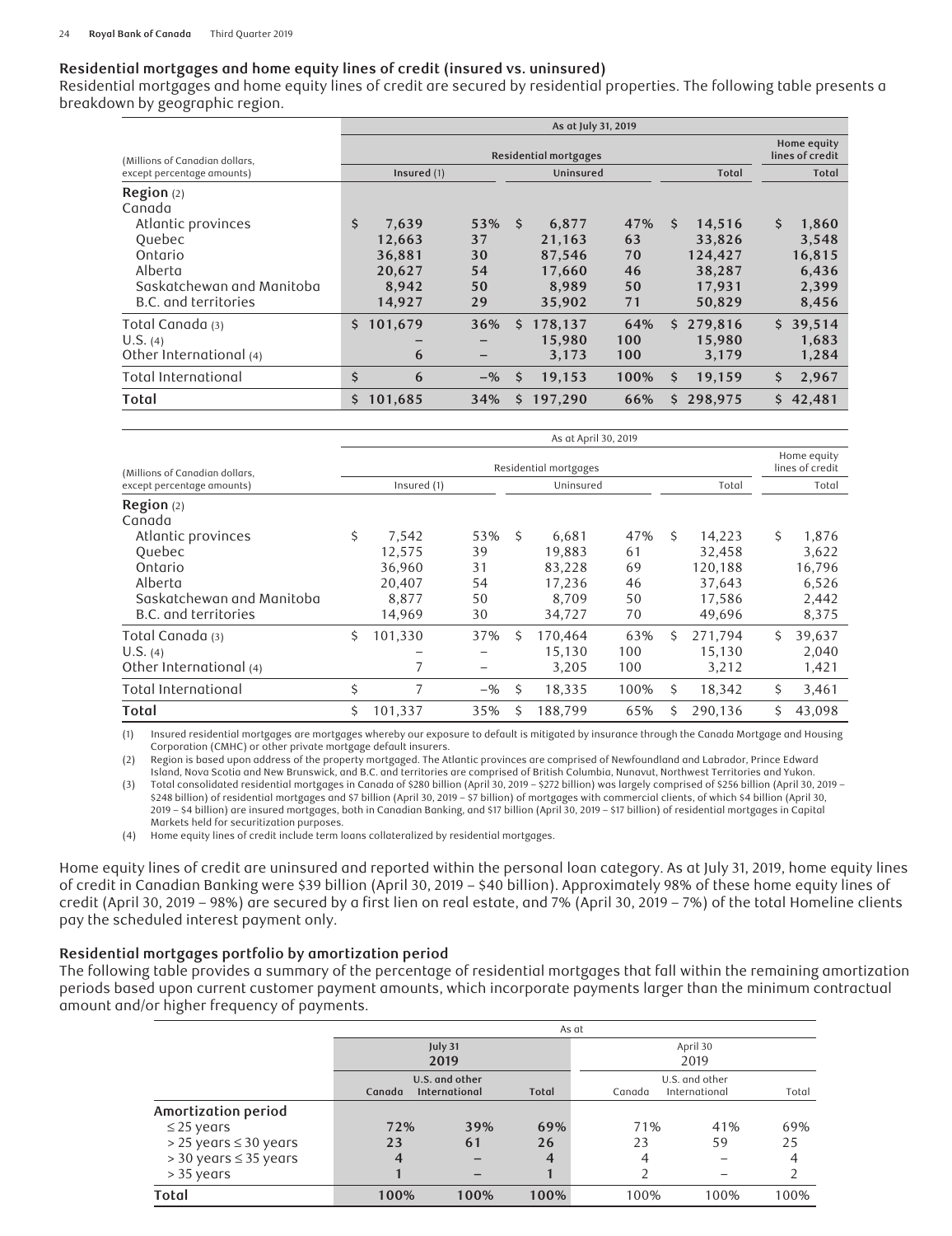### Residential mortgages and home equity lines of credit (insured vs. uninsured)

Residential mortgages and home equity lines of credit are secured by residential properties. The following table presents a breakdown by geographic region.

| | As at July 31, 2019 | | | | | | |
|---|---|---|---|---|---|---|---|
| (Millions of Canadian dollars, except percentage amounts) | Residential mortgages | | | | | | Home equity lines of credit |
| | Insured (1) | | Uninsured | | Total | | Total |
| **Region** (2) | | | | | | | |
| Canada | | | | | | | |
| Atlantic provinces | $ 7,639 | 53% | $ 6,877 | 47% | $ 14,516 | | $ 1,860 |
| Quebec | 12,663 | 37 | 21,163 | 63 | 33,826 | | 3,548 |
| Ontario | 36,881 | 30 | 87,546 | 70 | 124,427 | | 16,815 |
| Alberta | 20,627 | 54 | 17,660 | 46 | 38,287 | | 6,436 |
| Saskatchewan and Manitoba | 8,942 | 50 | 8,989 | 50 | 17,931 | | 2,399 |
| B.C. and territories | 14,927 | 29 | 35,902 | 71 | 50,829 | | 8,456 |
| Total Canada (3) | $ 101,679 | 36% | $ 178,137 | 64% | $ 279,816 | | $ 39,514 |
| U.S. (4) | – | – | 15,980 | 100 | 15,980 | | 1,683 |
| Other International (4) | 6 | – | 3,173 | 100 | 3,179 | | 1,284 |
| Total International | $ 6 | –% | $ 19,153 | 100% | $ 19,159 | | $ 2,967 |
| **Total** | $ 101,685 | 34% | $ 197,290 | 66% | $ 298,975 | | $ 42,481 |

| | As at April 30, 2019 | | | | | | |
|---|---|---|---|---|---|---|---|
| (Millions of Canadian dollars, except percentage amounts) | Residential mortgages | | | | | | Home equity lines of credit |
| | Insured (1) | | Uninsured | | Total | | Total |
| **Region** (2) | | | | | | | |
| Canada | | | | | | | |
| Atlantic provinces | $ 7,542 | 53% | $ 6,681 | 47% | $ 14,223 | | $ 1,876 |
| Quebec | 12,575 | 39 | 19,883 | 61 | 32,458 | | 3,622 |
| Ontario | 36,960 | 31 | 83,228 | 69 | 120,188 | | 16,796 |
| Alberta | 20,407 | 54 | 17,236 | 46 | 37,643 | | 6,526 |
| Saskatchewan and Manitoba | 8,877 | 50 | 8,709 | 50 | 17,586 | | 2,442 |
| B.C. and territories | 14,969 | 30 | 34,727 | 70 | 49,696 | | 8,375 |
| Total Canada (3) | $ 101,330 | 37% | $ 170,464 | 63% | $ 271,794 | | $ 39,637 |
| U.S. (4) | – | – | 15,130 | 100 | 15,130 | | 2,040 |
| Other International (4) | 7 | – | 3,205 | 100 | 3,212 | | 1,421 |
| Total International | $ 7 | –% | $ 18,335 | 100% | $ 18,342 | | $ 3,461 |
| **Total** | $ 101,337 | 35% | $ 188,799 | 65% | $ 290,136 | | $ 43,098 |

(1) Insured residential mortgages are mortgages whereby our exposure to default is mitigated by insurance through the Canada Mortgage and Housing Corporation (CMHC) or other private mortgage default insurers.

(2) Region is based upon address of the property mortgaged. The Atlantic provinces are comprised of Newfoundland and Labrador, Prince Edward Island, Nova Scotia and New Brunswick, and B.C. and territories are comprised of British Columbia, Nunavut, Northwest Territories and Yukon.

(3) Total consolidated residential mortgages in Canada of $280 billion (April 30, 2019 – $272 billion) was largely comprised of $256 billion (April 30, 2019 – $248 billion) of residential mortgages and $7 billion (April 30, 2019 – $7 billion) of mortgages with commercial clients, of which $4 billion (April 30, 2019 – $4 billion) are insured mortgages, both in Canadian Banking, and $17 billion (April 30, 2019 – $17 billion) of residential mortgages in Capital Markets held for securitization purposes.

(4) Home equity lines of credit include term loans collateralized by residential mortgages.

Home equity lines of credit are uninsured and reported within the personal loan category. As at July 31, 2019, home equity lines of credit in Canadian Banking were $39 billion (April 30, 2019 – $40 billion). Approximately 98% of these home equity lines of credit (April 30, 2019 – 98%) are secured by a first lien on real estate, and 7% (April 30, 2019 – 7%) of the total Homeline clients pay the scheduled interest payment only.

### Residential mortgages portfolio by amortization period

The following table provides a summary of the percentage of residential mortgages that fall within the remaining amortization periods based upon current customer payment amounts, which incorporate payments larger than the minimum contractual amount and/or higher frequency of payments.

| | As at | | | | | |
|---|---|---|---|---|---|---|
| | July 31 2019 | | | April 30 2019 | | |
| | Canada | U.S. and other International | Total | Canada | U.S. and other International | Total |
| **Amortization period** | | | | | | |
| ≤ 25 years | 72% | 39% | 69% | 71% | 41% | 69% |
| > 25 years ≤ 30 years | 23 | 61 | 26 | 23 | 59 | 25 |
| > 30 years ≤ 35 years | 4 | – | 4 | 4 | – | 4 |
| > 35 years | 1 | – | 1 | 2 | – | 2 |
| **Total** | 100% | 100% | 100% | 100% | 100% | 100% |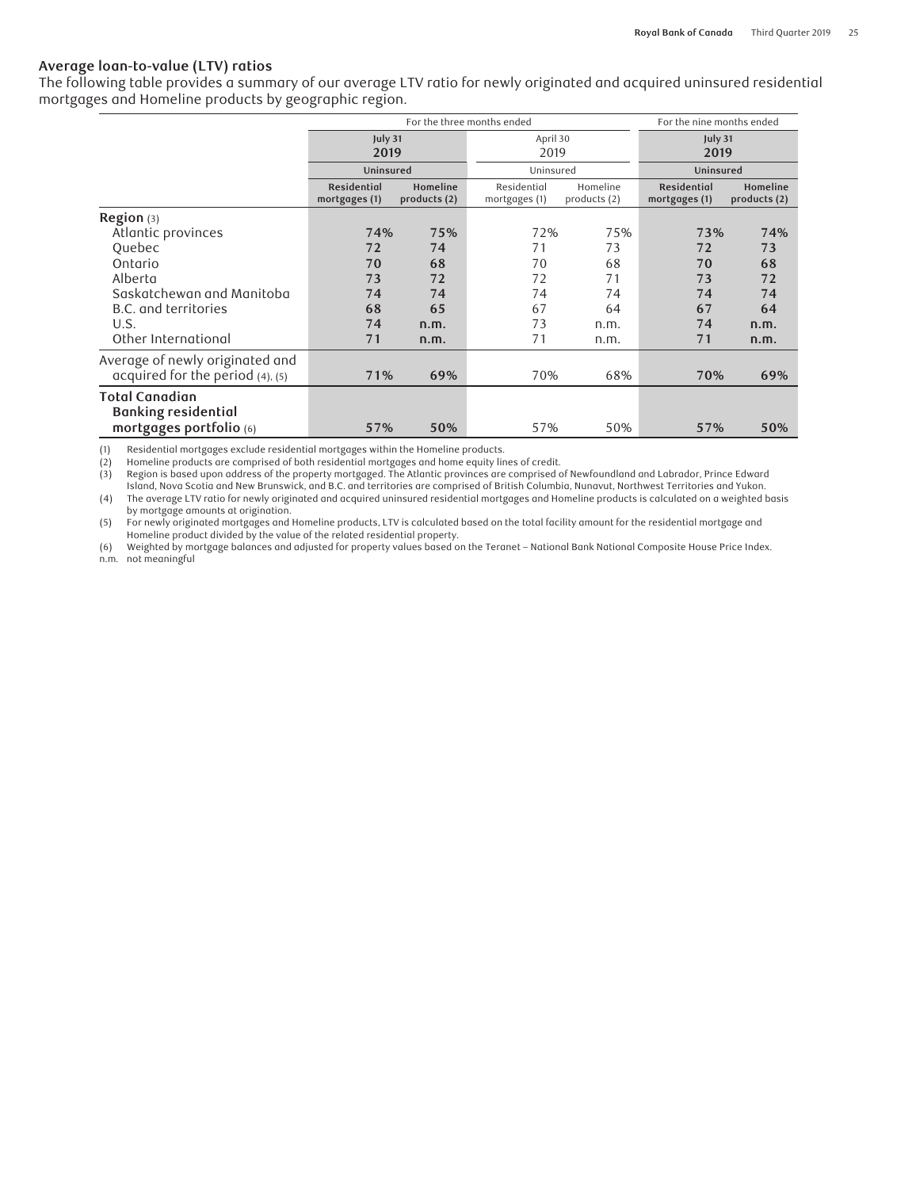### Average loan-to-value (LTV) ratios

The following table provides a summary of our average LTV ratio for newly originated and acquired uninsured residential mortgages and Homeline products by geographic region.

| | For the three months ended | | | | For the nine months ended | |
|---|---|---|---|---|---|---|
| | July 31 2019 | | April 30 2019 | | July 31 2019 | |
| | Uninsured | | Uninsured | | Uninsured | |
| | Residential mortgages (1) | Homeline products (2) | Residential mortgages (1) | Homeline products (2) | Residential mortgages (1) | Homeline products (2) |
| **Region** (3) | | | | | | |
| Atlantic provinces | 74% | 75% | 72% | 75% | 73% | 74% |
| Quebec | 72 | 74 | 71 | 73 | 72 | 73 |
| Ontario | 70 | 68 | 70 | 68 | 70 | 68 |
| Alberta | 73 | 72 | 72 | 71 | 73 | 72 |
| Saskatchewan and Manitoba | 74 | 74 | 74 | 74 | 74 | 74 |
| B.C. and territories | 68 | 65 | 67 | 64 | 67 | 64 |
| U.S. | 74 | n.m. | 73 | n.m. | 74 | n.m. |
| Other International | 71 | n.m. | 71 | n.m. | 71 | n.m. |
| Average of newly originated and acquired for the period (4), (5) | 71% | 69% | 70% | 68% | 70% | 69% |
| **Total Canadian Banking residential mortgages portfolio** (6) | 57% | 50% | 57% | 50% | 57% | 50% |

(1) Residential mortgages exclude residential mortgages within the Homeline products.
(2) Homeline products are comprised of both residential mortgages and home equity lines of credit.
(3) Region is based upon address of the property mortgaged. The Atlantic provinces are comprised of Newfoundland and Labrador, Prince Edward Island, Nova Scotia and New Brunswick, and B.C. and territories are comprised of British Columbia, Nunavut, Northwest Territories and Yukon.
(4) The average LTV ratio for newly originated and acquired uninsured residential mortgages and Homeline products is calculated on a weighted basis by mortgage amounts at origination.
(5) For newly originated mortgages and Homeline products, LTV is calculated based on the total facility amount for the residential mortgage and Homeline product divided by the value of the related residential property.
(6) Weighted by mortgage balances and adjusted for property values based on the Teranet – National Bank National Composite House Price Index.
n.m. not meaningful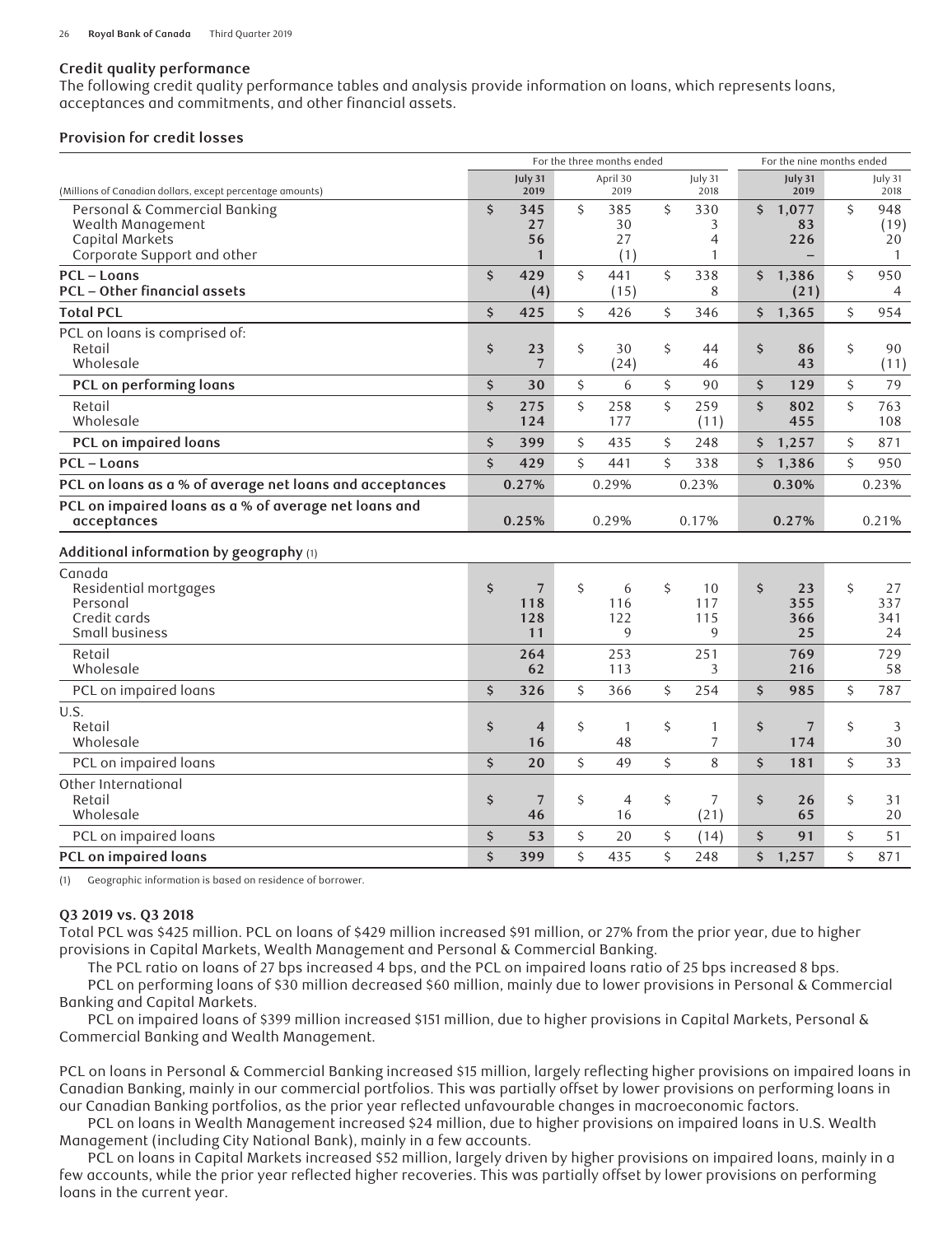## Credit quality performance

The following credit quality performance tables and analysis provide information on loans, which represents loans, acceptances and commitments, and other financial assets.

### Provision for credit losses

| (Millions of Canadian dollars, except percentage amounts) | For the three months ended July 31 2019 | April 30 2019 | July 31 2018 | For the nine months ended July 31 2019 | July 31 2018 |
|---|---|---|---|---|---|
| Personal & Commercial Banking | $ 345 | $ 385 | $ 330 | $ 1,077 | $ 948 |
| Wealth Management | 27 | 30 | 3 | 83 | (19) |
| Capital Markets | 56 | 27 | 4 | 226 | 20 |
| Corporate Support and other | 1 | (1) | 1 | – | 1 |
| **PCL – Loans** | $ 429 | $ 441 | $ 338 | $ 1,386 | $ 950 |
| **PCL – Other financial assets** | (4) | (15) | 8 | (21) | 4 |
| **Total PCL** | $ 425 | $ 426 | $ 346 | $ 1,365 | $ 954 |
| PCL on loans is comprised of: | | | | | |
| Retail | $ 23 | $ 30 | $ 44 | $ 86 | $ 90 |
| Wholesale | 7 | (24) | 46 | 43 | (11) |
| **PCL on performing loans** | $ 30 | $ 6 | $ 90 | $ 129 | $ 79 |
| Retail | $ 275 | $ 258 | $ 259 | $ 802 | $ 763 |
| Wholesale | 124 | 177 | (11) | 455 | 108 |
| **PCL on impaired loans** | $ 399 | $ 435 | $ 248 | $ 1,257 | $ 871 |
| **PCL – Loans** | $ 429 | $ 441 | $ 338 | $ 1,386 | $ 950 |
| **PCL on loans as a % of average net loans and acceptances** | 0.27% | 0.29% | 0.23% | 0.30% | 0.23% |
| **PCL on impaired loans as a % of average net loans and acceptances** | 0.25% | 0.29% | 0.17% | 0.27% | 0.21% |
| **Additional information by geography** (1) | | | | | |
| Canada | | | | | |
| Residential mortgages | $ 7 | $ 6 | $ 10 | $ 23 | $ 27 |
| Personal | 118 | 116 | 117 | 355 | 337 |
| Credit cards | 128 | 122 | 115 | 366 | 341 |
| Small business | 11 | 9 | 9 | 25 | 24 |
| Retail | 264 | 253 | 251 | 769 | 729 |
| Wholesale | 62 | 113 | 3 | 216 | 58 |
| PCL on impaired loans | $ 326 | $ 366 | $ 254 | $ 985 | $ 787 |
| U.S. | | | | | |
| Retail | $ 4 | $ 1 | $ 1 | $ 7 | $ 3 |
| Wholesale | 16 | 48 | 7 | 174 | 30 |
| PCL on impaired loans | $ 20 | $ 49 | $ 8 | $ 181 | $ 33 |
| Other International | | | | | |
| Retail | $ 7 | $ 4 | $ 7 | $ 26 | $ 31 |
| Wholesale | 46 | 16 | (21) | 65 | 20 |
| PCL on impaired loans | $ 53 | $ 20 | $ (14) | $ 91 | $ 51 |
| **PCL on impaired loans** | $ 399 | $ 435 | $ 248 | $ 1,257 | $ 871 |

(1) Geographic information is based on residence of borrower.

#### Q3 2019 vs. Q3 2018

Total PCL was $425 million. PCL on loans of $429 million increased $91 million, or 27% from the prior year, due to higher provisions in Capital Markets, Wealth Management and Personal & Commercial Banking.

The PCL ratio on loans of 27 bps increased 4 bps, and the PCL on impaired loans ratio of 25 bps increased 8 bps.

PCL on performing loans of $30 million decreased $60 million, mainly due to lower provisions in Personal & Commercial Banking and Capital Markets.

PCL on impaired loans of $399 million increased $151 million, due to higher provisions in Capital Markets, Personal & Commercial Banking and Wealth Management.

PCL on loans in Personal & Commercial Banking increased $15 million, largely reflecting higher provisions on impaired loans in Canadian Banking, mainly in our commercial portfolios. This was partially offset by lower provisions on performing loans in our Canadian Banking portfolios, as the prior year reflected unfavourable changes in macroeconomic factors.

PCL on loans in Wealth Management increased $24 million, due to higher provisions on impaired loans in U.S. Wealth Management (including City National Bank), mainly in a few accounts.

PCL on loans in Capital Markets increased $52 million, largely driven by higher provisions on impaired loans, mainly in a few accounts, while the prior year reflected higher recoveries. This was partially offset by lower provisions on performing loans in the current year.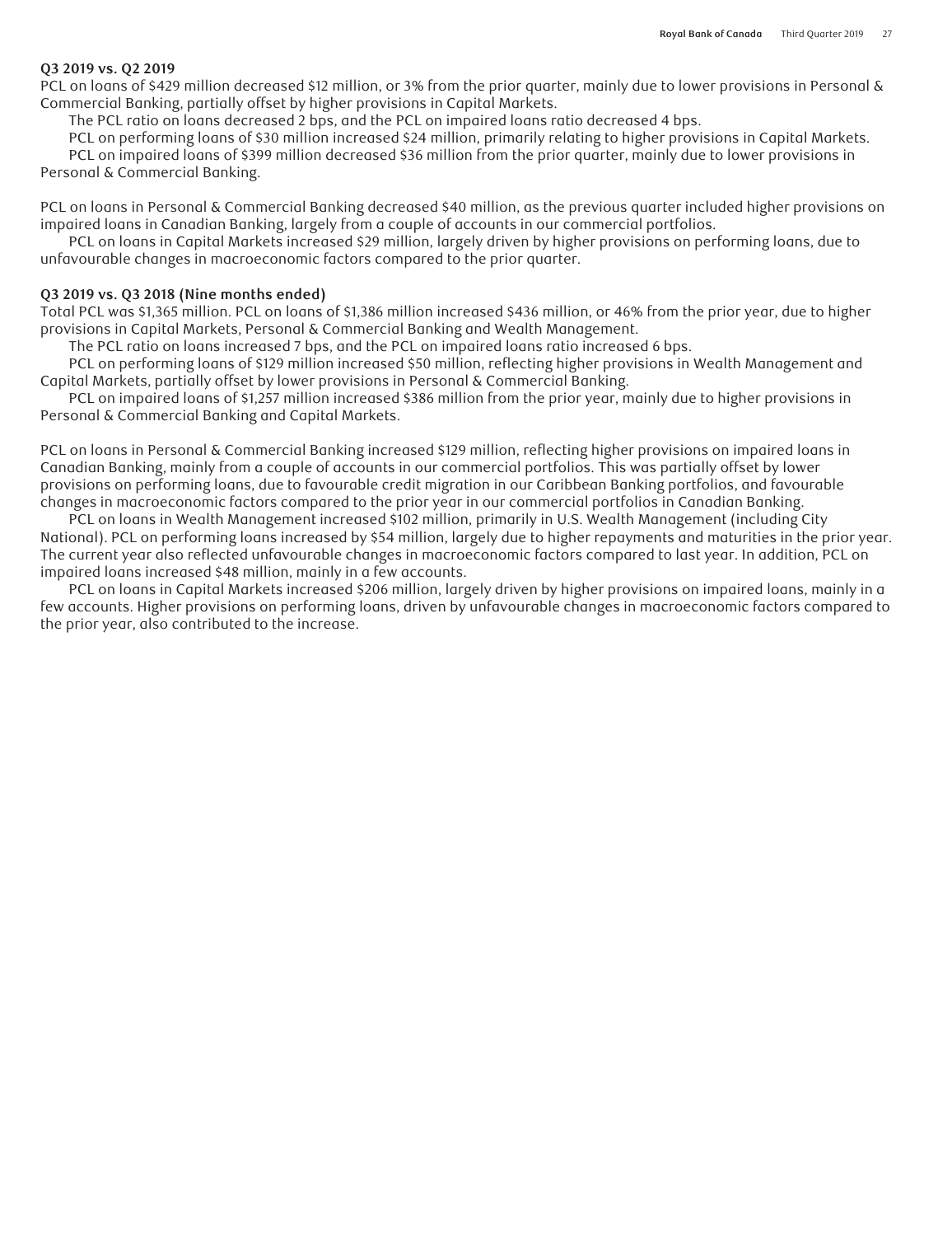**Q3 2019 vs. Q2 2019**

PCL on loans of $429 million decreased $12 million, or 3% from the prior quarter, mainly due to lower provisions in Personal & Commercial Banking, partially offset by higher provisions in Capital Markets.

The PCL ratio on loans decreased 2 bps, and the PCL on impaired loans ratio decreased 4 bps.

PCL on performing loans of $30 million increased $24 million, primarily relating to higher provisions in Capital Markets.

PCL on impaired loans of $399 million decreased $36 million from the prior quarter, mainly due to lower provisions in Personal & Commercial Banking.

PCL on loans in Personal & Commercial Banking decreased $40 million, as the previous quarter included higher provisions on impaired loans in Canadian Banking, largely from a couple of accounts in our commercial portfolios.

PCL on loans in Capital Markets increased $29 million, largely driven by higher provisions on performing loans, due to unfavourable changes in macroeconomic factors compared to the prior quarter.

**Q3 2019 vs. Q3 2018 (Nine months ended)**

Total PCL was $1,365 million. PCL on loans of $1,386 million increased $436 million, or 46% from the prior year, due to higher provisions in Capital Markets, Personal & Commercial Banking and Wealth Management.

The PCL ratio on loans increased 7 bps, and the PCL on impaired loans ratio increased 6 bps.

PCL on performing loans of $129 million increased $50 million, reflecting higher provisions in Wealth Management and Capital Markets, partially offset by lower provisions in Personal & Commercial Banking.

PCL on impaired loans of $1,257 million increased $386 million from the prior year, mainly due to higher provisions in Personal & Commercial Banking and Capital Markets.

PCL on loans in Personal & Commercial Banking increased $129 million, reflecting higher provisions on impaired loans in Canadian Banking, mainly from a couple of accounts in our commercial portfolios. This was partially offset by lower provisions on performing loans, due to favourable credit migration in our Caribbean Banking portfolios, and favourable changes in macroeconomic factors compared to the prior year in our commercial portfolios in Canadian Banking.

PCL on loans in Wealth Management increased $102 million, primarily in U.S. Wealth Management (including City National). PCL on performing loans increased by $54 million, largely due to higher repayments and maturities in the prior year. The current year also reflected unfavourable changes in macroeconomic factors compared to last year. In addition, PCL on impaired loans increased $48 million, mainly in a few accounts.

PCL on loans in Capital Markets increased $206 million, largely driven by higher provisions on impaired loans, mainly in a few accounts. Higher provisions on performing loans, driven by unfavourable changes in macroeconomic factors compared to the prior year, also contributed to the increase.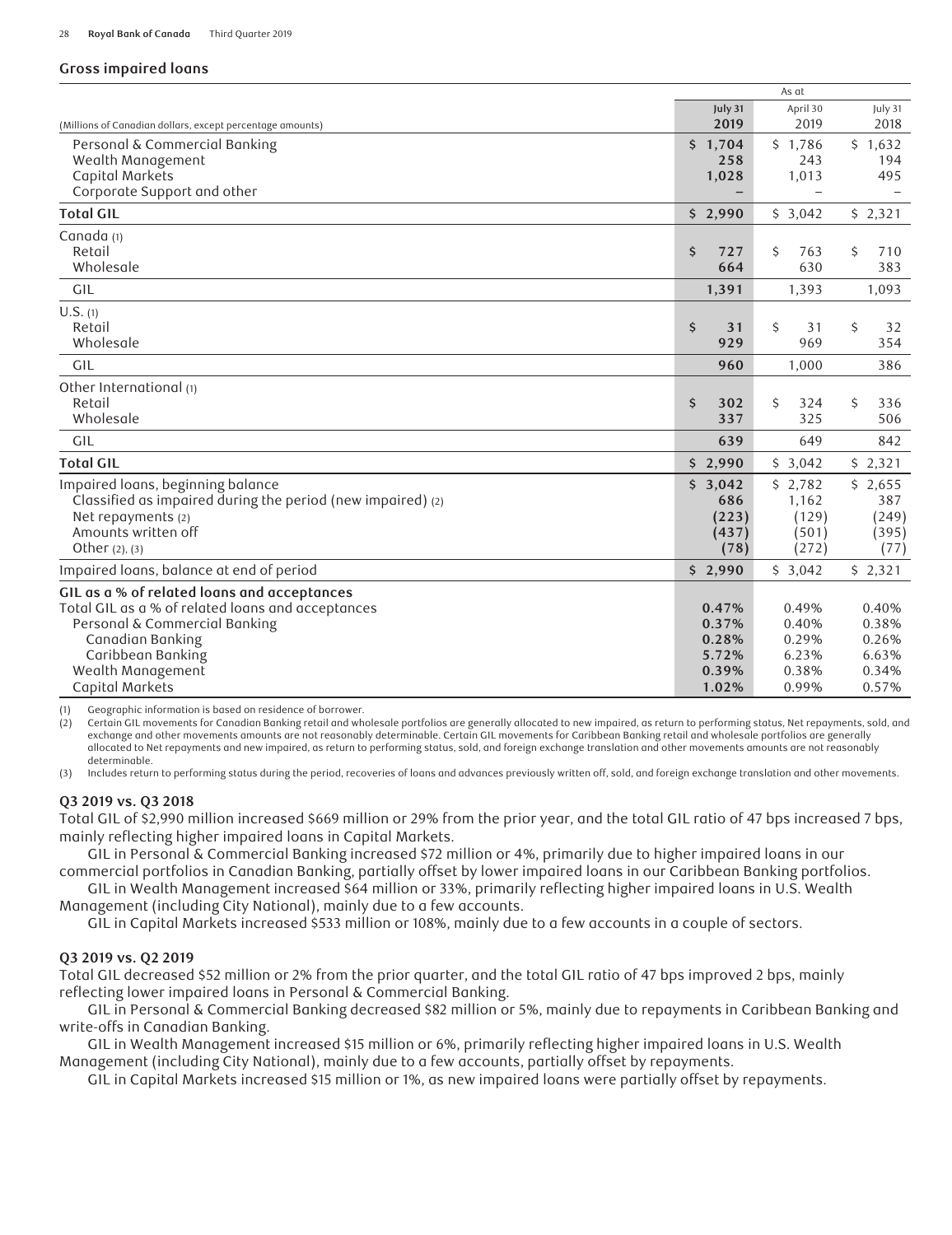## Gross impaired loans

| (Millions of Canadian dollars, except percentage amounts) | As at July 31 2019 | April 30 2019 | July 31 2018 |
|---|---|---|---|
| Personal & Commercial Banking | $ 1,704 | $ 1,786 | $ 1,632 |
| Wealth Management | 258 | 243 | 194 |
| Capital Markets | 1,028 | 1,013 | 495 |
| Corporate Support and other | – | – | – |
| **Total GIL** | $ 2,990 | $ 3,042 | $ 2,321 |
| Canada (1) | | | |
| Retail | $ 727 | $ 763 | $ 710 |
| Wholesale | 664 | 630 | 383 |
| GIL | 1,391 | 1,393 | 1,093 |
| U.S. (1) | | | |
| Retail | $ 31 | $ 31 | $ 32 |
| Wholesale | 929 | 969 | 354 |
| GIL | 960 | 1,000 | 386 |
| Other International (1) | | | |
| Retail | $ 302 | $ 324 | $ 336 |
| Wholesale | 337 | 325 | 506 |
| GIL | 639 | 649 | 842 |
| **Total GIL** | $ 2,990 | $ 3,042 | $ 2,321 |
| Impaired loans, beginning balance | $ 3,042 | $ 2,782 | $ 2,655 |
| Classified as impaired during the period (new impaired) (2) | 686 | 1,162 | 387 |
| Net repayments (2) | (223) | (129) | (249) |
| Amounts written off | (437) | (501) | (395) |
| Other (2), (3) | (78) | (272) | (77) |
| Impaired loans, balance at end of period | $ 2,990 | $ 3,042 | $ 2,321 |
| **GIL as a % of related loans and acceptances** | | | |
| Total GIL as a % of related loans and acceptances | 0.47% | 0.49% | 0.40% |
| Personal & Commercial Banking | 0.37% | 0.40% | 0.38% |
| Canadian Banking | 0.28% | 0.29% | 0.26% |
| Caribbean Banking | 5.72% | 6.23% | 6.63% |
| Wealth Management | 0.39% | 0.38% | 0.34% |
| Capital Markets | 1.02% | 0.99% | 0.57% |

(1) Geographic information is based on residence of borrower.
(2) Certain GIL movements for Canadian Banking retail and wholesale portfolios are generally allocated to new impaired, as return to performing status, Net repayments, sold, and exchange and other movements amounts are not reasonably determinable. Certain GIL movements for Caribbean Banking retail and wholesale portfolios are generally allocated to Net repayments and new impaired, as return to performing status, sold, and foreign exchange translation and other movements amounts are not reasonably determinable.
(3) Includes return to performing status during the period, recoveries of loans and advances previously written off, sold, and foreign exchange translation and other movements.

### Q3 2019 vs. Q3 2018

Total GIL of $2,990 million increased $669 million or 29% from the prior year, and the total GIL ratio of 47 bps increased 7 bps, mainly reflecting higher impaired loans in Capital Markets.

GIL in Personal & Commercial Banking increased $72 million or 4%, primarily due to higher impaired loans in our commercial portfolios in Canadian Banking, partially offset by lower impaired loans in our Caribbean Banking portfolios.

GIL in Wealth Management increased $64 million or 33%, primarily reflecting higher impaired loans in U.S. Wealth Management (including City National), mainly due to a few accounts.

GIL in Capital Markets increased $533 million or 108%, mainly due to a few accounts in a couple of sectors.

### Q3 2019 vs. Q2 2019

Total GIL decreased $52 million or 2% from the prior quarter, and the total GIL ratio of 47 bps improved 2 bps, mainly reflecting lower impaired loans in Personal & Commercial Banking.

GIL in Personal & Commercial Banking decreased $82 million or 5%, mainly due to repayments in Caribbean Banking and write-offs in Canadian Banking.

GIL in Wealth Management increased $15 million or 6%, primarily reflecting higher impaired loans in U.S. Wealth Management (including City National), mainly due to a few accounts, partially offset by repayments.

GIL in Capital Markets increased $15 million or 1%, as new impaired loans were partially offset by repayments.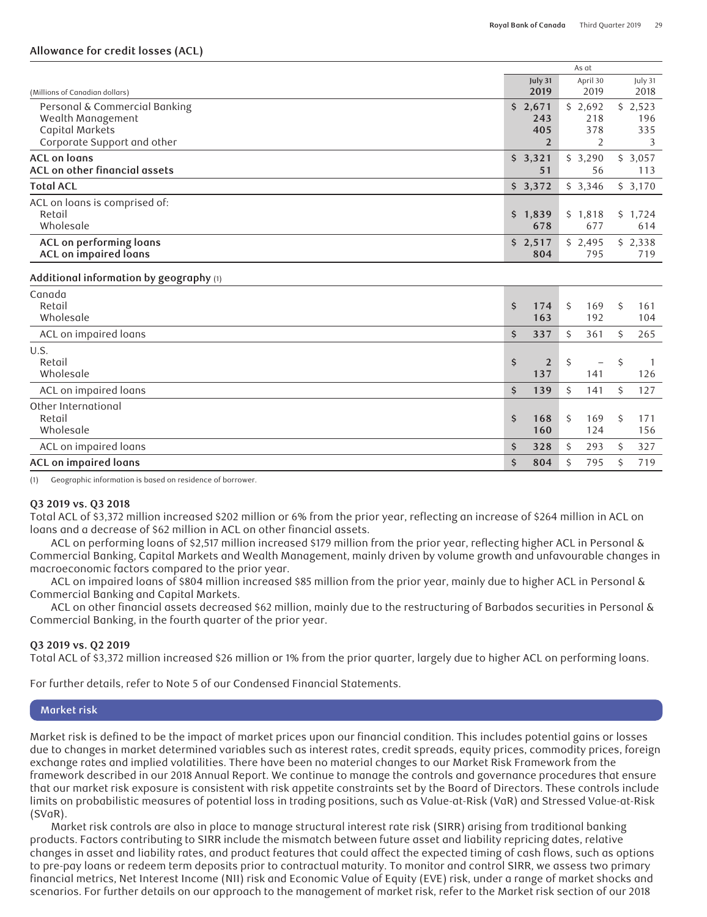### Allowance for credit losses (ACL)

| (Millions of Canadian dollars) | As at July 31 2019 | April 30 2019 | July 31 2018 |
|---|---|---|---|
| Personal & Commercial Banking | $ 2,671 | $ 2,692 | $ 2,523 |
| Wealth Management | 243 | 218 | 196 |
| Capital Markets | 405 | 378 | 335 |
| Corporate Support and other | 2 | 2 | 3 |
| **ACL on loans** | $ 3,321 | $ 3,290 | $ 3,057 |
| **ACL on other financial assets** | 51 | 56 | 113 |
| **Total ACL** | $ 3,372 | $ 3,346 | $ 3,170 |
| ACL on loans is comprised of: | | | |
| Retail | $ 1,839 | $ 1,818 | $ 1,724 |
| Wholesale | 678 | 677 | 614 |
| **ACL on performing loans** | $ 2,517 | $ 2,495 | $ 2,338 |
| **ACL on impaired loans** | 804 | 795 | 719 |
| **Additional information by geography** (1) | | | |
| Canada | | | |
| Retail | $ 174 | $ 169 | $ 161 |
| Wholesale | 163 | 192 | 104 |
| ACL on impaired loans | $ 337 | $ 361 | $ 265 |
| U.S. | | | |
| Retail | $ 2 | $ – | $ 1 |
| Wholesale | 137 | 141 | 126 |
| ACL on impaired loans | $ 139 | $ 141 | $ 127 |
| Other International | | | |
| Retail | $ 168 | $ 169 | $ 171 |
| Wholesale | 160 | 124 | 156 |
| ACL on impaired loans | $ 328 | $ 293 | $ 327 |
| **ACL on impaired loans** | $ 804 | $ 795 | $ 719 |

(1) Geographic information is based on residence of borrower.

**Q3 2019 vs. Q3 2018**

Total ACL of $3,372 million increased $202 million or 6% from the prior year, reflecting an increase of $264 million in ACL on loans and a decrease of $62 million in ACL on other financial assets.

ACL on performing loans of $2,517 million increased $179 million from the prior year, reflecting higher ACL in Personal & Commercial Banking, Capital Markets and Wealth Management, mainly driven by volume growth and unfavourable changes in macroeconomic factors compared to the prior year.

ACL on impaired loans of $804 million increased $85 million from the prior year, mainly due to higher ACL in Personal & Commercial Banking and Capital Markets.

ACL on other financial assets decreased $62 million, mainly due to the restructuring of Barbados securities in Personal & Commercial Banking, in the fourth quarter of the prior year.

**Q3 2019 vs. Q2 2019**

Total ACL of $3,372 million increased $26 million or 1% from the prior quarter, largely due to higher ACL on performing loans.

For further details, refer to Note 5 of our Condensed Financial Statements.

## Market risk

Market risk is defined to be the impact of market prices upon our financial condition. This includes potential gains or losses due to changes in market determined variables such as interest rates, credit spreads, equity prices, commodity prices, foreign exchange rates and implied volatilities. There have been no material changes to our Market Risk Framework from the framework described in our 2018 Annual Report. We continue to manage the controls and governance procedures that ensure that our market risk exposure is consistent with risk appetite constraints set by the Board of Directors. These controls include limits on probabilistic measures of potential loss in trading positions, such as Value-at-Risk (VaR) and Stressed Value-at-Risk (SVaR).

Market risk controls are also in place to manage structural interest rate risk (SIRR) arising from traditional banking products. Factors contributing to SIRR include the mismatch between future asset and liability repricing dates, relative changes in asset and liability rates, and product features that could affect the expected timing of cash flows, such as options to pre-pay loans or redeem term deposits prior to contractual maturity. To monitor and control SIRR, we assess two primary financial metrics, Net Interest Income (NII) risk and Economic Value of Equity (EVE) risk, under a range of market shocks and scenarios. For further details on our approach to the management of market risk, refer to the Market risk section of our 2018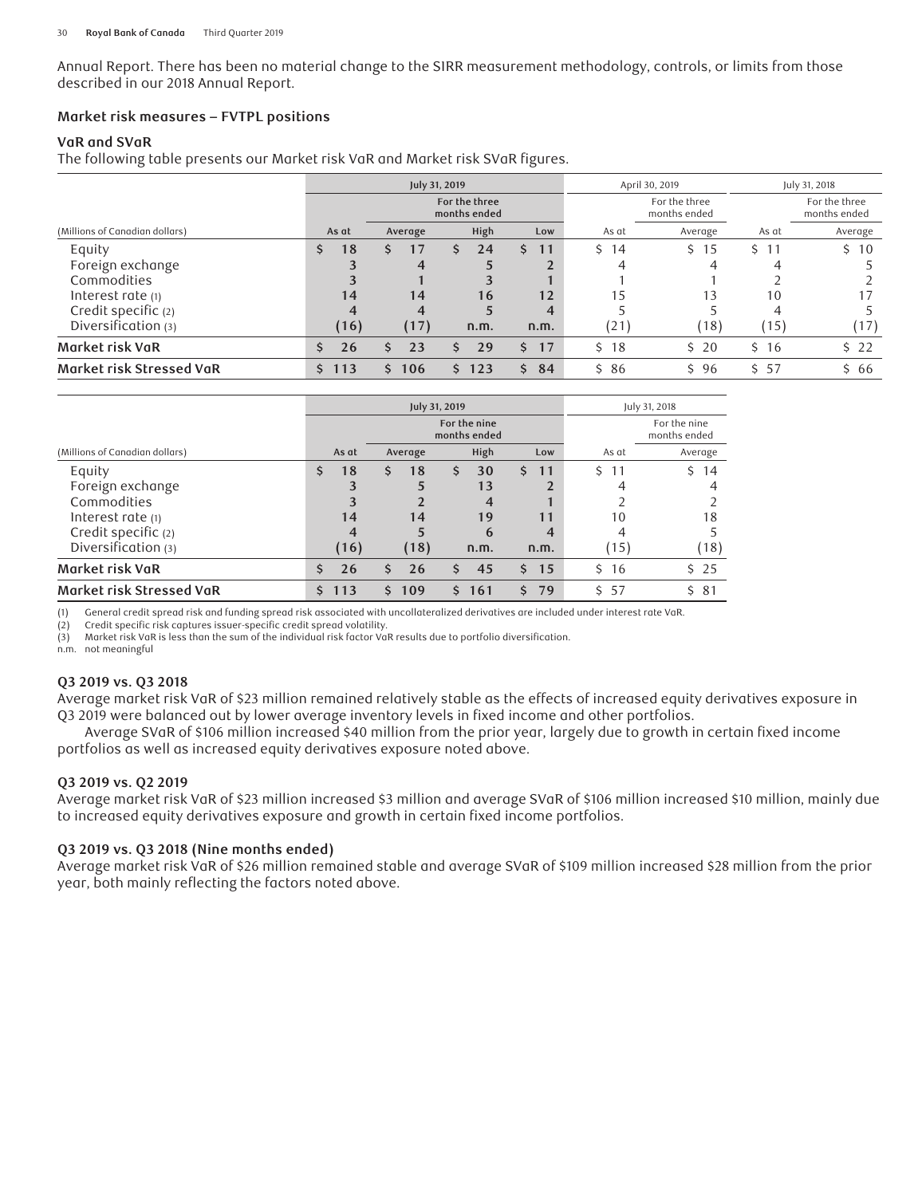Annual Report. There has been no material change to the SIRR measurement methodology, controls, or limits from those described in our 2018 Annual Report.

**Market risk measures – FVTPL positions**

**VaR and SVaR**

The following table presents our Market risk VaR and Market risk SVaR figures.

| (Millions of Canadian dollars) | July 31, 2019 | | | | April 30, 2019 | | July 31, 2018 | |
|---|---|---|---|---|---|---|---|---|
| | | For the three months ended | | | | For the three months ended | | For the three months ended |
| | As at | Average | High | Low | As at | Average | As at | Average |
| Equity | $ 18 | $ 17 | $ 24 | $ 11 | $ 14 | $ 15 | $ 11 | $ 10 |
| Foreign exchange | 3 | 4 | 5 | 2 | 4 | 4 | 4 | 5 |
| Commodities | 3 | 1 | 3 | 1 | 1 | 1 | 2 | 2 |
| Interest rate (1) | 14 | 14 | 16 | 12 | 15 | 13 | 10 | 17 |
| Credit specific (2) | 4 | 4 | 5 | 4 | 5 | 5 | 4 | 5 |
| Diversification (3) | (16) | (17) | n.m. | n.m. | (21) | (18) | (15) | (17) |
| **Market risk VaR** | $ 26 | $ 23 | $ 29 | $ 17 | $ 18 | $ 20 | $ 16 | $ 22 |
| **Market risk Stressed VaR** | $ 113 | $ 106 | $ 123 | $ 84 | $ 86 | $ 96 | $ 57 | $ 66 |

| (Millions of Canadian dollars) | July 31, 2019 | | | | July 31, 2018 | |
|---|---|---|---|---|---|---|
| | | For the nine months ended | | | | For the nine months ended |
| | As at | Average | High | Low | As at | Average |
| Equity | $ 18 | $ 18 | $ 30 | $ 11 | $ 11 | $ 14 |
| Foreign exchange | 3 | 5 | 13 | 2 | 4 | 4 |
| Commodities | 3 | 2 | 4 | 1 | 2 | 2 |
| Interest rate (1) | 14 | 14 | 19 | 11 | 10 | 18 |
| Credit specific (2) | 4 | 5 | 6 | 4 | 4 | 5 |
| Diversification (3) | (16) | (18) | n.m. | n.m. | (15) | (18) |
| **Market risk VaR** | $ 26 | $ 26 | $ 45 | $ 15 | $ 16 | $ 25 |
| **Market risk Stressed VaR** | $ 113 | $ 109 | $ 161 | $ 79 | $ 57 | $ 81 |

(1) General credit spread risk and funding spread risk associated with uncollateralized derivatives are included under interest rate VaR.
(2) Credit specific risk captures issuer-specific credit spread volatility.
(3) Market risk VaR is less than the sum of the individual risk factor VaR results due to portfolio diversification.
n.m. not meaningful

**Q3 2019 vs. Q3 2018**

Average market risk VaR of $23 million remained relatively stable as the effects of increased equity derivatives exposure in Q3 2019 were balanced out by lower average inventory levels in fixed income and other portfolios.

Average SVaR of $106 million increased $40 million from the prior year, largely due to growth in certain fixed income portfolios as well as increased equity derivatives exposure noted above.

**Q3 2019 vs. Q2 2019**

Average market risk VaR of $23 million increased $3 million and average SVaR of $106 million increased $10 million, mainly due to increased equity derivatives exposure and growth in certain fixed income portfolios.

**Q3 2019 vs. Q3 2018 (Nine months ended)**

Average market risk VaR of $26 million remained stable and average SVaR of $109 million increased $28 million from the prior year, both mainly reflecting the factors noted above.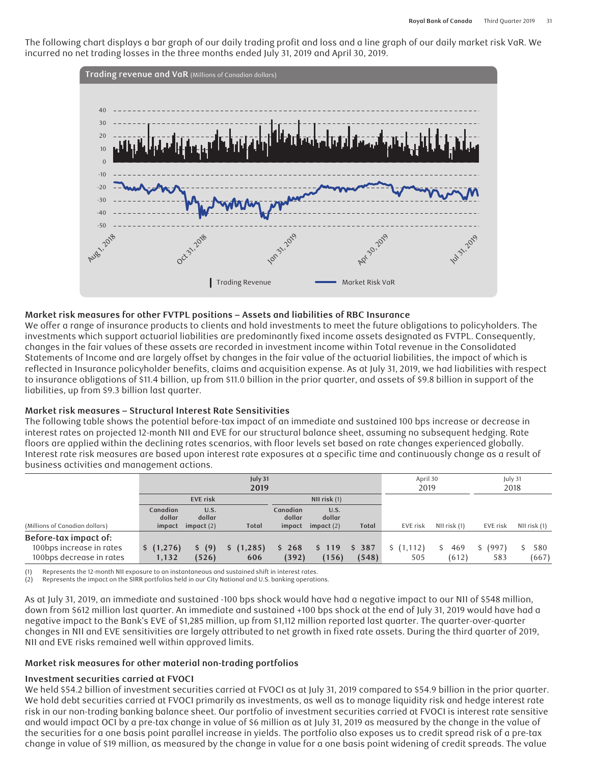The following chart displays a bar graph of our daily trading profit and loss and a line graph of our daily market risk VaR. We incurred no net trading losses in the three months ended July 31, 2019 and April 30, 2019.

**Trading revenue and VaR** (Millions of Canadian dollars)

### Market risk measures for other FVTPL positions – Assets and liabilities of RBC Insurance

We offer a range of insurance products to clients and hold investments to meet the future obligations to policyholders. The investments which support actuarial liabilities are predominantly fixed income assets designated as FVTPL. Consequently, changes in the fair values of these assets are recorded in investment income within Total revenue in the Consolidated Statements of Income and are largely offset by changes in the fair value of the actuarial liabilities, the impact of which is reflected in Insurance policyholder benefits, claims and acquisition expense. As at July 31, 2019, we had liabilities with respect to insurance obligations of $11.4 billion, up from $11.0 billion in the prior quarter, and assets of $9.8 billion in support of the liabilities, up from $9.3 billion last quarter.

### Market risk measures – Structural Interest Rate Sensitivities

The following table shows the potential before-tax impact of an immediate and sustained 100 bps increase or decrease in interest rates on projected 12-month NII and EVE for our structural balance sheet, assuming no subsequent hedging. Rate floors are applied within the declining rates scenarios, with floor levels set based on rate changes experienced globally. Interest rate risk measures are based upon interest rate exposures at a specific time and continuously change as a result of business activities and management actions.

| | July 31 2019 | | | | | | April 30 2019 | | July 31 2018 | |
|---|---|---|---|---|---|---|---|---|---|---|
| | EVE risk | | | NII risk (1) | | | | | | |
| (Millions of Canadian dollars) | Canadian dollar impact | U.S. dollar impact (2) | Total | Canadian dollar impact | U.S. dollar impact (2) | Total | EVE risk | NII risk (1) | EVE risk | NII risk (1) |
| **Before-tax impact of:** | | | | | | | | | | |
| 100bps increase in rates | $ (1,276) | $ (9) | $ (1,285) | $ 268 | $ 119 | $ 387 | $ (1,112) | $ 469 | $ (997) | $ 580 |
| 100bps decrease in rates | 1,132 | (526) | 606 | (392) | (156) | (548) | 505 | (612) | 583 | (667) |

(1) Represents the 12-month NII exposure to an instantaneous and sustained shift in interest rates.
(2) Represents the impact on the SIRR portfolios held in our City National and U.S. banking operations.

As at July 31, 2019, an immediate and sustained -100 bps shock would have had a negative impact to our NII of $548 million, down from $612 million last quarter. An immediate and sustained +100 bps shock at the end of July 31, 2019 would have had a negative impact to the Bank's EVE of $1,285 million, up from $1,112 million reported last quarter. The quarter-over-quarter changes in NII and EVE sensitivities are largely attributed to net growth in fixed rate assets. During the third quarter of 2019, NII and EVE risks remained well within approved limits.

### Market risk measures for other material non-trading portfolios

#### Investment securities carried at FVOCI

We held $54.2 billion of investment securities carried at FVOCI as at July 31, 2019 compared to $54.9 billion in the prior quarter. We hold debt securities carried at FVOCI primarily as investments, as well as to manage liquidity risk and hedge interest rate risk in our non-trading banking balance sheet. Our portfolio of investment securities carried at FVOCI is interest rate sensitive and would impact OCI by a pre-tax change in value of $6 million as at July 31, 2019 as measured by the change in the value of the securities for a one basis point parallel increase in yields. The portfolio also exposes us to credit spread risk of a pre-tax change in value of $19 million, as measured by the change in value for a one basis point widening of credit spreads. The value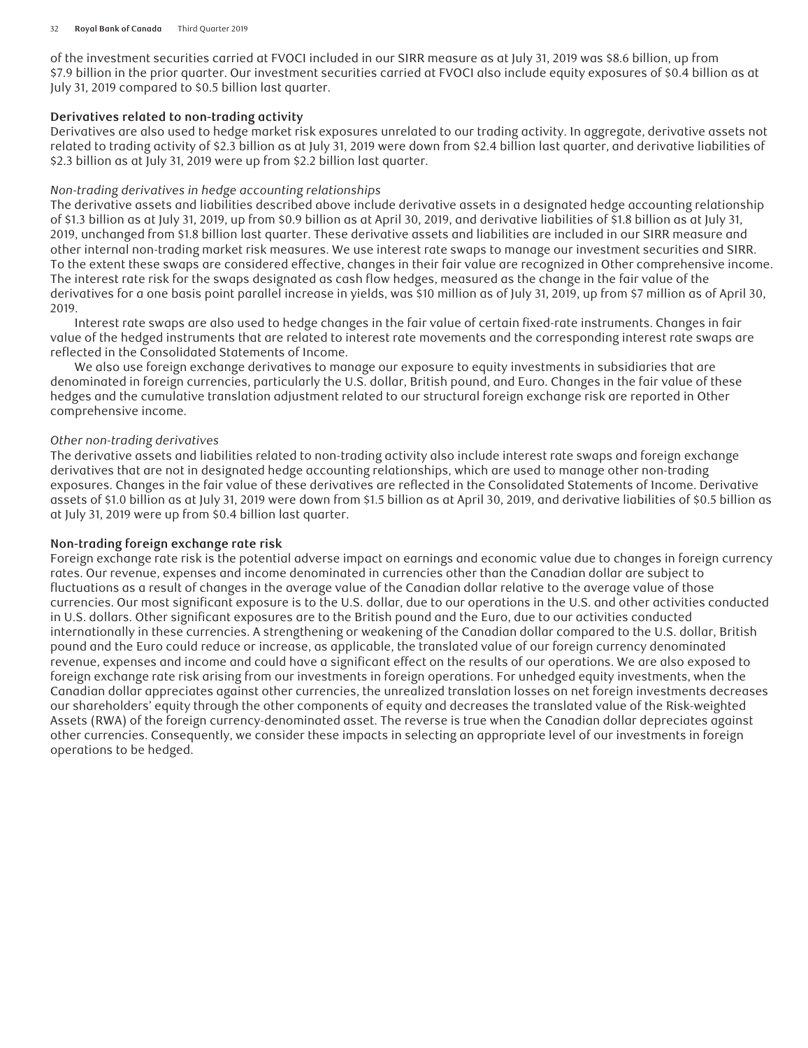of the investment securities carried at FVOCI included in our SIRR measure as at July 31, 2019 was $8.6 billion, up from $7.9 billion in the prior quarter. Our investment securities carried at FVOCI also include equity exposures of $0.4 billion as at July 31, 2019 compared to $0.5 billion last quarter.

**Derivatives related to non-trading activity**

Derivatives are also used to hedge market risk exposures unrelated to our trading activity. In aggregate, derivative assets not related to trading activity of $2.3 billion as at July 31, 2019 were down from $2.4 billion last quarter, and derivative liabilities of $2.3 billion as at July 31, 2019 were up from $2.2 billion last quarter.

*Non-trading derivatives in hedge accounting relationships*

The derivative assets and liabilities described above include derivative assets in a designated hedge accounting relationship of $1.3 billion as at July 31, 2019, up from $0.9 billion as at April 30, 2019, and derivative liabilities of $1.8 billion as at July 31, 2019, unchanged from $1.8 billion last quarter. These derivative assets and liabilities are included in our SIRR measure and other internal non-trading market risk measures. We use interest rate swaps to manage our investment securities and SIRR. To the extent these swaps are considered effective, changes in their fair value are recognized in Other comprehensive income. The interest rate risk for the swaps designated as cash flow hedges, measured as the change in the fair value of the derivatives for a one basis point parallel increase in yields, was $10 million as of July 31, 2019, up from $7 million as of April 30, 2019.

Interest rate swaps are also used to hedge changes in the fair value of certain fixed-rate instruments. Changes in fair value of the hedged instruments that are related to interest rate movements and the corresponding interest rate swaps are reflected in the Consolidated Statements of Income.

We also use foreign exchange derivatives to manage our exposure to equity investments in subsidiaries that are denominated in foreign currencies, particularly the U.S. dollar, British pound, and Euro. Changes in the fair value of these hedges and the cumulative translation adjustment related to our structural foreign exchange risk are reported in Other comprehensive income.

*Other non-trading derivatives*

The derivative assets and liabilities related to non-trading activity also include interest rate swaps and foreign exchange derivatives that are not in designated hedge accounting relationships, which are used to manage other non-trading exposures. Changes in the fair value of these derivatives are reflected in the Consolidated Statements of Income. Derivative assets of $1.0 billion as at July 31, 2019 were down from $1.5 billion as at April 30, 2019, and derivative liabilities of $0.5 billion as at July 31, 2019 were up from $0.4 billion last quarter.

**Non-trading foreign exchange rate risk**

Foreign exchange rate risk is the potential adverse impact on earnings and economic value due to changes in foreign currency rates. Our revenue, expenses and income denominated in currencies other than the Canadian dollar are subject to fluctuations as a result of changes in the average value of the Canadian dollar relative to the average value of those currencies. Our most significant exposure is to the U.S. dollar, due to our operations in the U.S. and other activities conducted in U.S. dollars. Other significant exposures are to the British pound and the Euro, due to our activities conducted internationally in these currencies. A strengthening or weakening of the Canadian dollar compared to the U.S. dollar, British pound and the Euro could reduce or increase, as applicable, the translated value of our foreign currency denominated revenue, expenses and income and could have a significant effect on the results of our operations. We are also exposed to foreign exchange rate risk arising from our investments in foreign operations. For unhedged equity investments, when the Canadian dollar appreciates against other currencies, the unrealized translation losses on net foreign investments decreases our shareholders' equity through the other components of equity and decreases the translated value of the Risk-weighted Assets (RWA) of the foreign currency-denominated asset. The reverse is true when the Canadian dollar depreciates against other currencies. Consequently, we consider these impacts in selecting an appropriate level of our investments in foreign operations to be hedged.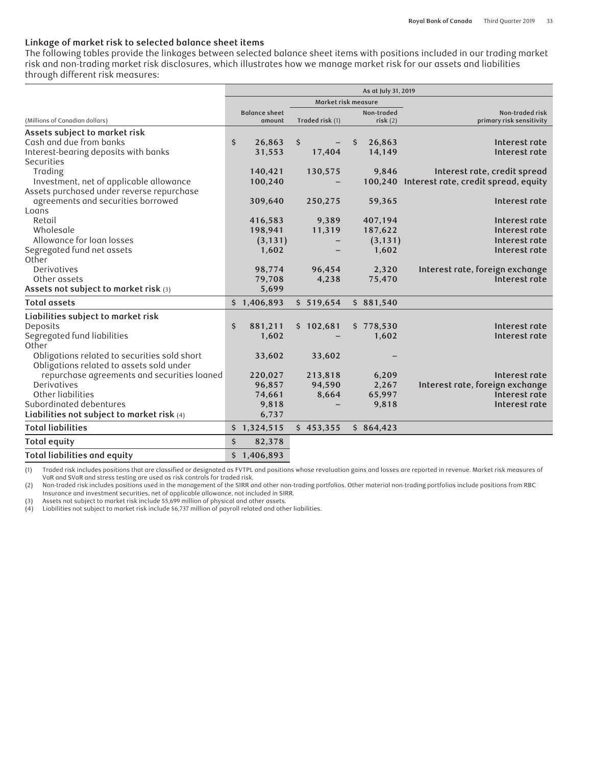## Linkage of market risk to selected balance sheet items

The following tables provide the linkages between selected balance sheet items with positions included in our trading market risk and non-trading market risk disclosures, which illustrates how we manage market risk for our assets and liabilities through different risk measures:

| | As at July 31, 2019 | | | |
|---|---|---|---|---|
| | | Market risk measure | | |
| (Millions of Canadian dollars) | Balance sheet amount | Traded risk (1) | Non-traded risk (2) | Non-traded risk primary risk sensitivity |
| **Assets subject to market risk** | | | | |
| Cash and due from banks | $ 26,863 | $ – | $ 26,863 | Interest rate |
| Interest-bearing deposits with banks | 31,553 | 17,404 | 14,149 | Interest rate |
| Securities | | | | |
| Trading | 140,421 | 130,575 | 9,846 | Interest rate, credit spread |
| Investment, net of applicable allowance | 100,240 | – | 100,240 | Interest rate, credit spread, equity |
| Assets purchased under reverse repurchase agreements and securities borrowed | 309,640 | 250,275 | 59,365 | Interest rate |
| Loans | | | | |
| Retail | 416,583 | 9,389 | 407,194 | Interest rate |
| Wholesale | 198,941 | 11,319 | 187,622 | Interest rate |
| Allowance for loan losses | (3,131) | – | (3,131) | Interest rate |
| Segregated fund net assets | 1,602 | – | 1,602 | Interest rate |
| Other | | | | |
| Derivatives | 98,774 | 96,454 | 2,320 | Interest rate, foreign exchange |
| Other assets | 79,708 | 4,238 | 75,470 | Interest rate |
| **Assets not subject to market risk** (3) | 5,699 | | | |
| **Total assets** | $ 1,406,893 | $ 519,654 | $ 881,540 | |
| **Liabilities subject to market risk** | | | | |
| Deposits | $ 881,211 | $ 102,681 | $ 778,530 | Interest rate |
| Segregated fund liabilities | 1,602 | – | 1,602 | Interest rate |
| Other | | | | |
| Obligations related to securities sold short | 33,602 | 33,602 | – | |
| Obligations related to assets sold under repurchase agreements and securities loaned | 220,027 | 213,818 | 6,209 | Interest rate |
| Derivatives | 96,857 | 94,590 | 2,267 | Interest rate, foreign exchange |
| Other liabilities | 74,661 | 8,664 | 65,997 | Interest rate |
| Subordinated debentures | 9,818 | – | 9,818 | Interest rate |
| **Liabilities not subject to market risk** (4) | 6,737 | | | |
| **Total liabilities** | $ 1,324,515 | $ 453,355 | $ 864,423 | |
| **Total equity** | $ 82,378 | | | |
| **Total liabilities and equity** | $ 1,406,893 | | | |

(1) Traded risk includes positions that are classified or designated as FVTPL and positions whose revaluation gains and losses are reported in revenue. Market risk measures of VaR and SVaR and stress testing are used as risk controls for traded risk.
(2) Non-traded risk includes positions used in the management of the SIRR and other non-trading portfolios. Other material non-trading portfolios include positions from RBC Insurance and investment securities, net of applicable allowance, not included in SIRR.
(3) Assets not subject to market risk include $5,699 million of physical and other assets.
(4) Liabilities not subject to market risk include $6,737 million of payroll related and other liabilities.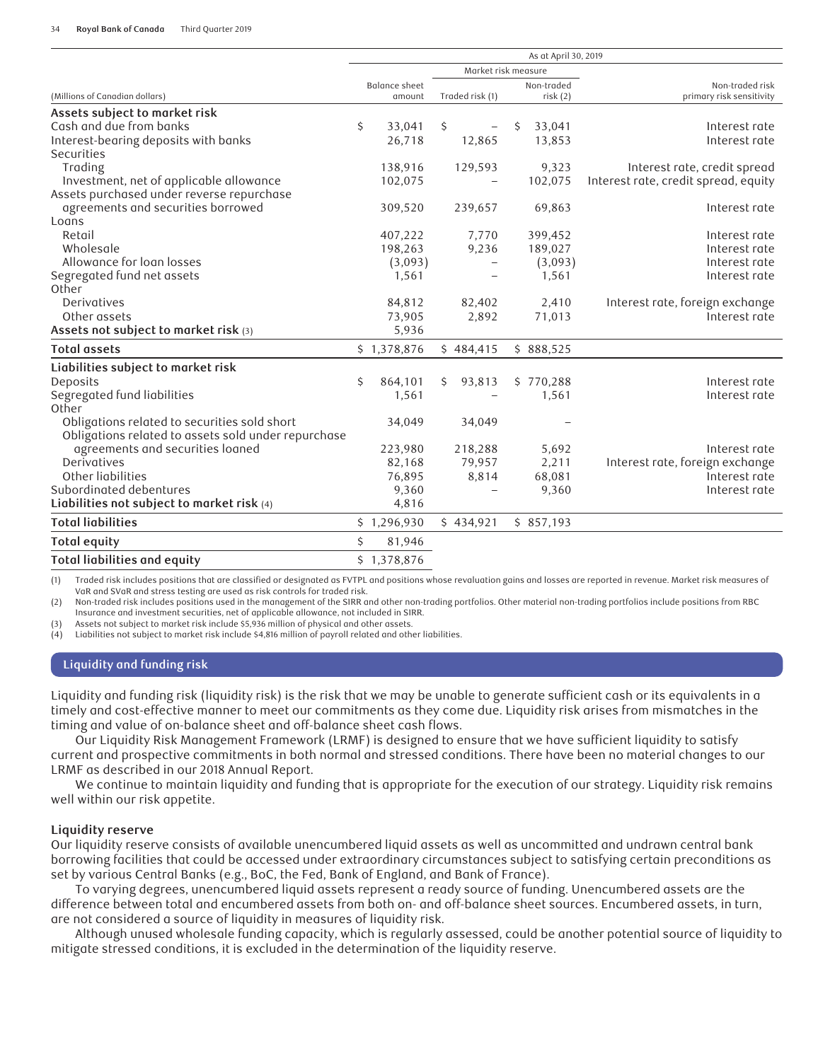| (Millions of Canadian dollars) | As at April 30, 2019 | | | |
|---|---|---|---|---|
| | | Market risk measure | | |
| | Balance sheet amount | Traded risk (1) | Non-traded risk (2) | Non-traded risk primary risk sensitivity |
| **Assets subject to market risk** | | | | |
| Cash and due from banks | $ 33,041 | $ – | $ 33,041 | Interest rate |
| Interest-bearing deposits with banks | 26,718 | 12,865 | 13,853 | Interest rate |
| Securities | | | | |
| Trading | 138,916 | 129,593 | 9,323 | Interest rate, credit spread |
| Investment, net of applicable allowance | 102,075 | – | 102,075 | Interest rate, credit spread, equity |
| Assets purchased under reverse repurchase agreements and securities borrowed | 309,520 | 239,657 | 69,863 | Interest rate |
| Loans | | | | |
| Retail | 407,222 | 7,770 | 399,452 | Interest rate |
| Wholesale | 198,263 | 9,236 | 189,027 | Interest rate |
| Allowance for loan losses | (3,093) | – | (3,093) | Interest rate |
| Segregated fund net assets | 1,561 | – | 1,561 | Interest rate |
| Other | | | | |
| Derivatives | 84,812 | 82,402 | 2,410 | Interest rate, foreign exchange |
| Other assets | 73,905 | 2,892 | 71,013 | Interest rate |
| **Assets not subject to market risk** (3) | 5,936 | | | |
| **Total assets** | $ 1,378,876 | $ 484,415 | $ 888,525 | |
| **Liabilities subject to market risk** | | | | |
| Deposits | $ 864,101 | $ 93,813 | $ 770,288 | Interest rate |
| Segregated fund liabilities | 1,561 | – | 1,561 | Interest rate |
| Other | | | | |
| Obligations related to securities sold short | 34,049 | 34,049 | – | |
| Obligations related to assets sold under repurchase agreements and securities loaned | 223,980 | 218,288 | 5,692 | Interest rate |
| Derivatives | 82,168 | 79,957 | 2,211 | Interest rate, foreign exchange |
| Other liabilities | 76,895 | 8,814 | 68,081 | Interest rate |
| Subordinated debentures | 9,360 | – | 9,360 | Interest rate |
| **Liabilities not subject to market risk** (4) | 4,816 | | | |
| **Total liabilities** | $ 1,296,930 | $ 434,921 | $ 857,193 | |
| **Total equity** | $ 81,946 | | | |
| **Total liabilities and equity** | $ 1,378,876 | | | |

(1) Traded risk includes positions that are classified or designated as FVTPL and positions whose revaluation gains and losses are reported in revenue. Market risk measures of VaR and SVaR and stress testing are used as risk controls for traded risk.
(2) Non-traded risk includes positions used in the management of the SIRR and other non-trading portfolios. Other material non-trading portfolios include positions from RBC Insurance and investment securities, net of applicable allowance, not included in SIRR.
(3) Assets not subject to market risk include $5,936 million of physical and other assets.
(4) Liabilities not subject to market risk include $4,816 million of payroll related and other liabilities.

## Liquidity and funding risk

Liquidity and funding risk (liquidity risk) is the risk that we may be unable to generate sufficient cash or its equivalents in a timely and cost-effective manner to meet our commitments as they come due. Liquidity risk arises from mismatches in the timing and value of on-balance sheet and off-balance sheet cash flows.

Our Liquidity Risk Management Framework (LRMF) is designed to ensure that we have sufficient liquidity to satisfy current and prospective commitments in both normal and stressed conditions. There have been no material changes to our LRMF as described in our 2018 Annual Report.

We continue to maintain liquidity and funding that is appropriate for the execution of our strategy. Liquidity risk remains well within our risk appetite.

### Liquidity reserve

Our liquidity reserve consists of available unencumbered liquid assets as well as uncommitted and undrawn central bank borrowing facilities that could be accessed under extraordinary circumstances subject to satisfying certain preconditions as set by various Central Banks (e.g., BoC, the Fed, Bank of England, and Bank of France).

To varying degrees, unencumbered liquid assets represent a ready source of funding. Unencumbered assets are the difference between total and encumbered assets from both on- and off-balance sheet sources. Encumbered assets, in turn, are not considered a source of liquidity in measures of liquidity risk.

Although unused wholesale funding capacity, which is regularly assessed, could be another potential source of liquidity to mitigate stressed conditions, it is excluded in the determination of the liquidity reserve.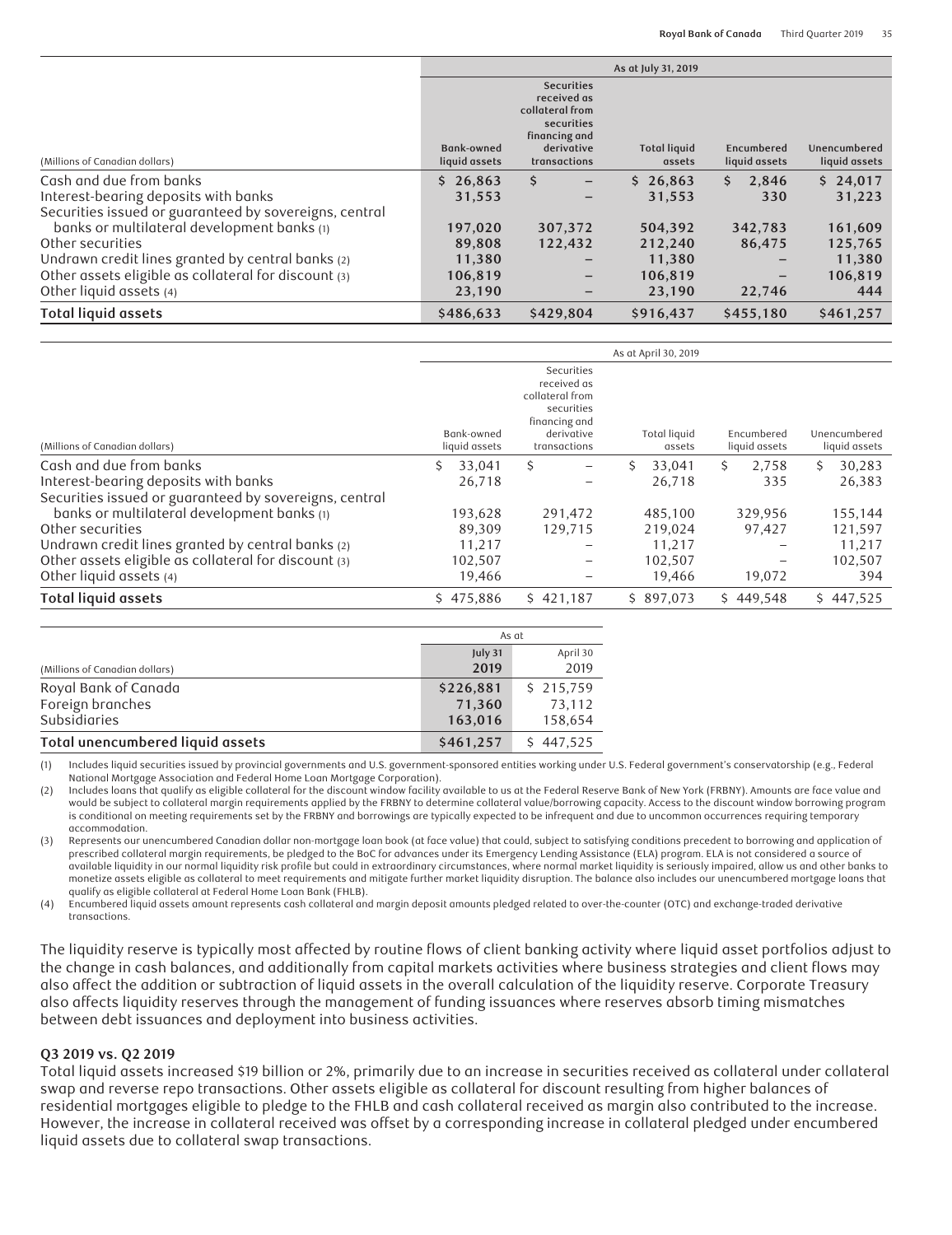| (Millions of Canadian dollars) | As at July 31, 2019 | | | | |
|---|---|---|---|---|---|
| | Bank-owned liquid assets | Securities received as collateral from securities financing and derivative transactions | Total liquid assets | Encumbered liquid assets | Unencumbered liquid assets |
| Cash and due from banks | $ 26,863 | $ – | $ 26,863 | $ 2,846 | $ 24,017 |
| Interest-bearing deposits with banks | 31,553 | – | 31,553 | 330 | 31,223 |
| Securities issued or guaranteed by sovereigns, central banks or multilateral development banks (1) | 197,020 | 307,372 | 504,392 | 342,783 | 161,609 |
| Other securities | 89,808 | 122,432 | 212,240 | 86,475 | 125,765 |
| Undrawn credit lines granted by central banks (2) | 11,380 | – | 11,380 | – | 11,380 |
| Other assets eligible as collateral for discount (3) | 106,819 | – | 106,819 | – | 106,819 |
| Other liquid assets (4) | 23,190 | – | 23,190 | 22,746 | 444 |
| **Total liquid assets** | **$486,633** | **$429,804** | **$916,437** | **$455,180** | **$461,257** |

| (Millions of Canadian dollars) | As at April 30, 2019 | | | | |
|---|---|---|---|---|---|
| | Bank-owned liquid assets | Securities received as collateral from securities financing and derivative transactions | Total liquid assets | Encumbered liquid assets | Unencumbered liquid assets |
| Cash and due from banks | $ 33,041 | $ – | $ 33,041 | $ 2,758 | $ 30,283 |
| Interest-bearing deposits with banks | 26,718 | – | 26,718 | 335 | 26,383 |
| Securities issued or guaranteed by sovereigns, central banks or multilateral development banks (1) | 193,628 | 291,472 | 485,100 | 329,956 | 155,144 |
| Other securities | 89,309 | 129,715 | 219,024 | 97,427 | 121,597 |
| Undrawn credit lines granted by central banks (2) | 11,217 | – | 11,217 | – | 11,217 |
| Other assets eligible as collateral for discount (3) | 102,507 | – | 102,507 | – | 102,507 |
| Other liquid assets (4) | 19,466 | – | 19,466 | 19,072 | 394 |
| **Total liquid assets** | $ 475,886 | $ 421,187 | $ 897,073 | $ 449,548 | $ 447,525 |

| (Millions of Canadian dollars) | As at | |
|---|---|---|
| | July 31 2019 | April 30 2019 |
| Royal Bank of Canada | $226,881 | $ 215,759 |
| Foreign branches | 71,360 | 73,112 |
| Subsidiaries | 163,016 | 158,654 |
| **Total unencumbered liquid assets** | **$461,257** | $ 447,525 |

(1) Includes liquid securities issued by provincial governments and U.S. government-sponsored entities working under U.S. Federal government's conservatorship (e.g., Federal National Mortgage Association and Federal Home Loan Mortgage Corporation).

(2) Includes loans that qualify as eligible collateral for the discount window facility available to us at the Federal Reserve Bank of New York (FRBNY). Amounts are face value and would be subject to collateral margin requirements applied by the FRBNY to determine collateral value/borrowing capacity. Access to the discount window borrowing program is conditional on meeting requirements set by the FRBNY and borrowings are typically expected to be infrequent and due to uncommon occurrences requiring temporary accommodation.

(3) Represents our unencumbered Canadian dollar non-mortgage loan book (at face value) that could, subject to satisfying conditions precedent to borrowing and application of prescribed collateral margin requirements, be pledged to the BoC for advances under its Emergency Lending Assistance (ELA) program. ELA is not considered a source of available liquidity in our normal liquidity risk profile but could in extraordinary circumstances, where normal market liquidity is seriously impaired, allow us and other banks to monetize assets eligible as collateral to meet requirements and mitigate further market liquidity disruption. The balance also includes our unencumbered mortgage loans that qualify as eligible collateral at Federal Home Loan Bank (FHLB).

(4) Encumbered liquid assets amount represents cash collateral and margin deposit amounts pledged related to over-the-counter (OTC) and exchange-traded derivative transactions.

The liquidity reserve is typically most affected by routine flows of client banking activity where liquid asset portfolios adjust to the change in cash balances, and additionally from capital markets activities where business strategies and client flows may also affect the addition or subtraction of liquid assets in the overall calculation of the liquidity reserve. Corporate Treasury also affects liquidity reserves through the management of funding issuances where reserves absorb timing mismatches between debt issuances and deployment into business activities.

**Q3 2019 vs. Q2 2019**

Total liquid assets increased $19 billion or 2%, primarily due to an increase in securities received as collateral under collateral swap and reverse repo transactions. Other assets eligible as collateral for discount resulting from higher balances of residential mortgages eligible to pledge to the FHLB and cash collateral received as margin also contributed to the increase. However, the increase in collateral received was offset by a corresponding increase in collateral pledged under encumbered liquid assets due to collateral swap transactions.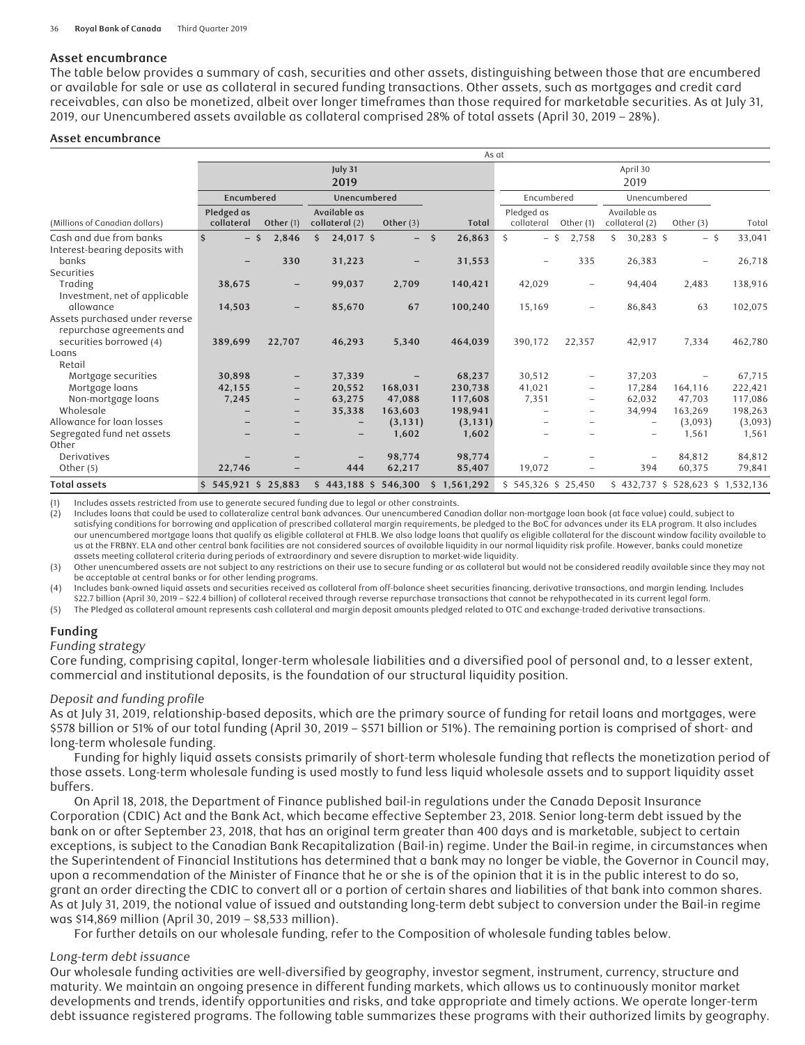### Asset encumbrance

The table below provides a summary of cash, securities and other assets, distinguishing between those that are encumbered or available for sale or use as collateral in secured funding transactions. Other assets, such as mortgages and credit card receivables, can also be monetized, albeit over longer timeframes than those required for marketable securities. As at July 31, 2019, our Unencumbered assets available as collateral comprised 28% of total assets (April 30, 2019 – 28%).

**Asset encumbrance**

| | As at | | | | | | | | | |
|---|---|---|---|---|---|---|---|---|---|---|
| | July 31 2019 | | | | | April 30 2019 | | | | |
| | Encumbered | | Unencumbered | | | Encumbered | | Unencumbered | | |
| (Millions of Canadian dollars) | Pledged as collateral | Other (1) | Available as collateral (2) | Other (3) | Total | Pledged as collateral | Other (1) | Available as collateral (2) | Other (3) | Total |
| Cash and due from banks | $ – | $ 2,846 | $ 24,017 | $ – | $ 26,863 | $ – | $ 2,758 | $ 30,283 | $ – | $ 33,041 |
| Interest-bearing deposits with banks | – | 330 | 31,223 | – | 31,553 | – | 335 | 26,383 | – | 26,718 |
| Securities | | | | | | | | | | |
| Trading | 38,675 | – | 99,037 | 2,709 | 140,421 | 42,029 | – | 94,404 | 2,483 | 138,916 |
| Investment, net of applicable allowance | 14,503 | – | 85,670 | 67 | 100,240 | 15,169 | – | 86,843 | 63 | 102,075 |
| Assets purchased under reverse repurchase agreements and securities borrowed (4) | 389,699 | 22,707 | 46,293 | 5,340 | 464,039 | 390,172 | 22,357 | 42,917 | 7,334 | 462,780 |
| Loans | | | | | | | | | | |
| Retail | | | | | | | | | | |
| Mortgage securities | 30,898 | – | 37,339 | – | 68,237 | 30,512 | – | 37,203 | – | 67,715 |
| Mortgage loans | 42,155 | – | 20,552 | 168,031 | 230,738 | 41,021 | – | 17,284 | 164,116 | 222,421 |
| Non-mortgage loans | 7,245 | – | 63,275 | 47,088 | 117,608 | 7,351 | – | 62,032 | 47,703 | 117,086 |
| Wholesale | – | – | 35,338 | 163,603 | 198,941 | – | – | 34,994 | 163,269 | 198,263 |
| Allowance for loan losses | – | – | – | (3,131) | (3,131) | – | – | – | (3,093) | (3,093) |
| Segregated fund net assets | – | – | – | 1,602 | 1,602 | – | – | – | 1,561 | 1,561 |
| Other | | | | | | | | | | |
| Derivatives | – | – | – | 98,774 | 98,774 | – | – | – | 84,812 | 84,812 |
| Other (5) | 22,746 | – | 444 | 62,217 | 85,407 | 19,072 | – | 394 | 60,375 | 79,841 |
| **Total assets** | $ 545,921 | $ 25,883 | $ 443,188 | $ 546,300 | $ 1,561,292 | $ 545,326 | $ 25,450 | $ 432,737 | $ 528,623 | $ 1,532,136 |

(1) Includes assets restricted from use to generate secured funding due to legal or other constraints.
(2) Includes loans that could be used to collateralize central bank advances. Our unencumbered Canadian dollar non-mortgage loan book (at face value) could, subject to satisfying conditions for borrowing and application of prescribed collateral margin requirements, be pledged to the BoC for advances under its ELA program. It also includes our unencumbered mortgage loans that qualify as eligible collateral at FHLB. We also lodge loans that qualify as eligible collateral for the discount window facility available to us at the FRBNY. ELA and other central bank facilities are not considered sources of available liquidity in our normal liquidity risk profile. However, banks could monetize assets meeting collateral criteria during periods of extraordinary and severe disruption to market-wide liquidity.
(3) Other unencumbered assets are not subject to any restrictions on their use to secure funding or as collateral but would not be considered readily available since they may not be acceptable at central banks or for other lending programs.
(4) Includes bank-owned liquid assets and securities received as collateral from off-balance sheet securities financing, derivative transactions, and margin lending. Includes $22.7 billion (April 30, 2019 – $22.4 billion) of collateral received through reverse repurchase transactions that cannot be rehypothecated in its current legal form.
(5) The Pledged as collateral amount represents cash collateral and margin deposit amounts pledged related to OTC and exchange-traded derivative transactions.

### Funding

*Funding strategy*

Core funding, comprising capital, longer-term wholesale liabilities and a diversified pool of personal and, to a lesser extent, commercial and institutional deposits, is the foundation of our structural liquidity position.

*Deposit and funding profile*

As at July 31, 2019, relationship-based deposits, which are the primary source of funding for retail loans and mortgages, were $578 billion or 51% of our total funding (April 30, 2019 – $571 billion or 51%). The remaining portion is comprised of short- and long-term wholesale funding.

Funding for highly liquid assets consists primarily of short-term wholesale funding that reflects the monetization period of those assets. Long-term wholesale funding is used mostly to fund less liquid wholesale assets and to support liquidity asset buffers.

On April 18, 2018, the Department of Finance published bail-in regulations under the Canada Deposit Insurance Corporation (CDIC) Act and the Bank Act, which became effective September 23, 2018. Senior long-term debt issued by the bank on or after September 23, 2018, that has an original term greater than 400 days and is marketable, subject to certain exceptions, is subject to the Canadian Bank Recapitalization (Bail-in) regime. Under the Bail-in regime, in circumstances when the Superintendent of Financial Institutions has determined that a bank may no longer be viable, the Governor in Council may, upon a recommendation of the Minister of Finance that he or she is of the opinion that it is in the public interest to do so, grant an order directing the CDIC to convert all or a portion of certain shares and liabilities of that bank into common shares. As at July 31, 2019, the notional value of issued and outstanding long-term debt subject to conversion under the Bail-in regime was $14,869 million (April 30, 2019 – $8,533 million).

For further details on our wholesale funding, refer to the Composition of wholesale funding tables below.

*Long-term debt issuance*

Our wholesale funding activities are well-diversified by geography, investor segment, instrument, currency, structure and maturity. We maintain an ongoing presence in different funding markets, which allows us to continuously monitor market developments and trends, identify opportunities and risks, and take appropriate and timely actions. We operate longer-term debt issuance registered programs. The following table summarizes these programs with their authorized limits by geography.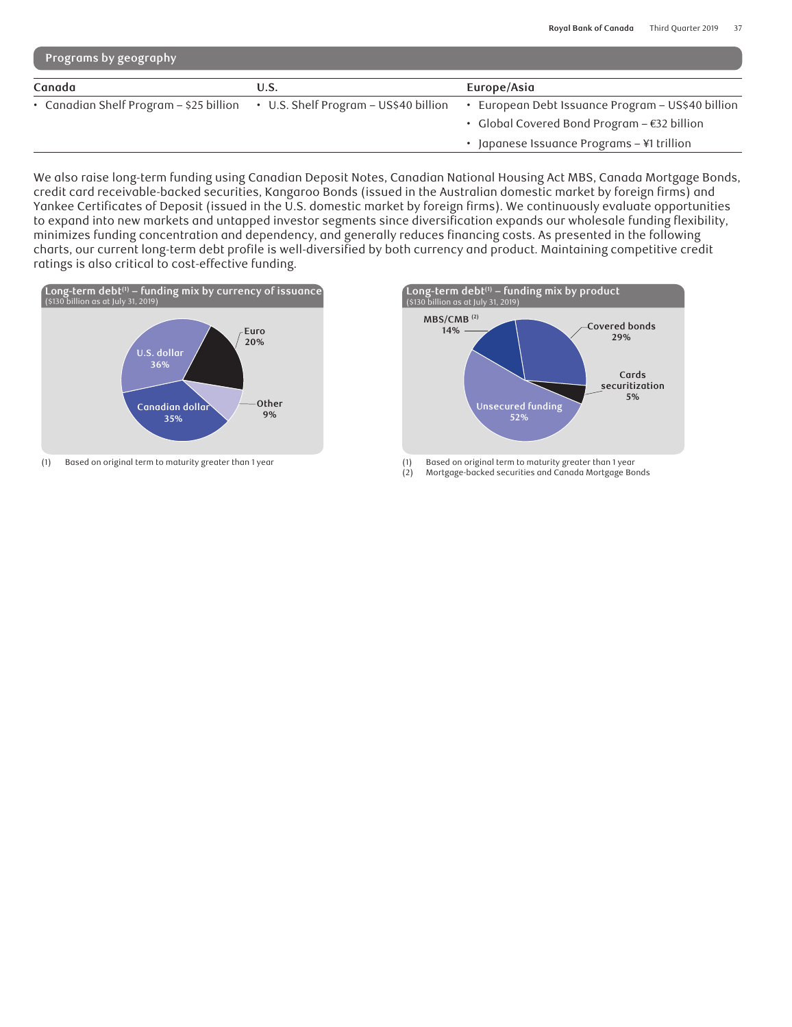## Programs by geography

| Canada | U.S. | Europe/Asia |
|---|---|---|
| • Canadian Shelf Program – $25 billion | • U.S. Shelf Program – US$40 billion | • European Debt Issuance Program – US$40 billion |
| | | • Global Covered Bond Program – €32 billion |
| | | • Japanese Issuance Programs – ¥1 trillion |

We also raise long-term funding using Canadian Deposit Notes, Canadian National Housing Act MBS, Canada Mortgage Bonds, credit card receivable-backed securities, Kangaroo Bonds (issued in the Australian domestic market by foreign firms) and Yankee Certificates of Deposit (issued in the U.S. domestic market by foreign firms). We continuously evaluate opportunities to expand into new markets and untapped investor segments since diversification expands our wholesale funding flexibility, minimizes funding concentration and dependency, and generally reduces financing costs. As presented in the following charts, our current long-term debt profile is well-diversified by both currency and product. Maintaining competitive credit ratings is also critical to cost-effective funding.

**Long-term debt[(1)] – funding mix by currency of issuance**
($130 billion as at July 31, 2019)

- U.S. dollar 36%
- Canadian dollar 35%
- Euro 20%
- Other 9%

(1) Based on original term to maturity greater than 1 year

**Long-term debt[(1)] – funding mix by product**
($130 billion as at July 31, 2019)

- Unsecured funding 52%
- Covered bonds 29%
- MBS/CMB[(2)] 14%
- Cards securitization 5%

(1) Based on original term to maturity greater than 1 year
(2) Mortgage-backed securities and Canada Mortgage Bonds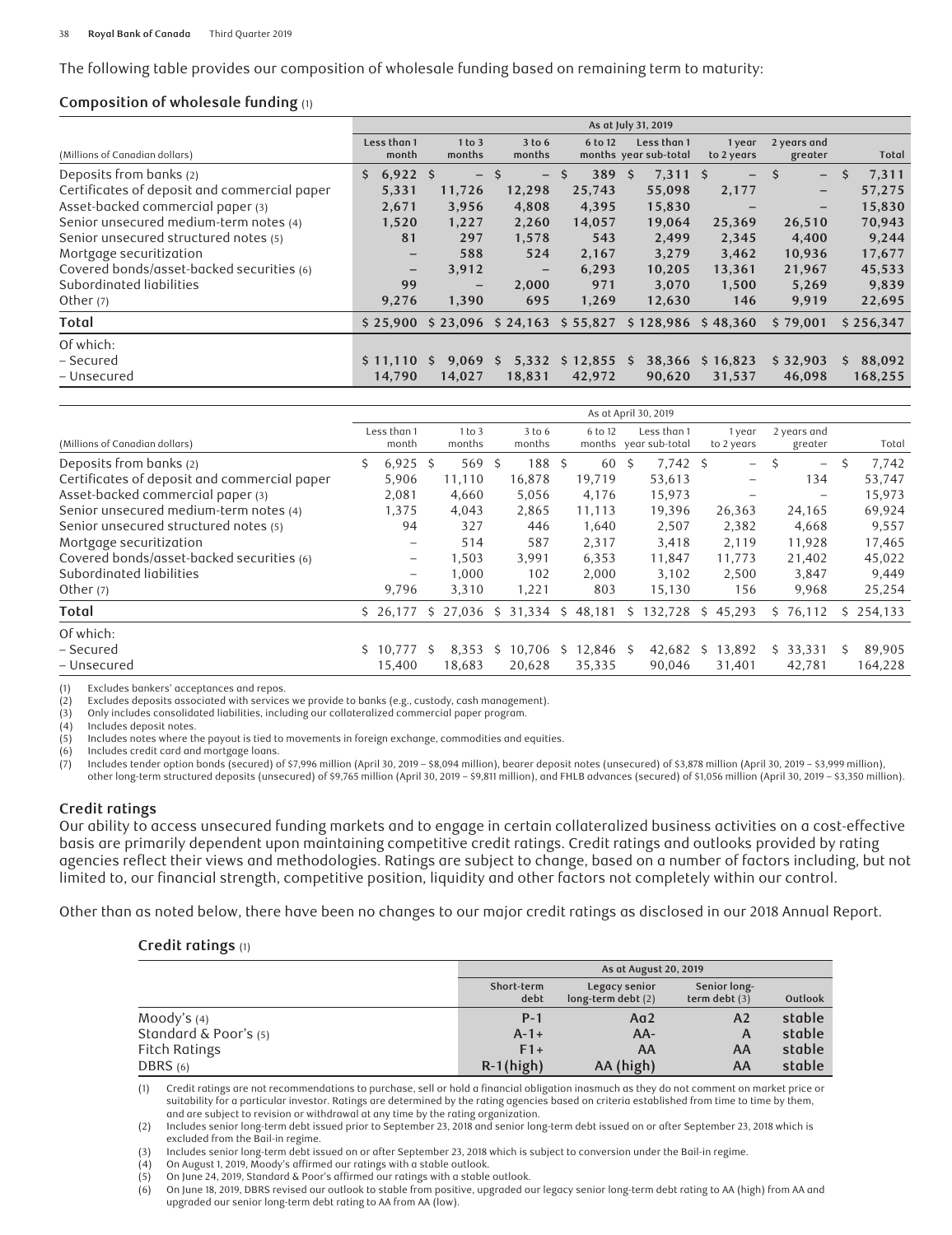The following table provides our composition of wholesale funding based on remaining term to maturity:

### Composition of wholesale funding (1)

| | As at July 31, 2019 | | | | | | | |
|---|---|---|---|---|---|---|---|---|
| (Millions of Canadian dollars) | Less than 1 month | 1 to 3 months | 3 to 6 months | 6 to 12 months | Less than 1 year sub-total | 1 year to 2 years | 2 years and greater | Total |
| Deposits from banks (2) | $ 6,922 | $ – | $ – | $ 389 | $ 7,311 | $ – | $ – | $ 7,311 |
| Certificates of deposit and commercial paper | 5,331 | 11,726 | 12,298 | 25,743 | 55,098 | 2,177 | – | 57,275 |
| Asset-backed commercial paper (3) | 2,671 | 3,956 | 4,808 | 4,395 | 15,830 | – | – | 15,830 |
| Senior unsecured medium-term notes (4) | 1,520 | 1,227 | 2,260 | 14,057 | 19,064 | 25,369 | 26,510 | 70,943 |
| Senior unsecured structured notes (5) | 81 | 297 | 1,578 | 543 | 2,499 | 2,345 | 4,400 | 9,244 |
| Mortgage securitization | – | 588 | 524 | 2,167 | 3,279 | 3,462 | 10,936 | 17,677 |
| Covered bonds/asset-backed securities (6) | – | 3,912 | – | 6,293 | 10,205 | 13,361 | 21,967 | 45,533 |
| Subordinated liabilities | 99 | – | 2,000 | 971 | 3,070 | 1,500 | 5,269 | 9,839 |
| Other (7) | 9,276 | 1,390 | 695 | 1,269 | 12,630 | 146 | 9,919 | 22,695 |
| **Total** | $ 25,900 | $ 23,096 | $ 24,163 | $ 55,827 | $ 128,986 | $ 48,360 | $ 79,001 | $ 256,347 |
| Of which: | | | | | | | | |
| – Secured | $ 11,110 | $ 9,069 | $ 5,332 | $ 12,855 | $ 38,366 | $ 16,823 | $ 32,903 | $ 88,092 |
| – Unsecured | 14,790 | 14,027 | 18,831 | 42,972 | 90,620 | 31,537 | 46,098 | 168,255 |

| | As at April 30, 2019 | | | | | | | |
|---|---|---|---|---|---|---|---|---|
| (Millions of Canadian dollars) | Less than 1 month | 1 to 3 months | 3 to 6 months | 6 to 12 months | Less than 1 year sub-total | 1 year to 2 years | 2 years and greater | Total |
| Deposits from banks (2) | $ 6,925 | $ 569 | $ 188 | $ 60 | $ 7,742 | $ – | $ – | $ 7,742 |
| Certificates of deposit and commercial paper | 5,906 | 11,110 | 16,878 | 19,719 | 53,613 | – | 134 | 53,747 |
| Asset-backed commercial paper (3) | 2,081 | 4,660 | 5,056 | 4,176 | 15,973 | – | – | 15,973 |
| Senior unsecured medium-term notes (4) | 1,375 | 4,043 | 2,865 | 11,113 | 19,396 | 26,363 | 24,165 | 69,924 |
| Senior unsecured structured notes (5) | 94 | 327 | 446 | 1,640 | 2,507 | 2,382 | 4,668 | 9,557 |
| Mortgage securitization | – | 514 | 587 | 2,317 | 3,418 | 2,119 | 11,928 | 17,465 |
| Covered bonds/asset-backed securities (6) | – | 1,503 | 3,991 | 6,353 | 11,847 | 11,773 | 21,402 | 45,022 |
| Subordinated liabilities | – | 1,000 | 102 | 2,000 | 3,102 | 2,500 | 3,847 | 9,449 |
| Other (7) | 9,796 | 3,310 | 1,221 | 803 | 15,130 | 156 | 9,968 | 25,254 |
| **Total** | $ 26,177 | $ 27,036 | $ 31,334 | $ 48,181 | $ 132,728 | $ 45,293 | $ 76,112 | $ 254,133 |
| Of which: | | | | | | | | |
| – Secured | $ 10,777 | $ 8,353 | $ 10,706 | $ 12,846 | $ 42,682 | $ 13,892 | $ 33,331 | $ 89,905 |
| – Unsecured | 15,400 | 18,683 | 20,628 | 35,335 | 90,046 | 31,401 | 42,781 | 164,228 |

(1) Excludes bankers' acceptances and repos.
(2) Excludes deposits associated with services we provide to banks (e.g., custody, cash management).
(3) Only includes consolidated liabilities, including our collateralized commercial paper program.
(4) Includes deposit notes.
(5) Includes notes where the payout is tied to movements in foreign exchange, commodities and equities.
(6) Includes credit card and mortgage loans.
(7) Includes tender option bonds (secured) of $7,996 million (April 30, 2019 – $8,094 million), bearer deposit notes (unsecured) of $3,878 million (April 30, 2019 – $3,999 million), other long-term structured deposits (unsecured) of $9,765 million (April 30, 2019 – $9,811 million), and FHLB advances (secured) of $1,056 million (April 30, 2019 – $3,350 million).

## Credit ratings

Our ability to access unsecured funding markets and to engage in certain collateralized business activities on a cost-effective basis are primarily dependent upon maintaining competitive credit ratings. Credit ratings and outlooks provided by rating agencies reflect their views and methodologies. Ratings are subject to change, based on a number of factors including, but not limited to, our financial strength, competitive position, liquidity and other factors not completely within our control.

Other than as noted below, there have been no changes to our major credit ratings as disclosed in our 2018 Annual Report.

### Credit ratings (1)

| | As at August 20, 2019 | | | |
|---|---|---|---|---|
| | Short-term debt | Legacy senior long-term debt (2) | Senior long-term debt (3) | Outlook |
| Moody's (4) | P-1 | Aa2 | A2 | stable |
| Standard & Poor's (5) | A-1+ | AA- | A | stable |
| Fitch Ratings | F1+ | AA | AA | stable |
| DBRS (6) | R-1(high) | AA (high) | AA | stable |

(1) Credit ratings are not recommendations to purchase, sell or hold a financial obligation inasmuch as they do not comment on market price or suitability for a particular investor. Ratings are determined by the rating agencies based on criteria established from time to time by them, and are subject to revision or withdrawal at any time by the rating organization.
(2) Includes senior long-term debt issued prior to September 23, 2018 and senior long-term debt issued on or after September 23, 2018 which is excluded from the Bail-in regime.
(3) Includes senior long-term debt issued on or after September 23, 2018 which is subject to conversion under the Bail-in regime.
(4) On August 1, 2019, Moody's affirmed our ratings with a stable outlook.
(5) On June 24, 2019, Standard & Poor's affirmed our ratings with a stable outlook.
(6) On June 18, 2019, DBRS revised our outlook to stable from positive, upgraded our legacy senior long-term debt rating to AA (high) from AA and upgraded our senior long-term debt rating to AA from AA (low).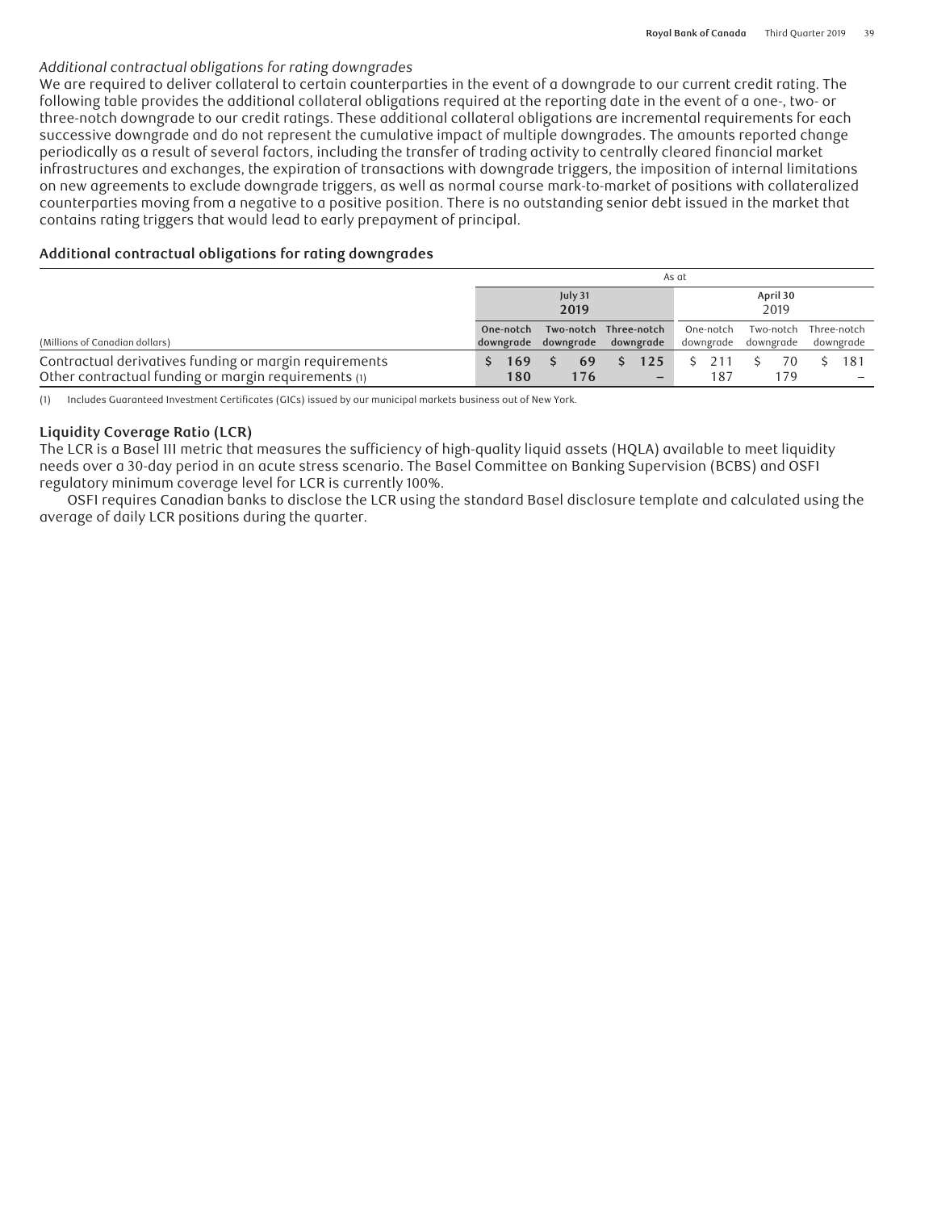*Additional contractual obligations for rating downgrades*

We are required to deliver collateral to certain counterparties in the event of a downgrade to our current credit rating. The following table provides the additional collateral obligations required at the reporting date in the event of a one-, two- or three-notch downgrade to our credit ratings. These additional collateral obligations are incremental requirements for each successive downgrade and do not represent the cumulative impact of multiple downgrades. The amounts reported change periodically as a result of several factors, including the transfer of trading activity to centrally cleared financial market infrastructures and exchanges, the expiration of transactions with downgrade triggers, the imposition of internal limitations on new agreements to exclude downgrade triggers, as well as normal course mark-to-market of positions with collateralized counterparties moving from a negative to a positive position. There is no outstanding senior debt issued in the market that contains rating triggers that would lead to early prepayment of principal.

**Additional contractual obligations for rating downgrades**

| | As at | | | | | |
|---|---|---|---|---|---|---|
| | **July 31 2019** | | | April 30 2019 | | |
| (Millions of Canadian dollars) | **One-notch downgrade** | **Two-notch downgrade** | **Three-notch downgrade** | One-notch downgrade | Two-notch downgrade | Three-notch downgrade |
| Contractual derivatives funding or margin requirements | **$ 169** | **$ 69** | **$ 125** | $ 211 | $ 70 | $ 181 |
| Other contractual funding or margin requirements (1) | **180** | **176** | **–** | 187 | 179 | – |

(1) Includes Guaranteed Investment Certificates (GICs) issued by our municipal markets business out of New York.

**Liquidity Coverage Ratio (LCR)**

The LCR is a Basel III metric that measures the sufficiency of high-quality liquid assets (HQLA) available to meet liquidity needs over a 30-day period in an acute stress scenario. The Basel Committee on Banking Supervision (BCBS) and OSFI regulatory minimum coverage level for LCR is currently 100%.

OSFI requires Canadian banks to disclose the LCR using the standard Basel disclosure template and calculated using the average of daily LCR positions during the quarter.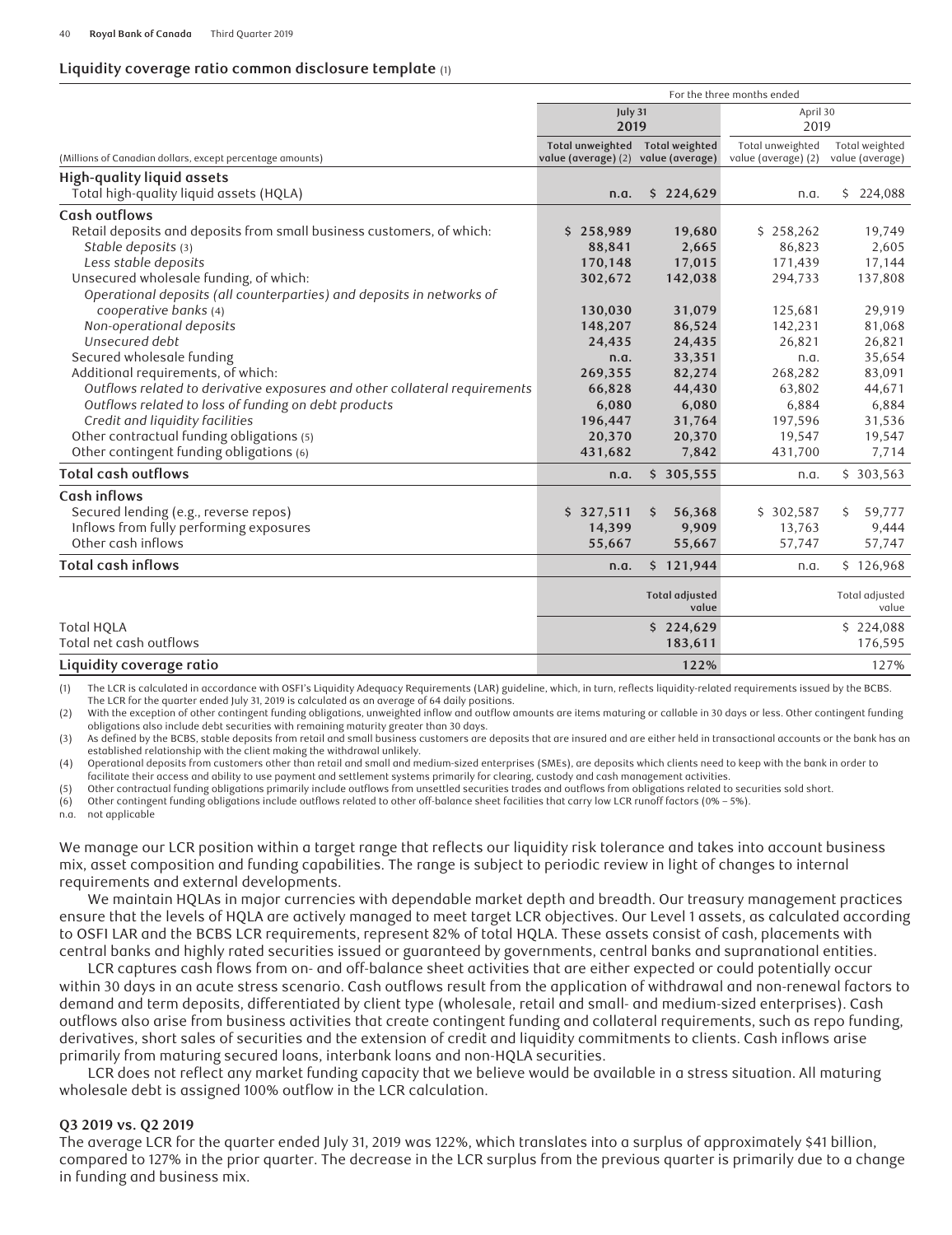### Liquidity coverage ratio common disclosure template (1)

| | For the three months ended | | | |
|---|---|---|---|---|
| | **July 31 2019** | | April 30 2019 | |
| (Millions of Canadian dollars, except percentage amounts) | **Total unweighted value (average) (2)** | **Total weighted value (average)** | Total unweighted value (average) (2) | Total weighted value (average) |
| **High-quality liquid assets** | | | | |
| Total high-quality liquid assets (HQLA) | **n.a.** | **$ 224,629** | n.a. | $ 224,088 |
| **Cash outflows** | | | | |
| Retail deposits and deposits from small business customers, of which: | **$ 258,989** | **19,680** | $ 258,262 | 19,749 |
| *Stable deposits (3)* | **88,841** | **2,665** | 86,823 | 2,605 |
| *Less stable deposits* | **170,148** | **17,015** | 171,439 | 17,144 |
| Unsecured wholesale funding, of which: | **302,672** | **142,038** | 294,733 | 137,808 |
| *Operational deposits (all counterparties) and deposits in networks of cooperative banks (4)* | **130,030** | **31,079** | 125,681 | 29,919 |
| *Non-operational deposits* | **148,207** | **86,524** | 142,231 | 81,068 |
| *Unsecured debt* | **24,435** | **24,435** | 26,821 | 26,821 |
| Secured wholesale funding | **n.a.** | **33,351** | n.a. | 35,654 |
| Additional requirements, of which: | **269,355** | **82,274** | 268,282 | 83,091 |
| *Outflows related to derivative exposures and other collateral requirements* | **66,828** | **44,430** | 63,802 | 44,671 |
| *Outflows related to loss of funding on debt products* | **6,080** | **6,080** | 6,884 | 6,884 |
| *Credit and liquidity facilities* | **196,447** | **31,764** | 197,596 | 31,536 |
| Other contractual funding obligations (5) | **20,370** | **20,370** | 19,547 | 19,547 |
| Other contingent funding obligations (6) | **431,682** | **7,842** | 431,700 | 7,714 |
| **Total cash outflows** | **n.a.** | **$ 305,555** | n.a. | $ 303,563 |
| **Cash inflows** | | | | |
| Secured lending (e.g., reverse repos) | **$ 327,511** | **$ 56,368** | $ 302,587 | $ 59,777 |
| Inflows from fully performing exposures | **14,399** | **9,909** | 13,763 | 9,444 |
| Other cash inflows | **55,667** | **55,667** | 57,747 | 57,747 |
| **Total cash inflows** | **n.a.** | **$ 121,944** | n.a. | $ 126,968 |
| | | **Total adjusted value** | | Total adjusted value |
| Total HQLA | | **$ 224,629** | | $ 224,088 |
| Total net cash outflows | | **183,611** | | 176,595 |
| **Liquidity coverage ratio** | | **122%** | | 127% |

(1) The LCR is calculated in accordance with OSFI's Liquidity Adequacy Requirements (LAR) guideline, which, in turn, reflects liquidity-related requirements issued by the BCBS. The LCR for the quarter ended July 31, 2019 is calculated as an average of 64 daily positions.
(2) With the exception of other contingent funding obligations, unweighted inflow and outflow amounts are items maturing or callable in 30 days or less. Other contingent funding obligations also include debt securities with remaining maturity greater than 30 days.
(3) As defined by the BCBS, stable deposits from retail and small business customers are deposits that are insured and are either held in transactional accounts or the bank has an established relationship with the client making the withdrawal unlikely.
(4) Operational deposits from customers other than retail and small and medium-sized enterprises (SMEs), are deposits which clients need to keep with the bank in order to facilitate their access and ability to use payment and settlement systems primarily for clearing, custody and cash management activities.
(5) Other contractual funding obligations primarily include outflows from unsettled securities trades and outflows from obligations related to securities sold short.
(6) Other contingent funding obligations include outflows related to other off-balance sheet facilities that carry low LCR runoff factors (0% – 5%).
n.a. not applicable

We manage our LCR position within a target range that reflects our liquidity risk tolerance and takes into account business mix, asset composition and funding capabilities. The range is subject to periodic review in light of changes to internal requirements and external developments.

We maintain HQLAs in major currencies with dependable market depth and breadth. Our treasury management practices ensure that the levels of HQLA are actively managed to meet target LCR objectives. Our Level 1 assets, as calculated according to OSFI LAR and the BCBS LCR requirements, represent 82% of total HQLA. These assets consist of cash, placements with central banks and highly rated securities issued or guaranteed by governments, central banks and supranational entities.

LCR captures cash flows from on- and off-balance sheet activities that are either expected or could potentially occur within 30 days in an acute stress scenario. Cash outflows result from the application of withdrawal and non-renewal factors to demand and term deposits, differentiated by client type (wholesale, retail and small- and medium-sized enterprises). Cash outflows also arise from business activities that create contingent funding and collateral requirements, such as repo funding, derivatives, short sales of securities and the extension of credit and liquidity commitments to clients. Cash inflows arise primarily from maturing secured loans, interbank loans and non-HQLA securities.

LCR does not reflect any market funding capacity that we believe would be available in a stress situation. All maturing wholesale debt is assigned 100% outflow in the LCR calculation.

#### Q3 2019 vs. Q2 2019

The average LCR for the quarter ended July 31, 2019 was 122%, which translates into a surplus of approximately $41 billion, compared to 127% in the prior quarter. The decrease in the LCR surplus from the previous quarter is primarily due to a change in funding and business mix.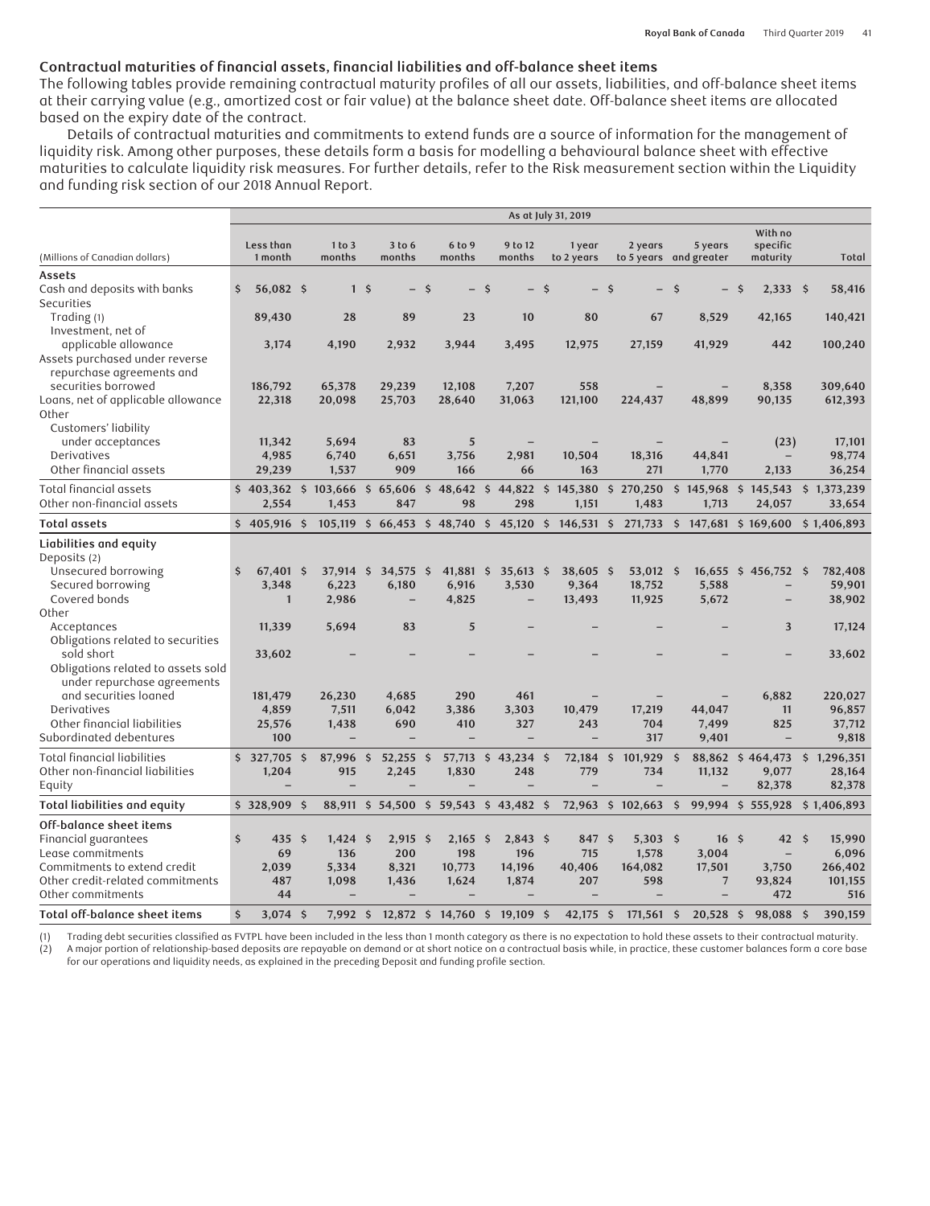## Contractual maturities of financial assets, financial liabilities and off-balance sheet items

The following tables provide remaining contractual maturity profiles of all our assets, liabilities, and off-balance sheet items at their carrying value (e.g., amortized cost or fair value) at the balance sheet date. Off-balance sheet items are allocated based on the expiry date of the contract.

Details of contractual maturities and commitments to extend funds are a source of information for the management of liquidity risk. Among other purposes, these details form a basis for modelling a behavioural balance sheet with effective maturities to calculate liquidity risk measures. For further details, refer to the Risk measurement section within the Liquidity and funding risk section of our 2018 Annual Report.

| | As at July 31, 2019 | | | | | | | | | |
|---|---|---|---|---|---|---|---|---|---|---|
| (Millions of Canadian dollars) | Less than 1 month | 1 to 3 months | 3 to 6 months | 6 to 9 months | 9 to 12 months | 1 year to 2 years | 2 years to 5 years | 5 years and greater | With no specific maturity | Total |
| **Assets** | | | | | | | | | | |
| Cash and deposits with banks | $ 56,082 | $ 1 | $ – | $ – | $ – | $ – | $ – | $ – | $ 2,333 | $ 58,416 |
| Securities | | | | | | | | | | |
| Trading (1) | 89,430 | 28 | 89 | 23 | 10 | 80 | 67 | 8,529 | 42,165 | 140,421 |
| Investment, net of applicable allowance | 3,174 | 4,190 | 2,932 | 3,944 | 3,495 | 12,975 | 27,159 | 41,929 | 442 | 100,240 |
| Assets purchased under reverse repurchase agreements and securities borrowed | 186,792 | 65,378 | 29,239 | 12,108 | 7,207 | 558 | – | – | 8,358 | 309,640 |
| Loans, net of applicable allowance | 22,318 | 20,098 | 25,703 | 28,640 | 31,063 | 121,100 | 224,437 | 48,899 | 90,135 | 612,393 |
| Other | | | | | | | | | | |
| Customers' liability under acceptances | 11,342 | 5,694 | 83 | 5 | – | – | – | – | (23) | 17,101 |
| Derivatives | 4,985 | 6,740 | 6,651 | 3,756 | 2,981 | 10,504 | 18,316 | 44,841 | – | 98,774 |
| Other financial assets | 29,239 | 1,537 | 909 | 166 | 66 | 163 | 271 | 1,770 | 2,133 | 36,254 |
| Total financial assets | $ 403,362 | $ 103,666 | $ 65,606 | $ 48,642 | $ 44,822 | $ 145,380 | $ 270,250 | $ 145,968 | $ 145,543 | $ 1,373,239 |
| Other non-financial assets | 2,554 | 1,453 | 847 | 98 | 298 | 1,151 | 1,483 | 1,713 | 24,057 | 33,654 |
| **Total assets** | $ 405,916 | $ 105,119 | $ 66,453 | $ 48,740 | $ 45,120 | $ 146,531 | $ 271,733 | $ 147,681 | $ 169,600 | $ 1,406,893 |
| **Liabilities and equity** | | | | | | | | | | |
| Deposits (2) | | | | | | | | | | |
| Unsecured borrowing | $ 67,401 | $ 37,914 | $ 34,575 | $ 41,881 | $ 35,613 | $ 38,605 | $ 53,012 | $ 16,655 | $ 456,752 | $ 782,408 |
| Secured borrowing | 3,348 | 6,223 | 6,180 | 6,916 | 3,530 | 9,364 | 18,752 | 5,588 | – | 59,901 |
| Covered bonds | 1 | 2,986 | – | 4,825 | – | 13,493 | 11,925 | 5,672 | – | 38,902 |
| Other | | | | | | | | | | |
| Acceptances | 11,339 | 5,694 | 83 | 5 | – | – | – | – | 3 | 17,124 |
| Obligations related to securities sold short | 33,602 | – | – | – | – | – | – | – | – | 33,602 |
| Obligations related to assets sold under repurchase agreements and securities loaned | 181,479 | 26,230 | 4,685 | 290 | 461 | – | – | – | 6,882 | 220,027 |
| Derivatives | 4,859 | 7,511 | 6,042 | 3,386 | 3,303 | 10,479 | 17,219 | 44,047 | 11 | 96,857 |
| Other financial liabilities | 25,576 | 1,438 | 690 | 410 | 327 | 243 | 704 | 7,499 | 825 | 37,712 |
| Subordinated debentures | 100 | – | – | – | – | – | 317 | 9,401 | – | 9,818 |
| Total financial liabilities | $ 327,705 | $ 87,996 | $ 52,255 | $ 57,713 | $ 43,234 | $ 72,184 | $ 101,929 | $ 88,862 | $ 464,473 | $ 1,296,351 |
| Other non-financial liabilities | 1,204 | 915 | 2,245 | 1,830 | 248 | 779 | 734 | 11,132 | 9,077 | 28,164 |
| Equity | – | – | – | – | – | – | – | – | 82,378 | 82,378 |
| **Total liabilities and equity** | $ 328,909 | $ 88,911 | $ 54,500 | $ 59,543 | $ 43,482 | $ 72,963 | $ 102,663 | $ 99,994 | $ 555,928 | $ 1,406,893 |
| **Off-balance sheet items** | | | | | | | | | | |
| Financial guarantees | $ 435 | $ 1,424 | $ 2,915 | $ 2,165 | $ 2,843 | $ 847 | $ 5,303 | $ 16 | $ 42 | $ 15,990 |
| Lease commitments | 69 | 136 | 200 | 198 | 196 | 715 | 1,578 | 3,004 | – | 6,096 |
| Commitments to extend credit | 2,039 | 5,334 | 8,321 | 10,773 | 14,196 | 40,406 | 164,082 | 17,501 | 3,750 | 266,402 |
| Other credit-related commitments | 487 | 1,098 | 1,436 | 1,624 | 1,874 | 207 | 598 | 7 | 93,824 | 101,155 |
| Other commitments | 44 | – | – | – | – | – | – | – | 472 | 516 |
| **Total off-balance sheet items** | $ 3,074 | $ 7,992 | $ 12,872 | $ 14,760 | $ 19,109 | $ 42,175 | $ 171,561 | $ 20,528 | $ 98,088 | $ 390,159 |

(1) Trading debt securities classified as FVTPL have been included in the less than 1 month category as there is no expectation to hold these assets to their contractual maturity.
(2) A major portion of relationship-based deposits are repayable on demand or at short notice on a contractual basis while, in practice, these customer balances form a core base for our operations and liquidity needs, as explained in the preceding Deposit and funding profile section.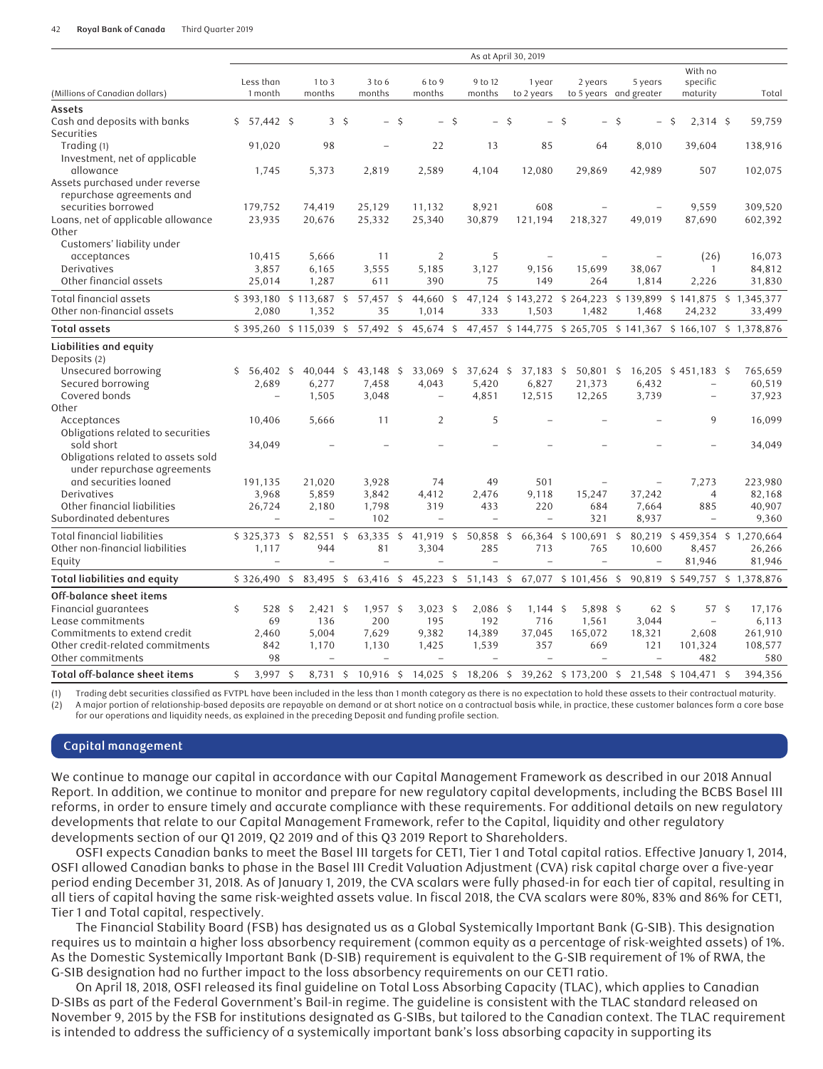| (Millions of Canadian dollars) | As at April 30, 2019 | | | | | | | | | |
|---|---|---|---|---|---|---|---|---|---|---|
| | Less than 1 month | 1 to 3 months | 3 to 6 months | 6 to 9 months | 9 to 12 months | 1 year to 2 years | 2 years to 5 years | 5 years and greater | With no specific maturity | Total |
| **Assets** | | | | | | | | | | |
| Cash and deposits with banks | $ 57,442 | $ 3 | $ – | $ – | $ – | $ – | $ – | $ – | $ 2,314 | $ 59,759 |
| Securities | | | | | | | | | | |
| Trading (1) | 91,020 | 98 | – | 22 | 13 | 85 | 64 | 8,010 | 39,604 | 138,916 |
| Investment, net of applicable allowance | 1,745 | 5,373 | 2,819 | 2,589 | 4,104 | 12,080 | 29,869 | 42,989 | 507 | 102,075 |
| Assets purchased under reverse repurchase agreements and securities borrowed | 179,752 | 74,419 | 25,129 | 11,132 | 8,921 | 608 | – | – | 9,559 | 309,520 |
| Loans, net of applicable allowance | 23,935 | 20,676 | 25,332 | 25,340 | 30,879 | 121,194 | 218,327 | 49,019 | 87,690 | 602,392 |
| Other | | | | | | | | | | |
| Customers' liability under acceptances | 10,415 | 5,666 | 11 | 2 | 5 | – | – | – | (26) | 16,073 |
| Derivatives | 3,857 | 6,165 | 3,555 | 5,185 | 3,127 | 9,156 | 15,699 | 38,067 | 1 | 84,812 |
| Other financial assets | 25,014 | 1,287 | 611 | 390 | 75 | 149 | 264 | 1,814 | 2,226 | 31,830 |
| Total financial assets | $ 393,180 | $ 113,687 | $ 57,457 | $ 44,660 | $ 47,124 | $ 143,272 | $ 264,223 | $ 139,899 | $ 141,875 | $ 1,345,377 |
| Other non-financial assets | 2,080 | 1,352 | 35 | 1,014 | 333 | 1,503 | 1,482 | 1,468 | 24,232 | 33,499 |
| **Total assets** | $ 395,260 | $ 115,039 | $ 57,492 | $ 45,674 | $ 47,457 | $ 144,775 | $ 265,705 | $ 141,367 | $ 166,107 | $ 1,378,876 |
| **Liabilities and equity** | | | | | | | | | | |
| Deposits (2) | | | | | | | | | | |
| Unsecured borrowing | $ 56,402 | $ 40,044 | $ 43,148 | $ 33,069 | $ 37,624 | $ 37,183 | $ 50,801 | $ 16,205 | $ 451,183 | $ 765,659 |
| Secured borrowing | 2,689 | 6,277 | 7,458 | 4,043 | 5,420 | 6,827 | 21,373 | 6,432 | – | 60,519 |
| Covered bonds | – | 1,505 | 3,048 | – | 4,851 | 12,515 | 12,265 | 3,739 | – | 37,923 |
| Other | | | | | | | | | | |
| Acceptances | 10,406 | 5,666 | 11 | 2 | 5 | – | – | – | 9 | 16,099 |
| Obligations related to securities sold short | 34,049 | – | – | – | – | – | – | – | – | 34,049 |
| Obligations related to assets sold under repurchase agreements and securities loaned | 191,135 | 21,020 | 3,928 | 74 | 49 | 501 | – | – | 7,273 | 223,980 |
| Derivatives | 3,968 | 5,859 | 3,842 | 4,412 | 2,476 | 9,118 | 15,247 | 37,242 | 4 | 82,168 |
| Other financial liabilities | 26,724 | 2,180 | 1,798 | 319 | 433 | 220 | 684 | 7,664 | 885 | 40,907 |
| Subordinated debentures | – | – | 102 | – | – | – | – | 321 | 8,937 | – | 9,360 |
| Total financial liabilities | $ 325,373 | $ 82,551 | $ 63,335 | $ 41,919 | $ 50,858 | $ 66,364 | $ 100,691 | $ 80,219 | $ 459,354 | $ 1,270,664 |
| Other non-financial liabilities | 1,117 | 944 | 81 | 3,304 | 285 | 713 | 765 | 10,600 | 8,457 | 26,266 |
| Equity | – | – | – | – | – | – | – | – | 81,946 | 81,946 |
| **Total liabilities and equity** | $ 326,490 | $ 83,495 | $ 63,416 | $ 45,223 | $ 51,143 | $ 67,077 | $ 101,456 | $ 90,819 | $ 549,757 | $ 1,378,876 |
| **Off-balance sheet items** | | | | | | | | | | |
| Financial guarantees | $ 528 | $ 2,421 | $ 1,957 | $ 3,023 | $ 2,086 | $ 1,144 | $ 5,898 | $ 62 | $ 57 | $ 17,176 |
| Lease commitments | 69 | 136 | 200 | 195 | 192 | 716 | 1,561 | 3,044 | – | 6,113 |
| Commitments to extend credit | 2,460 | 5,004 | 7,629 | 9,382 | 14,389 | 37,045 | 165,072 | 18,321 | 2,608 | 261,910 |
| Other credit-related commitments | 842 | 1,170 | 1,130 | 1,425 | 1,539 | 357 | 669 | 121 | 101,324 | 108,577 |
| Other commitments | 98 | – | – | – | – | – | – | – | 482 | 580 |
| **Total off-balance sheet items** | $ 3,997 | $ 8,731 | $ 10,916 | $ 14,025 | $ 18,206 | $ 39,262 | $ 173,200 | $ 21,548 | $ 104,471 | $ 394,356 |

(1) Trading debt securities classified as FVTPL have been included in the less than 1 month category as there is no expectation to hold these assets to their contractual maturity.
(2) A major portion of relationship-based deposits are repayable on demand or at short notice on a contractual basis while, in practice, these customer balances form a core base for our operations and liquidity needs, as explained in the preceding Deposit and funding profile section.

## Capital management

We continue to manage our capital in accordance with our Capital Management Framework as described in our 2018 Annual Report. In addition, we continue to monitor and prepare for new regulatory capital developments, including the BCBS Basel III reforms, in order to ensure timely and accurate compliance with these requirements. For additional details on new regulatory developments that relate to our Capital Management Framework, refer to the Capital, liquidity and other regulatory developments section of our Q1 2019, Q2 2019 and of this Q3 2019 Report to Shareholders.

OSFI expects Canadian banks to meet the Basel III targets for CET1, Tier 1 and Total capital ratios. Effective January 1, 2014, OSFI allowed Canadian banks to phase in the Basel III Credit Valuation Adjustment (CVA) risk capital charge over a five-year period ending December 31, 2018. As of January 1, 2019, the CVA scalars were fully phased-in for each tier of capital, resulting in all tiers of capital having the same risk-weighted assets value. In fiscal 2018, the CVA scalars were 80%, 83% and 86% for CET1, Tier 1 and Total capital, respectively.

The Financial Stability Board (FSB) has designated us as a Global Systemically Important Bank (G-SIB). This designation requires us to maintain a higher loss absorbency requirement (common equity as a percentage of risk-weighted assets) of 1%. As the Domestic Systemically Important Bank (D-SIB) requirement is equivalent to the G-SIB requirement of 1% of RWA, the G-SIB designation had no further impact to the loss absorbency requirements on our CET1 ratio.

On April 18, 2018, OSFI released its final guideline on Total Loss Absorbing Capacity (TLAC), which applies to Canadian D-SIBs as part of the Federal Government's Bail-in regime. The guideline is consistent with the TLAC standard released on November 9, 2015 by the FSB for institutions designated as G-SIBs, but tailored to the Canadian context. The TLAC requirement is intended to address the sufficiency of a systemically important bank's loss absorbing capacity in supporting its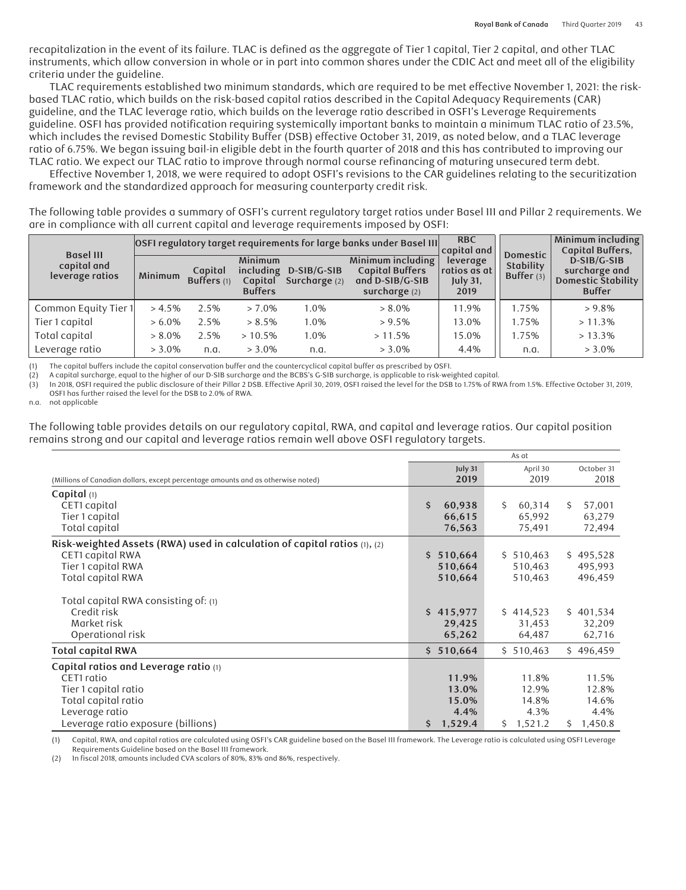recapitalization in the event of its failure. TLAC is defined as the aggregate of Tier 1 capital, Tier 2 capital, and other TLAC instruments, which allow conversion in whole or in part into common shares under the CDIC Act and meet all of the eligibility criteria under the guideline.

TLAC requirements established two minimum standards, which are required to be met effective November 1, 2021: the risk-based TLAC ratio, which builds on the risk-based capital ratios described in the Capital Adequacy Requirements (CAR) guideline, and the TLAC leverage ratio, which builds on the leverage ratio described in OSFI's Leverage Requirements guideline. OSFI has provided notification requiring systemically important banks to maintain a minimum TLAC ratio of 23.5%, which includes the revised Domestic Stability Buffer (DSB) effective October 31, 2019, as noted below, and a TLAC leverage ratio of 6.75%. We began issuing bail-in eligible debt in the fourth quarter of 2018 and this has contributed to improving our TLAC ratio. We expect our TLAC ratio to improve through normal course refinancing of maturing unsecured term debt.

Effective November 1, 2018, we were required to adopt OSFI's revisions to the CAR guidelines relating to the securitization framework and the standardized approach for measuring counterparty credit risk.

The following table provides a summary of OSFI's current regulatory target ratios under Basel III and Pillar 2 requirements. We are in compliance with all current capital and leverage requirements imposed by OSFI:

| Basel III capital and leverage ratios | OSFI regulatory target requirements for large banks under Basel III | | | | | RBC capital and leverage ratios as at July 31, 2019 | Domestic Stability Buffer (3) | Minimum including Capital Buffers, D-SIB/G-SIB surcharge and Domestic Stability Buffer |
|---|---|---|---|---|---|---|---|---|
| | Minimum | Capital Buffers (1) | Minimum including Capital Buffers | D-SIB/G-SIB Surcharge (2) | Minimum including Capital Buffers and D-SIB/G-SIB surcharge (2) | | | |
| Common Equity Tier 1 | > 4.5% | 2.5% | > 7.0% | 1.0% | > 8.0% | 11.9% | 1.75% | > 9.8% |
| Tier 1 capital | > 6.0% | 2.5% | > 8.5% | 1.0% | > 9.5% | 13.0% | 1.75% | > 11.3% |
| Total capital | > 8.0% | 2.5% | > 10.5% | 1.0% | > 11.5% | 15.0% | 1.75% | > 13.3% |
| Leverage ratio | > 3.0% | n.a. | > 3.0% | n.a. | > 3.0% | 4.4% | n.a. | > 3.0% |

(1) The capital buffers include the capital conservation buffer and the countercyclical capital buffer as prescribed by OSFI.
(2) A capital surcharge, equal to the higher of our D-SIB surcharge and the BCBS's G-SIB surcharge, is applicable to risk-weighted capital.
(3) In 2018, OSFI required the public disclosure of their Pillar 2 DSB. Effective April 30, 2019, OSFI raised the level for the DSB to 1.75% of RWA from 1.5%. Effective October 31, 2019, OSFI has further raised the level for the DSB to 2.0% of RWA.
n.a. not applicable

The following table provides details on our regulatory capital, RWA, and capital and leverage ratios. Our capital position remains strong and our capital and leverage ratios remain well above OSFI regulatory targets.

| (Millions of Canadian dollars, except percentage amounts and as otherwise noted) | As at July 31 2019 | April 30 2019 | October 31 2018 |
|---|---|---|---|
| **Capital** (1) | | | |
| CET1 capital | **$ 60,938** | $ 60,314 | $ 57,001 |
| Tier 1 capital | **66,615** | 65,992 | 63,279 |
| Total capital | **76,563** | 75,491 | 72,494 |
| **Risk-weighted Assets (RWA) used in calculation of capital ratios** (1), (2) | | | |
| CET1 capital RWA | **$ 510,664** | $ 510,463 | $ 495,528 |
| Tier 1 capital RWA | **510,664** | 510,463 | 495,993 |
| Total capital RWA | **510,664** | 510,463 | 496,459 |
| Total capital RWA consisting of: (1) | | | |
| Credit risk | **$ 415,977** | $ 414,523 | $ 401,534 |
| Market risk | **29,425** | 31,453 | 32,209 |
| Operational risk | **65,262** | 64,487 | 62,716 |
| **Total capital RWA** | **$ 510,664** | $ 510,463 | $ 496,459 |
| **Capital ratios and Leverage ratio** (1) | | | |
| CET1 ratio | **11.9%** | 11.8% | 11.5% |
| Tier 1 capital ratio | **13.0%** | 12.9% | 12.8% |
| Total capital ratio | **15.0%** | 14.8% | 14.6% |
| Leverage ratio | **4.4%** | 4.3% | 4.4% |
| Leverage ratio exposure (billions) | **$ 1,529.4** | $ 1,521.2 | $ 1,450.8 |

(1) Capital, RWA, and capital ratios are calculated using OSFI's CAR guideline based on the Basel III framework. The Leverage ratio is calculated using OSFI Leverage Requirements Guideline based on the Basel III framework.
(2) In fiscal 2018, amounts included CVA scalars of 80%, 83% and 86%, respectively.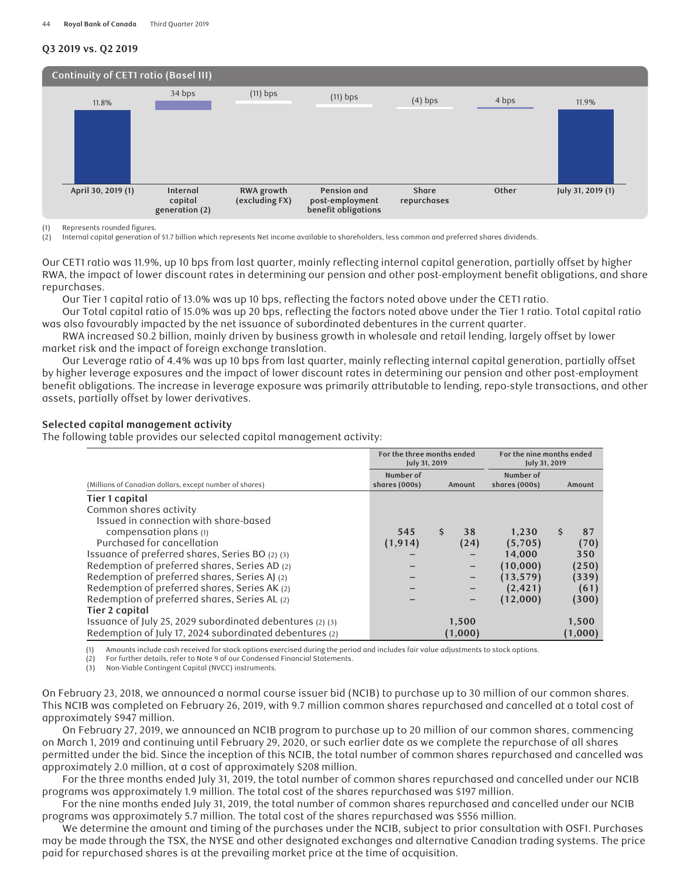### Q3 2019 vs. Q2 2019

**Continuity of CET1 ratio (Basel III)**

| April 30, 2019 (1) | Internal capital generation (2) | RWA growth (excluding FX) | Pension and post-employment benefit obligations | Share repurchases | Other | July 31, 2019 (1) |
|---|---|---|---|---|---|---|
| 11.8% | 34 bps | (11) bps | (11) bps | (4) bps | 4 bps | 11.9% |

(1) Represents rounded figures.
(2) Internal capital generation of $1.7 billion which represents Net income available to shareholders, less common and preferred shares dividends.

Our CET1 ratio was 11.9%, up 10 bps from last quarter, mainly reflecting internal capital generation, partially offset by higher RWA, the impact of lower discount rates in determining our pension and other post-employment benefit obligations, and share repurchases.

Our Tier 1 capital ratio of 13.0% was up 10 bps, reflecting the factors noted above under the CET1 ratio.

Our Total capital ratio of 15.0% was up 20 bps, reflecting the factors noted above under the Tier 1 ratio. Total capital ratio was also favourably impacted by the net issuance of subordinated debentures in the current quarter.

RWA increased $0.2 billion, mainly driven by business growth in wholesale and retail lending, largely offset by lower market risk and the impact of foreign exchange translation.

Our Leverage ratio of 4.4% was up 10 bps from last quarter, mainly reflecting internal capital generation, partially offset by higher leverage exposures and the impact of lower discount rates in determining our pension and other post-employment benefit obligations. The increase in leverage exposure was primarily attributable to lending, repo-style transactions, and other assets, partially offset by lower derivatives.

### Selected capital management activity

The following table provides our selected capital management activity:

| | For the three months ended July 31, 2019 | | For the nine months ended July 31, 2019 | |
|---|---|---|---|---|
| (Millions of Canadian dollars, except number of shares) | Number of shares (000s) | Amount | Number of shares (000s) | Amount |
| **Tier 1 capital** | | | | |
| Common shares activity | | | | |
| Issued in connection with share-based compensation plans (1) | 545 | $ 38 | 1,230 | $ 87 |
| Purchased for cancellation | (1,914) | (24) | (5,705) | (70) |
| Issuance of preferred shares, Series BO (2) (3) | – | – | 14,000 | 350 |
| Redemption of preferred shares, Series AD (2) | – | – | (10,000) | (250) |
| Redemption of preferred shares, Series AJ (2) | – | – | (13,579) | (339) |
| Redemption of preferred shares, Series AK (2) | – | – | (2,421) | (61) |
| Redemption of preferred shares, Series AL (2) | – | – | (12,000) | (300) |
| **Tier 2 capital** | | | | |
| Issuance of July 25, 2029 subordinated debentures (2) (3) | | 1,500 | | 1,500 |
| Redemption of July 17, 2024 subordinated debentures (2) | | (1,000) | | (1,000) |

(1) Amounts include cash received for stock options exercised during the period and includes fair value adjustments to stock options.
(2) For further details, refer to Note 9 of our Condensed Financial Statements.
(3) Non-Viable Contingent Capital (NVCC) instruments.

On February 23, 2018, we announced a normal course issuer bid (NCIB) to purchase up to 30 million of our common shares. This NCIB was completed on February 26, 2019, with 9.7 million common shares repurchased and cancelled at a total cost of approximately $947 million.

On February 27, 2019, we announced an NCIB program to purchase up to 20 million of our common shares, commencing on March 1, 2019 and continuing until February 29, 2020, or such earlier date as we complete the repurchase of all shares permitted under the bid. Since the inception of this NCIB, the total number of common shares repurchased and cancelled was approximately 2.0 million, at a cost of approximately $208 million.

For the three months ended July 31, 2019, the total number of common shares repurchased and cancelled under our NCIB programs was approximately 1.9 million. The total cost of the shares repurchased was $197 million.

For the nine months ended July 31, 2019, the total number of common shares repurchased and cancelled under our NCIB programs was approximately 5.7 million. The total cost of the shares repurchased was $556 million.

We determine the amount and timing of the purchases under the NCIB, subject to prior consultation with OSFI. Purchases may be made through the TSX, the NYSE and other designated exchanges and alternative Canadian trading systems. The price paid for repurchased shares is at the prevailing market price at the time of acquisition.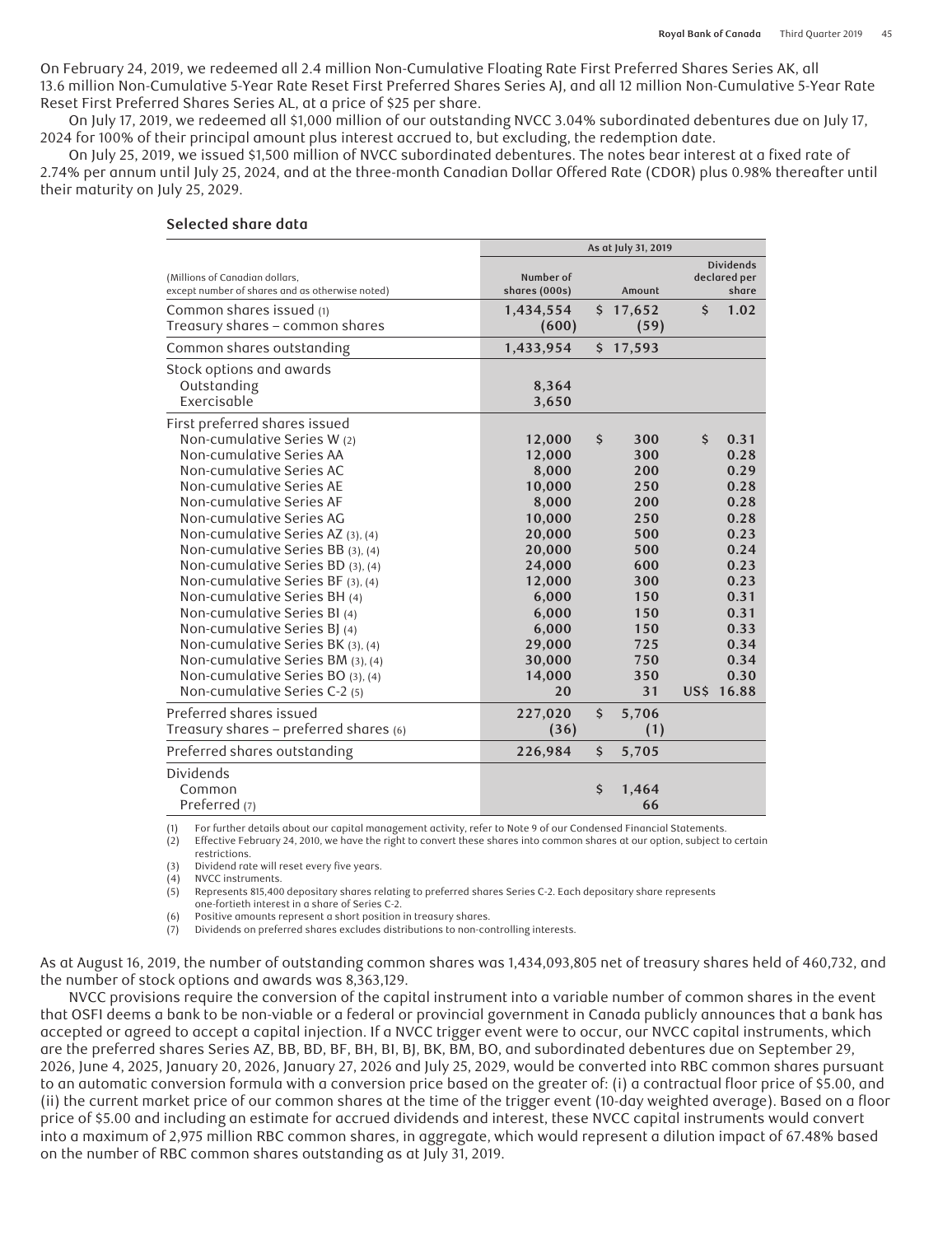On February 24, 2019, we redeemed all 2.4 million Non-Cumulative Floating Rate First Preferred Shares Series AK, all 13.6 million Non-Cumulative 5-Year Rate Reset First Preferred Shares Series AJ, and all 12 million Non-Cumulative 5-Year Rate Reset First Preferred Shares Series AL, at a price of $25 per share.

On July 17, 2019, we redeemed all $1,000 million of our outstanding NVCC 3.04% subordinated debentures due on July 17, 2024 for 100% of their principal amount plus interest accrued to, but excluding, the redemption date.

On July 25, 2019, we issued $1,500 million of NVCC subordinated debentures. The notes bear interest at a fixed rate of 2.74% per annum until July 25, 2024, and at the three-month Canadian Dollar Offered Rate (CDOR) plus 0.98% thereafter until their maturity on July 25, 2029.

### Selected share data

| (Millions of Canadian dollars, except number of shares and as otherwise noted) | As at July 31, 2019 Number of shares (000s) | Amount | Dividends declared per share |
|---|---|---|---|
| Common shares issued (1) | 1,434,554 | $ 17,652 | $ 1.02 |
| Treasury shares – common shares | (600) | (59) | |
| Common shares outstanding | 1,433,954 | $ 17,593 | |
| Stock options and awards | | | |
| Outstanding | 8,364 | | |
| Exercisable | 3,650 | | |
| First preferred shares issued | | | |
| Non-cumulative Series W (2) | 12,000 | $ 300 | $ 0.31 |
| Non-cumulative Series AA | 12,000 | 300 | 0.28 |
| Non-cumulative Series AC | 8,000 | 200 | 0.29 |
| Non-cumulative Series AE | 10,000 | 250 | 0.28 |
| Non-cumulative Series AF | 8,000 | 200 | 0.28 |
| Non-cumulative Series AG | 10,000 | 250 | 0.28 |
| Non-cumulative Series AZ (3), (4) | 20,000 | 500 | 0.23 |
| Non-cumulative Series BB (3), (4) | 20,000 | 500 | 0.24 |
| Non-cumulative Series BD (3), (4) | 24,000 | 600 | 0.23 |
| Non-cumulative Series BF (3), (4) | 12,000 | 300 | 0.23 |
| Non-cumulative Series BH (4) | 6,000 | 150 | 0.31 |
| Non-cumulative Series BI (4) | 6,000 | 150 | 0.31 |
| Non-cumulative Series BJ (4) | 6,000 | 150 | 0.33 |
| Non-cumulative Series BK (3), (4) | 29,000 | 725 | 0.34 |
| Non-cumulative Series BM (3), (4) | 30,000 | 750 | 0.34 |
| Non-cumulative Series BO (3), (4) | 14,000 | 350 | 0.30 |
| Non-cumulative Series C-2 (5) | 20 | 31 | US$ 16.88 |
| Preferred shares issued | 227,020 | $ 5,706 | |
| Treasury shares – preferred shares (6) | (36) | (1) | |
| Preferred shares outstanding | 226,984 | $ 5,705 | |
| Dividends | | | |
| Common | | $ 1,464 | |
| Preferred (7) | | 66 | |

(1) For further details about our capital management activity, refer to Note 9 of our Condensed Financial Statements.
(2) Effective February 24, 2010, we have the right to convert these shares into common shares at our option, subject to certain restrictions.
(3) Dividend rate will reset every five years.
(4) NVCC instruments.
(5) Represents 815,400 depositary shares relating to preferred shares Series C-2. Each depositary share represents one-fortieth interest in a share of Series C-2.
(6) Positive amounts represent a short position in treasury shares.
(7) Dividends on preferred shares excludes distributions to non-controlling interests.

As at August 16, 2019, the number of outstanding common shares was 1,434,093,805 net of treasury shares held of 460,732, and the number of stock options and awards was 8,363,129.

NVCC provisions require the conversion of the capital instrument into a variable number of common shares in the event that OSFI deems a bank to be non-viable or a federal or provincial government in Canada publicly announces that a bank has accepted or agreed to accept a capital injection. If a NVCC trigger event were to occur, our NVCC capital instruments, which are the preferred shares Series AZ, BB, BD, BF, BH, BI, BJ, BK, BM, BO, and subordinated debentures due on September 29, 2026, June 4, 2025, January 20, 2026, January 27, 2026 and July 25, 2029, would be converted into RBC common shares pursuant to an automatic conversion formula with a conversion price based on the greater of: (i) a contractual floor price of $5.00, and (ii) the current market price of our common shares at the time of the trigger event (10-day weighted average). Based on a floor price of $5.00 and including an estimate for accrued dividends and interest, these NVCC capital instruments would convert into a maximum of 2,975 million RBC common shares, in aggregate, which would represent a dilution impact of 67.48% based on the number of RBC common shares outstanding as at July 31, 2019.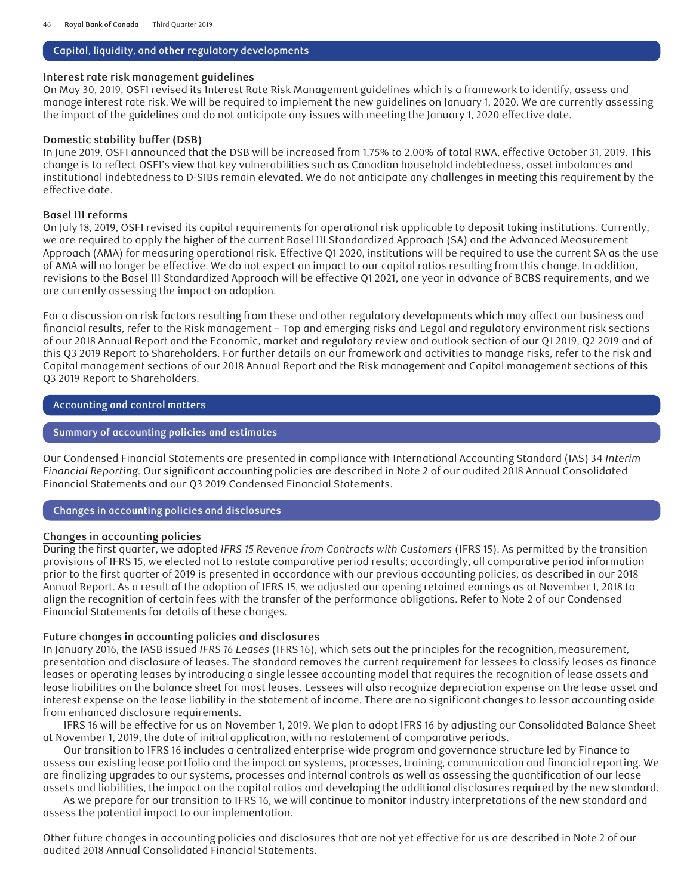## Capital, liquidity, and other regulatory developments

### Interest rate risk management guidelines

On May 30, 2019, OSFI revised its Interest Rate Risk Management guidelines which is a framework to identify, assess and manage interest rate risk. We will be required to implement the new guidelines on January 1, 2020. We are currently assessing the impact of the guidelines and do not anticipate any issues with meeting the January 1, 2020 effective date.

### Domestic stability buffer (DSB)

In June 2019, OSFI announced that the DSB will be increased from 1.75% to 2.00% of total RWA, effective October 31, 2019. This change is to reflect OSFI's view that key vulnerabilities such as Canadian household indebtedness, asset imbalances and institutional indebtedness to D-SIBs remain elevated. We do not anticipate any challenges in meeting this requirement by the effective date.

### Basel III reforms

On July 18, 2019, OSFI revised its capital requirements for operational risk applicable to deposit taking institutions. Currently, we are required to apply the higher of the current Basel III Standardized Approach (SA) and the Advanced Measurement Approach (AMA) for measuring operational risk. Effective Q1 2020, institutions will be required to use the current SA as the use of AMA will no longer be effective. We do not expect an impact to our capital ratios resulting from this change. In addition, revisions to the Basel III Standardized Approach will be effective Q1 2021, one year in advance of BCBS requirements, and we are currently assessing the impact on adoption.

For a discussion on risk factors resulting from these and other regulatory developments which may affect our business and financial results, refer to the Risk management – Top and emerging risks and Legal and regulatory environment risk sections of our 2018 Annual Report and the Economic, market and regulatory review and outlook section of our Q1 2019, Q2 2019 and of this Q3 2019 Report to Shareholders. For further details on our framework and activities to manage risks, refer to the risk and Capital management sections of our 2018 Annual Report and the Risk management and Capital management sections of this Q3 2019 Report to Shareholders.

## Accounting and control matters

## Summary of accounting policies and estimates

Our Condensed Financial Statements are presented in compliance with International Accounting Standard (IAS) 34 *Interim Financial Reporting*. Our significant accounting policies are described in Note 2 of our audited 2018 Annual Consolidated Financial Statements and our Q3 2019 Condensed Financial Statements.

## Changes in accounting policies and disclosures

### Changes in accounting policies

During the first quarter, we adopted *IFRS 15 Revenue from Contracts with Customers* (IFRS 15). As permitted by the transition provisions of IFRS 15, we elected not to restate comparative period results; accordingly, all comparative period information prior to the first quarter of 2019 is presented in accordance with our previous accounting policies, as described in our 2018 Annual Report. As a result of the adoption of IFRS 15, we adjusted our opening retained earnings as at November 1, 2018 to align the recognition of certain fees with the transfer of the performance obligations. Refer to Note 2 of our Condensed Financial Statements for details of these changes.

### Future changes in accounting policies and disclosures

In January 2016, the IASB issued *IFRS 16 Leases* (IFRS 16), which sets out the principles for the recognition, measurement, presentation and disclosure of leases. The standard removes the current requirement for lessees to classify leases as finance leases or operating leases by introducing a single lessee accounting model that requires the recognition of lease assets and lease liabilities on the balance sheet for most leases. Lessees will also recognize depreciation expense on the lease asset and interest expense on the lease liability in the statement of income. There are no significant changes to lessor accounting aside from enhanced disclosure requirements.

IFRS 16 will be effective for us on November 1, 2019. We plan to adopt IFRS 16 by adjusting our Consolidated Balance Sheet at November 1, 2019, the date of initial application, with no restatement of comparative periods.

Our transition to IFRS 16 includes a centralized enterprise-wide program and governance structure led by Finance to assess our existing lease portfolio and the impact on systems, processes, training, communication and financial reporting. We are finalizing upgrades to our systems, processes and internal controls as well as assessing the quantification of our lease assets and liabilities, the impact on the capital ratios and developing the additional disclosures required by the new standard.

As we prepare for our transition to IFRS 16, we will continue to monitor industry interpretations of the new standard and assess the potential impact to our implementation.

Other future changes in accounting policies and disclosures that are not yet effective for us are described in Note 2 of our audited 2018 Annual Consolidated Financial Statements.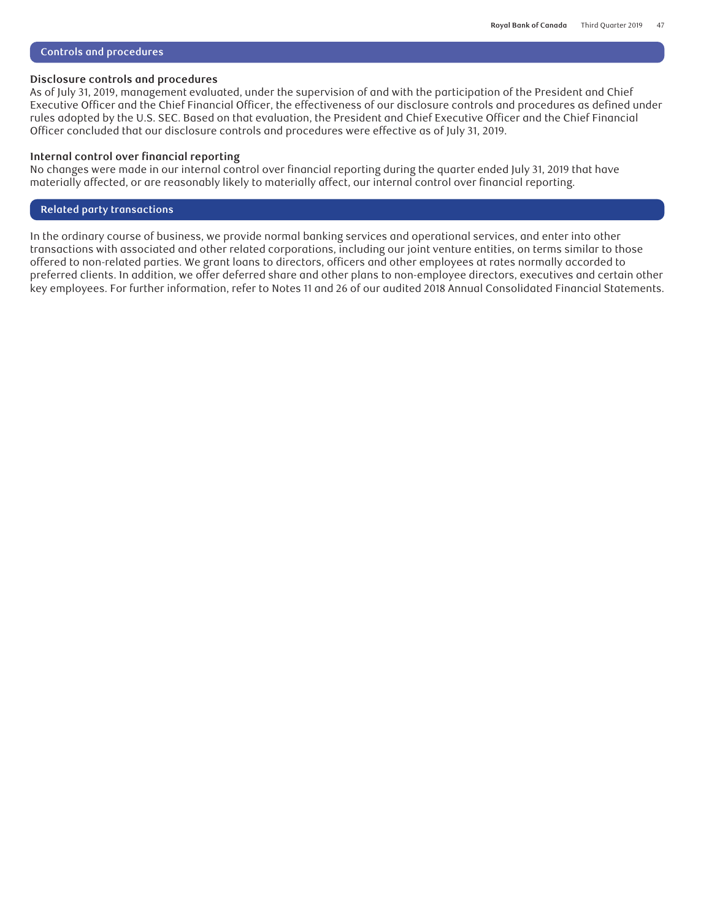## Controls and procedures

### Disclosure controls and procedures

As of July 31, 2019, management evaluated, under the supervision of and with the participation of the President and Chief Executive Officer and the Chief Financial Officer, the effectiveness of our disclosure controls and procedures as defined under rules adopted by the U.S. SEC. Based on that evaluation, the President and Chief Executive Officer and the Chief Financial Officer concluded that our disclosure controls and procedures were effective as of July 31, 2019.

### Internal control over financial reporting

No changes were made in our internal control over financial reporting during the quarter ended July 31, 2019 that have materially affected, or are reasonably likely to materially affect, our internal control over financial reporting.

## Related party transactions

In the ordinary course of business, we provide normal banking services and operational services, and enter into other transactions with associated and other related corporations, including our joint venture entities, on terms similar to those offered to non-related parties. We grant loans to directors, officers and other employees at rates normally accorded to preferred clients. In addition, we offer deferred share and other plans to non-employee directors, executives and certain other key employees. For further information, refer to Notes 11 and 26 of our audited 2018 Annual Consolidated Financial Statements.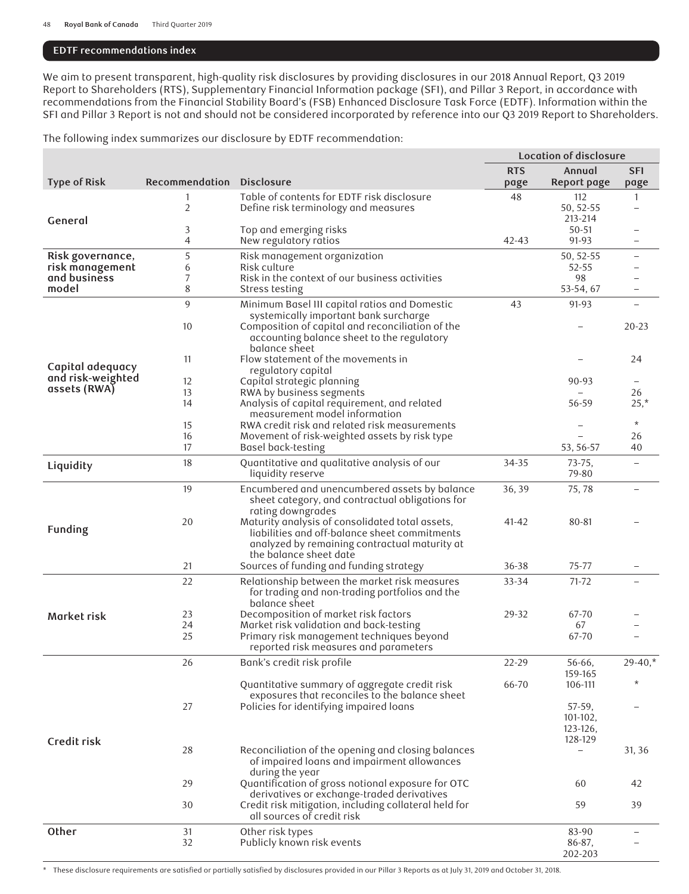## EDTF recommendations index

We aim to present transparent, high-quality risk disclosures by providing disclosures in our 2018 Annual Report, Q3 2019 Report to Shareholders (RTS), Supplementary Financial Information package (SFI), and Pillar 3 Report, in accordance with recommendations from the Financial Stability Board's (FSB) Enhanced Disclosure Task Force (EDTF). Information within the SFI and Pillar 3 Report is not and should not be considered incorporated by reference into our Q3 2019 Report to Shareholders.

The following index summarizes our disclosure by EDTF recommendation:

| Type of Risk | Recommendation | Disclosure | Location of disclosure | | |
|---|---|---|---|---|---|
| | | | RTS page | Annual Report page | SFI page |
| General | 1 | Table of contents for EDTF risk disclosure | 48 | 112 | 1 |
| | 2 | Define risk terminology and measures | | 50, 52-55 213-214 | – |
| | 3 | Top and emerging risks | | 50-51 | – |
| | 4 | New regulatory ratios | 42-43 | 91-93 | – |
| Risk governance, risk management and business model | 5 | Risk management organization | | 50, 52-55 | – |
| | 6 | Risk culture | | 52-55 | – |
| | 7 | Risk in the context of our business activities | | 98 | – |
| | 8 | Stress testing | | 53-54, 67 | – |
| Capital adequacy and risk-weighted assets (RWA) | 9 | Minimum Basel III capital ratios and Domestic systemically important bank surcharge | 43 | 91-93 | – |
| | 10 | Composition of capital and reconciliation of the accounting balance sheet to the regulatory balance sheet | | – | 20-23 |
| | 11 | Flow statement of the movements in regulatory capital | | – | 24 |
| | 12 | Capital strategic planning | | 90-93 | – |
| | 13 | RWA by business segments | | – | 26 |
| | 14 | Analysis of capital requirement, and related measurement model information | | 56-59 | 25,* |
| | 15 | RWA credit risk and related risk measurements | | – | * |
| | 16 | Movement of risk-weighted assets by risk type | | – | 26 |
| | 17 | Basel back-testing | | 53, 56-57 | 40 |
| Liquidity | 18 | Quantitative and qualitative analysis of our liquidity reserve | 34-35 | 73-75, 79-80 | – |
| Funding | 19 | Encumbered and unencumbered assets by balance sheet category, and contractual obligations for rating downgrades | 36, 39 | 75, 78 | – |
| | 20 | Maturity analysis of consolidated total assets, liabilities and off-balance sheet commitments analyzed by remaining contractual maturity at the balance sheet date | 41-42 | 80-81 | – |
| | 21 | Sources of funding and funding strategy | 36-38 | 75-77 | – |
| Market risk | 22 | Relationship between the market risk measures for trading and non-trading portfolios and the balance sheet | 33-34 | 71-72 | – |
| | 23 | Decomposition of market risk factors | 29-32 | 67-70 | – |
| | 24 | Market risk validation and back-testing | | 67 | – |
| | 25 | Primary risk management techniques beyond reported risk measures and parameters | | 67-70 | – |
| Credit risk | 26 | Bank's credit risk profile | 22-29 | 56-66, 159-165 | 29-40,* |
| | | Quantitative summary of aggregate credit risk exposures that reconciles to the balance sheet | 66-70 | 106-111 | * |
| | 27 | Policies for identifying impaired loans | | 57-59, 101-102, 123-126, 128-129 | – |
| | 28 | Reconciliation of the opening and closing balances of impaired loans and impairment allowances during the year | | – | 31, 36 |
| | 29 | Quantification of gross notional exposure for OTC derivatives or exchange-traded derivatives | | 60 | 42 |
| | 30 | Credit risk mitigation, including collateral held for all sources of credit risk | | 59 | 39 |
| Other | 31 | Other risk types | | 83-90 | – |
| | 32 | Publicly known risk events | | 86-87, 202-203 | – |

\* These disclosure requirements are satisfied or partially satisfied by disclosures provided in our Pillar 3 Reports as at July 31, 2019 and October 31, 2018.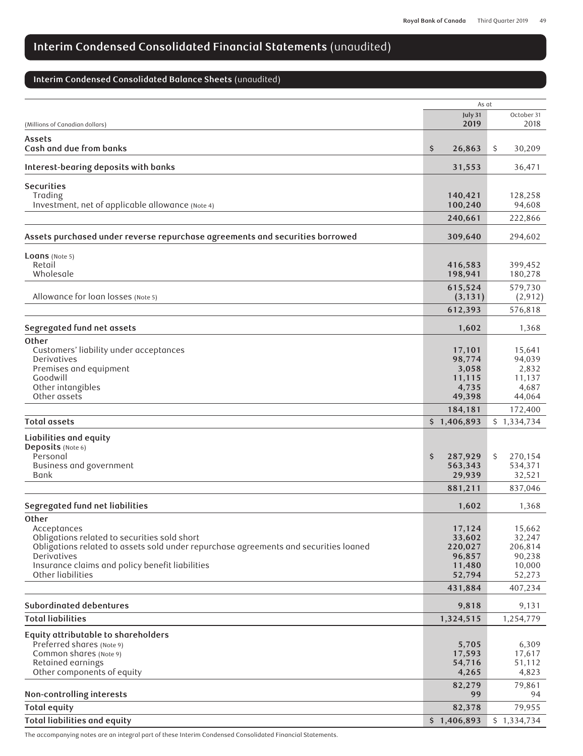# Interim Condensed Consolidated Financial Statements (unaudited)

## Interim Condensed Consolidated Balance Sheets (unaudited)

| (Millions of Canadian dollars) | As at July 31 2019 | As at October 31 2018 |
|---|---|---|
| **Assets** | | |
| **Cash and due from banks** | $ 26,863 | $ 30,209 |
| **Interest-bearing deposits with banks** | 31,553 | 36,471 |
| **Securities** | | |
| Trading | 140,421 | 128,258 |
| Investment, net of applicable allowance (Note 4) | 100,240 | 94,608 |
| | 240,661 | 222,866 |
| **Assets purchased under reverse repurchase agreements and securities borrowed** | 309,640 | 294,602 |
| **Loans** (Note 5) | | |
| Retail | 416,583 | 399,452 |
| Wholesale | 198,941 | 180,278 |
| | 615,524 | 579,730 |
| Allowance for loan losses (Note 5) | (3,131) | (2,912) |
| | 612,393 | 576,818 |
| **Segregated fund net assets** | 1,602 | 1,368 |
| **Other** | | |
| Customers' liability under acceptances | 17,101 | 15,641 |
| Derivatives | 98,774 | 94,039 |
| Premises and equipment | 3,058 | 2,832 |
| Goodwill | 11,115 | 11,137 |
| Other intangibles | 4,735 | 4,687 |
| Other assets | 49,398 | 44,064 |
| | 184,181 | 172,400 |
| **Total assets** | $ 1,406,893 | $ 1,334,734 |
| **Liabilities and equity** | | |
| **Deposits** (Note 6) | | |
| Personal | $ 287,929 | $ 270,154 |
| Business and government | 563,343 | 534,371 |
| Bank | 29,939 | 32,521 |
| | 881,211 | 837,046 |
| **Segregated fund net liabilities** | 1,602 | 1,368 |
| **Other** | | |
| Acceptances | 17,124 | 15,662 |
| Obligations related to securities sold short | 33,602 | 32,247 |
| Obligations related to assets sold under repurchase agreements and securities loaned | 220,027 | 206,814 |
| Derivatives | 96,857 | 90,238 |
| Insurance claims and policy benefit liabilities | 11,480 | 10,000 |
| Other liabilities | 52,794 | 52,273 |
| | 431,884 | 407,234 |
| **Subordinated debentures** | 9,818 | 9,131 |
| **Total liabilities** | 1,324,515 | 1,254,779 |
| **Equity attributable to shareholders** | | |
| Preferred shares (Note 9) | 5,705 | 6,309 |
| Common shares (Note 9) | 17,593 | 17,617 |
| Retained earnings | 54,716 | 51,112 |
| Other components of equity | 4,265 | 4,823 |
| | 82,279 | 79,861 |
| **Non-controlling interests** | 99 | 94 |
| **Total equity** | 82,378 | 79,955 |
| **Total liabilities and equity** | $ 1,406,893 | $ 1,334,734 |

The accompanying notes are an integral part of these Interim Condensed Consolidated Financial Statements.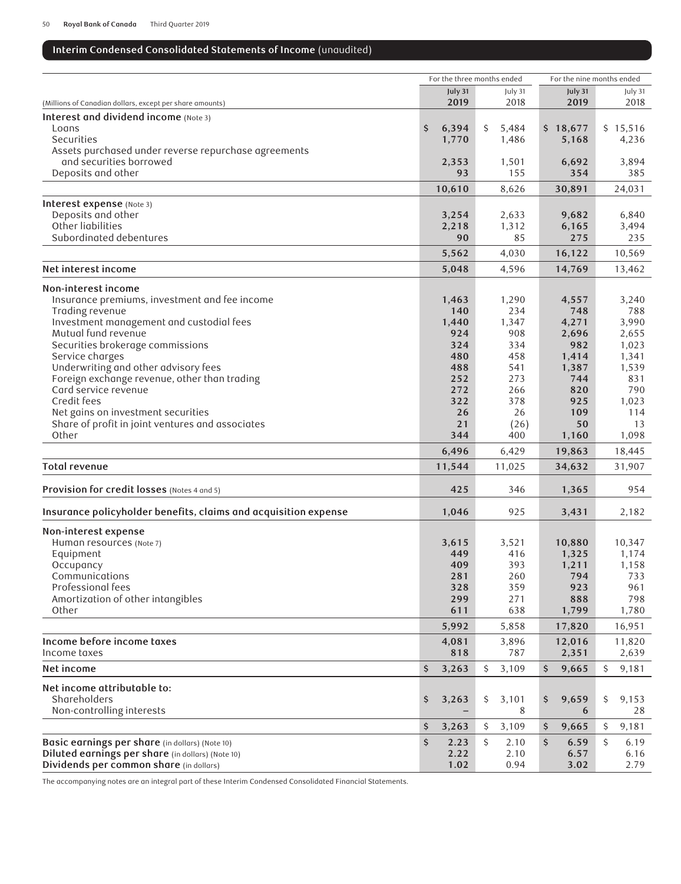## Interim Condensed Consolidated Statements of Income (unaudited)

| (Millions of Canadian dollars, except per share amounts) | For the three months ended July 31 2019 | For the three months ended July 31 2018 | For the nine months ended July 31 2019 | For the nine months ended July 31 2018 |
|---|---|---|---|---|
| **Interest and dividend income** (Note 3) | | | | |
| Loans | $ 6,394 | $ 5,484 | $ 18,677 | $ 15,516 |
| Securities | 1,770 | 1,486 | 5,168 | 4,236 |
| Assets purchased under reverse repurchase agreements and securities borrowed | 2,353 | 1,501 | 6,692 | 3,894 |
| Deposits and other | 93 | 155 | 354 | 385 |
| | 10,610 | 8,626 | 30,891 | 24,031 |
| **Interest expense** (Note 3) | | | | |
| Deposits and other | 3,254 | 2,633 | 9,682 | 6,840 |
| Other liabilities | 2,218 | 1,312 | 6,165 | 3,494 |
| Subordinated debentures | 90 | 85 | 275 | 235 |
| | 5,562 | 4,030 | 16,122 | 10,569 |
| **Net interest income** | 5,048 | 4,596 | 14,769 | 13,462 |
| **Non-interest income** | | | | |
| Insurance premiums, investment and fee income | 1,463 | 1,290 | 4,557 | 3,240 |
| Trading revenue | 140 | 234 | 748 | 788 |
| Investment management and custodial fees | 1,440 | 1,347 | 4,271 | 3,990 |
| Mutual fund revenue | 924 | 908 | 2,696 | 2,655 |
| Securities brokerage commissions | 324 | 334 | 982 | 1,023 |
| Service charges | 480 | 458 | 1,414 | 1,341 |
| Underwriting and other advisory fees | 488 | 541 | 1,387 | 1,539 |
| Foreign exchange revenue, other than trading | 252 | 273 | 744 | 831 |
| Card service revenue | 272 | 266 | 820 | 790 |
| Credit fees | 322 | 378 | 925 | 1,023 |
| Net gains on investment securities | 26 | 26 | 109 | 114 |
| Share of profit in joint ventures and associates | 21 | (26) | 50 | 13 |
| Other | 344 | 400 | 1,160 | 1,098 |
| | 6,496 | 6,429 | 19,863 | 18,445 |
| **Total revenue** | 11,544 | 11,025 | 34,632 | 31,907 |
| **Provision for credit losses** (Notes 4 and 5) | 425 | 346 | 1,365 | 954 |
| **Insurance policyholder benefits, claims and acquisition expense** | 1,046 | 925 | 3,431 | 2,182 |
| **Non-interest expense** | | | | |
| Human resources (Note 7) | 3,615 | 3,521 | 10,880 | 10,347 |
| Equipment | 449 | 416 | 1,325 | 1,174 |
| Occupancy | 409 | 393 | 1,211 | 1,158 |
| Communications | 281 | 260 | 794 | 733 |
| Professional fees | 328 | 359 | 923 | 961 |
| Amortization of other intangibles | 299 | 271 | 888 | 798 |
| Other | 611 | 638 | 1,799 | 1,780 |
| | 5,992 | 5,858 | 17,820 | 16,951 |
| **Income before income taxes** | 4,081 | 3,896 | 12,016 | 11,820 |
| Income taxes | 818 | 787 | 2,351 | 2,639 |
| **Net income** | $ 3,263 | $ 3,109 | $ 9,665 | $ 9,181 |
| **Net income attributable to:** | | | | |
| Shareholders | $ 3,263 | $ 3,101 | $ 9,659 | $ 9,153 |
| Non-controlling interests | – | 8 | 6 | 28 |
| | $ 3,263 | $ 3,109 | $ 9,665 | $ 9,181 |
| **Basic earnings per share** (in dollars) (Note 10) | $ 2.23 | $ 2.10 | $ 6.59 | $ 6.19 |
| **Diluted earnings per share** (in dollars) (Note 10) | 2.22 | 2.10 | 6.57 | 6.16 |
| **Dividends per common share** (in dollars) | 1.02 | 0.94 | 3.02 | 2.79 |

The accompanying notes are an integral part of these Interim Condensed Consolidated Financial Statements.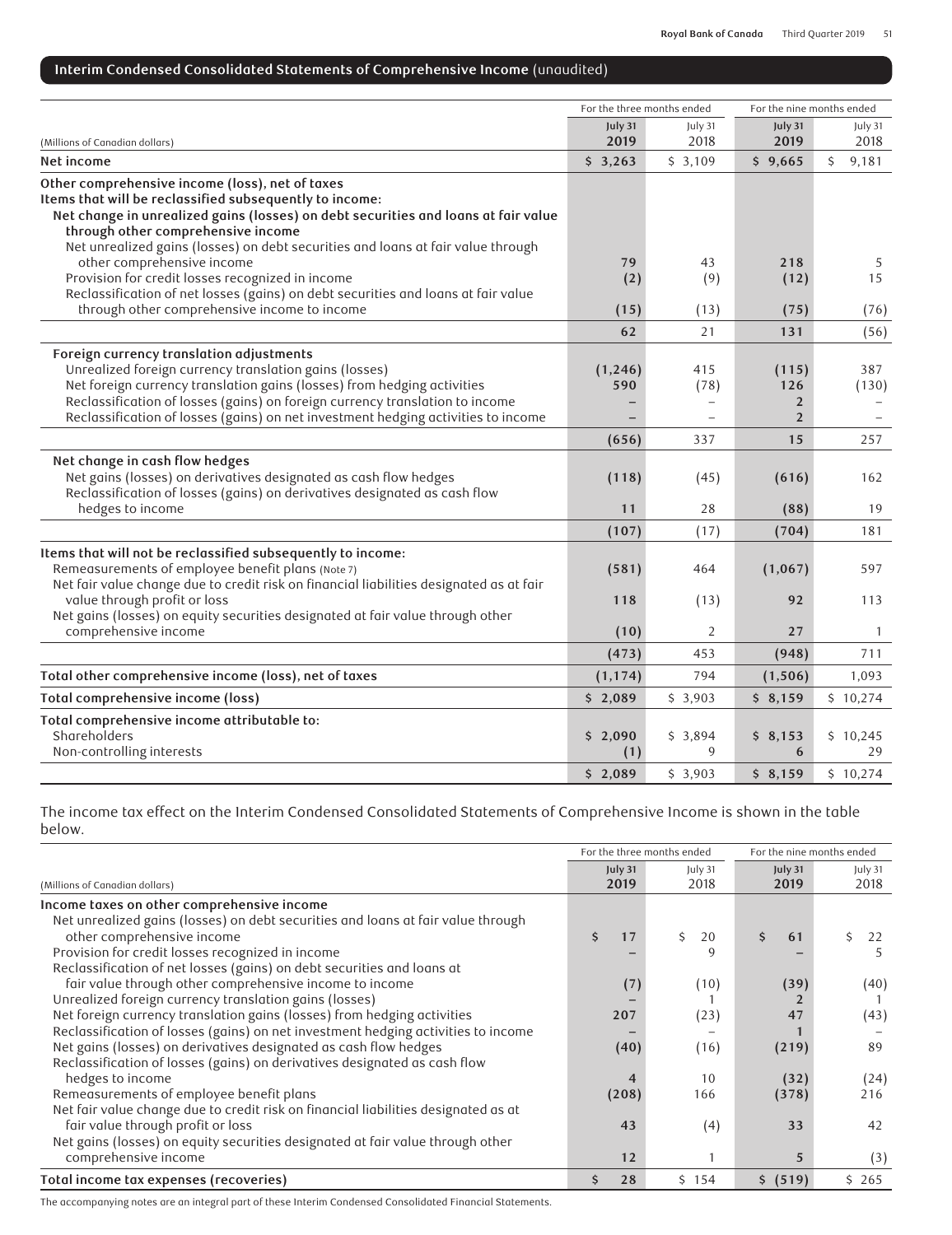## Interim Condensed Consolidated Statements of Comprehensive Income (unaudited)

| (Millions of Canadian dollars) | For the three months ended July 31 2019 | For the three months ended July 31 2018 | For the nine months ended July 31 2019 | For the nine months ended July 31 2018 |
|---|---|---|---|---|
| **Net income** | **$ 3,263** | $ 3,109 | **$ 9,665** | $ 9,181 |
| **Other comprehensive income (loss), net of taxes** | | | | |
| **Items that will be reclassified subsequently to income:** | | | | |
| **Net change in unrealized gains (losses) on debt securities and loans at fair value through other comprehensive income** | | | | |
| Net unrealized gains (losses) on debt securities and loans at fair value through other comprehensive income | **79** | 43 | **218** | 5 |
| Provision for credit losses recognized in income | **(2)** | (9) | **(12)** | 15 |
| Reclassification of net losses (gains) on debt securities and loans at fair value through other comprehensive income to income | **(15)** | (13) | **(75)** | (76) |
| | **62** | 21 | **131** | (56) |
| **Foreign currency translation adjustments** | | | | |
| Unrealized foreign currency translation gains (losses) | **(1,246)** | 415 | **(115)** | 387 |
| Net foreign currency translation gains (losses) from hedging activities | **590** | (78) | **126** | (130) |
| Reclassification of losses (gains) on foreign currency translation to income | **–** | – | **2** | – |
| Reclassification of losses (gains) on net investment hedging activities to income | **–** | – | **2** | – |
| | **(656)** | 337 | **15** | 257 |
| **Net change in cash flow hedges** | | | | |
| Net gains (losses) on derivatives designated as cash flow hedges | **(118)** | (45) | **(616)** | 162 |
| Reclassification of losses (gains) on derivatives designated as cash flow hedges to income | **11** | 28 | **(88)** | 19 |
| | **(107)** | (17) | **(704)** | 181 |
| **Items that will not be reclassified subsequently to income:** | | | | |
| Remeasurements of employee benefit plans (Note 7) | **(581)** | 464 | **(1,067)** | 597 |
| Net fair value change due to credit risk on financial liabilities designated as at fair value through profit or loss | **118** | (13) | **92** | 113 |
| Net gains (losses) on equity securities designated at fair value through other comprehensive income | **(10)** | 2 | **27** | 1 |
| | **(473)** | 453 | **(948)** | 711 |
| **Total other comprehensive income (loss), net of taxes** | **(1,174)** | 794 | **(1,506)** | 1,093 |
| **Total comprehensive income (loss)** | **$ 2,089** | $ 3,903 | **$ 8,159** | $ 10,274 |
| **Total comprehensive income attributable to:** | | | | |
| Shareholders | **$ 2,090** | $ 3,894 | **$ 8,153** | $ 10,245 |
| Non-controlling interests | **(1)** | 9 | **6** | 29 |
| | **$ 2,089** | $ 3,903 | **$ 8,159** | $ 10,274 |

The income tax effect on the Interim Condensed Consolidated Statements of Comprehensive Income is shown in the table below.

| (Millions of Canadian dollars) | For the three months ended July 31 2019 | For the three months ended July 31 2018 | For the nine months ended July 31 2019 | For the nine months ended July 31 2018 |
|---|---|---|---|---|
| **Income taxes on other comprehensive income** | | | | |
| Net unrealized gains (losses) on debt securities and loans at fair value through other comprehensive income | **$ 17** | $ 20 | **$ 61** | $ 22 |
| Provision for credit losses recognized in income | **–** | 9 | **–** | 5 |
| Reclassification of net losses (gains) on debt securities and loans at fair value through other comprehensive income to income | **(7)** | (10) | **(39)** | (40) |
| Unrealized foreign currency translation gains (losses) | **–** | 1 | **2** | 1 |
| Net foreign currency translation gains (losses) from hedging activities | **207** | (23) | **47** | (43) |
| Reclassification of losses (gains) on net investment hedging activities to income | **–** | – | **1** | – |
| Net gains (losses) on derivatives designated as cash flow hedges | **(40)** | (16) | **(219)** | 89 |
| Reclassification of losses (gains) on derivatives designated as cash flow hedges to income | **4** | 10 | **(32)** | (24) |
| Remeasurements of employee benefit plans | **(208)** | 166 | **(378)** | 216 |
| Net fair value change due to credit risk on financial liabilities designated as at fair value through profit or loss | **43** | (4) | **33** | 42 |
| Net gains (losses) on equity securities designated at fair value through other comprehensive income | **12** | 1 | **5** | (3) |
| **Total income tax expenses (recoveries)** | **$ 28** | $ 154 | **$ (519)** | $ 265 |

The accompanying notes are an integral part of these Interim Condensed Consolidated Financial Statements.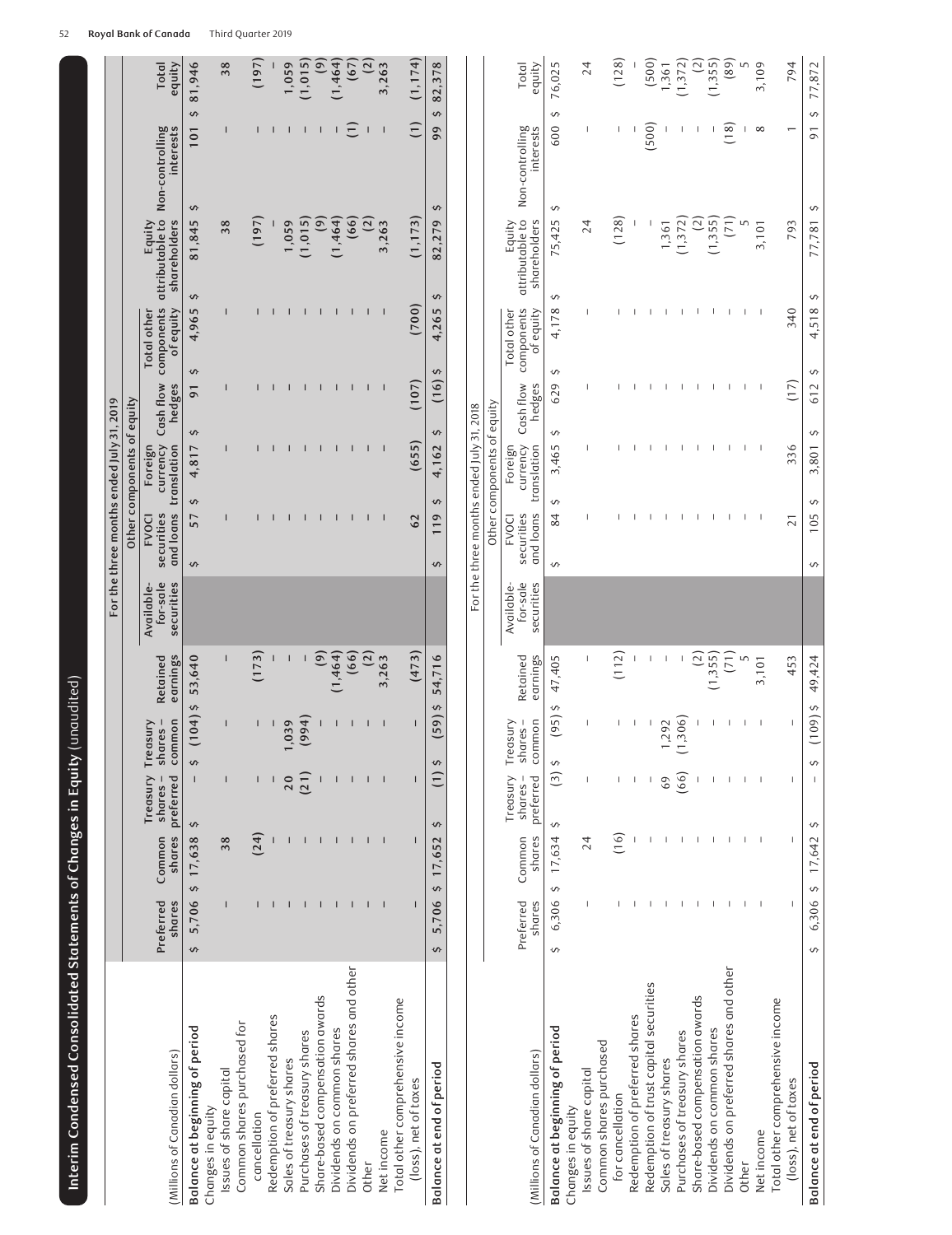## Interim Condensed Consolidated Statements of Changes in Equity (unaudited)

| (Millions of Canadian dollars) | Preferred shares | Common shares | Treasury shares – preferred | Treasury shares – common | Retained earnings | Available-for-sale securities | FVOCI securities and loans | Foreign currency translation | Cash flow hedges | Total other components of equity | Equity attributable to shareholders | Non-controlling interests | Total equity |
|---|---|---|---|---|---|---|---|---|---|---|---|---|---|
| | For the three months ended July 31, 2019 | | | | | | | | | | | | |
| | | | | | | Other components of equity | | | | | | | |
| **Balance at beginning of period** | $ 5,706 | $ 17,638 | $ – | $ (104) | $ 53,640 | | $ 57 | $ 4,817 | $ 91 | $ 4,965 | $ 81,845 | $ 101 | $ 81,946 |
| Changes in equity | | | | | | | | | | | | | |
| Issues of share capital | – | 38 | – | – | – | | – | – | – | – | 38 | – | 38 |
| Common shares purchased for cancellation | – | (24) | – | – | (173) | | – | – | – | – | (197) | – | (197) |
| Redemption of preferred shares | – | – | – | – | – | | – | – | – | – | – | – | – |
| Sales of treasury shares | – | – | 20 | 1,039 | – | | – | – | – | – | 1,059 | – | 1,059 |
| Purchases of treasury shares | – | – | (21) | (994) | – | | – | – | – | – | (1,015) | – | (1,015) |
| Share-based compensation awards | – | – | – | – | (9) | | – | – | – | – | (9) | – | (9) |
| Dividends on common shares | – | – | – | – | (1,464) | | – | – | – | – | (1,464) | – | (1,464) |
| Dividends on preferred shares and other | – | – | – | – | (66) | | – | – | – | – | (66) | (1) | (67) |
| Other | – | – | – | – | (2) | | – | – | – | – | (2) | – | (2) |
| Net income | – | – | – | – | 3,263 | | – | – | – | – | 3,263 | – | 3,263 |
| Total other comprehensive income (loss), net of taxes | – | – | – | – | (473) | | 62 | (655) | (107) | (700) | (1,173) | (1) | (1,174) |
| **Balance at end of period** | $ 5,706 | $ 17,652 | $ (1) | $ (59) | $ 54,716 | | $ 119 | $ 4,162 | $ (16) | $ 4,265 | $ 82,279 | $ 99 | $ 82,378 |

| (Millions of Canadian dollars) | Preferred shares | Common shares | Treasury shares – preferred | Treasury shares – common | Retained earnings | Available-for-sale securities | FVOCI securities and loans | Foreign currency translation | Cash flow hedges | Total other components of equity | Equity attributable to shareholders | Non-controlling interests | Total equity |
|---|---|---|---|---|---|---|---|---|---|---|---|---|---|
| | For the three months ended July 31, 2018 | | | | | | | | | | | | |
| | | | | | | Other components of equity | | | | | | | |
| **Balance at beginning of period** | $ 6,306 | $ 17,634 | $ (3) | $ (95) | $ 47,405 | | $ 84 | $ 3,465 | $ 629 | $ 4,178 | $ 75,425 | $ 600 | $ 76,025 |
| Changes in equity | | | | | | | | | | | | | |
| Issues of share capital | – | 24 | – | – | – | | – | – | – | – | 24 | – | 24 |
| Common shares purchased for cancellation | – | (16) | – | – | (112) | | – | – | – | – | (128) | – | (128) |
| Redemption of preferred shares | – | – | – | – | – | | – | – | – | – | – | – | – |
| Redemption of trust capital securities | – | – | – | – | – | | – | – | – | – | – | (500) | (500) |
| Sales of treasury shares | – | – | 69 | 1,292 | – | | – | – | – | – | 1,361 | – | 1,361 |
| Purchases of treasury shares | – | – | (66) | (1,306) | – | | – | – | – | – | (1,372) | – | (1,372) |
| Share-based compensation awards | – | – | – | – | (2) | | – | – | – | – | (2) | – | (2) |
| Dividends on common shares | – | – | – | – | (1,355) | | – | – | – | – | (1,355) | – | (1,355) |
| Dividends on preferred shares and other | – | – | – | – | (71) | | – | – | – | – | (71) | (18) | (89) |
| Other | – | – | – | – | 5 | | – | – | – | – | 5 | – | 5 |
| Net income | – | – | – | – | 3,101 | | – | – | – | – | 3,101 | 8 | 3,109 |
| Total other comprehensive income (loss), net of taxes | – | – | – | – | 453 | | 21 | 336 | (17) | 340 | 793 | 1 | 794 |
| **Balance at end of period** | $ 6,306 | $ 17,642 | $ – | $ (109) | $ 49,424 | | $ 105 | $ 3,801 | $ 612 | $ 4,518 | $ 77,781 | $ 91 | $ 77,872 |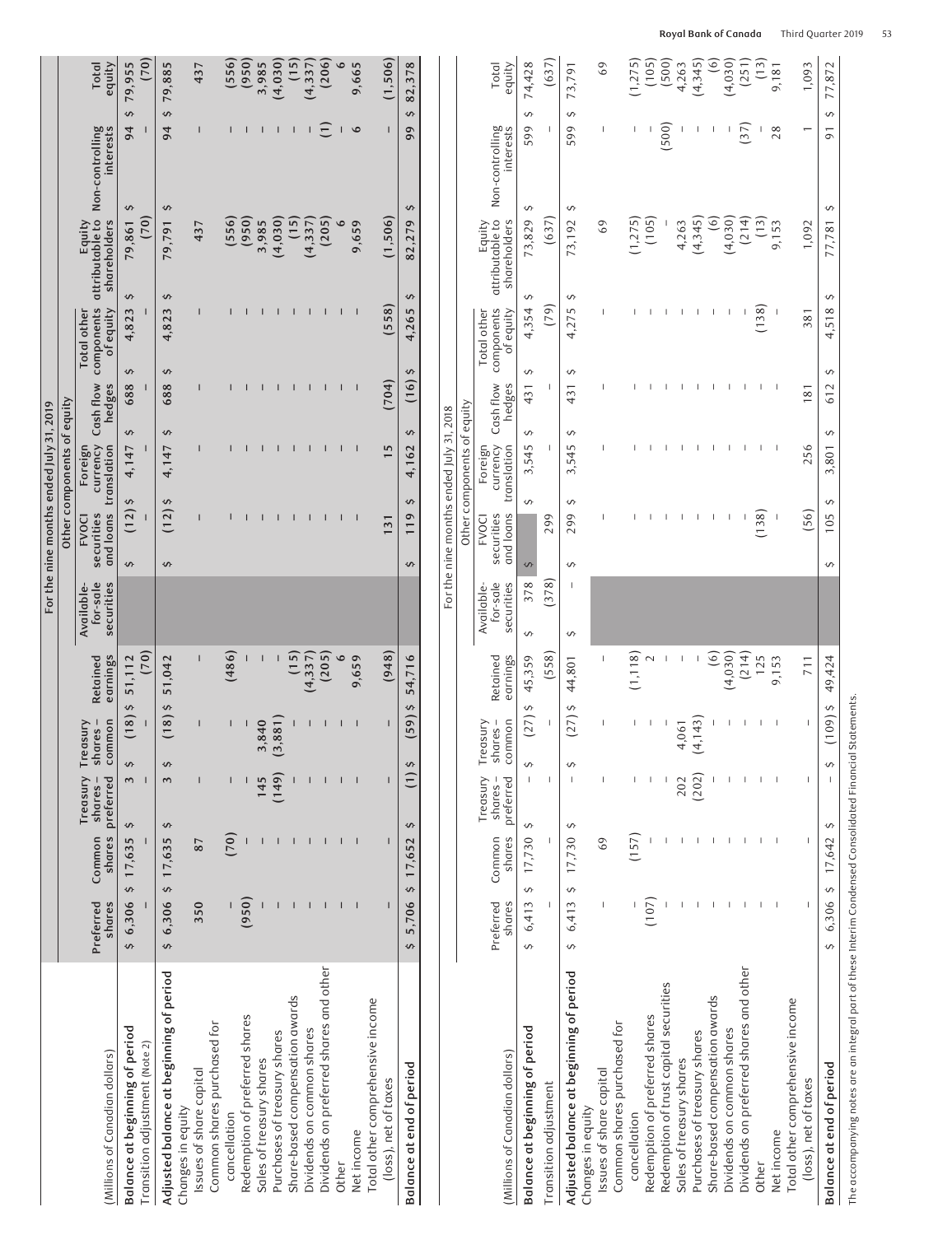| | | | | | | For the nine months ended July 31, 2019 | | | | | | | |
|---|---|---|---|---|---|---|---|---|---|---|---|---|---|
| | | | | | | | Other components of equity | | | | | | |
| (Millions of Canadian dollars) | Preferred shares | Common shares | Treasury shares – preferred | Treasury shares – common | Retained earnings | Available-for-sale securities | FVOCI securities and loans | Foreign currency translation | Cash flow hedges | Total other components of equity | Equity attributable to shareholders | Non-controlling interests | Total equity |
| **Balance at beginning of period** | $ 6,306 | $ 17,635 | $ 3 | $ (18) | $ 51,112 | | $ (12) | $ 4,147 | $ 688 | $ 4,823 | $ 79,861 | $ 94 | $ 79,955 |
| Transition adjustment (Note 2) | – | – | – | – | (70) | | – | – | – | – | (70) | – | (70) |
| **Adjusted balance at beginning of period** | $ 6,306 | $ 17,635 | $ 3 | $ (18) | $ 51,042 | | $ (12) | $ 4,147 | $ 688 | $ 4,823 | $ 79,791 | $ 94 | $ 79,885 |
| Changes in equity | | | | | | | | | | | | | |
| Issues of share capital | 350 | 87 | – | – | – | | – | – | – | – | 437 | – | 437 |
| Common shares purchased for cancellation | – | (70) | – | – | (486) | | – | – | – | – | (556) | – | (556) |
| Redemption of preferred shares | (950) | – | – | – | – | | – | – | – | – | (950) | – | (950) |
| Sales of treasury shares | – | – | 145 | 3,840 | – | | – | – | – | – | 3,985 | – | 3,985 |
| Purchases of treasury shares | – | – | (149) | (3,881) | – | | – | – | – | – | (4,030) | – | (4,030) |
| Share-based compensation awards | – | – | – | – | (15) | | – | – | – | – | (15) | – | (15) |
| Dividends on common shares | – | – | – | – | (4,337) | | – | – | – | – | (4,337) | – | (4,337) |
| Dividends on preferred shares and other | – | – | – | – | (205) | | – | – | – | – | (205) | (1) | (206) |
| Other | – | – | – | – | 6 | | – | – | – | – | 6 | – | 6 |
| Net income | – | – | – | – | 9,659 | | – | – | – | – | 9,659 | 6 | 9,665 |
| Total other comprehensive income (loss), net of taxes | – | – | – | – | (948) | | 131 | 15 | (704) | (558) | (1,506) | – | (1,506) |
| **Balance at end of period** | $ 5,706 | $ 17,652 | $ (1) | $ (59) | $ 54,716 | | $ 119 | $ 4,162 | $ (16) | $ 4,265 | $ 82,279 | $ 99 | $ 82,378 |

| | | | | | | For the nine months ended July 31, 2018 | | | | | | | |
|---|---|---|---|---|---|---|---|---|---|---|---|---|---|
| | | | | | | | Other components of equity | | | | | | |
| (Millions of Canadian dollars) | Preferred shares | Common shares | Treasury shares – preferred | Treasury shares – common | Retained earnings | Available-for-sale securities | FVOCI securities and loans | Foreign currency translation | Cash flow hedges | Total other components of equity | Equity attributable to shareholders | Non-controlling interests | Total equity |
| **Balance at beginning of period** | $ 6,413 | $ 17,730 | $ – | $ (27) | $ 45,359 | $ 378 | $ | $ 3,545 | $ 431 | $ 4,354 | $ 73,829 | $ 599 | $ 74,428 |
| Transition adjustment | – | – | – | – | (558) | (378) | 299 | – | – | (79) | (637) | – | (637) |
| **Adjusted balance at beginning of period** | $ 6,413 | $ 17,730 | $ – | $ (27) | $ 44,801 | $ – | $ 299 | $ 3,545 | $ 431 | $ 4,275 | $ 73,192 | $ 599 | $ 73,791 |
| Changes in equity | | | | | | | | | | | | | |
| Issues of share capital | – | 69 | – | – | – | | – | – | – | – | 69 | – | 69 |
| Common shares purchased for cancellation | – | (157) | – | – | (1,118) | | – | – | – | – | (1,275) | – | (1,275) |
| Redemption of preferred shares | (107) | – | – | – | 2 | | – | – | – | – | (105) | – | (105) |
| Redemption of trust capital securities | – | – | – | – | – | | – | – | – | – | – | (500) | (500) |
| Sales of treasury shares | – | – | 202 | 4,061 | – | | – | – | – | – | 4,263 | – | 4,263 |
| Purchases of treasury shares | – | – | (202) | (4,143) | – | | – | – | – | – | (4,345) | – | (4,345) |
| Share-based compensation awards | – | – | – | – | (6) | | – | – | – | – | (6) | – | (6) |
| Dividends on common shares | – | – | – | – | (4,030) | | – | – | – | – | (4,030) | – | (4,030) |
| Dividends on preferred shares and other | – | – | – | – | (214) | | – | – | – | – | (214) | (37) | (251) |
| Other | – | – | – | – | 125 | | (138) | – | – | (138) | (13) | – | (13) |
| Net income | – | – | – | – | 9,153 | | – | – | – | – | 9,153 | 28 | 9,181 |
| Total other comprehensive income (loss), net of taxes | – | – | – | – | 711 | | (56) | 256 | 181 | 381 | 1,092 | 1 | 1,093 |
| **Balance at end of period** | $ 6,306 | $ 17,642 | $ – | $ (109) | $ 49,424 | | $ 105 | $ 3,801 | $ 612 | $ 4,518 | $ 77,781 | $ 91 | $ 77,872 |

The accompanying notes are an integral part of these Interim Condensed Consolidated Financial Statements.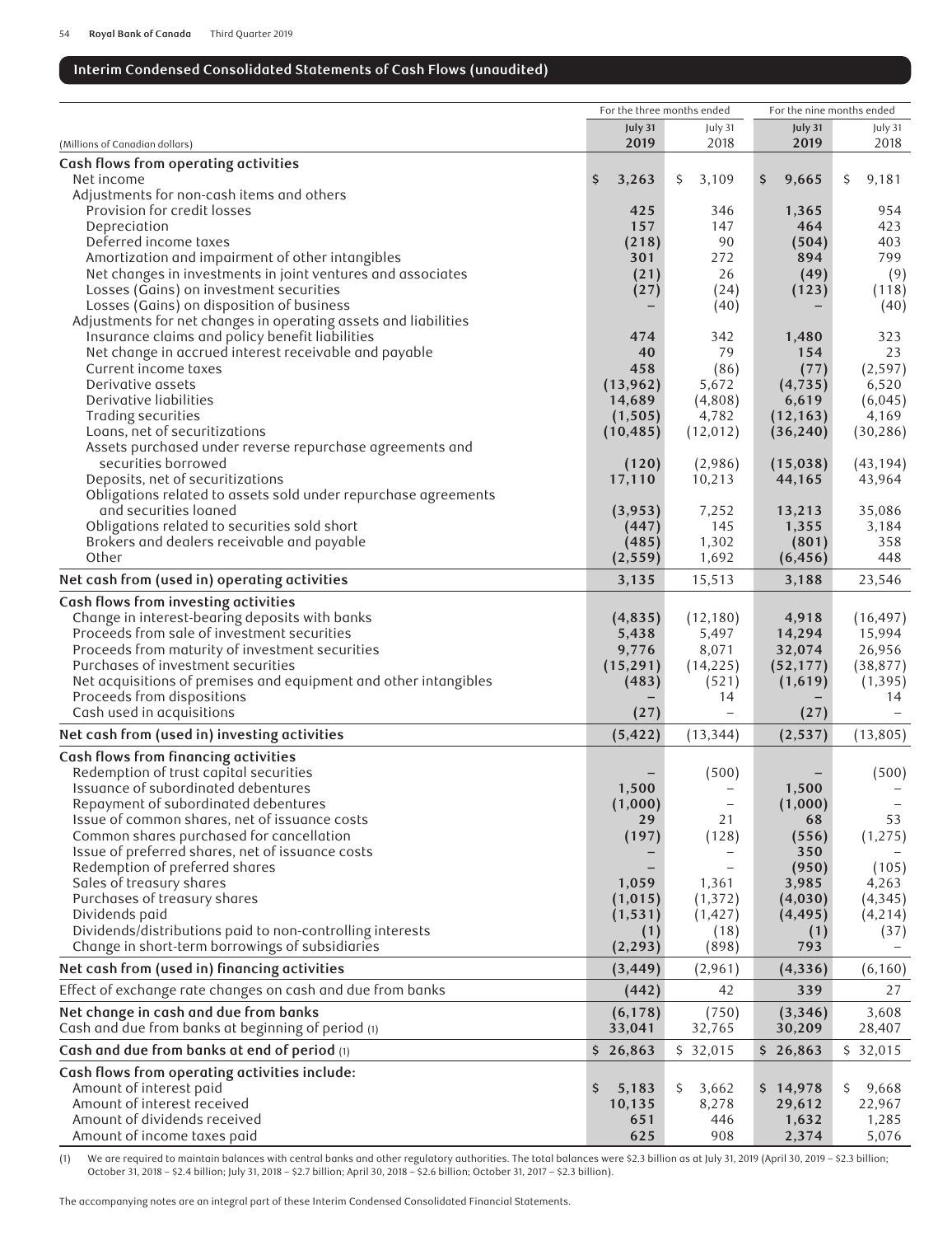## Interim Condensed Consolidated Statements of Cash Flows (unaudited)

| (Millions of Canadian dollars) | For the three months ended July 31 2019 | For the three months ended July 31 2018 | For the nine months ended July 31 2019 | For the nine months ended July 31 2018 |
|---|---|---|---|---|
| **Cash flows from operating activities** | | | | |
| Net income | $ 3,263 | $ 3,109 | $ 9,665 | $ 9,181 |
| Adjustments for non-cash items and others | | | | |
| Provision for credit losses | 425 | 346 | 1,365 | 954 |
| Depreciation | 157 | 147 | 464 | 423 |
| Deferred income taxes | (218) | 90 | (504) | 403 |
| Amortization and impairment of other intangibles | 301 | 272 | 894 | 799 |
| Net changes in investments in joint ventures and associates | (21) | 26 | (49) | (9) |
| Losses (Gains) on investment securities | (27) | (24) | (123) | (118) |
| Losses (Gains) on disposition of business | – | (40) | – | (40) |
| Adjustments for net changes in operating assets and liabilities | | | | |
| Insurance claims and policy benefit liabilities | 474 | 342 | 1,480 | 323 |
| Net change in accrued interest receivable and payable | 40 | 79 | 154 | 23 |
| Current income taxes | 458 | (86) | (77) | (2,597) |
| Derivative assets | (13,962) | 5,672 | (4,735) | 6,520 |
| Derivative liabilities | 14,689 | (4,808) | 6,619 | (6,045) |
| Trading securities | (1,505) | 4,782 | (12,163) | 4,169 |
| Loans, net of securitizations | (10,485) | (12,012) | (36,240) | (30,286) |
| Assets purchased under reverse repurchase agreements and securities borrowed | (120) | (2,986) | (15,038) | (43,194) |
| Deposits, net of securitizations | 17,110 | 10,213 | 44,165 | 43,964 |
| Obligations related to assets sold under repurchase agreements and securities loaned | (3,953) | 7,252 | 13,213 | 35,086 |
| Obligations related to securities sold short | (447) | 145 | 1,355 | 3,184 |
| Brokers and dealers receivable and payable | (485) | 1,302 | (801) | 358 |
| Other | (2,559) | 1,692 | (6,456) | 448 |
| **Net cash from (used in) operating activities** | 3,135 | 15,513 | 3,188 | 23,546 |
| **Cash flows from investing activities** | | | | |
| Change in interest-bearing deposits with banks | (4,835) | (12,180) | 4,918 | (16,497) |
| Proceeds from sale of investment securities | 5,438 | 5,497 | 14,294 | 15,994 |
| Proceeds from maturity of investment securities | 9,776 | 8,071 | 32,074 | 26,956 |
| Purchases of investment securities | (15,291) | (14,225) | (52,177) | (38,877) |
| Net acquisitions of premises and equipment and other intangibles | (483) | (521) | (1,619) | (1,395) |
| Proceeds from dispositions | – | 14 | – | 14 |
| Cash used in acquisitions | (27) | – | (27) | – |
| **Net cash from (used in) investing activities** | (5,422) | (13,344) | (2,537) | (13,805) |
| **Cash flows from financing activities** | | | | |
| Redemption of trust capital securities | – | (500) | – | (500) |
| Issuance of subordinated debentures | 1,500 | – | 1,500 | – |
| Repayment of subordinated debentures | (1,000) | – | (1,000) | – |
| Issue of common shares, net of issuance costs | 29 | 21 | 68 | 53 |
| Common shares purchased for cancellation | (197) | (128) | (556) | (1,275) |
| Issue of preferred shares, net of issuance costs | – | – | 350 | – |
| Redemption of preferred shares | – | – | (950) | (105) |
| Sales of treasury shares | 1,059 | 1,361 | 3,985 | 4,263 |
| Purchases of treasury shares | (1,015) | (1,372) | (4,030) | (4,345) |
| Dividends paid | (1,531) | (1,427) | (4,495) | (4,214) |
| Dividends/distributions paid to non-controlling interests | (1) | (18) | (1) | (37) |
| Change in short-term borrowings of subsidiaries | (2,293) | (898) | 793 | – |
| **Net cash from (used in) financing activities** | (3,449) | (2,961) | (4,336) | (6,160) |
| Effect of exchange rate changes on cash and due from banks | (442) | 42 | 339 | 27 |
| **Net change in cash and due from banks** | (6,178) | (750) | (3,346) | 3,608 |
| Cash and due from banks at beginning of period (1) | 33,041 | 32,765 | 30,209 | 28,407 |
| **Cash and due from banks at end of period (1)** | $ 26,863 | $ 32,015 | $ 26,863 | $ 32,015 |
| **Cash flows from operating activities include:** | | | | |
| Amount of interest paid | $ 5,183 | $ 3,662 | $ 14,978 | $ 9,668 |
| Amount of interest received | 10,135 | 8,278 | 29,612 | 22,967 |
| Amount of dividends received | 651 | 446 | 1,632 | 1,285 |
| Amount of income taxes paid | 625 | 908 | 2,374 | 5,076 |

(1) We are required to maintain balances with central banks and other regulatory authorities. The total balances were $2.3 billion as at July 31, 2019 (April 30, 2019 – $2.3 billion; October 31, 2018 – $2.4 billion; July 31, 2018 – $2.7 billion; April 30, 2018 – $2.6 billion; October 31, 2017 – $2.3 billion).

The accompanying notes are an integral part of these Interim Condensed Consolidated Financial Statements.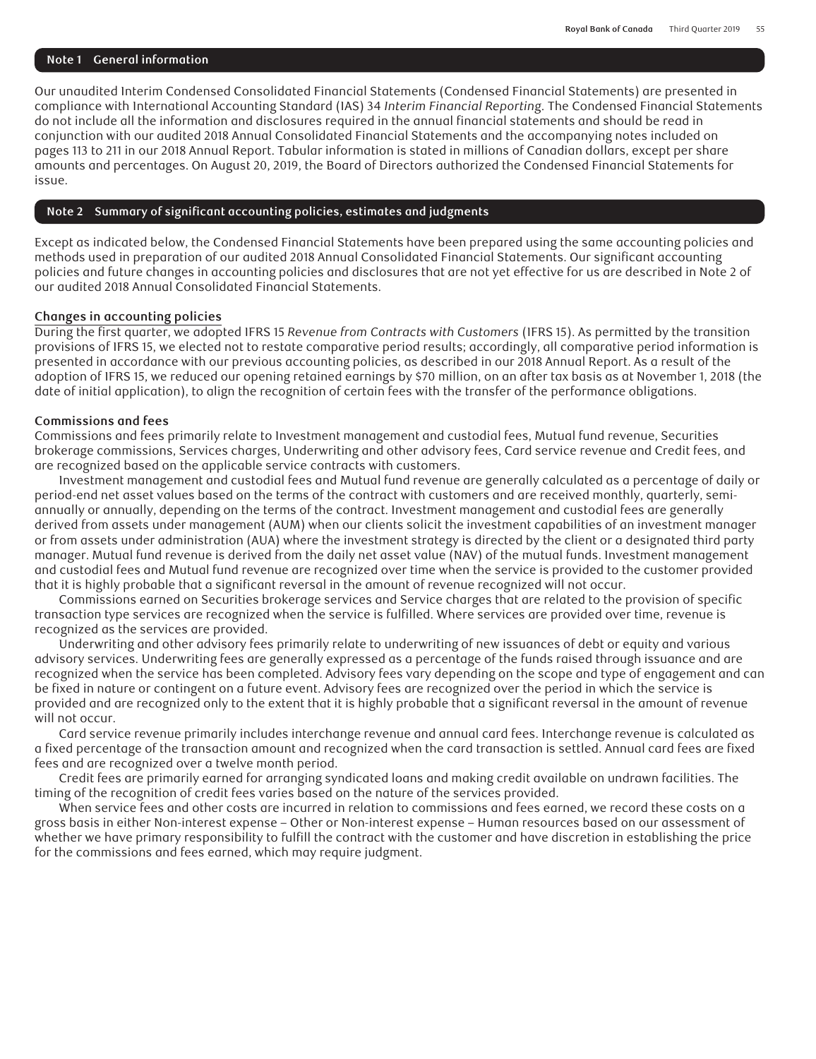## Note 1 General information

Our unaudited Interim Condensed Consolidated Financial Statements (Condensed Financial Statements) are presented in compliance with International Accounting Standard (IAS) 34 *Interim Financial Reporting*. The Condensed Financial Statements do not include all the information and disclosures required in the annual financial statements and should be read in conjunction with our audited 2018 Annual Consolidated Financial Statements and the accompanying notes included on pages 113 to 211 in our 2018 Annual Report. Tabular information is stated in millions of Canadian dollars, except per share amounts and percentages. On August 20, 2019, the Board of Directors authorized the Condensed Financial Statements for issue.

## Note 2 Summary of significant accounting policies, estimates and judgments

Except as indicated below, the Condensed Financial Statements have been prepared using the same accounting policies and methods used in preparation of our audited 2018 Annual Consolidated Financial Statements. Our significant accounting policies and future changes in accounting policies and disclosures that are not yet effective for us are described in Note 2 of our audited 2018 Annual Consolidated Financial Statements.

### Changes in accounting policies

During the first quarter, we adopted IFRS 15 *Revenue from Contracts with Customers* (IFRS 15). As permitted by the transition provisions of IFRS 15, we elected not to restate comparative period results; accordingly, all comparative period information is presented in accordance with our previous accounting policies, as described in our 2018 Annual Report. As a result of the adoption of IFRS 15, we reduced our opening retained earnings by $70 million, on an after tax basis as at November 1, 2018 (the date of initial application), to align the recognition of certain fees with the transfer of the performance obligations.

### Commissions and fees

Commissions and fees primarily relate to Investment management and custodial fees, Mutual fund revenue, Securities brokerage commissions, Services charges, Underwriting and other advisory fees, Card service revenue and Credit fees, and are recognized based on the applicable service contracts with customers.

Investment management and custodial fees and Mutual fund revenue are generally calculated as a percentage of daily or period-end net asset values based on the terms of the contract with customers and are received monthly, quarterly, semi-annually or annually, depending on the terms of the contract. Investment management and custodial fees are generally derived from assets under management (AUM) when our clients solicit the investment capabilities of an investment manager or from assets under administration (AUA) where the investment strategy is directed by the client or a designated third party manager. Mutual fund revenue is derived from the daily net asset value (NAV) of the mutual funds. Investment management and custodial fees and Mutual fund revenue are recognized over time when the service is provided to the customer provided that it is highly probable that a significant reversal in the amount of revenue recognized will not occur.

Commissions earned on Securities brokerage services and Service charges that are related to the provision of specific transaction type services are recognized when the service is fulfilled. Where services are provided over time, revenue is recognized as the services are provided.

Underwriting and other advisory fees primarily relate to underwriting of new issuances of debt or equity and various advisory services. Underwriting fees are generally expressed as a percentage of the funds raised through issuance and are recognized when the service has been completed. Advisory fees vary depending on the scope and type of engagement and can be fixed in nature or contingent on a future event. Advisory fees are recognized over the period in which the service is provided and are recognized only to the extent that it is highly probable that a significant reversal in the amount of revenue will not occur.

Card service revenue primarily includes interchange revenue and annual card fees. Interchange revenue is calculated as a fixed percentage of the transaction amount and recognized when the card transaction is settled. Annual card fees are fixed fees and are recognized over a twelve month period.

Credit fees are primarily earned for arranging syndicated loans and making credit available on undrawn facilities. The timing of the recognition of credit fees varies based on the nature of the services provided.

When service fees and other costs are incurred in relation to commissions and fees earned, we record these costs on a gross basis in either Non-interest expense – Other or Non-interest expense – Human resources based on our assessment of whether we have primary responsibility to fulfill the contract with the customer and have discretion in establishing the price for the commissions and fees earned, which may require judgment.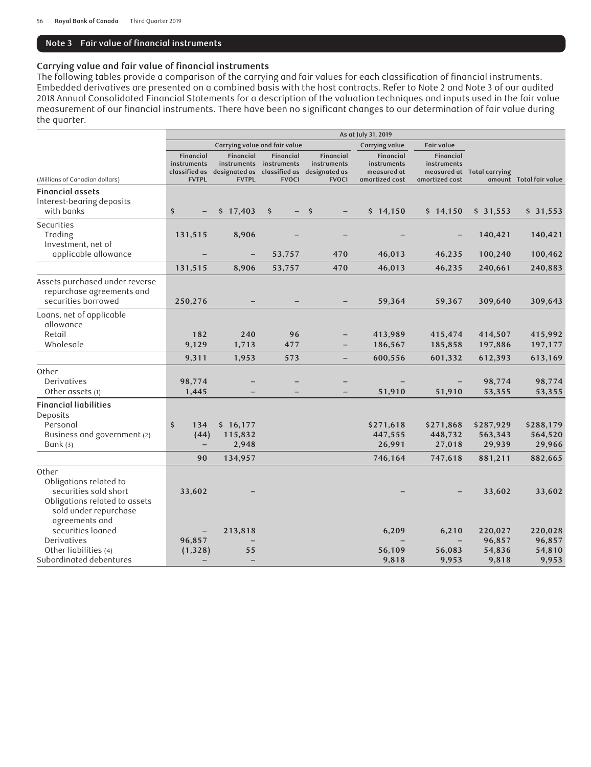## Note 3 Fair value of financial instruments

### Carrying value and fair value of financial instruments

The following tables provide a comparison of the carrying and fair values for each classification of financial instruments. Embedded derivatives are presented on a combined basis with the host contracts. Refer to Note 2 and Note 3 of our audited 2018 Annual Consolidated Financial Statements for a description of the valuation techniques and inputs used in the fair value measurement of our financial instruments. There have been no significant changes to our determination of fair value during the quarter.

| | As at July 31, 2019 | | | | | | | |
|---|---|---|---|---|---|---|---|---|
| | Carrying value and fair value | | | | Carrying value | Fair value | | |
| (Millions of Canadian dollars) | Financial instruments classified as FVTPL | Financial instruments designated as FVTPL | Financial instruments classified as FVOCI | Financial instruments designated as FVOCI | Financial instruments measured at amortized cost | Financial instruments measured at amortized cost | Total carrying amount | Total fair value |
| **Financial assets** | | | | | | | | |
| Interest-bearing deposits with banks | $ – | $ 17,403 | $ – | $ – | $ 14,150 | $ 14,150 | $ 31,553 | $ 31,553 |
| Securities | | | | | | | | |
| Trading | 131,515 | 8,906 | – | – | – | – | 140,421 | 140,421 |
| Investment, net of applicable allowance | – | – | 53,757 | 470 | 46,013 | 46,235 | 100,240 | 100,462 |
| | 131,515 | 8,906 | 53,757 | 470 | 46,013 | 46,235 | 240,661 | 240,883 |
| Assets purchased under reverse repurchase agreements and securities borrowed | 250,276 | – | – | – | 59,364 | 59,367 | 309,640 | 309,643 |
| Loans, net of applicable allowance | | | | | | | | |
| Retail | 182 | 240 | 96 | – | 413,989 | 415,474 | 414,507 | 415,992 |
| Wholesale | 9,129 | 1,713 | 477 | – | 186,567 | 185,858 | 197,886 | 197,177 |
| | 9,311 | 1,953 | 573 | – | 600,556 | 601,332 | 612,393 | 613,169 |
| Other | | | | | | | | |
| Derivatives | 98,774 | – | – | – | – | – | 98,774 | 98,774 |
| Other assets (1) | 1,445 | – | – | – | 51,910 | 51,910 | 53,355 | 53,355 |
| **Financial liabilities** | | | | | | | | |
| Deposits | | | | | | | | |
| Personal | $ 134 | $ 16,177 | | | $271,618 | $271,868 | $287,929 | $288,179 |
| Business and government (2) | (44) | 115,832 | | | 447,555 | 448,732 | 563,343 | 564,520 |
| Bank (3) | – | 2,948 | | | 26,991 | 27,018 | 29,939 | 29,966 |
| | 90 | 134,957 | | | 746,164 | 747,618 | 881,211 | 882,665 |
| Other | | | | | | | | |
| Obligations related to securities sold short | 33,602 | – | | | – | – | 33,602 | 33,602 |
| Obligations related to assets sold under repurchase agreements and securities loaned | – | 213,818 | | | 6,209 | 6,210 | 220,027 | 220,028 |
| Derivatives | 96,857 | – | | | – | – | 96,857 | 96,857 |
| Other liabilities (4) | (1,328) | 55 | | | 56,109 | 56,083 | 54,836 | 54,810 |
| Subordinated debentures | – | – | | | 9,818 | 9,953 | 9,818 | 9,953 |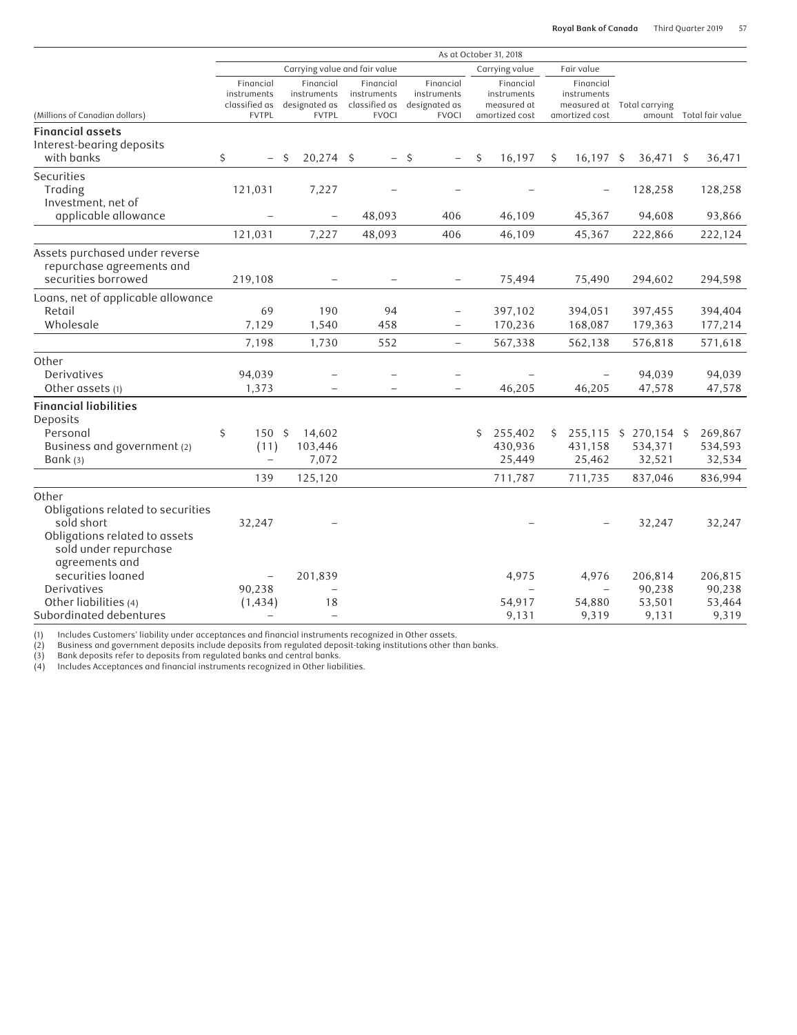| | As at October 31, 2018 | | | | | | | |
|---|---|---|---|---|---|---|---|---|
| | Carrying value and fair value | | | | Carrying value | Fair value | | |
| (Millions of Canadian dollars) | Financial instruments classified as FVTPL | Financial instruments designated as FVTPL | Financial instruments classified as FVOCI | Financial instruments designated as FVOCI | Financial instruments measured at amortized cost | Financial instruments measured at amortized cost | Total carrying amount | Total fair value |
| **Financial assets** | | | | | | | | |
| Interest-bearing deposits with banks | $ – | $ 20,274 | $ – | $ – | $ 16,197 | $ 16,197 | $ 36,471 | $ 36,471 |
| Securities | | | | | | | | |
| Trading | 121,031 | 7,227 | – | – | – | – | 128,258 | 128,258 |
| Investment, net of applicable allowance | – | – | 48,093 | 406 | 46,109 | 45,367 | 94,608 | 93,866 |
| | 121,031 | 7,227 | 48,093 | 406 | 46,109 | 45,367 | 222,866 | 222,124 |
| Assets purchased under reverse repurchase agreements and securities borrowed | 219,108 | – | – | – | 75,494 | 75,490 | 294,602 | 294,598 |
| Loans, net of applicable allowance | | | | | | | | |
| Retail | 69 | 190 | 94 | – | 397,102 | 394,051 | 397,455 | 394,404 |
| Wholesale | 7,129 | 1,540 | 458 | – | 170,236 | 168,087 | 179,363 | 177,214 |
| | 7,198 | 1,730 | 552 | – | 567,338 | 562,138 | 576,818 | 571,618 |
| Other | | | | | | | | |
| Derivatives | 94,039 | – | – | – | – | – | 94,039 | 94,039 |
| Other assets (1) | 1,373 | – | – | – | 46,205 | 46,205 | 47,578 | 47,578 |
| **Financial liabilities** | | | | | | | | |
| Deposits | | | | | | | | |
| Personal | $ 150 | $ 14,602 | | | $ 255,402 | $ 255,115 | $ 270,154 | $ 269,867 |
| Business and government (2) | (11) | 103,446 | | | 430,936 | 431,158 | 534,371 | 534,593 |
| Bank (3) | – | 7,072 | | | 25,449 | 25,462 | 32,521 | 32,534 |
| | 139 | 125,120 | | | 711,787 | 711,735 | 837,046 | 836,994 |
| Other | | | | | | | | |
| Obligations related to securities sold short | 32,247 | – | | | – | – | 32,247 | 32,247 |
| Obligations related to assets sold under repurchase agreements and securities loaned | – | 201,839 | | | 4,975 | 4,976 | 206,814 | 206,815 |
| Derivatives | 90,238 | – | | | – | – | 90,238 | 90,238 |
| Other liabilities (4) | (1,434) | 18 | | | 54,917 | 54,880 | 53,501 | 53,464 |
| Subordinated debentures | – | – | | | 9,131 | 9,319 | 9,131 | 9,319 |

(1) Includes Customers' liability under acceptances and financial instruments recognized in Other assets.
(2) Business and government deposits include deposits from regulated deposit-taking institutions other than banks.
(3) Bank deposits refer to deposits from regulated banks and central banks.
(4) Includes Acceptances and financial instruments recognized in Other liabilities.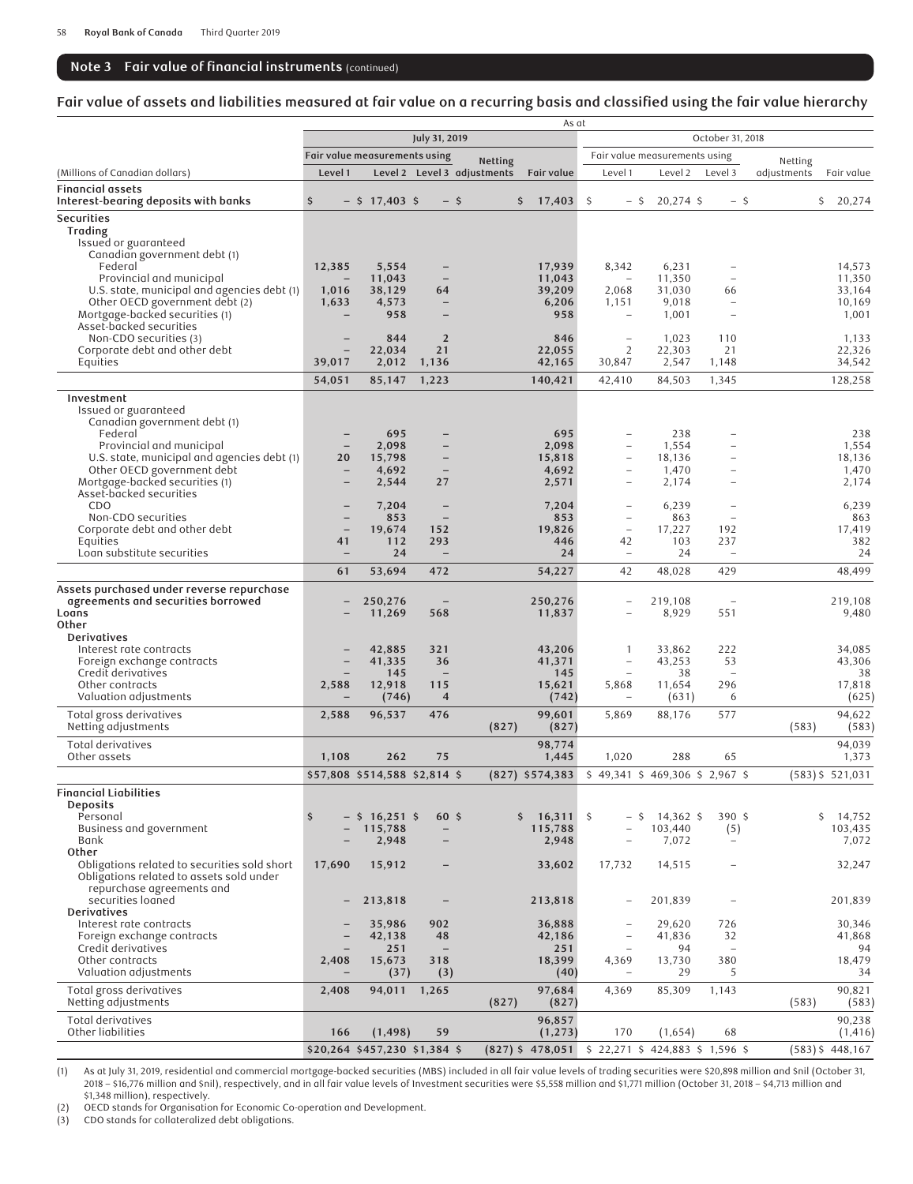## Note 3 Fair value of financial instruments (continued)

### Fair value of assets and liabilities measured at fair value on a recurring basis and classified using the fair value hierarchy

| (Millions of Canadian dollars) | July 31, 2019 | | | | | October 31, 2018 | | | | |
|---|---|---|---|---|---|---|---|---|---|---|
| | Fair value measurements using | | | Netting | | Fair value measurements using | | | Netting | |
| | Level 1 | Level 2 | Level 3 | adjustments | Fair value | Level 1 | Level 2 | Level 3 | adjustments | Fair value |
| **Financial assets** | | | | | | | | | | |
| **Interest-bearing deposits with banks** | $ – | $ 17,403 | $ – | $ | $ 17,403 | $ – | $ 20,274 | $ – | $ | $ 20,274 |
| **Securities** | | | | | | | | | | |
| **Trading** | | | | | | | | | | |
| Issued or guaranteed | | | | | | | | | | |
| Canadian government debt (1) | | | | | | | | | | |
| Federal | 12,385 | 5,554 | – | | 17,939 | 8,342 | 6,231 | – | | 14,573 |
| Provincial and municipal | – | 11,043 | – | | 11,043 | – | 11,350 | – | | 11,350 |
| U.S. state, municipal and agencies debt (1) | 1,016 | 38,129 | 64 | | 39,209 | 2,068 | 31,030 | 66 | | 33,164 |
| Other OECD government debt (2) | 1,633 | 4,573 | – | | 6,206 | 1,151 | 9,018 | – | | 10,169 |
| Mortgage-backed securities (1) | – | 958 | – | | 958 | – | 1,001 | – | | 1,001 |
| Asset-backed securities | | | | | | | | | | |
| Non-CDO securities (3) | – | 844 | 2 | | 846 | – | 1,023 | 110 | | 1,133 |
| Corporate debt and other debt | – | 22,034 | 21 | | 22,055 | 2 | 22,303 | 21 | | 22,326 |
| Equities | 39,017 | 2,012 | 1,136 | | 42,165 | 30,847 | 2,547 | 1,148 | | 34,542 |
| | 54,051 | 85,147 | 1,223 | | 140,421 | 42,410 | 84,503 | 1,345 | | 128,258 |
| **Investment** | | | | | | | | | | |
| Issued or guaranteed | | | | | | | | | | |
| Canadian government debt (1) | | | | | | | | | | |
| Federal | – | 695 | – | | 695 | – | 238 | – | | 238 |
| Provincial and municipal | – | 2,098 | – | | 2,098 | – | 1,554 | – | | 1,554 |
| U.S. state, municipal and agencies debt (1) | 20 | 15,798 | – | | 15,818 | – | 18,136 | – | | 18,136 |
| Other OECD government debt | – | 4,692 | – | | 4,692 | – | 1,470 | – | | 1,470 |
| Mortgage-backed securities (1) | – | 2,544 | 27 | | 2,571 | – | 2,174 | – | | 2,174 |
| Asset-backed securities | | | | | | | | | | |
| CDO | – | 7,204 | – | | 7,204 | – | 6,239 | – | | 6,239 |
| Non-CDO securities | – | 853 | – | | 853 | – | 863 | – | | 863 |
| Corporate debt and other debt | – | 19,674 | 152 | | 19,826 | – | 17,227 | 192 | | 17,419 |
| Equities | 41 | 112 | 293 | | 446 | 42 | 103 | 237 | | 382 |
| Loan substitute securities | – | 24 | – | | 24 | – | 24 | – | | 24 |
| | 61 | 53,694 | 472 | | 54,227 | 42 | 48,028 | 429 | | 48,499 |
| **Assets purchased under reverse repurchase agreements and securities borrowed** | – | 250,276 | – | | 250,276 | – | 219,108 | – | | 219,108 |
| **Loans** | – | 11,269 | 568 | | 11,837 | – | 8,929 | 551 | | 9,480 |
| **Other** | | | | | | | | | | |
| **Derivatives** | | | | | | | | | | |
| Interest rate contracts | – | 42,885 | 321 | | 43,206 | 1 | 33,862 | 222 | | 34,085 |
| Foreign exchange contracts | – | 41,335 | 36 | | 41,371 | – | 43,253 | 53 | | 43,306 |
| Credit derivatives | – | 145 | – | | 145 | – | 38 | – | | 38 |
| Other contracts | 2,588 | 12,918 | 115 | | 15,621 | 5,868 | 11,654 | 296 | | 17,818 |
| Valuation adjustments | – | (746) | 4 | | (742) | – | (631) | 6 | | (625) |
| Total gross derivatives | 2,588 | 96,537 | 476 | | 99,601 | 5,869 | 88,176 | 577 | | 94,622 |
| Netting adjustments | | | | (827) | (827) | | | | (583) | (583) |
| Total derivatives | | | | | 98,774 | | | | | 94,039 |
| Other assets | 1,108 | 262 | 75 | | 1,445 | 1,020 | 288 | 65 | | 1,373 |
| | $57,808 | $514,588 | $2,814 | $ (827) | $574,383 | $ 49,341 | $ 469,306 | $ 2,967 | $ (583) | $ 521,031 |
| **Financial Liabilities** | | | | | | | | | | |
| **Deposits** | | | | | | | | | | |
| Personal | $ – | $ 16,251 | $ 60 | $ | $ 16,311 | $ – | $ 14,362 | $ 390 | $ | $ 14,752 |
| Business and government | – | 115,788 | – | | 115,788 | – | 103,440 | (5) | | 103,435 |
| Bank | – | 2,948 | – | | 2,948 | – | 7,072 | – | | 7,072 |
| **Other** | | | | | | | | | | |
| Obligations related to securities sold short | 17,690 | 15,912 | – | | 33,602 | 17,732 | 14,515 | – | | 32,247 |
| Obligations related to assets sold under repurchase agreements and securities loaned | – | 213,818 | – | | 213,818 | – | 201,839 | – | | 201,839 |
| **Derivatives** | | | | | | | | | | |
| Interest rate contracts | – | 35,986 | 902 | | 36,888 | – | 29,620 | 726 | | 30,346 |
| Foreign exchange contracts | – | 42,138 | 48 | | 42,186 | – | 41,836 | 32 | | 41,868 |
| Credit derivatives | – | 251 | – | | 251 | – | 94 | – | | 94 |
| Other contracts | 2,408 | 15,673 | 318 | | 18,399 | 4,369 | 13,730 | 380 | | 18,479 |
| Valuation adjustments | – | (37) | (3) | | (40) | – | 29 | 5 | | 34 |
| Total gross derivatives | 2,408 | 94,011 | 1,265 | | 97,684 | 4,369 | 85,309 | 1,143 | | 90,821 |
| Netting adjustments | | | | (827) | (827) | | | | (583) | (583) |
| Total derivatives | | | | | 96,857 | | | | | 90,238 |
| Other liabilities | 166 | (1,498) | 59 | | (1,273) | 170 | (1,654) | 68 | | (1,416) |
| | $20,264 | $457,230 | $1,384 | $ (827) | $ 478,051 | $ 22,271 | $ 424,883 | $ 1,596 | $ (583) | $ 448,167 |

(1) As at July 31, 2019, residential and commercial mortgage-backed securities (MBS) included in all fair value levels of trading securities were $20,898 million and $nil (October 31, 2018 – $16,776 million and $nil), respectively, and in all fair value levels of Investment securities were $5,558 million and $1,771 million (October 31, 2018 – $4,713 million and $1,348 million), respectively.

(2) OECD stands for Organisation for Economic Co-operation and Development.

(3) CDO stands for collateralized debt obligations.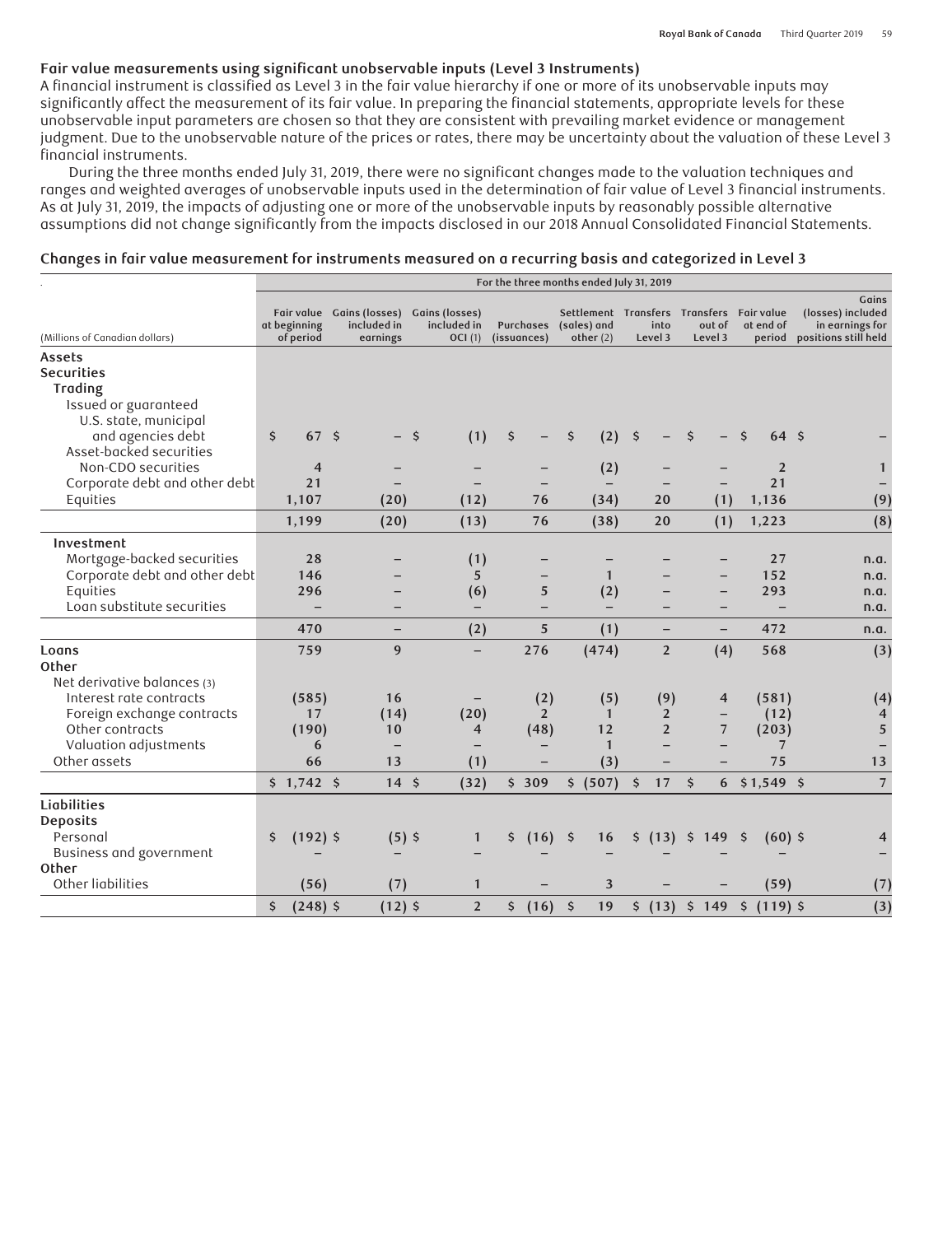## Fair value measurements using significant unobservable inputs (Level 3 Instruments)

A financial instrument is classified as Level 3 in the fair value hierarchy if one or more of its unobservable inputs may significantly affect the measurement of its fair value. In preparing the financial statements, appropriate levels for these unobservable input parameters are chosen so that they are consistent with prevailing market evidence or management judgment. Due to the unobservable nature of the prices or rates, there may be uncertainty about the valuation of these Level 3 financial instruments.

During the three months ended July 31, 2019, there were no significant changes made to the valuation techniques and ranges and weighted averages of unobservable inputs used in the determination of fair value of Level 3 financial instruments. As at July 31, 2019, the impacts of adjusting one or more of the unobservable inputs by reasonably possible alternative assumptions did not change significantly from the impacts disclosed in our 2018 Annual Consolidated Financial Statements.

### Changes in fair value measurement for instruments measured on a recurring basis and categorized in Level 3

| | For the three months ended July 31, 2019 | | | | | | | | |
|---|---|---|---|---|---|---|---|---|---|
| (Millions of Canadian dollars) | Fair value at beginning of period | Gains (losses) included in earnings | Gains (losses) included in OCI (1) | Purchases (issuances) | Settlement (sales) and other (2) | Transfers into Level 3 | Transfers out of Level 3 | Fair value at end of period | Gains (losses) included in earnings for positions still held |
| **Assets** | | | | | | | | | |
| **Securities** | | | | | | | | | |
| **Trading** | | | | | | | | | |
| Issued or guaranteed U.S. state, municipal and agencies debt | $ 67 | $ – | $ (1) | $ – | $ (2) | $ – | $ – | $ 64 | $ – |
| Asset-backed securities Non-CDO securities | 4 | – | – | – | (2) | – | – | 2 | 1 |
| Corporate debt and other debt | 21 | – | – | – | – | – | – | 21 | – |
| Equities | 1,107 | (20) | (12) | 76 | (34) | 20 | (1) | 1,136 | (9) |
| | 1,199 | (20) | (13) | 76 | (38) | 20 | (1) | 1,223 | (8) |
| **Investment** | | | | | | | | | |
| Mortgage-backed securities | 28 | – | (1) | – | – | – | – | 27 | n.a. |
| Corporate debt and other debt | 146 | – | 5 | – | 1 | – | – | 152 | n.a. |
| Equities | 296 | – | (6) | 5 | (2) | – | – | 293 | n.a. |
| Loan substitute securities | – | – | – | – | – | – | – | – | n.a. |
| | 470 | – | (2) | 5 | (1) | – | – | 472 | n.a. |
| **Loans** | 759 | 9 | – | 276 | (474) | 2 | (4) | 568 | (3) |
| **Other** | | | | | | | | | |
| Net derivative balances (3) | | | | | | | | | |
| Interest rate contracts | (585) | 16 | – | (2) | (5) | (9) | 4 | (581) | (4) |
| Foreign exchange contracts | 17 | (14) | (20) | 2 | 1 | 2 | – | (12) | 4 |
| Other contracts | (190) | 10 | 4 | (48) | 12 | 2 | 7 | (203) | 5 |
| Valuation adjustments | 6 | – | – | – | 1 | – | – | 7 | – |
| Other assets | 66 | 13 | (1) | – | (3) | – | – | 75 | 13 |
| | $ 1,742 | $ 14 | $ (32) | $ 309 | $ (507) | $ 17 | $ 6 | $ 1,549 | $ 7 |
| **Liabilities** | | | | | | | | | |
| **Deposits** | | | | | | | | | |
| Personal | $ (192) | $ (5) | $ 1 | $ (16) | $ 16 | $ (13) | $ 149 | $ (60) | $ 4 |
| Business and government | – | – | – | – | – | – | – | – | – |
| **Other** | | | | | | | | | |
| Other liabilities | (56) | (7) | 1 | – | 3 | – | – | (59) | (7) |
| | $ (248) | $ (12) | $ 2 | $ (16) | $ 19 | $ (13) | $ 149 | $ (119) | $ (3) |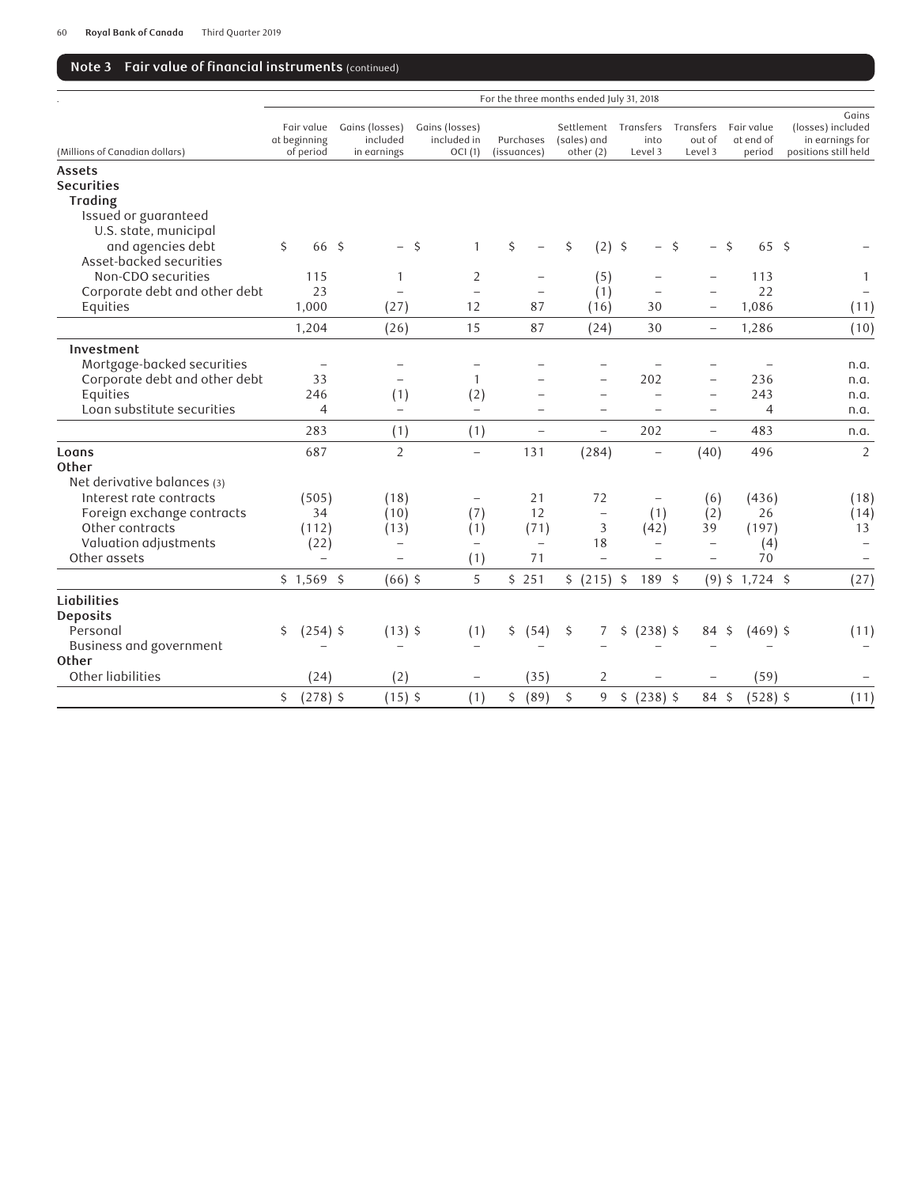## Note 3 Fair value of financial instruments (continued)

| (Millions of Canadian dollars) | For the three months ended July 31, 2018 | | | | | | | | |
|---|---|---|---|---|---|---|---|---|---|
| | Fair value at beginning of period | Gains (losses) included in earnings | Gains (losses) included in OCI (1) | Purchases (issuances) | Settlement (sales) and other (2) | Transfers into Level 3 | Transfers out of Level 3 | Fair value at end of period | Gains (losses) included in earnings for positions still held |
| **Assets** | | | | | | | | | |
| **Securities** | | | | | | | | | |
| **Trading** | | | | | | | | | |
| Issued or guaranteed U.S. state, municipal and agencies debt | $ 66 | $ – | $ 1 | $ – | $ (2) | $ – | $ – | $ 65 | $ – |
| Asset-backed securities | | | | | | | | | |
| Non-CDO securities | 115 | 1 | 2 | – | (5) | – | – | 113 | 1 |
| Corporate debt and other debt | 23 | – | – | – | (1) | – | – | 22 | – |
| Equities | 1,000 | (27) | 12 | 87 | (16) | 30 | – | 1,086 | (11) |
| | 1,204 | (26) | 15 | 87 | (24) | 30 | – | 1,286 | (10) |
| **Investment** | | | | | | | | | |
| Mortgage-backed securities | – | – | – | – | – | – | – | – | n.a. |
| Corporate debt and other debt | 33 | – | 1 | – | – | 202 | – | 236 | n.a. |
| Equities | 246 | (1) | (2) | – | – | – | – | 243 | n.a. |
| Loan substitute securities | 4 | – | – | – | – | – | – | 4 | n.a. |
| | 283 | (1) | (1) | – | – | 202 | – | 483 | n.a. |
| **Loans** | 687 | 2 | – | 131 | (284) | – | (40) | 496 | 2 |
| **Other** | | | | | | | | | |
| Net derivative balances (3) | | | | | | | | | |
| Interest rate contracts | (505) | (18) | – | 21 | 72 | – | (6) | (436) | (18) |
| Foreign exchange contracts | 34 | (10) | (7) | 12 | – | (1) | (2) | 26 | (14) |
| Other contracts | (112) | (13) | (1) | (71) | 3 | (42) | 39 | (197) | 13 |
| Valuation adjustments | (22) | – | – | – | 18 | – | – | (4) | – |
| Other assets | – | – | (1) | 71 | – | – | – | 70 | – |
| | $ 1,569 | $ (66) | $ 5 | $ 251 | $ (215) | $ 189 | $ (9) | $ 1,724 | $ (27) |
| **Liabilities** | | | | | | | | | |
| **Deposits** | | | | | | | | | |
| Personal | $ (254) | $ (13) | $ (1) | $ (54) | $ 7 | $ (238) | $ 84 | $ (469) | $ (11) |
| Business and government | – | – | – | – | – | – | – | – | – |
| **Other** | | | | | | | | | |
| Other liabilities | (24) | (2) | – | (35) | 2 | – | – | (59) | – |
| | $ (278) | $ (15) | $ (1) | $ (89) | $ 9 | $ (238) | $ 84 | $ (528) | $ (11) |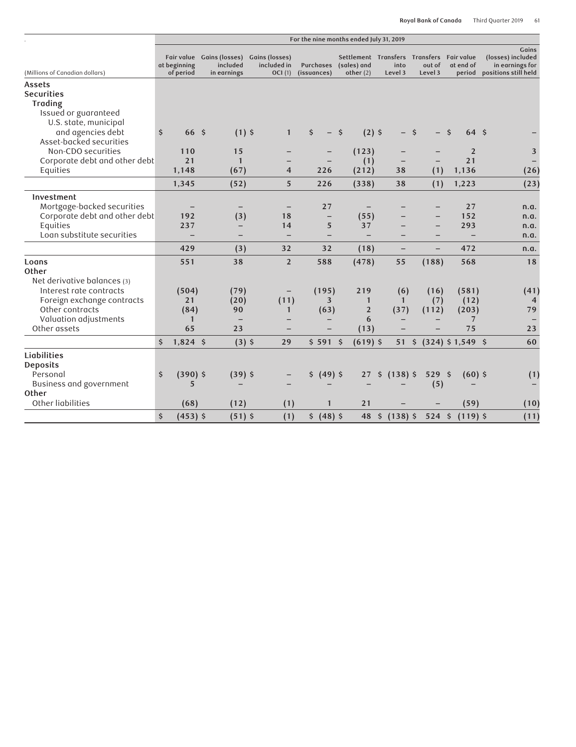| (Millions of Canadian dollars) | For the nine months ended July 31, 2019 | | | | | | | | |
|---|---|---|---|---|---|---|---|---|---|
| | Fair value at beginning of period | Gains (losses) included in earnings | Gains (losses) included in OCI (1) | Purchases (issuances) | Settlement (sales) and other (2) | Transfers into Level 3 | Transfers out of Level 3 | Fair value at end of period | Gains (losses) included in earnings for positions still held |
| **Assets** | | | | | | | | | |
| **Securities** | | | | | | | | | |
| **Trading** | | | | | | | | | |
| Issued or guaranteed U.S. state, municipal and agencies debt | $ 66 | $ (1) | $ 1 | $ – | $ (2) | $ – | $ – | $ 64 | $ – |
| Asset-backed securities | | | | | | | | | |
| Non-CDO securities | 110 | 15 | – | – | (123) | – | – | 2 | 3 |
| Corporate debt and other debt | 21 | 1 | – | – | (1) | – | – | 21 | – |
| Equities | 1,148 | (67) | 4 | 226 | (212) | 38 | (1) | 1,136 | (26) |
| | 1,345 | (52) | 5 | 226 | (338) | 38 | (1) | 1,223 | (23) |
| **Investment** | | | | | | | | | |
| Mortgage-backed securities | – | – | – | 27 | – | – | – | 27 | n.a. |
| Corporate debt and other debt | 192 | (3) | 18 | – | (55) | – | – | 152 | n.a. |
| Equities | 237 | – | 14 | 5 | 37 | – | – | 293 | n.a. |
| Loan substitute securities | – | – | – | – | – | – | – | – | n.a. |
| | 429 | (3) | 32 | 32 | (18) | – | – | 472 | n.a. |
| **Loans** | 551 | 38 | 2 | 588 | (478) | 55 | (188) | 568 | 18 |
| **Other** | | | | | | | | | |
| Net derivative balances (3) | | | | | | | | | |
| Interest rate contracts | (504) | (79) | – | (195) | 219 | (6) | (16) | (581) | (41) |
| Foreign exchange contracts | 21 | (20) | (11) | 3 | 1 | 1 | (7) | (12) | 4 |
| Other contracts | (84) | 90 | 1 | (63) | 2 | (37) | (112) | (203) | 79 |
| Valuation adjustments | 1 | – | – | – | 6 | – | – | 7 | – |
| Other assets | 65 | 23 | – | – | (13) | – | – | 75 | 23 |
| | $ 1,824 | $ (3) | $ 29 | $ 591 | $ (619) | $ 51 | $ (324) | $ 1,549 | $ 60 |
| **Liabilities** | | | | | | | | | |
| **Deposits** | | | | | | | | | |
| Personal | $ (390) | $ (39) | $ – | $ (49) | $ 27 | $ (138) | $ 529 | $ (60) | $ (1) |
| Business and government | 5 | – | – | – | – | – | (5) | – | – |
| **Other** | | | | | | | | | |
| Other liabilities | (68) | (12) | (1) | 1 | 21 | – | – | (59) | (10) |
| | $ (453) | $ (51) | $ (1) | $ (48) | $ 48 | $ (138) | $ 524 | $ (119) | $ (11) |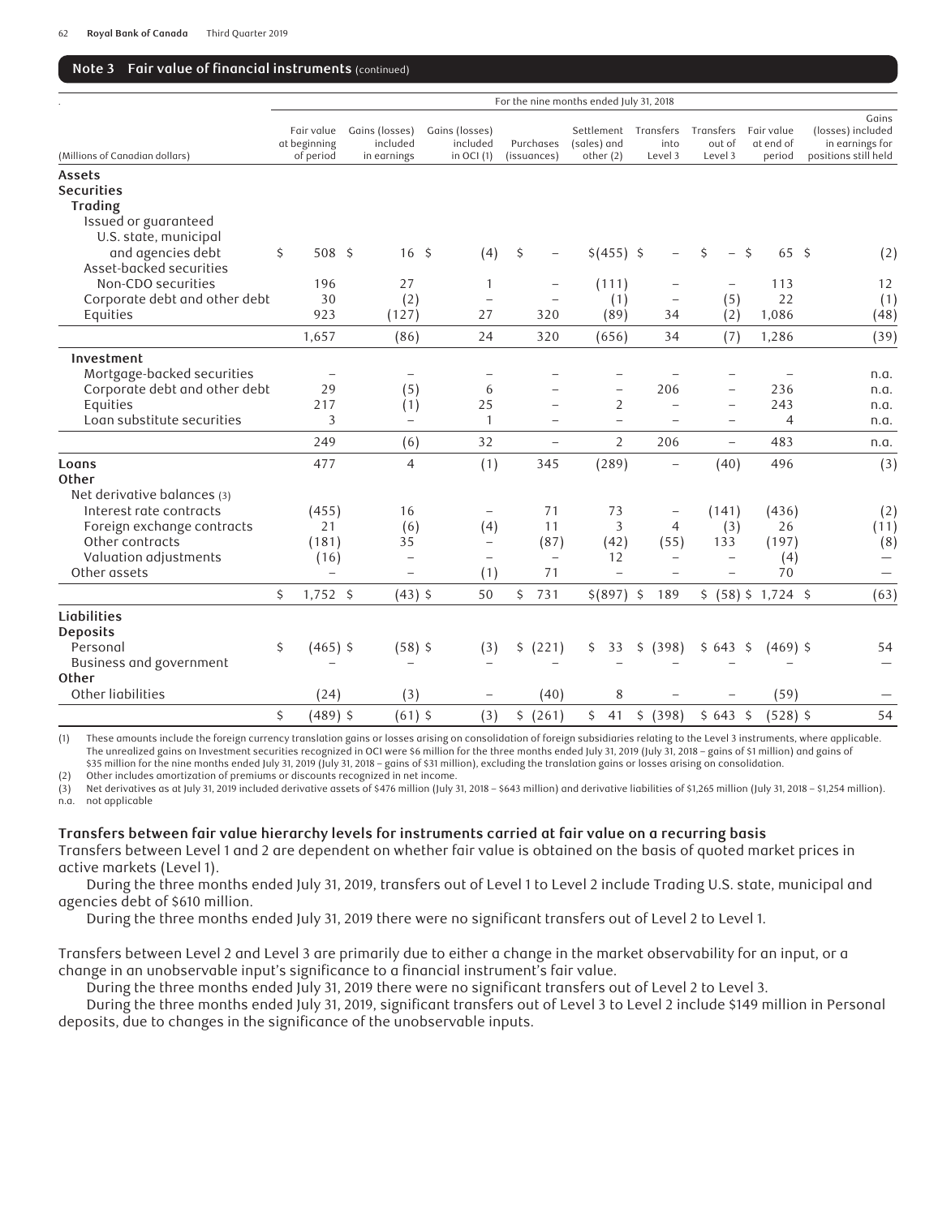## Note 3 Fair value of financial instruments (continued)

| | For the nine months ended July 31, 2018 | | | | | | | | |
|---|---|---|---|---|---|---|---|---|---|
| (Millions of Canadian dollars) | Fair value at beginning of period | Gains (losses) included in earnings | Gains (losses) included in OCI (1) | Purchases (issuances) | Settlement (sales) and other (2) | Transfers into Level 3 | Transfers out of Level 3 | Fair value at end of period | Gains (losses) included in earnings for positions still held |
| **Assets** | | | | | | | | | |
| **Securities** | | | | | | | | | |
| **Trading** | | | | | | | | | |
| Issued or guaranteed U.S. state, municipal and agencies debt | $ 508 | $ 16 | $ (4) | $ – | $ (455) | $ – | $ – | $ 65 | $ (2) |
| Asset-backed securities | | | | | | | | | |
| Non-CDO securities | 196 | 27 | 1 | – | (111) | – | – | 113 | 12 |
| Corporate debt and other debt | 30 | (2) | – | – | (1) | – | (5) | 22 | (1) |
| Equities | 923 | (127) | 27 | 320 | (89) | 34 | (2) | 1,086 | (48) |
| | 1,657 | (86) | 24 | 320 | (656) | 34 | (7) | 1,286 | (39) |
| **Investment** | | | | | | | | | |
| Mortgage-backed securities | – | – | – | – | – | – | – | – | n.a. |
| Corporate debt and other debt | 29 | (5) | 6 | – | – | 206 | – | 236 | n.a. |
| Equities | 217 | (1) | 25 | – | 2 | – | – | 243 | n.a. |
| Loan substitute securities | 3 | – | 1 | – | – | – | – | 4 | n.a. |
| | 249 | (6) | 32 | – | 2 | 206 | – | 483 | n.a. |
| **Loans** | 477 | 4 | (1) | 345 | (289) | – | (40) | 496 | (3) |
| **Other** | | | | | | | | | |
| Net derivative balances (3) | | | | | | | | | |
| Interest rate contracts | (455) | 16 | – | 71 | 73 | – | (141) | (436) | (2) |
| Foreign exchange contracts | 21 | (6) | (4) | 11 | 3 | 4 | (3) | 26 | (11) |
| Other contracts | (181) | 35 | – | (87) | (42) | (55) | 133 | (197) | (8) |
| Valuation adjustments | (16) | – | – | – | 12 | – | – | (4) | – |
| Other assets | – | – | (1) | 71 | – | – | – | 70 | – |
| | $ 1,752 | $ (43) | $ 50 | $ 731 | $ (897) | $ 189 | $ (58) | $ 1,724 | $ (63) |
| **Liabilities** | | | | | | | | | |
| **Deposits** | | | | | | | | | |
| Personal | $ (465) | $ (58) | $ (3) | $ (221) | $ 33 | $ (398) | $ 643 | $ (469) | $ 54 |
| Business and government | – | – | – | – | – | – | – | – | – |
| **Other** | | | | | | | | | |
| Other liabilities | (24) | (3) | – | (40) | 8 | – | – | (59) | – |
| | $ (489) | $ (61) | $ (3) | $ (261) | $ 41 | $ (398) | $ 643 | $ (528) | $ 54 |

(1) These amounts include the foreign currency translation gains or losses arising on consolidation of foreign subsidiaries relating to the Level 3 instruments, where applicable. The unrealized gains on Investment securities recognized in OCI were $6 million for the three months ended July 31, 2019 (July 31, 2018 – gains of $1 million) and gains of $35 million for the nine months ended July 31, 2019 (July 31, 2018 – gains of $31 million), excluding the translation gains or losses arising on consolidation.

(2) Other includes amortization of premiums or discounts recognized in net income.

(3) Net derivatives as at July 31, 2019 included derivative assets of $476 million (July 31, 2018 – $643 million) and derivative liabilities of $1,265 million (July 31, 2018 – $1,254 million).

n.a. not applicable

### Transfers between fair value hierarchy levels for instruments carried at fair value on a recurring basis

Transfers between Level 1 and 2 are dependent on whether fair value is obtained on the basis of quoted market prices in active markets (Level 1).

During the three months ended July 31, 2019, transfers out of Level 1 to Level 2 include Trading U.S. state, municipal and agencies debt of $610 million.

During the three months ended July 31, 2019 there were no significant transfers out of Level 2 to Level 1.

Transfers between Level 2 and Level 3 are primarily due to either a change in the market observability for an input, or a change in an unobservable input's significance to a financial instrument's fair value.

During the three months ended July 31, 2019 there were no significant transfers out of Level 2 to Level 3.

During the three months ended July 31, 2019, significant transfers out of Level 3 to Level 2 include $149 million in Personal deposits, due to changes in the significance of the unobservable inputs.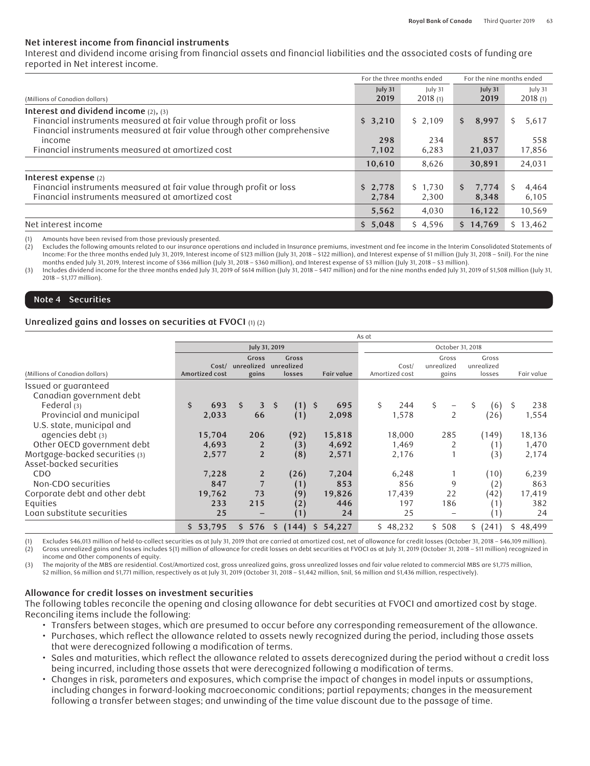## Net interest income from financial instruments

Interest and dividend income arising from financial assets and financial liabilities and the associated costs of funding are reported in Net interest income.

| (Millions of Canadian dollars) | For the three months ended July 31 2019 | For the three months ended July 31 2018 (1) | For the nine months ended July 31 2019 | For the nine months ended July 31 2018 (1) |
|---|---|---|---|---|
| **Interest and dividend income** (2), (3) | | | | |
| Financial instruments measured at fair value through profit or loss | $ 3,210 | $ 2,109 | $ 8,997 | $ 5,617 |
| Financial instruments measured at fair value through other comprehensive income | 298 | 234 | 857 | 558 |
| Financial instruments measured at amortized cost | 7,102 | 6,283 | 21,037 | 17,856 |
| | 10,610 | 8,626 | 30,891 | 24,031 |
| **Interest expense** (2) | | | | |
| Financial instruments measured at fair value through profit or loss | $ 2,778 | $ 1,730 | $ 7,774 | $ 4,464 |
| Financial instruments measured at amortized cost | 2,784 | 2,300 | 8,348 | 6,105 |
| | 5,562 | 4,030 | 16,122 | 10,569 |
| Net interest income | $ 5,048 | $ 4,596 | $ 14,769 | $ 13,462 |

(1) Amounts have been revised from those previously presented.
(2) Excludes the following amounts related to our insurance operations and included in Insurance premiums, investment and fee income in the Interim Consolidated Statements of Income: For the three months ended July 31, 2019, Interest income of $123 million (July 31, 2018 – $122 million), and Interest expense of $1 million (July 31, 2018 – $nil). For the nine months ended July 31, 2019, Interest income of $366 million (July 31, 2018 – $360 million), and Interest expense of $3 million (July 31, 2018 – $3 million).
(3) Includes dividend income for the three months ended July 31, 2019 of $614 million (July 31, 2018 – $417 million) and for the nine months ended July 31, 2019 of $1,508 million (July 31, 2018 – $1,177 million).

## Note 4 Securities

### Unrealized gains and losses on securities at FVOCI (1) (2)

| | As at | | | | | | | |
|---|---|---|---|---|---|---|---|---|
| | July 31, 2019 | | | | October 31, 2018 | | | |
| (Millions of Canadian dollars) | Cost/ Amortized cost | Gross unrealized gains | Gross unrealized losses | Fair value | Cost/ Amortized cost | Gross unrealized gains | Gross unrealized losses | Fair value |
| Issued or guaranteed | | | | | | | | |
| Canadian government debt | | | | | | | | |
| Federal (3) | $ 693 | $ 3 | $ (1) | $ 695 | $ 244 | $ – | $ (6) | $ 238 |
| Provincial and municipal | 2,033 | 66 | (1) | 2,098 | 1,578 | 2 | (26) | 1,554 |
| U.S. state, municipal and agencies debt (3) | 15,704 | 206 | (92) | 15,818 | 18,000 | 285 | (149) | 18,136 |
| Other OECD government debt | 4,693 | 2 | (3) | 4,692 | 1,469 | 2 | (1) | 1,470 |
| Mortgage-backed securities (3) | 2,577 | 2 | (8) | 2,571 | 2,176 | 1 | (3) | 2,174 |
| Asset-backed securities | | | | | | | | |
| CDO | 7,228 | 2 | (26) | 7,204 | 6,248 | 1 | (10) | 6,239 |
| Non-CDO securities | 847 | 7 | (1) | 853 | 856 | 9 | (2) | 863 |
| Corporate debt and other debt | 19,762 | 73 | (9) | 19,826 | 17,439 | 22 | (42) | 17,419 |
| Equities | 233 | 215 | (2) | 446 | 197 | 186 | (1) | 382 |
| Loan substitute securities | 25 | – | (1) | 24 | 25 | – | (1) | 24 |
| | $ 53,795 | $ 576 | $ (144) | $ 54,227 | $ 48,232 | $ 508 | $ (241) | $ 48,499 |

(1) Excludes $46,013 million of held-to-collect securities as at July 31, 2019 that are carried at amortized cost, net of allowance for credit losses (October 31, 2018 – $46,109 million).
(2) Gross unrealized gains and losses includes $(1) million of allowance for credit losses on debt securities at FVOCI as at July 31, 2019 (October 31, 2018 – $11 million) recognized in income and Other components of equity.
(3) The majority of the MBS are residential. Cost/Amortized cost, gross unrealized gains, gross unrealized losses and fair value related to commercial MBS are $1,775 million, $2 million, $6 million and $1,771 million, respectively as at July 31, 2019 (October 31, 2018 – $1,442 million, $nil, $6 million and $1,436 million, respectively).

### Allowance for credit losses on investment securities

The following tables reconcile the opening and closing allowance for debt securities at FVOCI and amortized cost by stage. Reconciling items include the following:

- Transfers between stages, which are presumed to occur before any corresponding remeasurement of the allowance.
- Purchases, which reflect the allowance related to assets newly recognized during the period, including those assets that were derecognized following a modification of terms.
- Sales and maturities, which reflect the allowance related to assets derecognized during the period without a credit loss being incurred, including those assets that were derecognized following a modification of terms.
- Changes in risk, parameters and exposures, which comprise the impact of changes in model inputs or assumptions, including changes in forward-looking macroeconomic conditions; partial repayments; changes in the measurement following a transfer between stages; and unwinding of the time value discount due to the passage of time.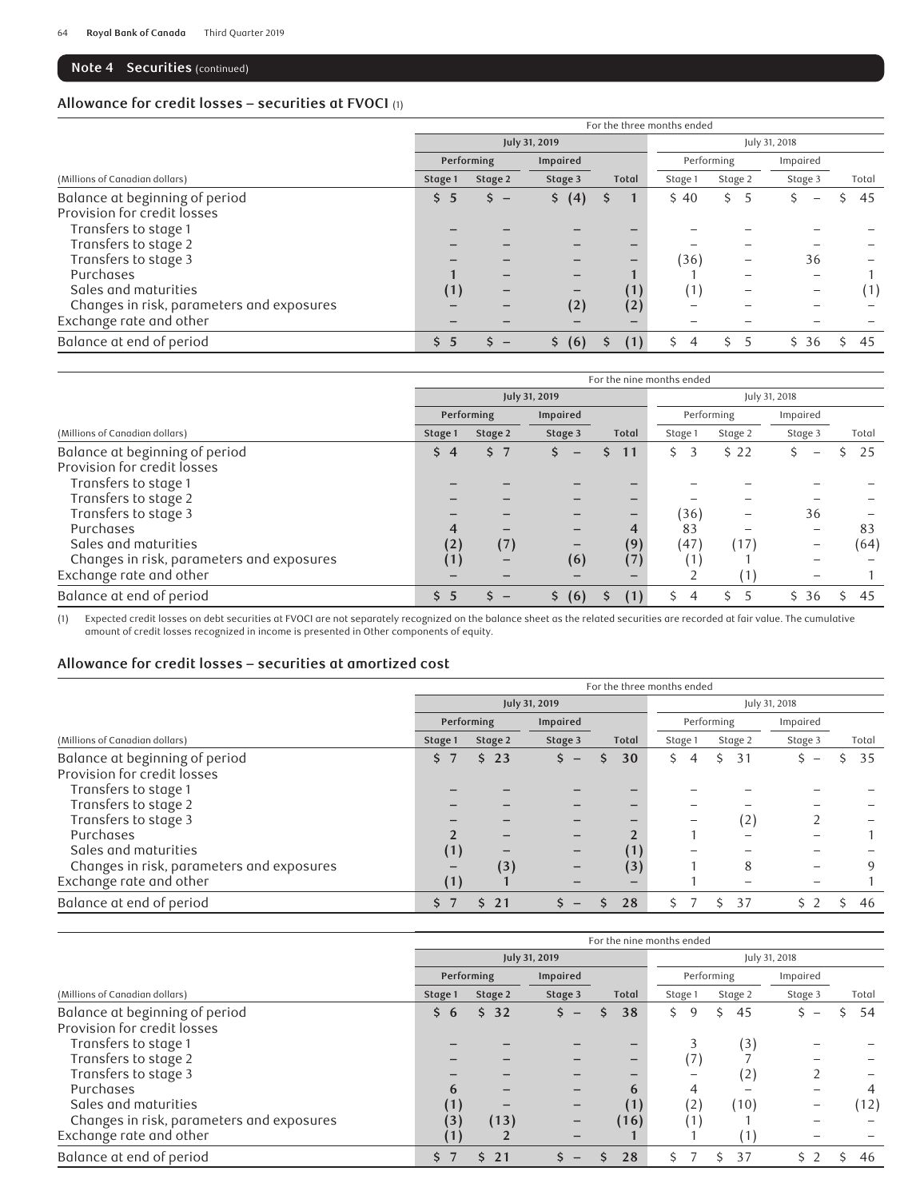## Note 4 Securities (continued)

### Allowance for credit losses – securities at FVOCI (1)

| | For the three months ended | | | | | | | |
|---|---|---|---|---|---|---|---|---|
| | July 31, 2019 | | | | July 31, 2018 | | | |
| | Performing | | Impaired | | Performing | | Impaired | |
| (Millions of Canadian dollars) | Stage 1 | Stage 2 | Stage 3 | Total | Stage 1 | Stage 2 | Stage 3 | Total |
| Balance at beginning of period | $ 5 | $ – | $ (4) | $ 1 | $ 40 | $ 5 | $ – | $ 45 |
| Provision for credit losses | | | | | | | | |
| Transfers to stage 1 | – | – | – | – | – | – | – | – |
| Transfers to stage 2 | – | – | – | – | – | – | – | – |
| Transfers to stage 3 | – | – | – | – | (36) | – | 36 | – |
| Purchases | 1 | – | – | 1 | 1 | – | – | 1 |
| Sales and maturities | (1) | – | – | (1) | (1) | – | – | (1) |
| Changes in risk, parameters and exposures | – | – | (2) | (2) | – | – | – | – |
| Exchange rate and other | – | – | – | – | – | – | – | – |
| Balance at end of period | $ 5 | $ – | $ (6) | $ (1) | $ 4 | $ 5 | $ 36 | $ 45 |

| | For the nine months ended | | | | | | | |
|---|---|---|---|---|---|---|---|---|
| | July 31, 2019 | | | | July 31, 2018 | | | |
| | Performing | | Impaired | | Performing | | Impaired | |
| (Millions of Canadian dollars) | Stage 1 | Stage 2 | Stage 3 | Total | Stage 1 | Stage 2 | Stage 3 | Total |
| Balance at beginning of period | $ 4 | $ 7 | $ – | $ 11 | $ 3 | $ 22 | $ – | $ 25 |
| Provision for credit losses | | | | | | | | |
| Transfers to stage 1 | – | – | – | – | – | – | – | – |
| Transfers to stage 2 | – | – | – | – | – | – | – | – |
| Transfers to stage 3 | – | – | – | – | (36) | – | 36 | – |
| Purchases | 4 | – | – | 4 | 83 | – | – | 83 |
| Sales and maturities | (2) | (7) | – | (9) | (47) | (17) | – | (64) |
| Changes in risk, parameters and exposures | (1) | – | (6) | (7) | (1) | 1 | – | – |
| Exchange rate and other | – | – | – | – | 2 | (1) | – | 1 |
| Balance at end of period | $ 5 | $ – | $ (6) | $ (1) | $ 4 | $ 5 | $ 36 | $ 45 |

(1) Expected credit losses on debt securities at FVOCI are not separately recognized on the balance sheet as the related securities are recorded at fair value. The cumulative amount of credit losses recognized in income is presented in Other components of equity.

### Allowance for credit losses – securities at amortized cost

| | For the three months ended | | | | | | | |
|---|---|---|---|---|---|---|---|---|
| | July 31, 2019 | | | | July 31, 2018 | | | |
| | Performing | | Impaired | | Performing | | Impaired | |
| (Millions of Canadian dollars) | Stage 1 | Stage 2 | Stage 3 | Total | Stage 1 | Stage 2 | Stage 3 | Total |
| Balance at beginning of period | $ 7 | $ 23 | $ – | $ 30 | $ 4 | $ 31 | $ – | $ 35 |
| Provision for credit losses | | | | | | | | |
| Transfers to stage 1 | – | – | – | – | – | – | – | – |
| Transfers to stage 2 | – | – | – | – | – | – | – | – |
| Transfers to stage 3 | – | – | – | – | – | (2) | 2 | – |
| Purchases | 2 | – | – | 2 | 1 | – | – | 1 |
| Sales and maturities | (1) | – | – | (1) | – | – | – | – |
| Changes in risk, parameters and exposures | – | (3) | – | (3) | 1 | 8 | – | 9 |
| Exchange rate and other | (1) | 1 | – | – | 1 | – | – | 1 |
| Balance at end of period | $ 7 | $ 21 | $ – | $ 28 | $ 7 | $ 37 | $ 2 | $ 46 |

| | For the nine months ended | | | | | | | |
|---|---|---|---|---|---|---|---|---|
| | July 31, 2019 | | | | July 31, 2018 | | | |
| | Performing | | Impaired | | Performing | | Impaired | |
| (Millions of Canadian dollars) | Stage 1 | Stage 2 | Stage 3 | Total | Stage 1 | Stage 2 | Stage 3 | Total |
| Balance at beginning of period | $ 6 | $ 32 | $ – | $ 38 | $ 9 | $ 45 | $ – | $ 54 |
| Provision for credit losses | | | | | | | | |
| Transfers to stage 1 | – | – | – | – | 3 | (3) | – | – |
| Transfers to stage 2 | – | – | – | – | (7) | 7 | – | – |
| Transfers to stage 3 | – | – | – | – | – | (2) | 2 | – |
| Purchases | 6 | – | – | 6 | 4 | – | – | 4 |
| Sales and maturities | (1) | – | – | (1) | (2) | (10) | – | (12) |
| Changes in risk, parameters and exposures | (3) | (13) | – | (16) | (1) | 1 | – | – |
| Exchange rate and other | (1) | 2 | – | 1 | 1 | (1) | – | – |
| Balance at end of period | $ 7 | $ 21 | $ – | $ 28 | $ 7 | $ 37 | $ 2 | $ 46 |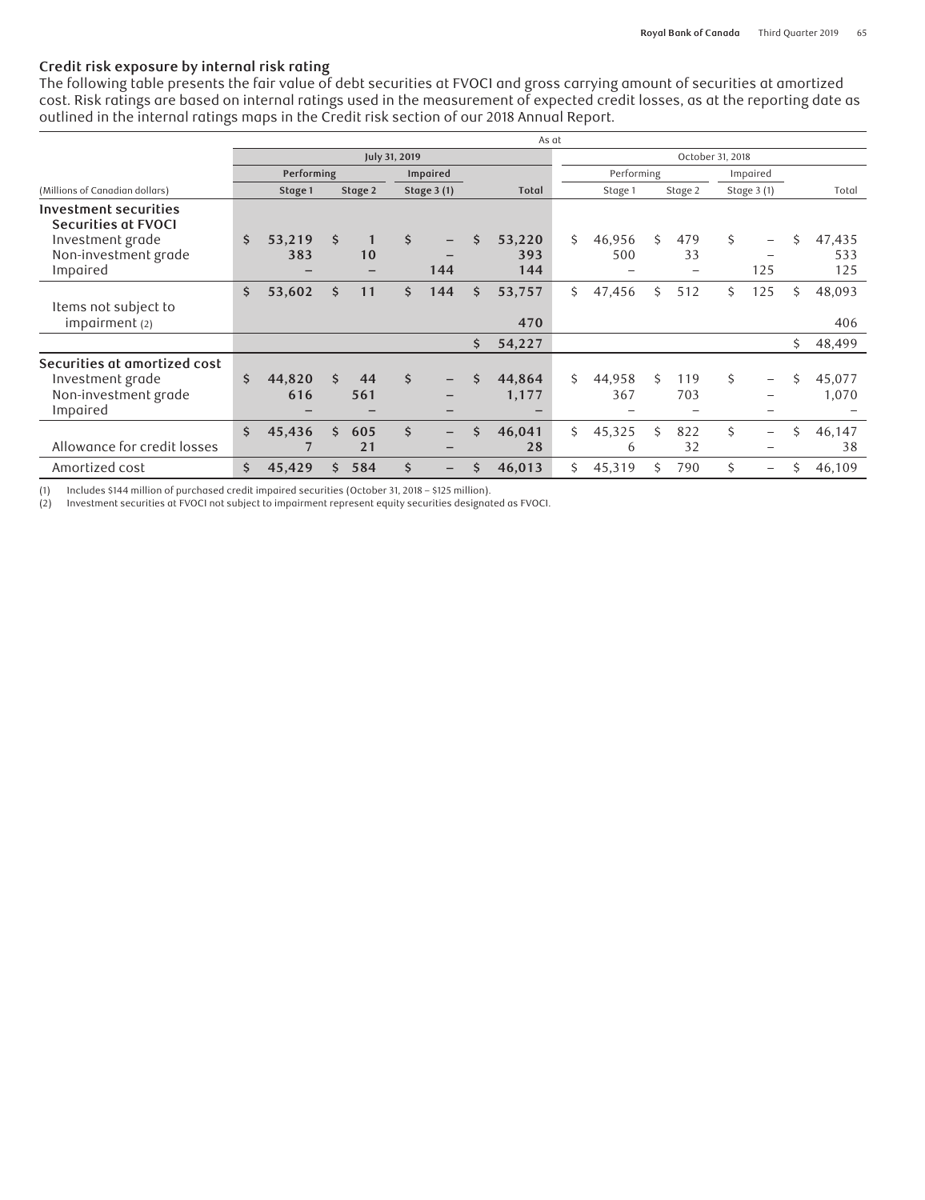## Credit risk exposure by internal risk rating

The following table presents the fair value of debt securities at FVOCI and gross carrying amount of securities at amortized cost. Risk ratings are based on internal ratings used in the measurement of expected credit losses, as at the reporting date as outlined in the internal ratings maps in the Credit risk section of our 2018 Annual Report.

| | As at | | | | | | | |
|---|---|---|---|---|---|---|---|---|
| | July 31, 2019 | | | | October 31, 2018 | | | |
| | Performing | | Impaired | | Performing | | Impaired | |
| (Millions of Canadian dollars) | Stage 1 | Stage 2 | Stage 3 (1) | Total | Stage 1 | Stage 2 | Stage 3 (1) | Total |
| **Investment securities** | | | | | | | | |
| **Securities at FVOCI** | | | | | | | | |
| Investment grade | $ 53,219 | $ 1 | $ – | $ 53,220 | $ 46,956 | $ 479 | $ – | $ 47,435 |
| Non-investment grade | 383 | 10 | – | 393 | 500 | 33 | – | 533 |
| Impaired | – | – | 144 | 144 | – | – | 125 | 125 |
| | $ 53,602 | $ 11 | $ 144 | $ 53,757 | $ 47,456 | $ 512 | $ 125 | $ 48,093 |
| Items not subject to impairment (2) | | | | 470 | | | | 406 |
| | | | | $ 54,227 | | | | $ 48,499 |
| **Securities at amortized cost** | | | | | | | | |
| Investment grade | $ 44,820 | $ 44 | $ – | $ 44,864 | $ 44,958 | $ 119 | $ – | $ 45,077 |
| Non-investment grade | 616 | 561 | – | 1,177 | 367 | 703 | – | 1,070 |
| Impaired | – | – | – | – | – | – | – | – |
| | $ 45,436 | $ 605 | $ – | $ 46,041 | $ 45,325 | $ 822 | $ – | $ 46,147 |
| Allowance for credit losses | 7 | 21 | – | 28 | 6 | 32 | – | 38 |
| Amortized cost | $ 45,429 | $ 584 | $ – | $ 46,013 | $ 45,319 | $ 790 | $ – | $ 46,109 |

(1) Includes $144 million of purchased credit impaired securities (October 31, 2018 – $125 million).
(2) Investment securities at FVOCI not subject to impairment represent equity securities designated as FVOCI.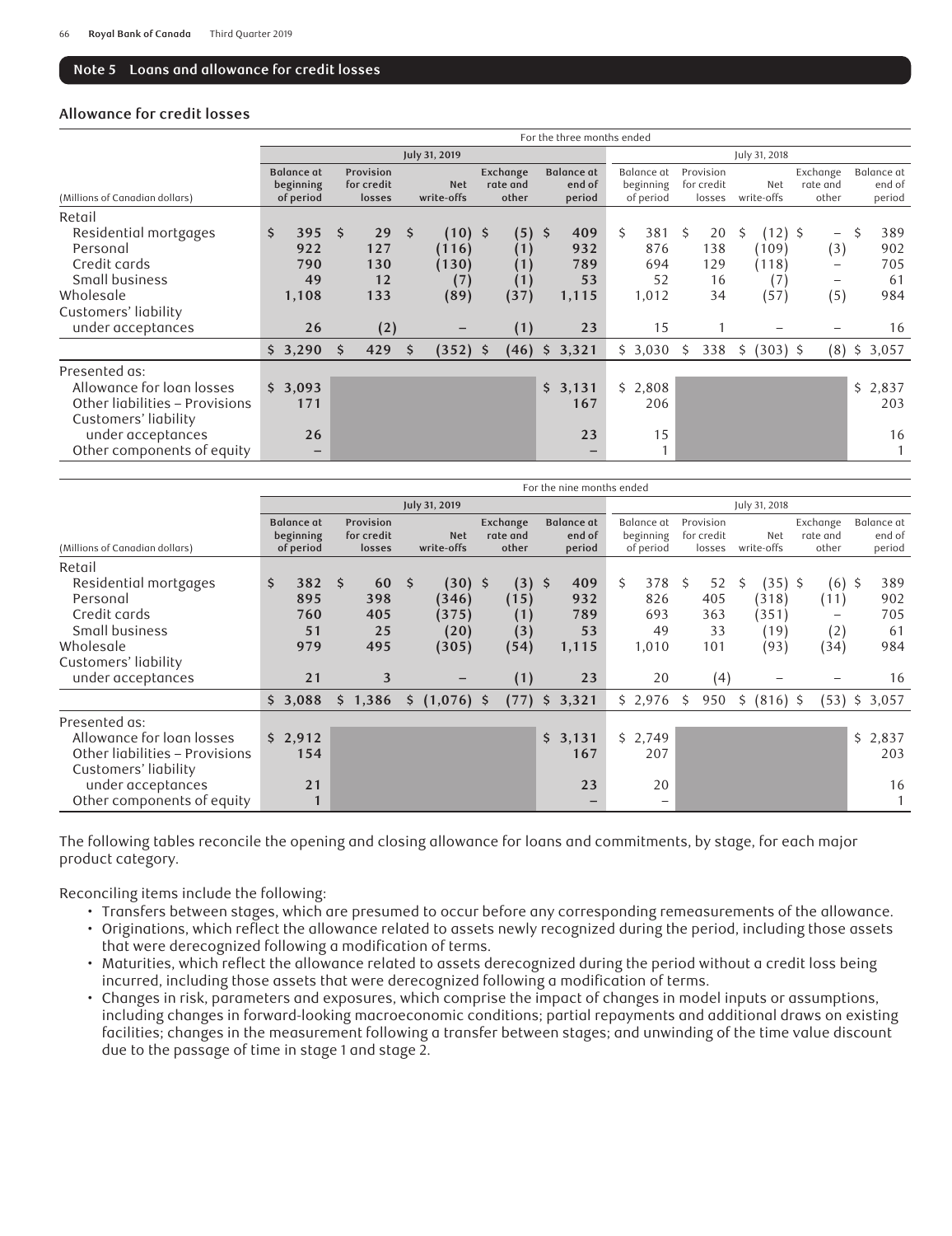## Note 5 Loans and allowance for credit losses

### Allowance for credit losses

| (Millions of Canadian dollars) | For the three months ended | | | | | | | | | |
|---|---|---|---|---|---|---|---|---|---|---|
| | July 31, 2019 | | | | | July 31, 2018 | | | | |
| | Balance at beginning of period | Provision for credit losses | Net write-offs | Exchange rate and other | Balance at end of period | Balance at beginning of period | Provision for credit losses | Net write-offs | Exchange rate and other | Balance at end of period |
| Retail | | | | | | | | | | |
| Residential mortgages | $ 395 | $ 29 | $ (10) | $ (5) | $ 409 | $ 381 | $ 20 | $ (12) | $ – | $ 389 |
| Personal | 922 | 127 | (116) | (1) | 932 | 876 | 138 | (109) | (3) | 902 |
| Credit cards | 790 | 130 | (130) | (1) | 789 | 694 | 129 | (118) | – | 705 |
| Small business | 49 | 12 | (7) | (1) | 53 | 52 | 16 | (7) | – | 61 |
| Wholesale | 1,108 | 133 | (89) | (37) | 1,115 | 1,012 | 34 | (57) | (5) | 984 |
| Customers' liability under acceptances | 26 | (2) | – | (1) | 23 | 15 | 1 | – | – | 16 |
| | $ 3,290 | $ 429 | $ (352) | $ (46) | $ 3,321 | $ 3,030 | $ 338 | $ (303) | $ (8) | $ 3,057 |
| Presented as: | | | | | | | | | | |
| Allowance for loan losses | $ 3,093 | | | | $ 3,131 | $ 2,808 | | | | $ 2,837 |
| Other liabilities – Provisions | 171 | | | | 167 | 206 | | | | 203 |
| Customers' liability under acceptances | 26 | | | | 23 | 15 | | | | 16 |
| Other components of equity | – | | | | – | 1 | | | | 1 |

| (Millions of Canadian dollars) | For the nine months ended | | | | | | | | | |
|---|---|---|---|---|---|---|---|---|---|---|
| | July 31, 2019 | | | | | July 31, 2018 | | | | |
| | Balance at beginning of period | Provision for credit losses | Net write-offs | Exchange rate and other | Balance at end of period | Balance at beginning of period | Provision for credit losses | Net write-offs | Exchange rate and other | Balance at end of period |
| Retail | | | | | | | | | | |
| Residential mortgages | $ 382 | $ 60 | $ (30) | $ (3) | $ 409 | $ 378 | $ 52 | $ (35) | $ (6) | $ 389 |
| Personal | 895 | 398 | (346) | (15) | 932 | 826 | 405 | (318) | (11) | 902 |
| Credit cards | 760 | 405 | (375) | (1) | 789 | 693 | 363 | (351) | – | 705 |
| Small business | 51 | 25 | (20) | (3) | 53 | 49 | 33 | (19) | (2) | 61 |
| Wholesale | 979 | 495 | (305) | (54) | 1,115 | 1,010 | 101 | (93) | (34) | 984 |
| Customers' liability under acceptances | 21 | 3 | – | (1) | 23 | 20 | (4) | – | – | 16 |
| | $ 3,088 | $ 1,386 | $ (1,076) | $ (77) | $ 3,321 | $ 2,976 | $ 950 | $ (816) | $ (53) | $ 3,057 |
| Presented as: | | | | | | | | | | |
| Allowance for loan losses | $ 2,912 | | | | $ 3,131 | $ 2,749 | | | | $ 2,837 |
| Other liabilities – Provisions | 154 | | | | 167 | 207 | | | | 203 |
| Customers' liability under acceptances | 21 | | | | 23 | 20 | | | | 16 |
| Other components of equity | 1 | | | | – | – | | | | 1 |

The following tables reconcile the opening and closing allowance for loans and commitments, by stage, for each major product category.

Reconciling items include the following:

- Transfers between stages, which are presumed to occur before any corresponding remeasurements of the allowance.
- Originations, which reflect the allowance related to assets newly recognized during the period, including those assets that were derecognized following a modification of terms.
- Maturities, which reflect the allowance related to assets derecognized during the period without a credit loss being incurred, including those assets that were derecognized following a modification of terms.
- Changes in risk, parameters and exposures, which comprise the impact of changes in model inputs or assumptions, including changes in forward-looking macroeconomic conditions; partial repayments and additional draws on existing facilities; changes in the measurement following a transfer between stages; and unwinding of the time value discount due to the passage of time in stage 1 and stage 2.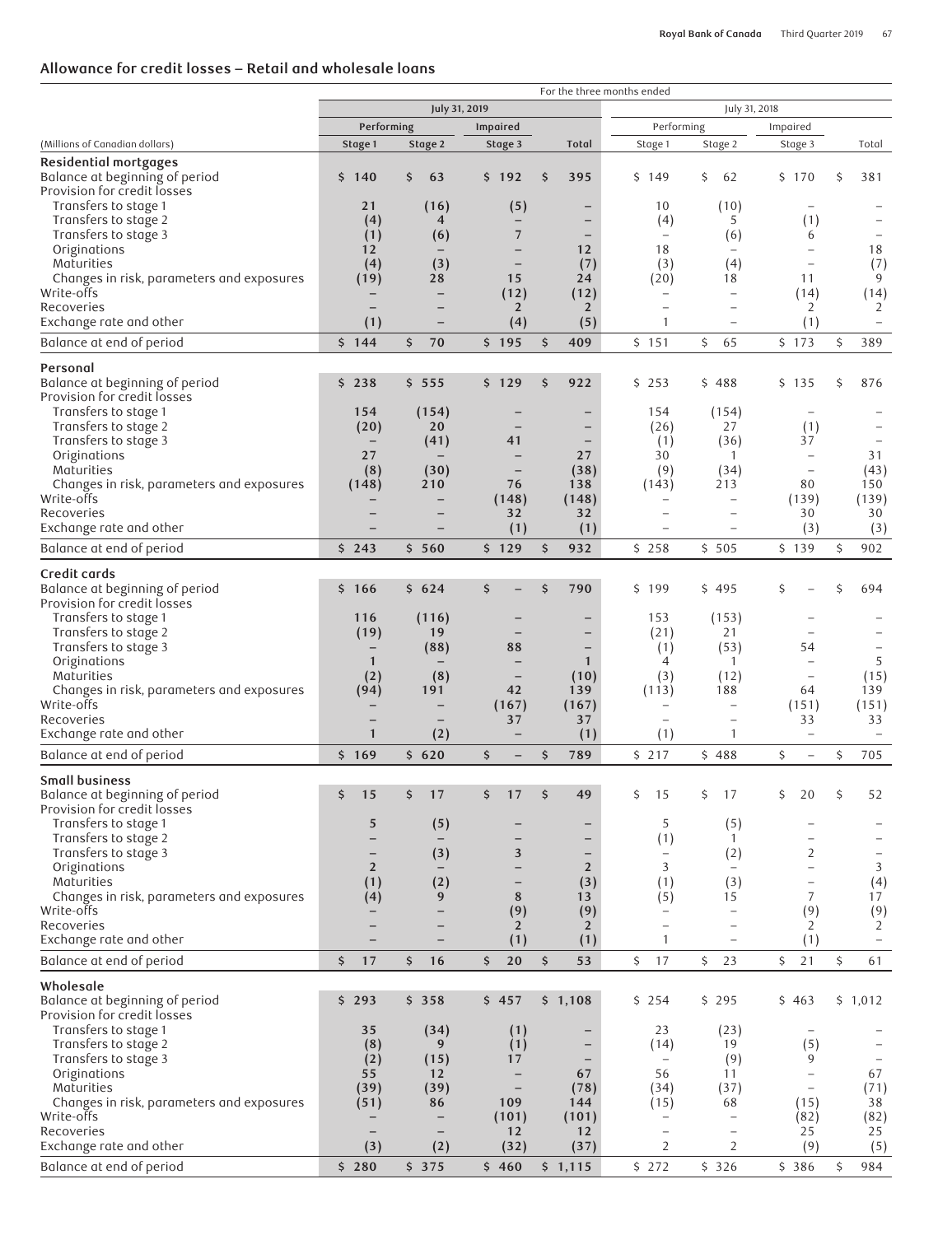## Allowance for credit losses – Retail and wholesale loans

| | For the three months ended | | | | | | | |
|---|---|---|---|---|---|---|---|---|
| | July 31, 2019 | | | | July 31, 2018 | | | |
| | Performing | | Impaired | | Performing | | Impaired | |
| (Millions of Canadian dollars) | Stage 1 | Stage 2 | Stage 3 | Total | Stage 1 | Stage 2 | Stage 3 | Total |
| **Residential mortgages** | | | | | | | | |
| Balance at beginning of period | $ 140 | $ 63 | $ 192 | $ 395 | $ 149 | $ 62 | $ 170 | $ 381 |
| Provision for credit losses | | | | | | | | |
| Transfers to stage 1 | 21 | (16) | (5) | – | 10 | (10) | – | – |
| Transfers to stage 2 | (4) | 4 | – | – | (4) | 5 | (1) | – |
| Transfers to stage 3 | (1) | (6) | 7 | – | – | (6) | 6 | – |
| Originations | 12 | – | – | 12 | 18 | – | – | 18 |
| Maturities | (4) | (3) | – | (7) | (3) | (4) | – | (7) |
| Changes in risk, parameters and exposures | (19) | 28 | 15 | 24 | (20) | 18 | 11 | 9 |
| Write-offs | – | – | (12) | (12) | – | – | (14) | (14) |
| Recoveries | – | – | 2 | 2 | – | – | 2 | 2 |
| Exchange rate and other | (1) | – | (4) | (5) | 1 | – | (1) | – |
| Balance at end of period | $ 144 | $ 70 | $ 195 | $ 409 | $ 151 | $ 65 | $ 173 | $ 389 |
| **Personal** | | | | | | | | |
| Balance at beginning of period | $ 238 | $ 555 | $ 129 | $ 922 | $ 253 | $ 488 | $ 135 | $ 876 |
| Provision for credit losses | | | | | | | | |
| Transfers to stage 1 | 154 | (154) | – | – | 154 | (154) | – | – |
| Transfers to stage 2 | (20) | 20 | – | – | (26) | 27 | (1) | – |
| Transfers to stage 3 | – | (41) | 41 | – | (1) | (36) | 37 | – |
| Originations | 27 | – | – | 27 | 30 | 1 | – | 31 |
| Maturities | (8) | (30) | – | (38) | (9) | (34) | – | (43) |
| Changes in risk, parameters and exposures | (148) | 210 | 76 | 138 | (143) | 213 | 80 | 150 |
| Write-offs | – | – | (148) | (148) | – | – | (139) | (139) |
| Recoveries | – | – | 32 | 32 | – | – | 30 | 30 |
| Exchange rate and other | – | – | (1) | (1) | – | – | (3) | (3) |
| Balance at end of period | $ 243 | $ 560 | $ 129 | $ 932 | $ 258 | $ 505 | $ 139 | $ 902 |
| **Credit cards** | | | | | | | | |
| Balance at beginning of period | $ 166 | $ 624 | $ – | $ 790 | $ 199 | $ 495 | $ – | $ 694 |
| Provision for credit losses | | | | | | | | |
| Transfers to stage 1 | 116 | (116) | – | – | 153 | (153) | – | – |
| Transfers to stage 2 | (19) | 19 | – | – | (21) | 21 | – | – |
| Transfers to stage 3 | – | (88) | 88 | – | (1) | (53) | 54 | – |
| Originations | 1 | – | – | 1 | 4 | 1 | – | 5 |
| Maturities | (2) | (8) | – | (10) | (3) | (12) | – | (15) |
| Changes in risk, parameters and exposures | (94) | 191 | 42 | 139 | (113) | 188 | 64 | 139 |
| Write-offs | – | – | (167) | (167) | – | – | (151) | (151) |
| Recoveries | – | – | 37 | 37 | – | – | 33 | 33 |
| Exchange rate and other | 1 | (2) | – | (1) | (1) | 1 | – | – |
| Balance at end of period | $ 169 | $ 620 | $ – | $ 789 | $ 217 | $ 488 | $ – | $ 705 |
| **Small business** | | | | | | | | |
| Balance at beginning of period | $ 15 | $ 17 | $ 17 | $ 49 | $ 15 | $ 17 | $ 20 | $ 52 |
| Provision for credit losses | | | | | | | | |
| Transfers to stage 1 | 5 | (5) | – | – | 5 | (5) | – | – |
| Transfers to stage 2 | – | – | – | – | (1) | 1 | – | – |
| Transfers to stage 3 | – | (3) | 3 | – | – | (2) | 2 | – |
| Originations | 2 | – | – | 2 | 3 | – | – | 3 |
| Maturities | (1) | (2) | – | (3) | (1) | (3) | – | (4) |
| Changes in risk, parameters and exposures | (4) | 9 | 8 | 13 | (5) | 15 | 7 | 17 |
| Write-offs | – | – | (9) | (9) | – | – | (9) | (9) |
| Recoveries | – | – | 2 | 2 | – | – | 2 | 2 |
| Exchange rate and other | – | – | (1) | (1) | 1 | – | (1) | – |
| Balance at end of period | $ 17 | $ 16 | $ 20 | $ 53 | $ 17 | $ 23 | $ 21 | $ 61 |
| **Wholesale** | | | | | | | | |
| Balance at beginning of period | $ 293 | $ 358 | $ 457 | $ 1,108 | $ 254 | $ 295 | $ 463 | $ 1,012 |
| Provision for credit losses | | | | | | | | |
| Transfers to stage 1 | 35 | (34) | (1) | – | 23 | (23) | – | – |
| Transfers to stage 2 | (8) | 9 | (1) | – | (14) | 19 | (5) | – |
| Transfers to stage 3 | (2) | (15) | 17 | – | – | (9) | 9 | – |
| Originations | 55 | 12 | – | 67 | 56 | 11 | – | 67 |
| Maturities | (39) | (39) | – | (78) | (34) | (37) | – | (71) |
| Changes in risk, parameters and exposures | (51) | 86 | 109 | 144 | (15) | 68 | (15) | 38 |
| Write-offs | – | – | (101) | (101) | – | – | (82) | (82) |
| Recoveries | – | – | 12 | 12 | – | – | 25 | 25 |
| Exchange rate and other | (3) | (2) | (32) | (37) | 2 | 2 | (9) | (5) |
| Balance at end of period | $ 280 | $ 375 | $ 460 | $ 1,115 | $ 272 | $ 326 | $ 386 | $ 984 |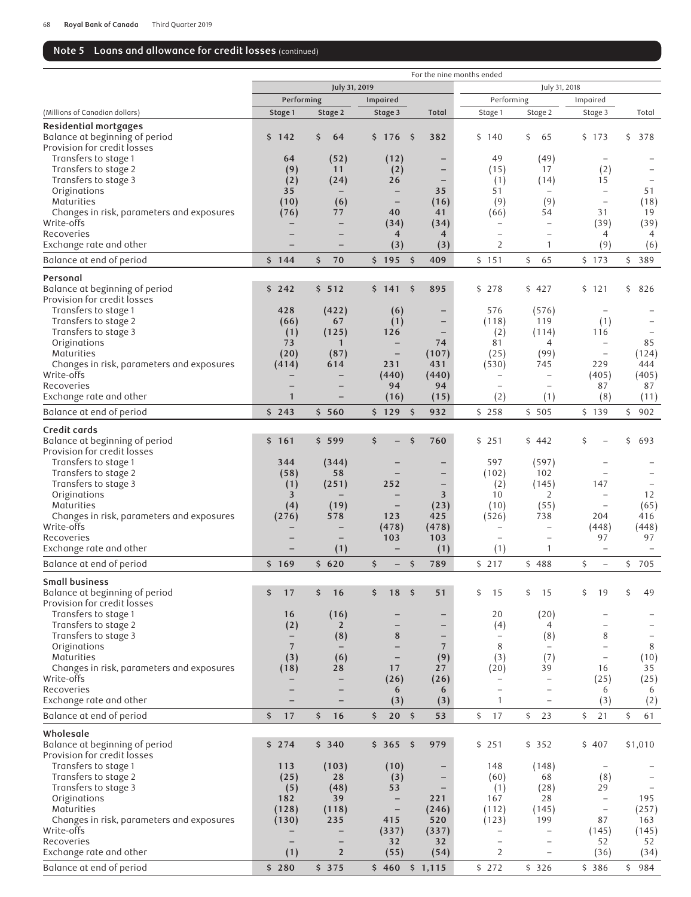## Note 5 Loans and allowance for credit losses (continued)

| | For the nine months ended | | | | | | | |
|---|---|---|---|---|---|---|---|---|
| | July 31, 2019 | | | | July 31, 2018 | | | |
| | Performing | | Impaired | | Performing | | Impaired | |
| (Millions of Canadian dollars) | Stage 1 | Stage 2 | Stage 3 | Total | Stage 1 | Stage 2 | Stage 3 | Total |
| **Residential mortgages** | | | | | | | | |
| Balance at beginning of period | $ 142 | $ 64 | $ 176 | $ 382 | $ 140 | $ 65 | $ 173 | $ 378 |
| Provision for credit losses | | | | | | | | |
| Transfers to stage 1 | 64 | (52) | (12) | – | 49 | (49) | – | – |
| Transfers to stage 2 | (9) | 11 | (2) | – | (15) | 17 | (2) | – |
| Transfers to stage 3 | (2) | (24) | 26 | – | (1) | (14) | 15 | – |
| Originations | 35 | – | – | 35 | 51 | – | – | 51 |
| Maturities | (10) | (6) | – | (16) | (9) | (9) | – | (18) |
| Changes in risk, parameters and exposures | (76) | 77 | 40 | 41 | (66) | 54 | 31 | 19 |
| Write-offs | – | – | (34) | (34) | – | – | (39) | (39) |
| Recoveries | – | – | 4 | 4 | – | – | 4 | 4 |
| Exchange rate and other | – | – | (3) | (3) | 2 | 1 | (9) | (6) |
| Balance at end of period | $ 144 | $ 70 | $ 195 | $ 409 | $ 151 | $ 65 | $ 173 | $ 389 |
| **Personal** | | | | | | | | |
| Balance at beginning of period | $ 242 | $ 512 | $ 141 | $ 895 | $ 278 | $ 427 | $ 121 | $ 826 |
| Provision for credit losses | | | | | | | | |
| Transfers to stage 1 | 428 | (422) | (6) | – | 576 | (576) | – | – |
| Transfers to stage 2 | (66) | 67 | (1) | – | (118) | 119 | (1) | – |
| Transfers to stage 3 | (1) | (125) | 126 | – | (2) | (114) | 116 | – |
| Originations | 73 | 1 | – | 74 | 81 | 4 | – | 85 |
| Maturities | (20) | (87) | – | (107) | (25) | (99) | – | (124) |
| Changes in risk, parameters and exposures | (414) | 614 | 231 | 431 | (530) | 745 | 229 | 444 |
| Write-offs | – | – | (440) | (440) | – | – | (405) | (405) |
| Recoveries | – | – | 94 | 94 | – | – | 87 | 87 |
| Exchange rate and other | 1 | – | (16) | (15) | (2) | (1) | (8) | (11) |
| Balance at end of period | $ 243 | $ 560 | $ 129 | $ 932 | $ 258 | $ 505 | $ 139 | $ 902 |
| **Credit cards** | | | | | | | | |
| Balance at beginning of period | $ 161 | $ 599 | $ – | $ 760 | $ 251 | $ 442 | $ – | $ 693 |
| Provision for credit losses | | | | | | | | |
| Transfers to stage 1 | 344 | (344) | – | – | 597 | (597) | – | – |
| Transfers to stage 2 | (58) | 58 | – | – | (102) | 102 | – | – |
| Transfers to stage 3 | (1) | (251) | 252 | – | (2) | (145) | 147 | – |
| Originations | 3 | – | – | 3 | 10 | 2 | – | 12 |
| Maturities | (4) | (19) | – | (23) | (10) | (55) | – | (65) |
| Changes in risk, parameters and exposures | (276) | 578 | 123 | 425 | (526) | 738 | 204 | 416 |
| Write-offs | – | – | (478) | (478) | – | – | (448) | (448) |
| Recoveries | – | – | 103 | 103 | – | – | 97 | 97 |
| Exchange rate and other | – | (1) | – | (1) | (1) | 1 | – | – |
| Balance at end of period | $ 169 | $ 620 | $ – | $ 789 | $ 217 | $ 488 | $ – | $ 705 |
| **Small business** | | | | | | | | |
| Balance at beginning of period | $ 17 | $ 16 | $ 18 | $ 51 | $ 15 | $ 15 | $ 19 | $ 49 |
| Provision for credit losses | | | | | | | | |
| Transfers to stage 1 | 16 | (16) | – | – | 20 | (20) | – | – |
| Transfers to stage 2 | (2) | 2 | – | – | (4) | 4 | – | – |
| Transfers to stage 3 | – | (8) | 8 | – | – | (8) | 8 | – |
| Originations | 7 | – | – | 7 | 8 | – | – | 8 |
| Maturities | (3) | (6) | – | (9) | (3) | (7) | – | (10) |
| Changes in risk, parameters and exposures | (18) | 28 | 17 | 27 | (20) | 39 | 16 | 35 |
| Write-offs | – | – | (26) | (26) | – | – | (25) | (25) |
| Recoveries | – | – | 6 | 6 | – | – | 6 | 6 |
| Exchange rate and other | – | – | (3) | (3) | 1 | – | (3) | (2) |
| Balance at end of period | $ 17 | $ 16 | $ 20 | $ 53 | $ 17 | $ 23 | $ 21 | $ 61 |
| **Wholesale** | | | | | | | | |
| Balance at beginning of period | $ 274 | $ 340 | $ 365 | $ 979 | $ 251 | $ 352 | $ 407 | $1,010 |
| Provision for credit losses | | | | | | | | |
| Transfers to stage 1 | 113 | (103) | (10) | – | 148 | (148) | – | – |
| Transfers to stage 2 | (25) | 28 | (3) | – | (60) | 68 | (8) | – |
| Transfers to stage 3 | (5) | (48) | 53 | – | (1) | (28) | 29 | – |
| Originations | 182 | 39 | – | 221 | 167 | 28 | – | 195 |
| Maturities | (128) | (118) | – | (246) | (112) | (145) | – | (257) |
| Changes in risk, parameters and exposures | (130) | 235 | 415 | 520 | (123) | 199 | 87 | 163 |
| Write-offs | – | – | (337) | (337) | – | – | (145) | (145) |
| Recoveries | – | – | 32 | 32 | – | – | 52 | 52 |
| Exchange rate and other | (1) | 2 | (55) | (54) | 2 | – | (36) | (34) |
| Balance at end of period | $ 280 | $ 375 | $ 460 | $ 1,115 | $ 272 | $ 326 | $ 386 | $ 984 |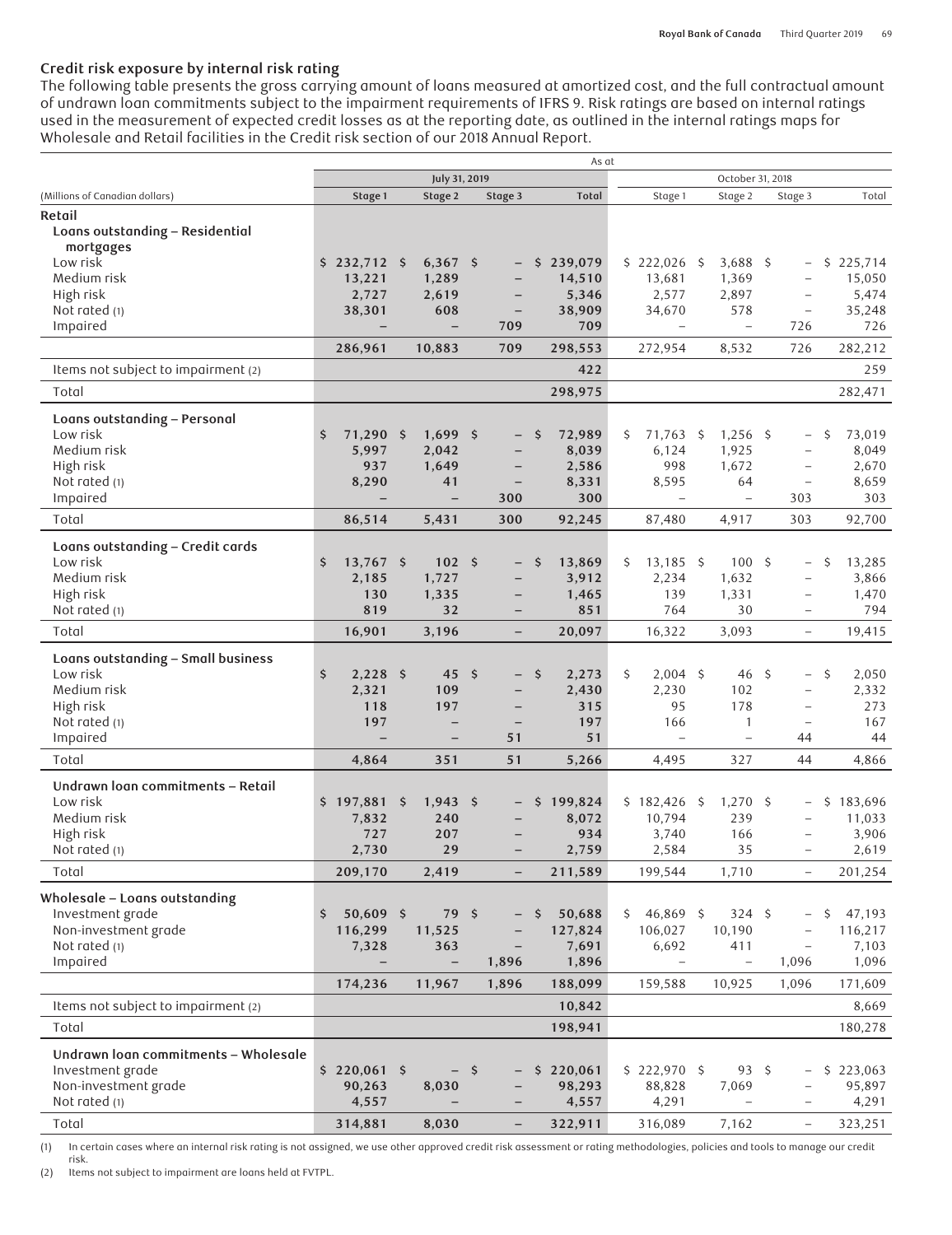## Credit risk exposure by internal risk rating

The following table presents the gross carrying amount of loans measured at amortized cost, and the full contractual amount of undrawn loan commitments subject to the impairment requirements of IFRS 9. Risk ratings are based on internal ratings used in the measurement of expected credit losses as at the reporting date, as outlined in the internal ratings maps for Wholesale and Retail facilities in the Credit risk section of our 2018 Annual Report.

| | As at | | | | | | | |
|---|---|---|---|---|---|---|---|---|
| | July 31, 2019 | | | | October 31, 2018 | | | |
| (Millions of Canadian dollars) | Stage 1 | Stage 2 | Stage 3 | Total | Stage 1 | Stage 2 | Stage 3 | Total |
| **Retail** | | | | | | | | |
| **Loans outstanding – Residential mortgages** | | | | | | | | |
| Low risk | $ 232,712 | $ 6,367 | $ – | $ 239,079 | $ 222,026 | $ 3,688 | $ – | $ 225,714 |
| Medium risk | 13,221 | 1,289 | – | 14,510 | 13,681 | 1,369 | – | 15,050 |
| High risk | 2,727 | 2,619 | – | 5,346 | 2,577 | 2,897 | – | 5,474 |
| Not rated (1) | 38,301 | 608 | – | 38,909 | 34,670 | 578 | – | 35,248 |
| Impaired | – | – | 709 | 709 | – | – | 726 | 726 |
| | 286,961 | 10,883 | 709 | 298,553 | 272,954 | 8,532 | 726 | 282,212 |
| Items not subject to impairment (2) | | | | 422 | | | | 259 |
| Total | | | | 298,975 | | | | 282,471 |
| **Loans outstanding – Personal** | | | | | | | | |
| Low risk | $ 71,290 | $ 1,699 | $ – | $ 72,989 | $ 71,763 | $ 1,256 | $ – | $ 73,019 |
| Medium risk | 5,997 | 2,042 | – | 8,039 | 6,124 | 1,925 | – | 8,049 |
| High risk | 937 | 1,649 | – | 2,586 | 998 | 1,672 | – | 2,670 |
| Not rated (1) | 8,290 | 41 | – | 8,331 | 8,595 | 64 | – | 8,659 |
| Impaired | – | – | 300 | 300 | – | – | 303 | 303 |
| Total | 86,514 | 5,431 | 300 | 92,245 | 87,480 | 4,917 | 303 | 92,700 |
| **Loans outstanding – Credit cards** | | | | | | | | |
| Low risk | $ 13,767 | $ 102 | $ – | $ 13,869 | $ 13,185 | $ 100 | $ – | $ 13,285 |
| Medium risk | 2,185 | 1,727 | – | 3,912 | 2,234 | 1,632 | – | 3,866 |
| High risk | 130 | 1,335 | – | 1,465 | 139 | 1,331 | – | 1,470 |
| Not rated (1) | 819 | 32 | – | 851 | 764 | 30 | – | 794 |
| Total | 16,901 | 3,196 | – | 20,097 | 16,322 | 3,093 | – | 19,415 |
| **Loans outstanding – Small business** | | | | | | | | |
| Low risk | $ 2,228 | $ 45 | $ – | $ 2,273 | $ 2,004 | $ 46 | $ – | $ 2,050 |
| Medium risk | 2,321 | 109 | – | 2,430 | 2,230 | 102 | – | 2,332 |
| High risk | 118 | 197 | – | 315 | 95 | 178 | – | 273 |
| Not rated (1) | 197 | – | – | 197 | 166 | 1 | – | 167 |
| Impaired | – | – | 51 | 51 | – | – | 44 | 44 |
| Total | 4,864 | 351 | 51 | 5,266 | 4,495 | 327 | 44 | 4,866 |
| **Undrawn loan commitments – Retail** | | | | | | | | |
| Low risk | $ 197,881 | $ 1,943 | $ – | $ 199,824 | $ 182,426 | $ 1,270 | $ – | $ 183,696 |
| Medium risk | 7,832 | 240 | – | 8,072 | 10,794 | 239 | – | 11,033 |
| High risk | 727 | 207 | – | 934 | 3,740 | 166 | – | 3,906 |
| Not rated (1) | 2,730 | 29 | – | 2,759 | 2,584 | 35 | – | 2,619 |
| Total | 209,170 | 2,419 | – | 211,589 | 199,544 | 1,710 | – | 201,254 |
| **Wholesale – Loans outstanding** | | | | | | | | |
| Investment grade | $ 50,609 | $ 79 | $ – | $ 50,688 | $ 46,869 | $ 324 | $ – | $ 47,193 |
| Non-investment grade | 116,299 | 11,525 | – | 127,824 | 106,027 | 10,190 | – | 116,217 |
| Not rated (1) | 7,328 | 363 | – | 7,691 | 6,692 | 411 | – | 7,103 |
| Impaired | – | – | 1,896 | 1,896 | – | – | 1,096 | 1,096 |
| | 174,236 | 11,967 | 1,896 | 188,099 | 159,588 | 10,925 | 1,096 | 171,609 |
| Items not subject to impairment (2) | | | | 10,842 | | | | 8,669 |
| Total | | | | 198,941 | | | | 180,278 |
| **Undrawn loan commitments – Wholesale** | | | | | | | | |
| Investment grade | $ 220,061 | $ – | $ – | $ 220,061 | $ 222,970 | $ 93 | $ – | $ 223,063 |
| Non-investment grade | 90,263 | 8,030 | – | 98,293 | 88,828 | 7,069 | – | 95,897 |
| Not rated (1) | 4,557 | – | – | 4,557 | 4,291 | – | – | 4,291 |
| Total | 314,881 | 8,030 | – | 322,911 | 316,089 | 7,162 | – | 323,251 |

(1) In certain cases where an internal risk rating is not assigned, we use other approved credit risk assessment or rating methodologies, policies and tools to manage our credit risk.

(2) Items not subject to impairment are loans held at FVTPL.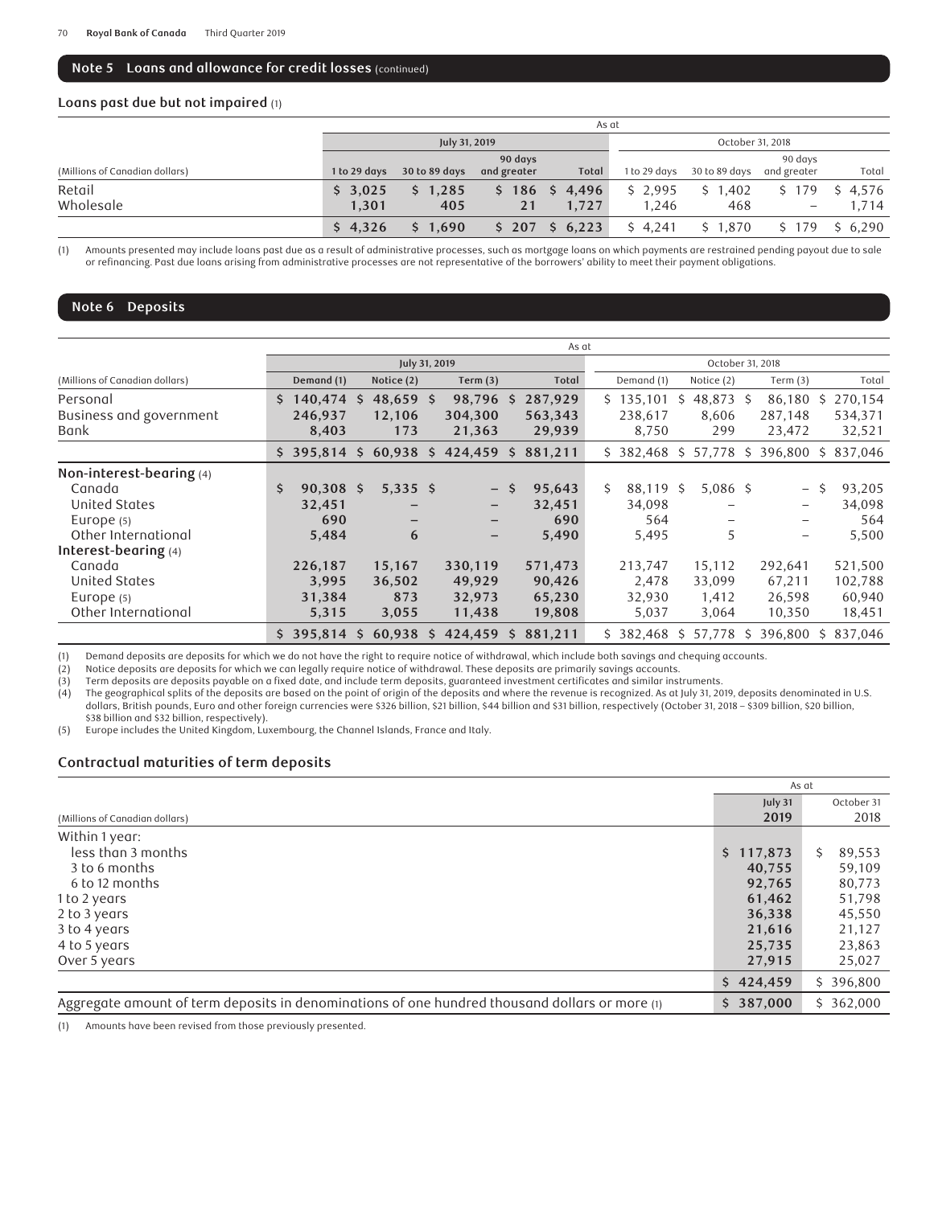## Note 5 Loans and allowance for credit losses (continued)

### Loans past due but not impaired (1)

| (Millions of Canadian dollars) | As at July 31, 2019 | | | | As at October 31, 2018 | | | |
|---|---|---|---|---|---|---|---|---|
| | 1 to 29 days | 30 to 89 days | 90 days and greater | Total | 1 to 29 days | 30 to 89 days | 90 days and greater | Total |
| Retail | $ 3,025 | $ 1,285 | $ 186 | $ 4,496 | $ 2,995 | $ 1,402 | $ 179 | $ 4,576 |
| Wholesale | 1,301 | 405 | 21 | 1,727 | 1,246 | 468 | – | 1,714 |
| | $ 4,326 | $ 1,690 | $ 207 | $ 6,223 | $ 4,241 | $ 1,870 | $ 179 | $ 6,290 |

(1) Amounts presented may include loans past due as a result of administrative processes, such as mortgage loans on which payments are restrained pending payout due to sale or refinancing. Past due loans arising from administrative processes are not representative of the borrowers' ability to meet their payment obligations.

## Note 6 Deposits

| (Millions of Canadian dollars) | As at July 31, 2019 | | | | As at October 31, 2018 | | | |
|---|---|---|---|---|---|---|---|---|
| | Demand (1) | Notice (2) | Term (3) | Total | Demand (1) | Notice (2) | Term (3) | Total |
| Personal | $ 140,474 | $ 48,659 | $ 98,796 | $ 287,929 | $ 135,101 | $ 48,873 | $ 86,180 | $ 270,154 |
| Business and government | 246,937 | 12,106 | 304,300 | 563,343 | 238,617 | 8,606 | 287,148 | 534,371 |
| Bank | 8,403 | 173 | 21,363 | 29,939 | 8,750 | 299 | 23,472 | 32,521 |
| | $ 395,814 | $ 60,938 | $ 424,459 | $ 881,211 | $ 382,468 | $ 57,778 | $ 396,800 | $ 837,046 |
| **Non-interest-bearing** (4) | | | | | | | | |
| Canada | $ 90,308 | $ 5,335 | $ – | $ 95,643 | $ 88,119 | $ 5,086 | $ – | $ 93,205 |
| United States | 32,451 | – | – | 32,451 | 34,098 | – | – | 34,098 |
| Europe (5) | 690 | – | – | 690 | 564 | – | – | 564 |
| Other International | 5,484 | 6 | – | 5,490 | 5,495 | 5 | – | 5,500 |
| **Interest-bearing** (4) | | | | | | | | |
| Canada | 226,187 | 15,167 | 330,119 | 571,473 | 213,747 | 15,112 | 292,641 | 521,500 |
| United States | 3,995 | 36,502 | 49,929 | 90,426 | 2,478 | 33,099 | 67,211 | 102,788 |
| Europe (5) | 31,384 | 873 | 32,973 | 65,230 | 32,930 | 1,412 | 26,598 | 60,940 |
| Other International | 5,315 | 3,055 | 11,438 | 19,808 | 5,037 | 3,064 | 10,350 | 18,451 |
| | $ 395,814 | $ 60,938 | $ 424,459 | $ 881,211 | $ 382,468 | $ 57,778 | $ 396,800 | $ 837,046 |

(1) Demand deposits are deposits for which we do not have the right to require notice of withdrawal, which include both savings and chequing accounts.
(2) Notice deposits are deposits for which we can legally require notice of withdrawal. These deposits are primarily savings accounts.
(3) Term deposits are deposits payable on a fixed date, and include term deposits, guaranteed investment certificates and similar instruments.
(4) The geographical splits of the deposits are based on the point of origin of the deposits and where the revenue is recognized. As at July 31, 2019, deposits denominated in U.S. dollars, British pounds, Euro and other foreign currencies were $326 billion, $21 billion, $44 billion and $31 billion, respectively (October 31, 2018 – $309 billion, $20 billion, $38 billion and $32 billion, respectively).
(5) Europe includes the United Kingdom, Luxembourg, the Channel Islands, France and Italy.

### Contractual maturities of term deposits

| (Millions of Canadian dollars) | As at July 31 2019 | As at October 31 2018 |
|---|---|---|
| Within 1 year: | | |
| less than 3 months | $ 117,873 | $ 89,553 |
| 3 to 6 months | 40,755 | 59,109 |
| 6 to 12 months | 92,765 | 80,773 |
| 1 to 2 years | 61,462 | 51,798 |
| 2 to 3 years | 36,338 | 45,550 |
| 3 to 4 years | 21,616 | 21,127 |
| 4 to 5 years | 25,735 | 23,863 |
| Over 5 years | 27,915 | 25,027 |
| | $ 424,459 | $ 396,800 |
| Aggregate amount of term deposits in denominations of one hundred thousand dollars or more (1) | $ 387,000 | $ 362,000 |

(1) Amounts have been revised from those previously presented.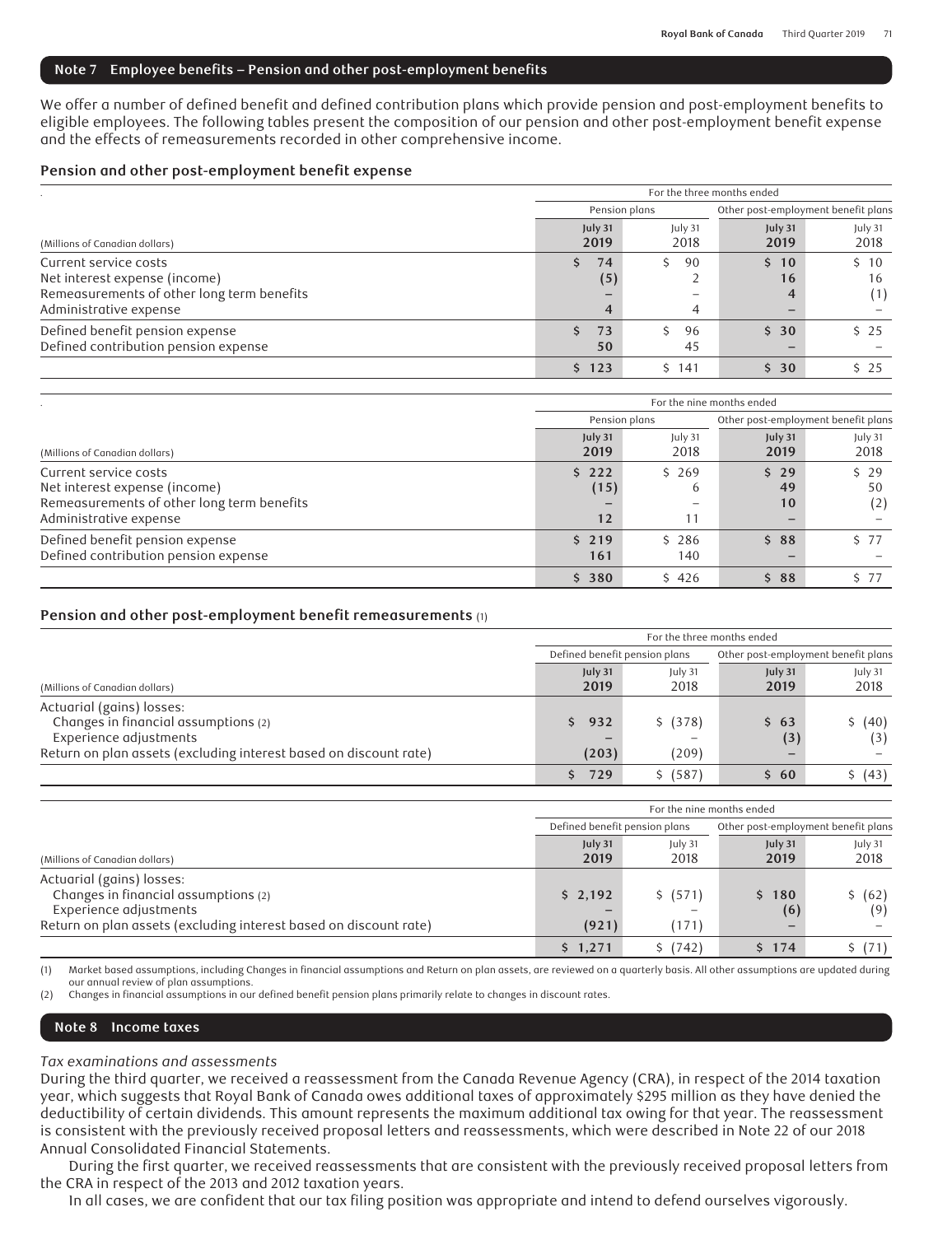## Note 7 Employee benefits – Pension and other post-employment benefits

We offer a number of defined benefit and defined contribution plans which provide pension and post-employment benefits to eligible employees. The following tables present the composition of our pension and other post-employment benefit expense and the effects of remeasurements recorded in other comprehensive income.

### Pension and other post-employment benefit expense

| | For the three months ended | | | |
|---|---|---|---|---|
| | Pension plans | | Other post-employment benefit plans | |
| (Millions of Canadian dollars) | **July 31 2019** | July 31 2018 | **July 31 2019** | July 31 2018 |
| Current service costs | **$ 74** | $ 90 | **$ 10** | $ 10 |
| Net interest expense (income) | **(5)** | 2 | **16** | 16 |
| Remeasurements of other long term benefits | **–** | – | **4** | (1) |
| Administrative expense | **4** | 4 | **–** | – |
| Defined benefit pension expense | **$ 73** | $ 96 | **$ 30** | $ 25 |
| Defined contribution pension expense | **50** | 45 | **–** | – |
| | **$ 123** | $ 141 | **$ 30** | $ 25 |

| | For the nine months ended | | | |
|---|---|---|---|---|
| | Pension plans | | Other post-employment benefit plans | |
| (Millions of Canadian dollars) | **July 31 2019** | July 31 2018 | **July 31 2019** | July 31 2018 |
| Current service costs | **$ 222** | $ 269 | **$ 29** | $ 29 |
| Net interest expense (income) | **(15)** | 6 | **49** | 50 |
| Remeasurements of other long term benefits | **–** | – | **10** | (2) |
| Administrative expense | **12** | 11 | **–** | – |
| Defined benefit pension expense | **$ 219** | $ 286 | **$ 88** | $ 77 |
| Defined contribution pension expense | **161** | 140 | **–** | – |
| | **$ 380** | $ 426 | **$ 88** | $ 77 |

### Pension and other post-employment benefit remeasurements (1)

| | For the three months ended | | | |
|---|---|---|---|---|
| | Defined benefit pension plans | | Other post-employment benefit plans | |
| (Millions of Canadian dollars) | **July 31 2019** | July 31 2018 | **July 31 2019** | July 31 2018 |
| Actuarial (gains) losses: | | | | |
| Changes in financial assumptions (2) | **$ 932** | $ (378) | **$ 63** | $ (40) |
| Experience adjustments | **–** | – | **(3)** | (3) |
| Return on plan assets (excluding interest based on discount rate) | **(203)** | (209) | **–** | – |
| | **$ 729** | $ (587) | **$ 60** | $ (43) |

| | For the nine months ended | | | |
|---|---|---|---|---|
| | Defined benefit pension plans | | Other post-employment benefit plans | |
| (Millions of Canadian dollars) | **July 31 2019** | July 31 2018 | **July 31 2019** | July 31 2018 |
| Actuarial (gains) losses: | | | | |
| Changes in financial assumptions (2) | **$ 2,192** | $ (571) | **$ 180** | $ (62) |
| Experience adjustments | **–** | – | **(6)** | (9) |
| Return on plan assets (excluding interest based on discount rate) | **(921)** | (171) | **–** | – |
| | **$ 1,271** | $ (742) | **$ 174** | $ (71) |

(1) Market based assumptions, including Changes in financial assumptions and Return on plan assets, are reviewed on a quarterly basis. All other assumptions are updated during our annual review of plan assumptions.

(2) Changes in financial assumptions in our defined benefit pension plans primarily relate to changes in discount rates.

## Note 8 Income taxes

*Tax examinations and assessments*

During the third quarter, we received a reassessment from the Canada Revenue Agency (CRA), in respect of the 2014 taxation year, which suggests that Royal Bank of Canada owes additional taxes of approximately $295 million as they have denied the deductibility of certain dividends. This amount represents the maximum additional tax owing for that year. The reassessment is consistent with the previously received proposal letters and reassessments, which were described in Note 22 of our 2018 Annual Consolidated Financial Statements.

During the first quarter, we received reassessments that are consistent with the previously received proposal letters from the CRA in respect of the 2013 and 2012 taxation years.

In all cases, we are confident that our tax filing position was appropriate and intend to defend ourselves vigorously.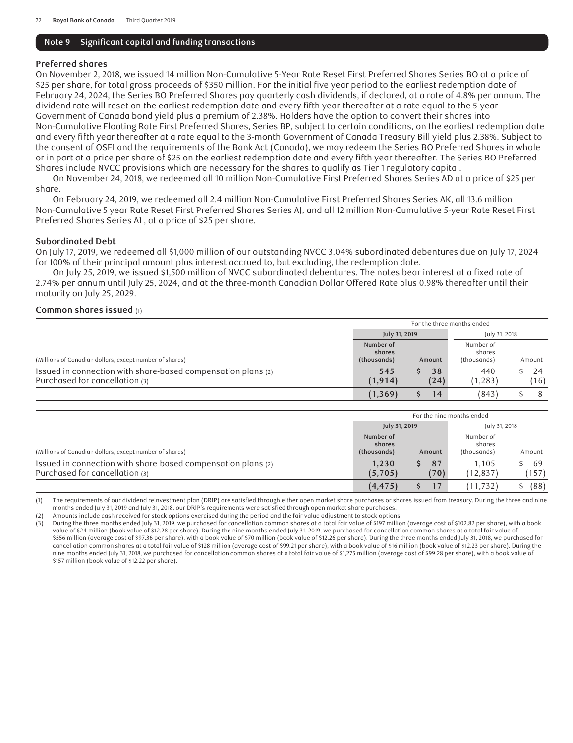## Note 9 Significant capital and funding transactions

### Preferred shares

On November 2, 2018, we issued 14 million Non-Cumulative 5-Year Rate Reset First Preferred Shares Series BO at a price of $25 per share, for total gross proceeds of $350 million. For the initial five year period to the earliest redemption date of February 24, 2024, the Series BO Preferred Shares pay quarterly cash dividends, if declared, at a rate of 4.8% per annum. The dividend rate will reset on the earliest redemption date and every fifth year thereafter at a rate equal to the 5-year Government of Canada bond yield plus a premium of 2.38%. Holders have the option to convert their shares into Non-Cumulative Floating Rate First Preferred Shares, Series BP, subject to certain conditions, on the earliest redemption date and every fifth year thereafter at a rate equal to the 3-month Government of Canada Treasury Bill yield plus 2.38%. Subject to the consent of OSFI and the requirements of the Bank Act (Canada), we may redeem the Series BO Preferred Shares in whole or in part at a price per share of $25 on the earliest redemption date and every fifth year thereafter. The Series BO Preferred Shares include NVCC provisions which are necessary for the shares to qualify as Tier 1 regulatory capital.

On November 24, 2018, we redeemed all 10 million Non-Cumulative First Preferred Shares Series AD at a price of $25 per share.

On February 24, 2019, we redeemed all 2.4 million Non-Cumulative First Preferred Shares Series AK, all 13.6 million Non-Cumulative 5 year Rate Reset First Preferred Shares Series AJ, and all 12 million Non-Cumulative 5-year Rate Reset First Preferred Shares Series AL, at a price of $25 per share.

### Subordinated Debt

On July 17, 2019, we redeemed all $1,000 million of our outstanding NVCC 3.04% subordinated debentures due on July 17, 2024 for 100% of their principal amount plus interest accrued to, but excluding, the redemption date.

On July 25, 2019, we issued $1,500 million of NVCC subordinated debentures. The notes bear interest at a fixed rate of 2.74% per annum until July 25, 2024, and at the three-month Canadian Dollar Offered Rate plus 0.98% thereafter until their maturity on July 25, 2029.

### Common shares issued (1)

| | For the three months ended | | | |
|---|---|---|---|---|
| | **July 31, 2019** | | July 31, 2018 | |
| (Millions of Canadian dollars, except number of shares) | **Number of shares (thousands)** | **Amount** | Number of shares (thousands) | Amount |
| Issued in connection with share-based compensation plans (2) | **545** | **$ 38** | 440 | $ 24 |
| Purchased for cancellation (3) | **(1,914)** | **(24)** | (1,283) | (16) |
| | **(1,369)** | **$ 14** | (843) | $ 8 |

| | For the nine months ended | | | |
|---|---|---|---|---|
| | **July 31, 2019** | | July 31, 2018 | |
| (Millions of Canadian dollars, except number of shares) | **Number of shares (thousands)** | **Amount** | Number of shares (thousands) | Amount |
| Issued in connection with share-based compensation plans (2) | **1,230** | **$ 87** | 1,105 | $ 69 |
| Purchased for cancellation (3) | **(5,705)** | **(70)** | (12,837) | (157) |
| | **(4,475)** | **$ 17** | (11,732) | $ (88) |

(1) The requirements of our dividend reinvestment plan (DRIP) are satisfied through either open market share purchases or shares issued from treasury. During the three and nine months ended July 31, 2019 and July 31, 2018, our DRIP's requirements were satisfied through open market share purchases.

(2) Amounts include cash received for stock options exercised during the period and the fair value adjustment to stock options.

(3) During the three months ended July 31, 2019, we purchased for cancellation common shares at a total fair value of $197 million (average cost of $102.82 per share), with a book value of $24 million (book value of $12.28 per share). During the nine months ended July 31, 2019, we purchased for cancellation common shares at a total fair value of $556 million (average cost of $97.36 per share), with a book value of $70 million (book value of $12.26 per share). During the three months ended July 31, 2018, we purchased for cancellation common shares at a total fair value of $128 million (average cost of $99.21 per share), with a book value of $16 million (book value of $12.23 per share). During the nine months ended July 31, 2018, we purchased for cancellation common shares at a total fair value of $1,275 million (average cost of $99.28 per share), with a book value of $157 million (book value of $12.22 per share).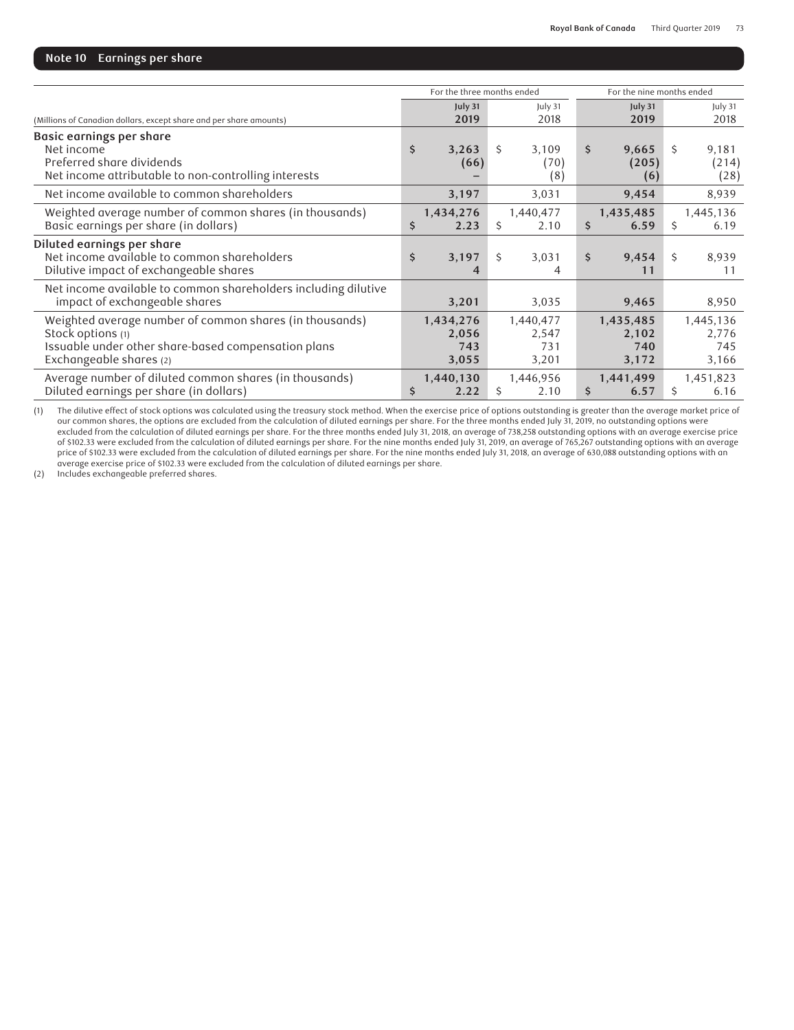## Note 10 Earnings per share

| (Millions of Canadian dollars, except share and per share amounts) | For the three months ended | | For the nine months ended | |
|---|---|---|---|---|
| | **July 31 2019** | July 31 2018 | **July 31 2019** | July 31 2018 |
| **Basic earnings per share** | | | | |
| Net income | **$ 3,263** | $ 3,109 | **$ 9,665** | $ 9,181 |
| Preferred share dividends | **(66)** | (70) | **(205)** | (214) |
| Net income attributable to non-controlling interests | **–** | (8) | **(6)** | (28) |
| Net income available to common shareholders | **3,197** | 3,031 | **9,454** | 8,939 |
| Weighted average number of common shares (in thousands) | **1,434,276** | 1,440,477 | **1,435,485** | 1,445,136 |
| Basic earnings per share (in dollars) | **$ 2.23** | $ 2.10 | **$ 6.59** | $ 6.19 |
| **Diluted earnings per share** | | | | |
| Net income available to common shareholders | **$ 3,197** | $ 3,031 | **$ 9,454** | $ 8,939 |
| Dilutive impact of exchangeable shares | **4** | 4 | **11** | 11 |
| Net income available to common shareholders including dilutive impact of exchangeable shares | **3,201** | 3,035 | **9,465** | 8,950 |
| Weighted average number of common shares (in thousands) | **1,434,276** | 1,440,477 | **1,435,485** | 1,445,136 |
| Stock options (1) | **2,056** | 2,547 | **2,102** | 2,776 |
| Issuable under other share-based compensation plans | **743** | 731 | **740** | 745 |
| Exchangeable shares (2) | **3,055** | 3,201 | **3,172** | 3,166 |
| Average number of diluted common shares (in thousands) | **1,440,130** | 1,446,956 | **1,441,499** | 1,451,823 |
| Diluted earnings per share (in dollars) | **$ 2.22** | $ 2.10 | **$ 6.57** | $ 6.16 |

(1) The dilutive effect of stock options was calculated using the treasury stock method. When the exercise price of options outstanding is greater than the average market price of our common shares, the options are excluded from the calculation of diluted earnings per share. For the three months ended July 31, 2019, no outstanding options were excluded from the calculation of diluted earnings per share. For the three months ended July 31, 2018, an average of 738,258 outstanding options with an average exercise price of $102.33 were excluded from the calculation of diluted earnings per share. For the nine months ended July 31, 2019, an average of 765,267 outstanding options with an average price of $102.33 were excluded from the calculation of diluted earnings per share. For the nine months ended July 31, 2018, an average of 630,088 outstanding options with an average exercise price of $102.33 were excluded from the calculation of diluted earnings per share.

(2) Includes exchangeable preferred shares.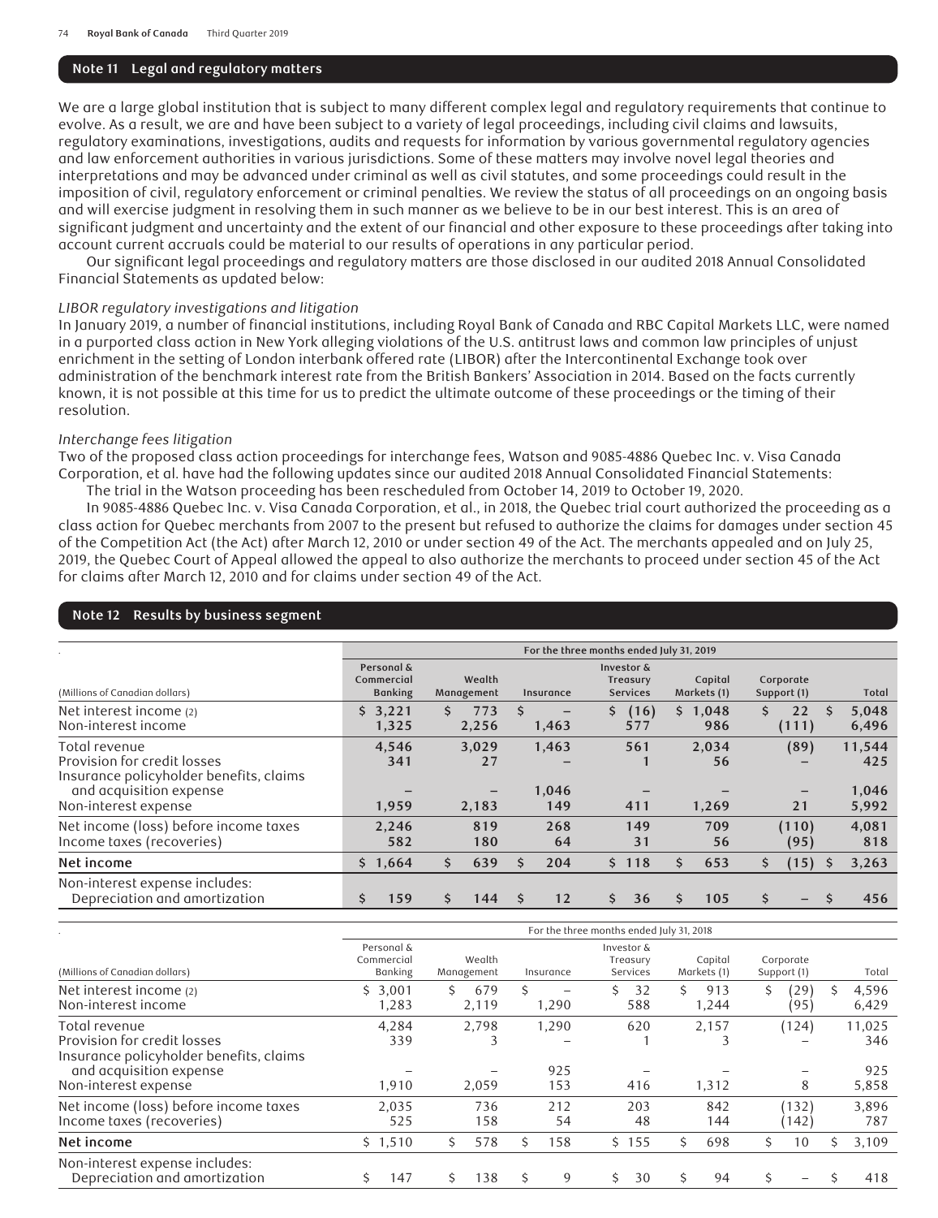## Note 11 Legal and regulatory matters

We are a large global institution that is subject to many different complex legal and regulatory requirements that continue to evolve. As a result, we are and have been subject to a variety of legal proceedings, including civil claims and lawsuits, regulatory examinations, investigations, audits and requests for information by various governmental regulatory agencies and law enforcement authorities in various jurisdictions. Some of these matters may involve novel legal theories and interpretations and may be advanced under criminal as well as civil statutes, and some proceedings could result in the imposition of civil, regulatory enforcement or criminal penalties. We review the status of all proceedings on an ongoing basis and will exercise judgment in resolving them in such manner as we believe to be in our best interest. This is an area of significant judgment and uncertainty and the extent of our financial and other exposure to these proceedings after taking into account current accruals could be material to our results of operations in any particular period.

Our significant legal proceedings and regulatory matters are those disclosed in our audited 2018 Annual Consolidated Financial Statements as updated below:

*LIBOR regulatory investigations and litigation*

In January 2019, a number of financial institutions, including Royal Bank of Canada and RBC Capital Markets LLC, were named in a purported class action in New York alleging violations of the U.S. antitrust laws and common law principles of unjust enrichment in the setting of London interbank offered rate (LIBOR) after the Intercontinental Exchange took over administration of the benchmark interest rate from the British Bankers' Association in 2014. Based on the facts currently known, it is not possible at this time for us to predict the ultimate outcome of these proceedings or the timing of their resolution.

*Interchange fees litigation*

Two of the proposed class action proceedings for interchange fees, Watson and 9085-4886 Quebec Inc. v. Visa Canada Corporation, et al. have had the following updates since our audited 2018 Annual Consolidated Financial Statements:

The trial in the Watson proceeding has been rescheduled from October 14, 2019 to October 19, 2020.

In 9085-4886 Quebec Inc. v. Visa Canada Corporation, et al., in 2018, the Quebec trial court authorized the proceeding as a class action for Quebec merchants from 2007 to the present but refused to authorize the claims for damages under section 45 of the Competition Act (the Act) after March 12, 2010 or under section 49 of the Act. The merchants appealed and on July 25, 2019, the Quebec Court of Appeal allowed the appeal to also authorize the merchants to proceed under section 45 of the Act for claims after March 12, 2010 and for claims under section 49 of the Act.

## Note 12 Results by business segment

| | For the three months ended July 31, 2019 | | | | | | |
|---|---|---|---|---|---|---|---|
| (Millions of Canadian dollars) | Personal & Commercial Banking | Wealth Management | Insurance | Investor & Treasury Services | Capital Markets (1) | Corporate Support (1) | Total |
| Net interest income (2) | $ 3,221 | $ 773 | $ – | $ (16) | $ 1,048 | $ 22 | $ 5,048 |
| Non-interest income | 1,325 | 2,256 | 1,463 | 577 | 986 | (111) | 6,496 |
| Total revenue | 4,546 | 3,029 | 1,463 | 561 | 2,034 | (89) | 11,544 |
| Provision for credit losses | 341 | 27 | – | 1 | 56 | – | 425 |
| Insurance policyholder benefits, claims and acquisition expense | – | – | 1,046 | – | – | – | 1,046 |
| Non-interest expense | 1,959 | 2,183 | 149 | 411 | 1,269 | 21 | 5,992 |
| Net income (loss) before income taxes | 2,246 | 819 | 268 | 149 | 709 | (110) | 4,081 |
| Income taxes (recoveries) | 582 | 180 | 64 | 31 | 56 | (95) | 818 |
| **Net income** | $ 1,664 | $ 639 | $ 204 | $ 118 | $ 653 | $ (15) | $ 3,263 |
| Non-interest expense includes: Depreciation and amortization | $ 159 | $ 144 | $ 12 | $ 36 | $ 105 | $ – | $ 456 |

| | For the three months ended July 31, 2018 | | | | | | |
|---|---|---|---|---|---|---|---|
| (Millions of Canadian dollars) | Personal & Commercial Banking | Wealth Management | Insurance | Investor & Treasury Services | Capital Markets (1) | Corporate Support (1) | Total |
| Net interest income (2) | $ 3,001 | $ 679 | $ – | $ 32 | $ 913 | $ (29) | $ 4,596 |
| Non-interest income | 1,283 | 2,119 | 1,290 | 588 | 1,244 | (95) | 6,429 |
| Total revenue | 4,284 | 2,798 | 1,290 | 620 | 2,157 | (124) | 11,025 |
| Provision for credit losses | 339 | 3 | – | 1 | 3 | – | 346 |
| Insurance policyholder benefits, claims and acquisition expense | – | – | 925 | – | – | – | 925 |
| Non-interest expense | 1,910 | 2,059 | 153 | 416 | 1,312 | 8 | 5,858 |
| Net income (loss) before income taxes | 2,035 | 736 | 212 | 203 | 842 | (132) | 3,896 |
| Income taxes (recoveries) | 525 | 158 | 54 | 48 | 144 | (142) | 787 |
| **Net income** | $ 1,510 | $ 578 | $ 158 | $ 155 | $ 698 | $ 10 | $ 3,109 |
| Non-interest expense includes: Depreciation and amortization | $ 147 | $ 138 | $ 9 | $ 30 | $ 94 | $ – | $ 418 |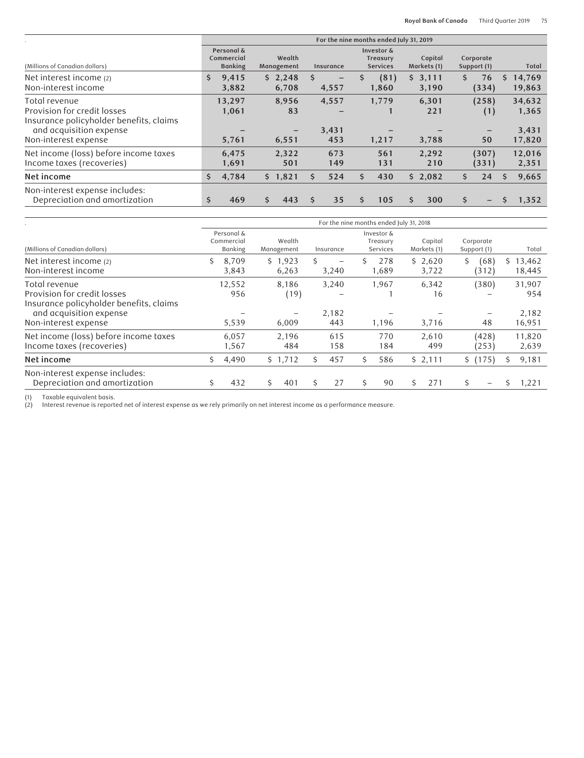| (Millions of Canadian dollars) | For the nine months ended July 31, 2019 | | | | | | |
|---|---|---|---|---|---|---|---|
| | Personal & Commercial Banking | Wealth Management | Insurance | Investor & Treasury Services | Capital Markets (1) | Corporate Support (1) | Total |
| Net interest income (2) | $ 9,415 | $ 2,248 | $ – | $ (81) | $ 3,111 | $ 76 | $ 14,769 |
| Non-interest income | 3,882 | 6,708 | 4,557 | 1,860 | 3,190 | (334) | 19,863 |
| Total revenue | 13,297 | 8,956 | 4,557 | 1,779 | 6,301 | (258) | 34,632 |
| Provision for credit losses | 1,061 | 83 | – | 1 | 221 | (1) | 1,365 |
| Insurance policyholder benefits, claims and acquisition expense | – | – | 3,431 | – | – | – | 3,431 |
| Non-interest expense | 5,761 | 6,551 | 453 | 1,217 | 3,788 | 50 | 17,820 |
| Net income (loss) before income taxes | 6,475 | 2,322 | 673 | 561 | 2,292 | (307) | 12,016 |
| Income taxes (recoveries) | 1,691 | 501 | 149 | 131 | 210 | (331) | 2,351 |
| **Net income** | $ 4,784 | $ 1,821 | $ 524 | $ 430 | $ 2,082 | $ 24 | $ 9,665 |
| Non-interest expense includes: Depreciation and amortization | $ 469 | $ 443 | $ 35 | $ 105 | $ 300 | $ – | $ 1,352 |

| (Millions of Canadian dollars) | For the nine months ended July 31, 2018 | | | | | | |
|---|---|---|---|---|---|---|---|
| | Personal & Commercial Banking | Wealth Management | Insurance | Investor & Treasury Services | Capital Markets (1) | Corporate Support (1) | Total |
| Net interest income (2) | $ 8,709 | $ 1,923 | $ – | $ 278 | $ 2,620 | $ (68) | $ 13,462 |
| Non-interest income | 3,843 | 6,263 | 3,240 | 1,689 | 3,722 | (312) | 18,445 |
| Total revenue | 12,552 | 8,186 | 3,240 | 1,967 | 6,342 | (380) | 31,907 |
| Provision for credit losses | 956 | (19) | – | 1 | 16 | – | 954 |
| Insurance policyholder benefits, claims and acquisition expense | – | – | 2,182 | – | – | – | 2,182 |
| Non-interest expense | 5,539 | 6,009 | 443 | 1,196 | 3,716 | 48 | 16,951 |
| Net income (loss) before income taxes | 6,057 | 2,196 | 615 | 770 | 2,610 | (428) | 11,820 |
| Income taxes (recoveries) | 1,567 | 484 | 158 | 184 | 499 | (253) | 2,639 |
| **Net income** | $ 4,490 | $ 1,712 | $ 457 | $ 586 | $ 2,111 | $ (175) | $ 9,181 |
| Non-interest expense includes: Depreciation and amortization | $ 432 | $ 401 | $ 27 | $ 90 | $ 271 | $ – | $ 1,221 |

(1) Taxable equivalent basis.
(2) Interest revenue is reported net of interest expense as we rely primarily on net interest income as a performance measure.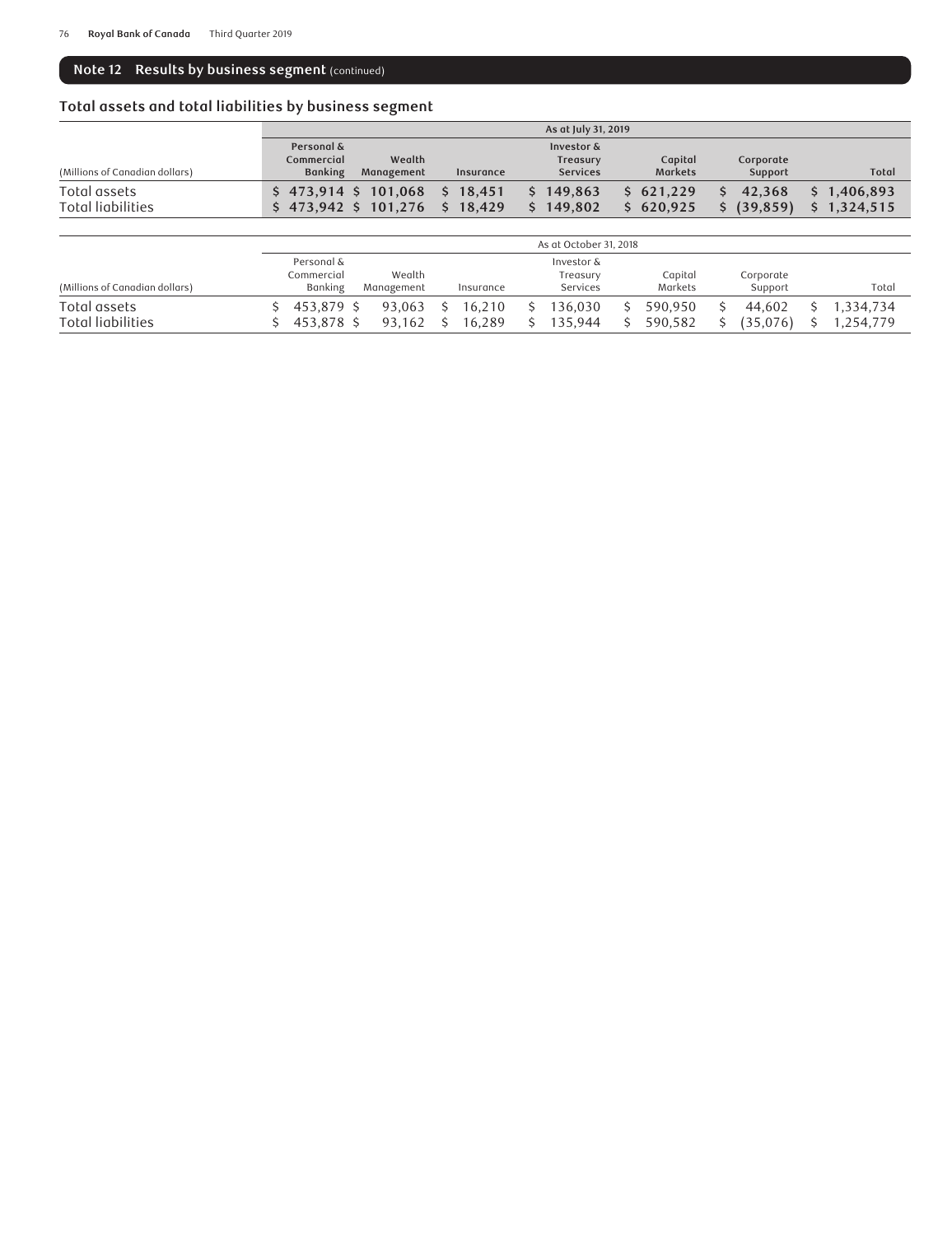## Note 12 Results by business segment (continued)

### Total assets and total liabilities by business segment

| | As at July 31, 2019 | | | | | | |
|---|---|---|---|---|---|---|---|
| (Millions of Canadian dollars) | Personal & Commercial Banking | Wealth Management | Insurance | Investor & Treasury Services | Capital Markets | Corporate Support | Total |
| Total assets | **$ 473,914** | **$ 101,068** | **$ 18,451** | **$ 149,863** | **$ 621,229** | **$ 42,368** | **$ 1,406,893** |
| Total liabilities | **$ 473,942** | **$ 101,276** | **$ 18,429** | **$ 149,802** | **$ 620,925** | **$ (39,859)** | **$ 1,324,515** |

| | As at October 31, 2018 | | | | | | |
|---|---|---|---|---|---|---|---|
| (Millions of Canadian dollars) | Personal & Commercial Banking | Wealth Management | Insurance | Investor & Treasury Services | Capital Markets | Corporate Support | Total |
| Total assets | $ 453,879 | $ 93,063 | $ 16,210 | $ 136,030 | $ 590,950 | $ 44,602 | $ 1,334,734 |
| Total liabilities | $ 453,878 | $ 93,162 | $ 16,289 | $ 135,944 | $ 590,582 | $ (35,076) | $ 1,254,779 |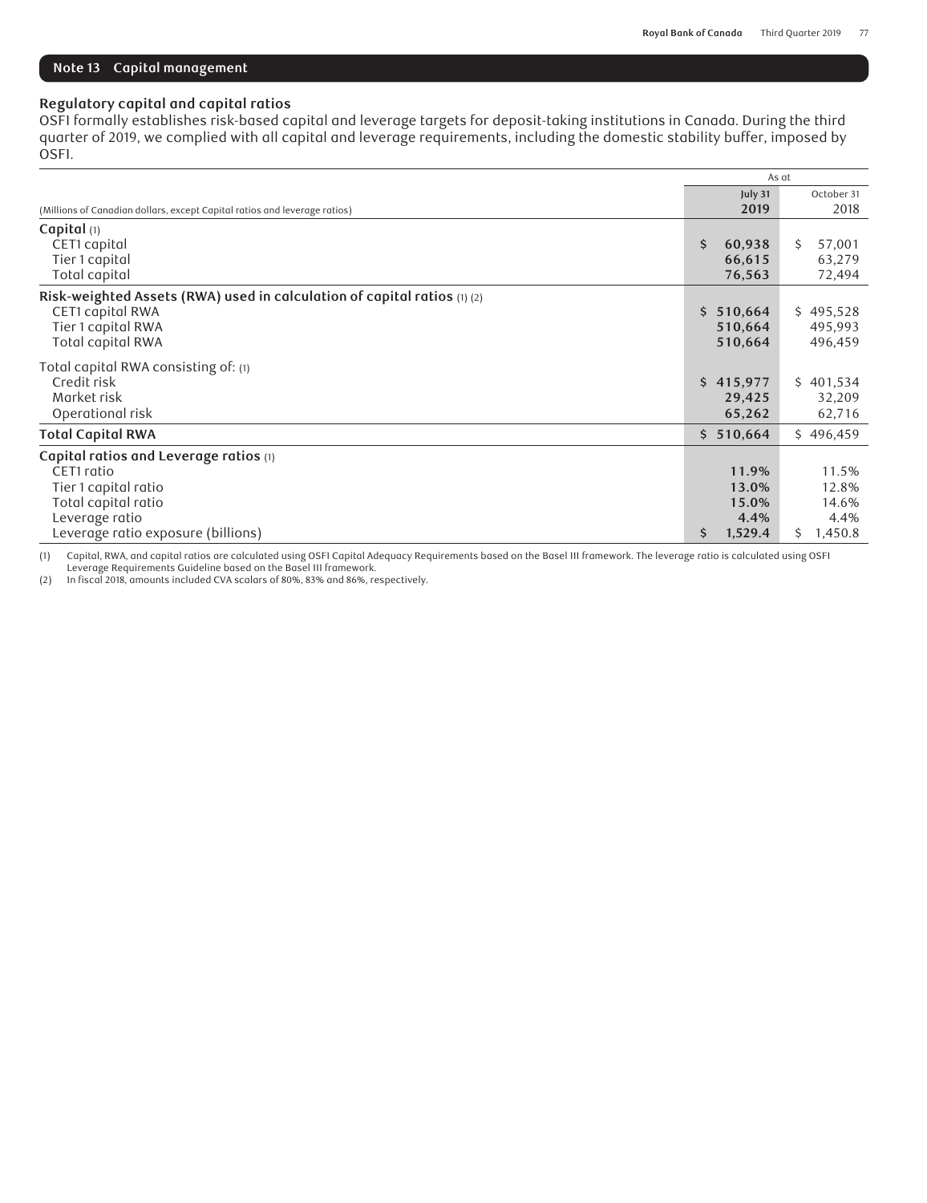## Note 13 Capital management

### Regulatory capital and capital ratios

OSFI formally establishes risk-based capital and leverage targets for deposit-taking institutions in Canada. During the third quarter of 2019, we complied with all capital and leverage requirements, including the domestic stability buffer, imposed by OSFI.

| (Millions of Canadian dollars, except Capital ratios and leverage ratios) | As at July 31 2019 | As at October 31 2018 |
|---|---|---|
| **Capital** (1) | | |
| CET1 capital | $ 60,938 | $ 57,001 |
| Tier 1 capital | 66,615 | 63,279 |
| Total capital | 76,563 | 72,494 |
| **Risk-weighted Assets (RWA) used in calculation of capital ratios** (1) (2) | | |
| CET1 capital RWA | $ 510,664 | $ 495,528 |
| Tier 1 capital RWA | 510,664 | 495,993 |
| Total capital RWA | 510,664 | 496,459 |
| Total capital RWA consisting of: (1) | | |
| Credit risk | $ 415,977 | $ 401,534 |
| Market risk | 29,425 | 32,209 |
| Operational risk | 65,262 | 62,716 |
| **Total Capital RWA** | $ 510,664 | $ 496,459 |
| **Capital ratios and Leverage ratios** (1) | | |
| CET1 ratio | 11.9% | 11.5% |
| Tier 1 capital ratio | 13.0% | 12.8% |
| Total capital ratio | 15.0% | 14.6% |
| Leverage ratio | 4.4% | 4.4% |
| Leverage ratio exposure (billions) | $ 1,529.4 | $ 1,450.8 |

(1) Capital, RWA, and capital ratios are calculated using OSFI Capital Adequacy Requirements based on the Basel III framework. The leverage ratio is calculated using OSFI Leverage Requirements Guideline based on the Basel III framework.

(2) In fiscal 2018, amounts included CVA scalars of 80%, 83% and 86%, respectively.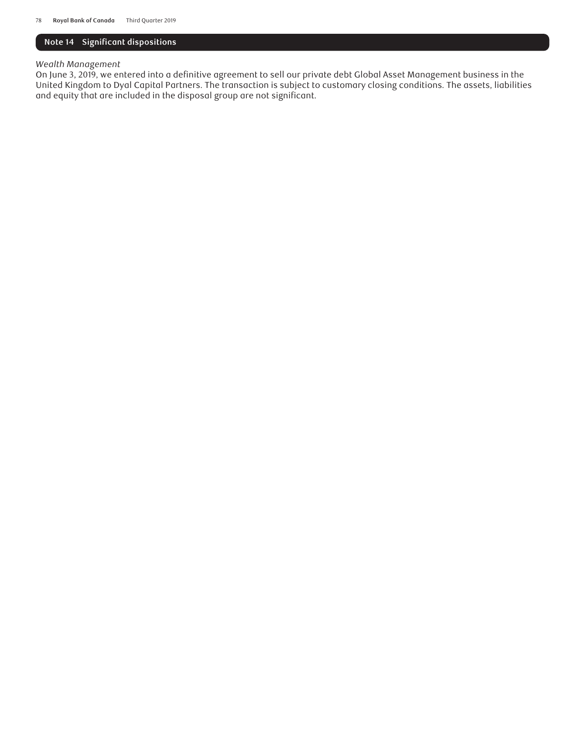## Note 14 Significant dispositions

*Wealth Management*

On June 3, 2019, we entered into a definitive agreement to sell our private debt Global Asset Management business in the United Kingdom to Dyal Capital Partners. The transaction is subject to customary closing conditions. The assets, liabilities and equity that are included in the disposal group are not significant.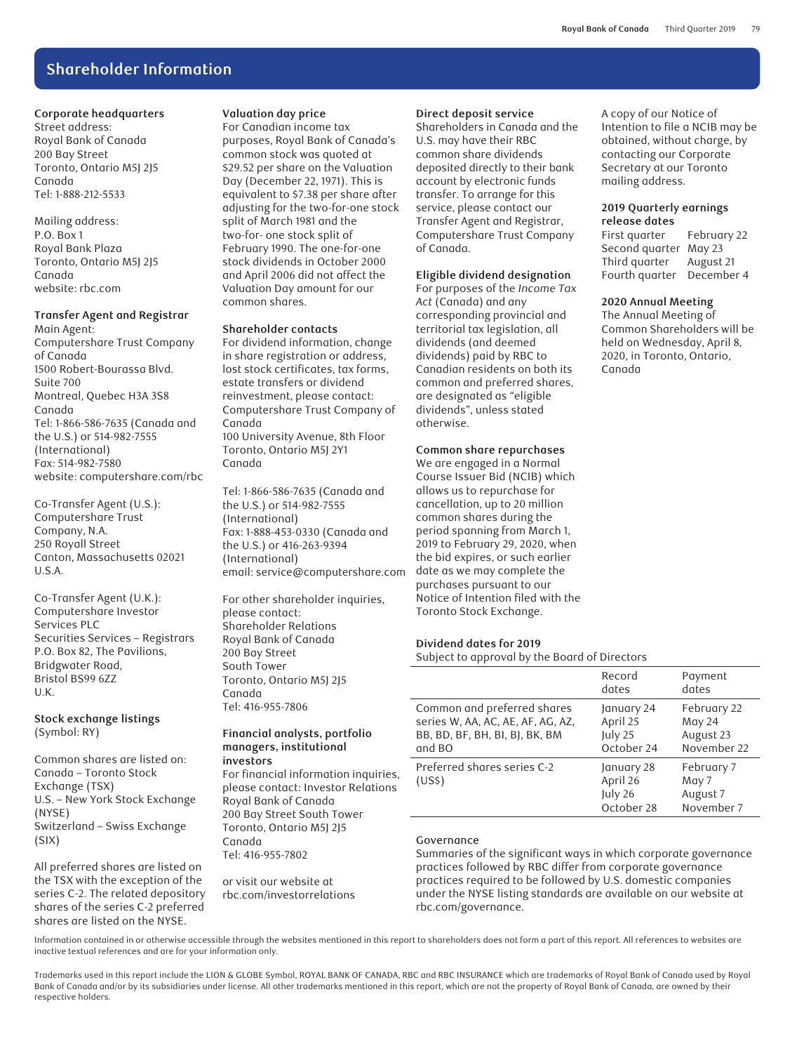# Shareholder Information

**Corporate headquarters**
Street address:
Royal Bank of Canada
200 Bay Street
Toronto, Ontario M5J 2J5
Canada
Tel: 1-888-212-5533

Mailing address:
P.O. Box 1
Royal Bank Plaza
Toronto, Ontario M5J 2J5
Canada
website: rbc.com

**Transfer Agent and Registrar**
Main Agent:
Computershare Trust Company of Canada
1500 Robert-Bourassa Blvd.
Suite 700
Montreal, Quebec H3A 3S8
Canada
Tel: 1-866-586-7635 (Canada and the U.S.) or 514-982-7555 (International)
Fax: 514-982-7580
website: computershare.com/rbc

Co-Transfer Agent (U.S.):
Computershare Trust Company, N.A.
250 Royall Street
Canton, Massachusetts 02021
U.S.A.

Co-Transfer Agent (U.K.):
Computershare Investor Services PLC
Securities Services – Registrars
P.O. Box 82, The Pavilions,
Bridgwater Road,
Bristol BS99 6ZZ
U.K.

**Stock exchange listings**
(Symbol: RY)

Common shares are listed on:
Canada – Toronto Stock Exchange (TSX)
U.S. – New York Stock Exchange (NYSE)
Switzerland – Swiss Exchange (SIX)

All preferred shares are listed on the TSX with the exception of the series C-2. The related depository shares of the series C-2 preferred shares are listed on the NYSE.

**Valuation day price**
For Canadian income tax purposes, Royal Bank of Canada's common stock was quoted at $29.52 per share on the Valuation Day (December 22, 1971). This is equivalent to $7.38 per share after adjusting for the two-for-one stock split of March 1981 and the two-for- one stock split of February 1990. The one-for-one stock dividends in October 2000 and April 2006 did not affect the Valuation Day amount for our common shares.

**Shareholder contacts**
For dividend information, change in share registration or address, lost stock certificates, tax forms, estate transfers or dividend reinvestment, please contact:
Computershare Trust Company of Canada
100 University Avenue, 8th Floor
Toronto, Ontario M5J 2Y1
Canada

Tel: 1-866-586-7635 (Canada and the U.S.) or 514-982-7555 (International)
Fax: 1-888-453-0330 (Canada and the U.S.) or 416-263-9394 (International)
email: service@computershare.com

For other shareholder inquiries, please contact:
Shareholder Relations
Royal Bank of Canada
200 Bay Street
South Tower
Toronto, Ontario M5J 2J5
Canada
Tel: 416-955-7806

**Financial analysts, portfolio managers, institutional investors**
For financial information inquiries, please contact: Investor Relations
Royal Bank of Canada
200 Bay Street South Tower
Toronto, Ontario M5J 2J5
Canada
Tel: 416-955-7802

or visit our website at rbc.com/investorrelations

**Direct deposit service**
Shareholders in Canada and the U.S. may have their RBC common share dividends deposited directly to their bank account by electronic funds transfer. To arrange for this service, please contact our Transfer Agent and Registrar, Computershare Trust Company of Canada.

**Eligible dividend designation**
For purposes of the *Income Tax Act* (Canada) and any corresponding provincial and territorial tax legislation, all dividends (and deemed dividends) paid by RBC to Canadian residents on both its common and preferred shares, are designated as "eligible dividends", unless stated otherwise.

**Common share repurchases**
We are engaged in a Normal Course Issuer Bid (NCIB) which allows us to repurchase for cancellation, up to 20 million common shares during the period spanning from March 1, 2019 to February 29, 2020, when the bid expires, or such earlier date as we may complete the purchases pursuant to our Notice of Intention filed with the Toronto Stock Exchange.

A copy of our Notice of Intention to file a NCIB may be obtained, without charge, by contacting our Corporate Secretary at our Toronto mailing address.

**2019 Quarterly earnings release dates**

| | |
|---|---|
| First quarter | February 22 |
| Second quarter | May 23 |
| Third quarter | August 21 |
| Fourth quarter | December 4 |

**2020 Annual Meeting**
The Annual Meeting of Common Shareholders will be held on Wednesday, April 8, 2020, in Toronto, Ontario, Canada

**Dividend dates for 2019**
Subject to approval by the Board of Directors

| | Record dates | Payment dates |
|---|---|---|
| Common and preferred shares series W, AA, AC, AE, AF, AG, AZ, BB, BD, BF, BH, BI, BJ, BK, BM and BO | January 24<br>April 25<br>July 25<br>October 24 | February 22<br>May 24<br>August 23<br>November 22 |
| Preferred shares series C-2 (US$) | January 28<br>April 26<br>July 26<br>October 28 | February 7<br>May 7<br>August 7<br>November 7 |

Governance
Summaries of the significant ways in which corporate governance practices followed by RBC differ from corporate governance practices required to be followed by U.S. domestic companies under the NYSE listing standards are available on our website at rbc.com/governance.

Information contained in or otherwise accessible through the websites mentioned in this report to shareholders does not form a part of this report. All references to websites are inactive textual references and are for your information only.

Trademarks used in this report include the LION & GLOBE Symbol, ROYAL BANK OF CANADA, RBC and RBC INSURANCE which are trademarks of Royal Bank of Canada used by Royal Bank of Canada and/or by its subsidiaries under license. All other trademarks mentioned in this report, which are not the property of Royal Bank of Canada, are owned by their respective holders.